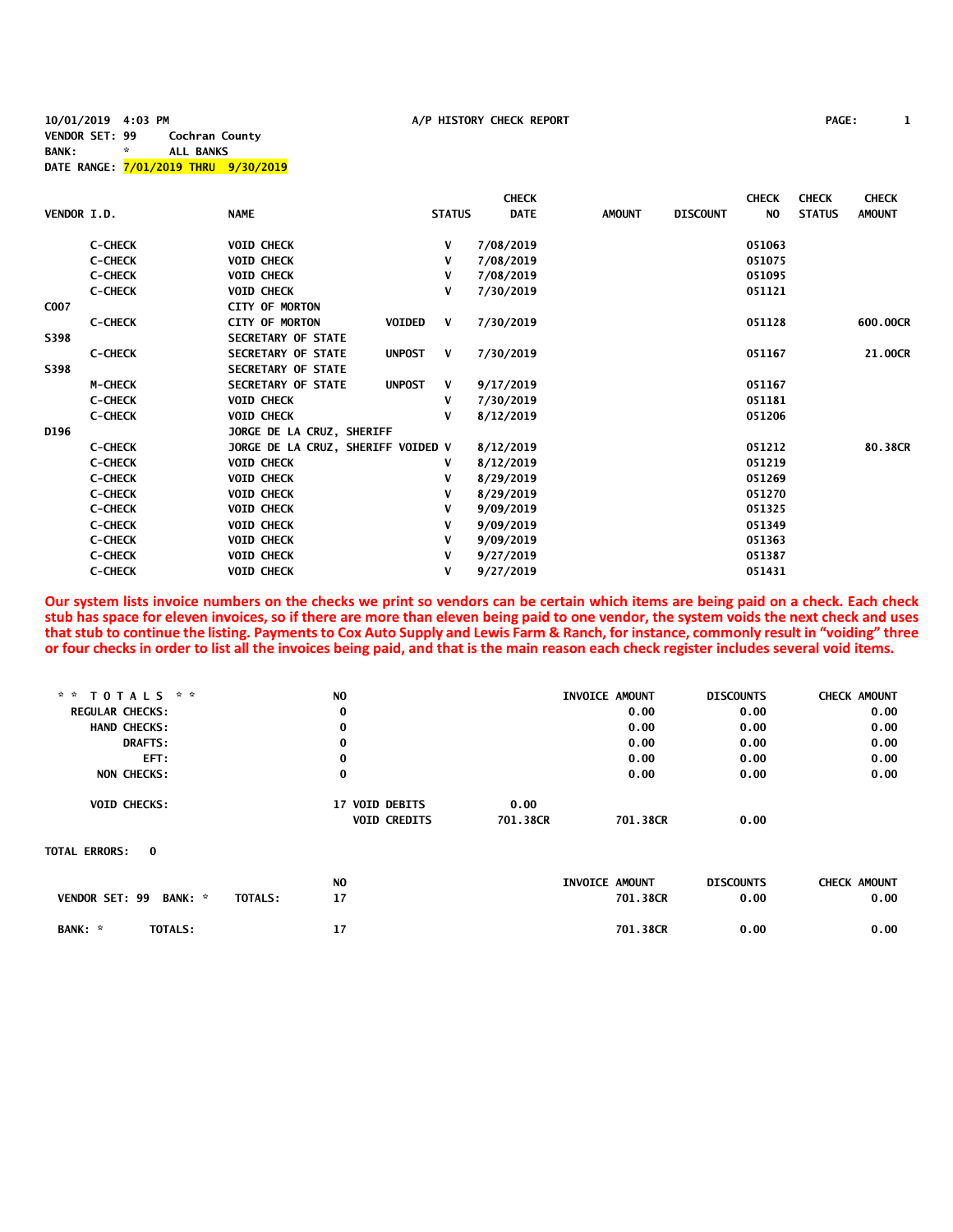10/01/2019 4:03 PM A/P HISTORY CHECK REPORT

VENDOR SET: 99 Cochran County
BANK: * ALL BANKS
DATE RANGE: 7/01/2019 THRU 9/30/2019

| VENDOR I.D. | NAME | STATUS | CHECK DATE | AMOUNT | DISCOUNT | CHECK NO | CHECK STATUS | CHECK AMOUNT |
|---|---|---|---|---|---|---|---|---|
| C-CHECK | VOID CHECK | V | 7/08/2019 | | | 051063 | | |
| C-CHECK | VOID CHECK | V | 7/08/2019 | | | 051075 | | |
| C-CHECK | VOID CHECK | V | 7/08/2019 | | | 051095 | | |
| C-CHECK | VOID CHECK | V | 7/30/2019 | | | 051121 | | |
| C007 | CITY OF MORTON | | | | | | | |
| C-CHECK | CITY OF MORTON VOIDED | V | 7/30/2019 | | | 051128 | | 600.00CR |
| S398 | SECRETARY OF STATE | | | | | | | |
| C-CHECK | SECRETARY OF STATE UNPOST | V | 7/30/2019 | | | 051167 | | 21.00CR |
| S398 | SECRETARY OF STATE | | | | | | | |
| M-CHECK | SECRETARY OF STATE UNPOST | V | 9/17/2019 | | | 051167 | | |
| C-CHECK | VOID CHECK | V | 7/30/2019 | | | 051181 | | |
| C-CHECK | VOID CHECK | V | 8/12/2019 | | | 051206 | | |
| D196 | JORGE DE LA CRUZ, SHERIFF | | | | | | | |
| C-CHECK | JORGE DE LA CRUZ, SHERIFF VOIDED | V | 8/12/2019 | | | 051212 | | 80.38CR |
| C-CHECK | VOID CHECK | V | 8/12/2019 | | | 051219 | | |
| C-CHECK | VOID CHECK | V | 8/29/2019 | | | 051269 | | |
| C-CHECK | VOID CHECK | V | 8/29/2019 | | | 051270 | | |
| C-CHECK | VOID CHECK | V | 9/09/2019 | | | 051325 | | |
| C-CHECK | VOID CHECK | V | 9/09/2019 | | | 051349 | | |
| C-CHECK | VOID CHECK | V | 9/09/2019 | | | 051363 | | |
| C-CHECK | VOID CHECK | V | 9/27/2019 | | | 051387 | | |
| C-CHECK | VOID CHECK | V | 9/27/2019 | | | 051431 | | |

**Our system lists invoice numbers on the checks we print so vendors can be certain which items are being paid on a check. Each check stub has space for eleven invoices, so if there are more than eleven being paid to one vendor, the system voids the next check and uses that stub to continue the listing. Payments to Cox Auto Supply and Lewis Farm & Ranch, for instance, commonly result in "voiding" three or four checks in order to list all the invoices being paid, and that is the main reason each check register includes several void items.**

| ** TOTALS ** | NO | | | INVOICE AMOUNT | DISCOUNTS | CHECK AMOUNT |
|---|---|---|---|---|---|---|
| REGULAR CHECKS: | 0 | | | 0.00 | 0.00 | 0.00 |
| HAND CHECKS: | 0 | | | 0.00 | 0.00 | 0.00 |
| DRAFTS: | 0 | | | 0.00 | 0.00 | 0.00 |
| EFT: | 0 | | | 0.00 | 0.00 | 0.00 |
| NON CHECKS: | 0 | | | 0.00 | 0.00 | 0.00 |
| VOID CHECKS: | 17 | VOID DEBITS | 0.00 | | | |
| | | VOID CREDITS | 701.38CR | 701.38CR | 0.00 | |

TOTAL ERRORS: 0

| | NO | INVOICE AMOUNT | DISCOUNTS | CHECK AMOUNT |
|---|---|---|---|---|
| VENDOR SET: 99 BANK: * TOTALS: | 17 | 701.38CR | 0.00 | 0.00 |
| BANK: * TOTALS: | 17 | 701.38CR | 0.00 | 0.00 |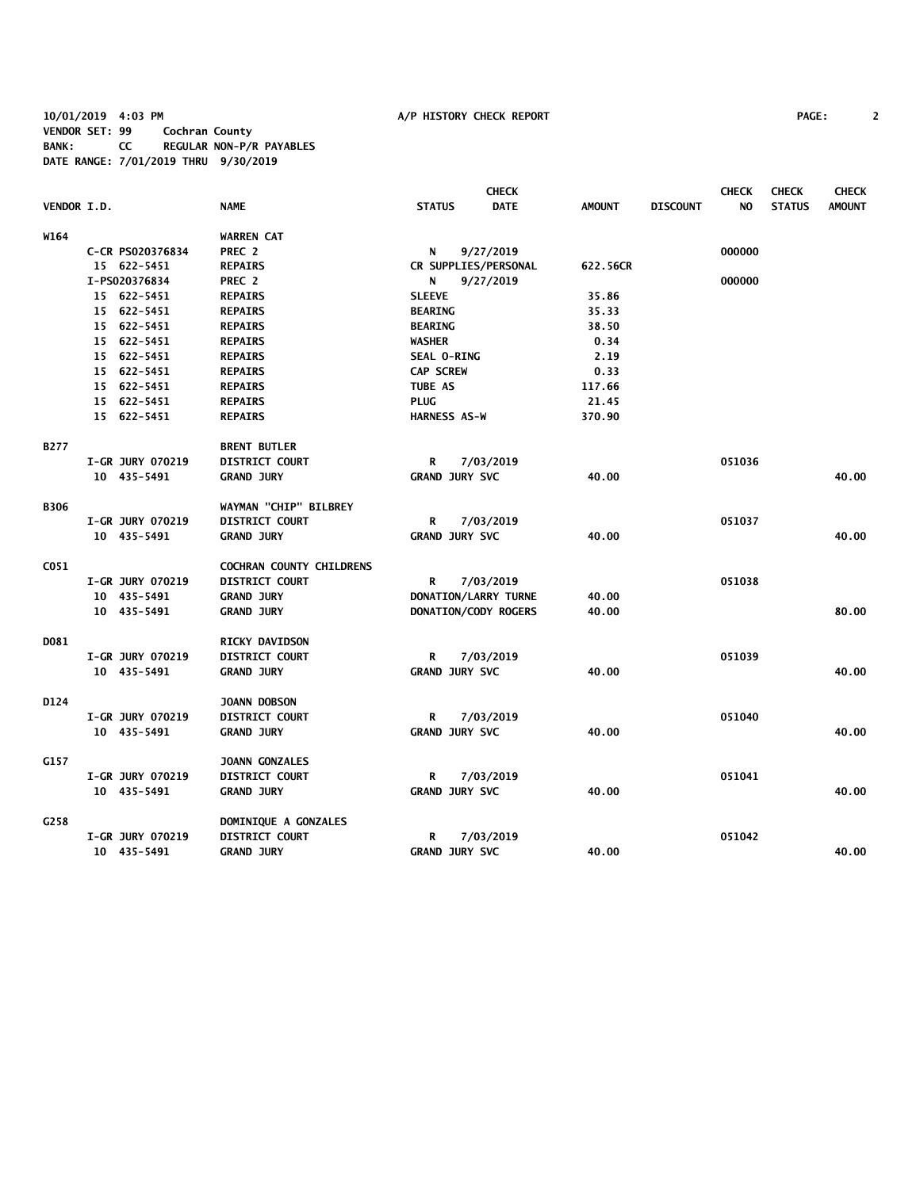10/01/2019 4:03 PM A/P HISTORY CHECK REPORT

VENDOR SET: 99 Cochran County
BANK: CC REGULAR NON-P/R PAYABLES
DATE RANGE: 7/01/2019 THRU 9/30/2019

| VENDOR I.D. | | NAME | STATUS | CHECK DATE | AMOUNT | DISCOUNT | CHECK NO | CHECK STATUS | CHECK AMOUNT |
|---|---|---|---|---|---|---|---|---|---|
| W164 | | WARREN CAT | | | | | | | |
| | C-CR PS020376834 | PREC 2 | N | 9/27/2019 | | | 000000 | | |
| | 15 622-5451 | REPAIRS | CR SUPPLIES/PERSONAL | | 622.56CR | | | | |
| | I-PS020376834 | PREC 2 | N | 9/27/2019 | | | 000000 | | |
| | 15 622-5451 | REPAIRS | SLEEVE | | 35.86 | | | | |
| | 15 622-5451 | REPAIRS | BEARING | | 35.33 | | | | |
| | 15 622-5451 | REPAIRS | BEARING | | 38.50 | | | | |
| | 15 622-5451 | REPAIRS | WASHER | | 0.34 | | | | |
| | 15 622-5451 | REPAIRS | SEAL O-RING | | 2.19 | | | | |
| | 15 622-5451 | REPAIRS | CAP SCREW | | 0.33 | | | | |
| | 15 622-5451 | REPAIRS | TUBE AS | | 117.66 | | | | |
| | 15 622-5451 | REPAIRS | PLUG | | 21.45 | | | | |
| | 15 622-5451 | REPAIRS | HARNESS AS-W | | 370.90 | | | | |
| B277 | | BRENT BUTLER | | | | | | | |
| | I-GR JURY 070219 | DISTRICT COURT | R | 7/03/2019 | | | 051036 | | |
| | 10 435-5491 | GRAND JURY | GRAND JURY SVC | | 40.00 | | | | 40.00 |
| B306 | | WAYMAN "CHIP" BILBREY | | | | | | | |
| | I-GR JURY 070219 | DISTRICT COURT | R | 7/03/2019 | | | 051037 | | |
| | 10 435-5491 | GRAND JURY | GRAND JURY SVC | | 40.00 | | | | 40.00 |
| C051 | | COCHRAN COUNTY CHILDRENS | | | | | | | |
| | I-GR JURY 070219 | DISTRICT COURT | R | 7/03/2019 | | | 051038 | | |
| | 10 435-5491 | GRAND JURY | DONATION/LARRY TURNE | | 40.00 | | | | |
| | 10 435-5491 | GRAND JURY | DONATION/CODY ROGERS | | 40.00 | | | | 80.00 |
| D081 | | RICKY DAVIDSON | | | | | | | |
| | I-GR JURY 070219 | DISTRICT COURT | R | 7/03/2019 | | | 051039 | | |
| | 10 435-5491 | GRAND JURY | GRAND JURY SVC | | 40.00 | | | | 40.00 |
| D124 | | JOANN DOBSON | | | | | | | |
| | I-GR JURY 070219 | DISTRICT COURT | R | 7/03/2019 | | | 051040 | | |
| | 10 435-5491 | GRAND JURY | GRAND JURY SVC | | 40.00 | | | | 40.00 |
| G157 | | JOANN GONZALES | | | | | | | |
| | I-GR JURY 070219 | DISTRICT COURT | R | 7/03/2019 | | | 051041 | | |
| | 10 435-5491 | GRAND JURY | GRAND JURY SVC | | 40.00 | | | | 40.00 |
| G258 | | DOMINIQUE A GONZALES | | | | | | | |
| | I-GR JURY 070219 | DISTRICT COURT | R | 7/03/2019 | | | 051042 | | |
| | 10 435-5491 | GRAND JURY | GRAND JURY SVC | | 40.00 | | | | 40.00 |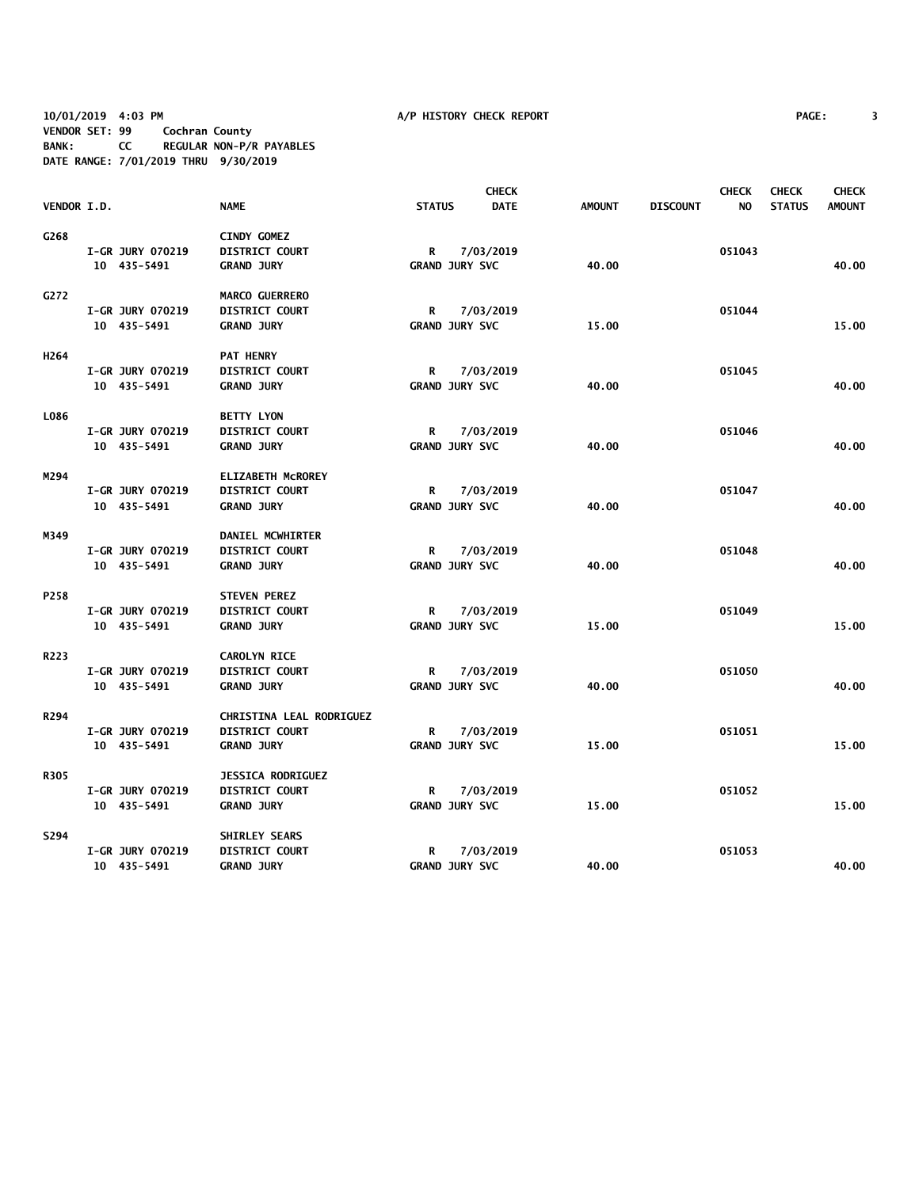10/01/2019 4:03 PM A/P HISTORY CHECK REPORT
VENDOR SET: 99 Cochran County
BANK: CC REGULAR NON-P/R PAYABLES
DATE RANGE: 7/01/2019 THRU 9/30/2019

| VENDOR I.D. | | NAME | STATUS | CHECK DATE | AMOUNT | DISCOUNT | CHECK NO | CHECK STATUS | CHECK AMOUNT |
|---|---|---|---|---|---|---|---|---|---|
| G268 | | CINDY GOMEZ | | | | | | | |
| | I-GR JURY 070219 | DISTRICT COURT | R | 7/03/2019 | | | 051043 | | |
| | 10 435-5491 | GRAND JURY | GRAND JURY SVC | | 40.00 | | | | 40.00 |
| G272 | | MARCO GUERRERO | | | | | | | |
| | I-GR JURY 070219 | DISTRICT COURT | R | 7/03/2019 | | | 051044 | | |
| | 10 435-5491 | GRAND JURY | GRAND JURY SVC | | 15.00 | | | | 15.00 |
| H264 | | PAT HENRY | | | | | | | |
| | I-GR JURY 070219 | DISTRICT COURT | R | 7/03/2019 | | | 051045 | | |
| | 10 435-5491 | GRAND JURY | GRAND JURY SVC | | 40.00 | | | | 40.00 |
| L086 | | BETTY LYON | | | | | | | |
| | I-GR JURY 070219 | DISTRICT COURT | R | 7/03/2019 | | | 051046 | | |
| | 10 435-5491 | GRAND JURY | GRAND JURY SVC | | 40.00 | | | | 40.00 |
| M294 | | ELIZABETH McROREY | | | | | | | |
| | I-GR JURY 070219 | DISTRICT COURT | R | 7/03/2019 | | | 051047 | | |
| | 10 435-5491 | GRAND JURY | GRAND JURY SVC | | 40.00 | | | | 40.00 |
| M349 | | DANIEL MCWHIRTER | | | | | | | |
| | I-GR JURY 070219 | DISTRICT COURT | R | 7/03/2019 | | | 051048 | | |
| | 10 435-5491 | GRAND JURY | GRAND JURY SVC | | 40.00 | | | | 40.00 |
| P258 | | STEVEN PEREZ | | | | | | | |
| | I-GR JURY 070219 | DISTRICT COURT | R | 7/03/2019 | | | 051049 | | |
| | 10 435-5491 | GRAND JURY | GRAND JURY SVC | | 15.00 | | | | 15.00 |
| R223 | | CAROLYN RICE | | | | | | | |
| | I-GR JURY 070219 | DISTRICT COURT | R | 7/03/2019 | | | 051050 | | |
| | 10 435-5491 | GRAND JURY | GRAND JURY SVC | | 40.00 | | | | 40.00 |
| R294 | | CHRISTINA LEAL RODRIGUEZ | | | | | | | |
| | I-GR JURY 070219 | DISTRICT COURT | R | 7/03/2019 | | | 051051 | | |
| | 10 435-5491 | GRAND JURY | GRAND JURY SVC | | 15.00 | | | | 15.00 |
| R305 | | JESSICA RODRIGUEZ | | | | | | | |
| | I-GR JURY 070219 | DISTRICT COURT | R | 7/03/2019 | | | 051052 | | |
| | 10 435-5491 | GRAND JURY | GRAND JURY SVC | | 15.00 | | | | 15.00 |
| S294 | | SHIRLEY SEARS | | | | | | | |
| | I-GR JURY 070219 | DISTRICT COURT | R | 7/03/2019 | | | 051053 | | |
| | 10 435-5491 | GRAND JURY | GRAND JURY SVC | | 40.00 | | | | 40.00 |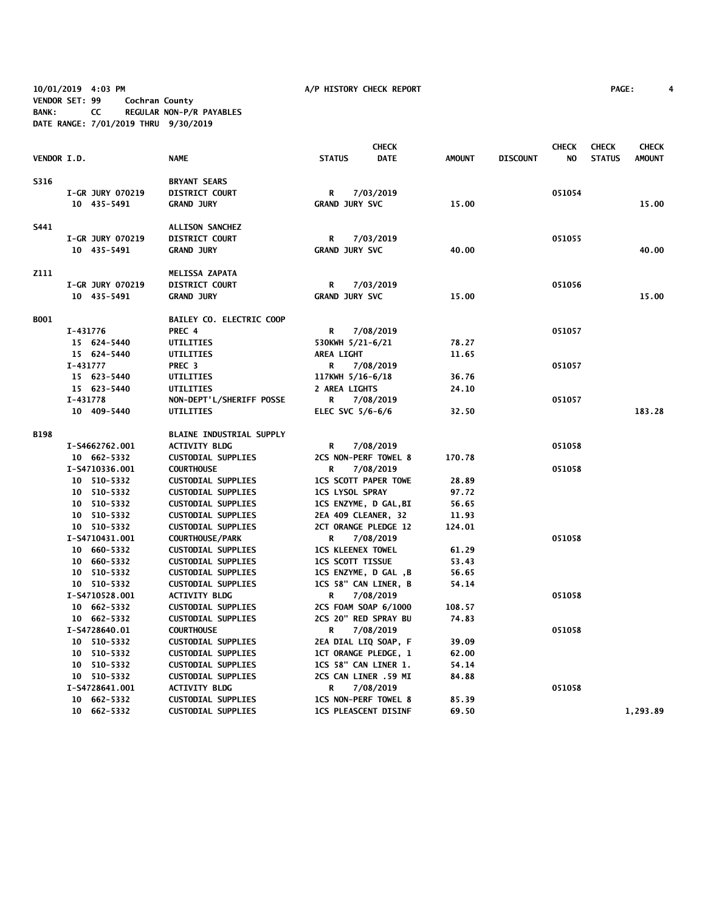10/01/2019 4:03 PM A/P HISTORY CHECK REPORT

VENDOR SET: 99 Cochran County
BANK: CC REGULAR NON-P/R PAYABLES
DATE RANGE: 7/01/2019 THRU 9/30/2019

| VENDOR I.D. | NAME | STATUS | CHECK DATE | AMOUNT | DISCOUNT | CHECK NO | CHECK STATUS | CHECK AMOUNT |
|---|---|---|---|---|---|---|---|---|
| S316 | BRYANT SEARS | | | | | | | |
| I-GR JURY 070219 | DISTRICT COURT | R | 7/03/2019 | | | 051054 | | |
| 10 435-5491 | GRAND JURY | GRAND JURY SVC | | 15.00 | | | | 15.00 |
| S441 | ALLISON SANCHEZ | | | | | | | |
| I-GR JURY 070219 | DISTRICT COURT | R | 7/03/2019 | | | 051055 | | |
| 10 435-5491 | GRAND JURY | GRAND JURY SVC | | 40.00 | | | | 40.00 |
| Z111 | MELISSA ZAPATA | | | | | | | |
| I-GR JURY 070219 | DISTRICT COURT | R | 7/03/2019 | | | 051056 | | |
| 10 435-5491 | GRAND JURY | GRAND JURY SVC | | 15.00 | | | | 15.00 |
| B001 | BAILEY CO. ELECTRIC COOP | | | | | | | |
| I-431776 | PREC 4 | R | 7/08/2019 | | | 051057 | | |
| 15 624-5440 | UTILITIES | 530KWH 5/21-6/21 | | 78.27 | | | | |
| 15 624-5440 | UTILITIES | AREA LIGHT | | 11.65 | | | | |
| I-431777 | PREC 3 | R | 7/08/2019 | | | 051057 | | |
| 15 623-5440 | UTILITIES | 117KWH 5/16-6/18 | | 36.76 | | | | |
| 15 623-5440 | UTILITIES | 2 AREA LIGHTS | | 24.10 | | | | |
| I-431778 | NON-DEPT'L/SHERIFF POSSE | R | 7/08/2019 | | | 051057 | | |
| 10 409-5440 | UTILITIES | ELEC SVC 5/6-6/6 | | 32.50 | | | | 183.28 |
| B198 | BLAINE INDUSTRIAL SUPPLY | | | | | | | |
| I-S4662762.001 | ACTIVITY BLDG | R | 7/08/2019 | | | 051058 | | |
| 10 662-5332 | CUSTODIAL SUPPLIES | 2CS NON-PERF TOWEL 8 | | 170.78 | | | | |
| I-S4710336.001 | COURTHOUSE | R | 7/08/2019 | | | 051058 | | |
| 10 510-5332 | CUSTODIAL SUPPLIES | 1CS SCOTT PAPER TOWE | | 28.89 | | | | |
| 10 510-5332 | CUSTODIAL SUPPLIES | 1CS LYSOL SPRAY | | 97.72 | | | | |
| 10 510-5332 | CUSTODIAL SUPPLIES | 1CS ENZYME, D GAL,BI | | 56.65 | | | | |
| 10 510-5332 | CUSTODIAL SUPPLIES | 2EA 409 CLEANER, 32 | | 11.93 | | | | |
| 10 510-5332 | CUSTODIAL SUPPLIES | 2CT ORANGE PLEDGE 12 | | 124.01 | | | | |
| I-S4710431.001 | COURTHOUSE/PARK | R | 7/08/2019 | | | 051058 | | |
| 10 660-5332 | CUSTODIAL SUPPLIES | 1CS KLEENEX TOWEL | | 61.29 | | | | |
| 10 660-5332 | CUSTODIAL SUPPLIES | 1CS SCOTT TISSUE | | 53.43 | | | | |
| 10 510-5332 | CUSTODIAL SUPPLIES | 1CS ENZYME, D GAL ,B | | 56.65 | | | | |
| 10 510-5332 | CUSTODIAL SUPPLIES | 1CS 58" CAN LINER, B | | 54.14 | | | | |
| I-S4710528.001 | ACTIVITY BLDG | R | 7/08/2019 | | | 051058 | | |
| 10 662-5332 | CUSTODIAL SUPPLIES | 2CS FOAM SOAP 6/1000 | | 108.57 | | | | |
| 10 662-5332 | CUSTODIAL SUPPLIES | 2CS 20" RED SPRAY BU | | 74.83 | | | | |
| I-S4728640.01 | COURTHOUSE | R | 7/08/2019 | | | 051058 | | |
| 10 510-5332 | CUSTODIAL SUPPLIES | 2EA DIAL LIQ SOAP, F | | 39.09 | | | | |
| 10 510-5332 | CUSTODIAL SUPPLIES | 1CT ORANGE PLEDGE, 1 | | 62.00 | | | | |
| 10 510-5332 | CUSTODIAL SUPPLIES | 1CS 58" CAN LINER 1. | | 54.14 | | | | |
| 10 510-5332 | CUSTODIAL SUPPLIES | 2CS CAN LINER .59 MI | | 84.88 | | | | |
| I-S4728641.001 | ACTIVITY BLDG | R | 7/08/2019 | | | 051058 | | |
| 10 662-5332 | CUSTODIAL SUPPLIES | 1CS NON-PERF TOWEL 8 | | 85.39 | | | | |
| 10 662-5332 | CUSTODIAL SUPPLIES | 1CS PLEASCENT DISINF | | 69.50 | | | | 1,293.89 |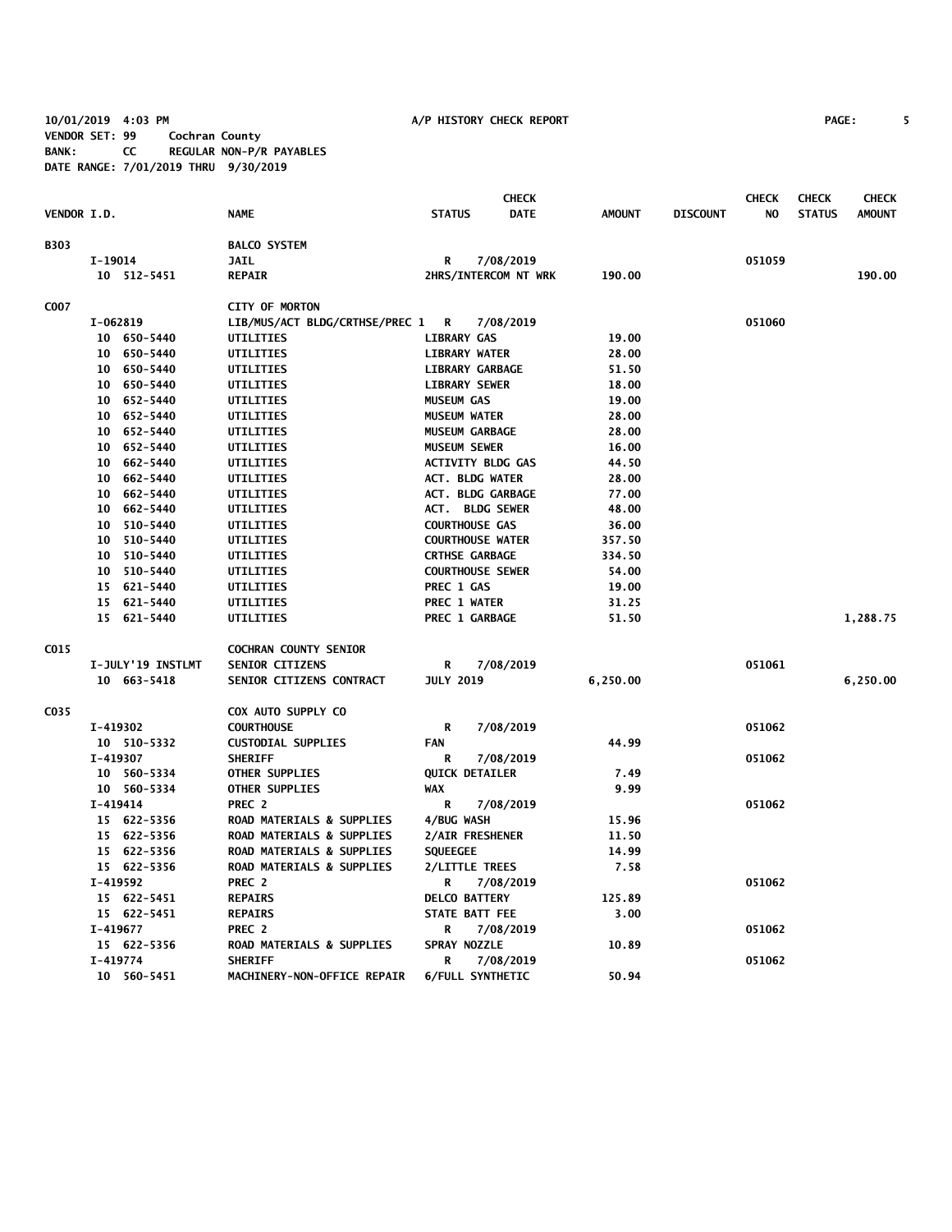10/01/2019 4:03 PM A/P HISTORY CHECK REPORT

VENDOR SET: 99 Cochran County
BANK: CC REGULAR NON-P/R PAYABLES
DATE RANGE: 7/01/2019 THRU 9/30/2019

| VENDOR I.D. | NAME | STATUS | CHECK DATE | AMOUNT | DISCOUNT | CHECK NO | CHECK STATUS | CHECK AMOUNT |
|---|---|---|---|---|---|---|---|---|
| B303 | BALCO SYSTEM | | | | | | | |
| I-19014 | JAIL | R | 7/08/2019 | | | 051059 | | |
| 10 512-5451 | REPAIR | 2HRS/INTERCOM NT WRK | | 190.00 | | | | 190.00 |
| C007 | CITY OF MORTON | | | | | | | |
| I-062819 | LIB/MUS/ACT BLDG/CRTHSE/PREC 1 | R | 7/08/2019 | | | 051060 | | |
| 10 650-5440 | UTILITIES | LIBRARY GAS | | 19.00 | | | | |
| 10 650-5440 | UTILITIES | LIBRARY WATER | | 28.00 | | | | |
| 10 650-5440 | UTILITIES | LIBRARY GARBAGE | | 51.50 | | | | |
| 10 650-5440 | UTILITIES | LIBRARY SEWER | | 18.00 | | | | |
| 10 652-5440 | UTILITIES | MUSEUM GAS | | 19.00 | | | | |
| 10 652-5440 | UTILITIES | MUSEUM WATER | | 28.00 | | | | |
| 10 652-5440 | UTILITIES | MUSEUM GARBAGE | | 28.00 | | | | |
| 10 652-5440 | UTILITIES | MUSEUM SEWER | | 16.00 | | | | |
| 10 662-5440 | UTILITIES | ACTIVITY BLDG GAS | | 44.50 | | | | |
| 10 662-5440 | UTILITIES | ACT. BLDG WATER | | 28.00 | | | | |
| 10 662-5440 | UTILITIES | ACT. BLDG GARBAGE | | 77.00 | | | | |
| 10 662-5440 | UTILITIES | ACT. BLDG SEWER | | 48.00 | | | | |
| 10 510-5440 | UTILITIES | COURTHOUSE GAS | | 36.00 | | | | |
| 10 510-5440 | UTILITIES | COURTHOUSE WATER | | 357.50 | | | | |
| 10 510-5440 | UTILITIES | CRTHSE GARBAGE | | 334.50 | | | | |
| 10 510-5440 | UTILITIES | COURTHOUSE SEWER | | 54.00 | | | | |
| 15 621-5440 | UTILITIES | PREC 1 GAS | | 19.00 | | | | |
| 15 621-5440 | UTILITIES | PREC 1 WATER | | 31.25 | | | | |
| 15 621-5440 | UTILITIES | PREC 1 GARBAGE | | 51.50 | | | | 1,288.75 |
| C015 | COCHRAN COUNTY SENIOR | | | | | | | |
| I-JULY'19 INSTLMT | SENIOR CITIZENS | R | 7/08/2019 | | | 051061 | | |
| 10 663-5418 | SENIOR CITIZENS CONTRACT | JULY 2019 | | 6,250.00 | | | | 6,250.00 |
| C035 | COX AUTO SUPPLY CO | | | | | | | |
| I-419302 | COURTHOUSE | R | 7/08/2019 | | | 051062 | | |
| 10 510-5332 | CUSTODIAL SUPPLIES | FAN | | 44.99 | | | | |
| I-419307 | SHERIFF | R | 7/08/2019 | | | 051062 | | |
| 10 560-5334 | OTHER SUPPLIES | QUICK DETAILER | | 7.49 | | | | |
| 10 560-5334 | OTHER SUPPLIES | WAX | | 9.99 | | | | |
| I-419414 | PREC 2 | R | 7/08/2019 | | | 051062 | | |
| 15 622-5356 | ROAD MATERIALS & SUPPLIES | 4/BUG WASH | | 15.96 | | | | |
| 15 622-5356 | ROAD MATERIALS & SUPPLIES | 2/AIR FRESHENER | | 11.50 | | | | |
| 15 622-5356 | ROAD MATERIALS & SUPPLIES | SQUEEGEE | | 14.99 | | | | |
| 15 622-5356 | ROAD MATERIALS & SUPPLIES | 2/LITTLE TREES | | 7.58 | | | | |
| I-419592 | PREC 2 | R | 7/08/2019 | | | 051062 | | |
| 15 622-5451 | REPAIRS | DELCO BATTERY | | 125.89 | | | | |
| 15 622-5451 | REPAIRS | STATE BATT FEE | | 3.00 | | | | |
| I-419677 | PREC 2 | R | 7/08/2019 | | | 051062 | | |
| 15 622-5356 | ROAD MATERIALS & SUPPLIES | SPRAY NOZZLE | | 10.89 | | | | |
| I-419774 | SHERIFF | R | 7/08/2019 | | | 051062 | | |
| 10 560-5451 | MACHINERY-NON-OFFICE REPAIR | 6/FULL SYNTHETIC | | 50.94 | | | | |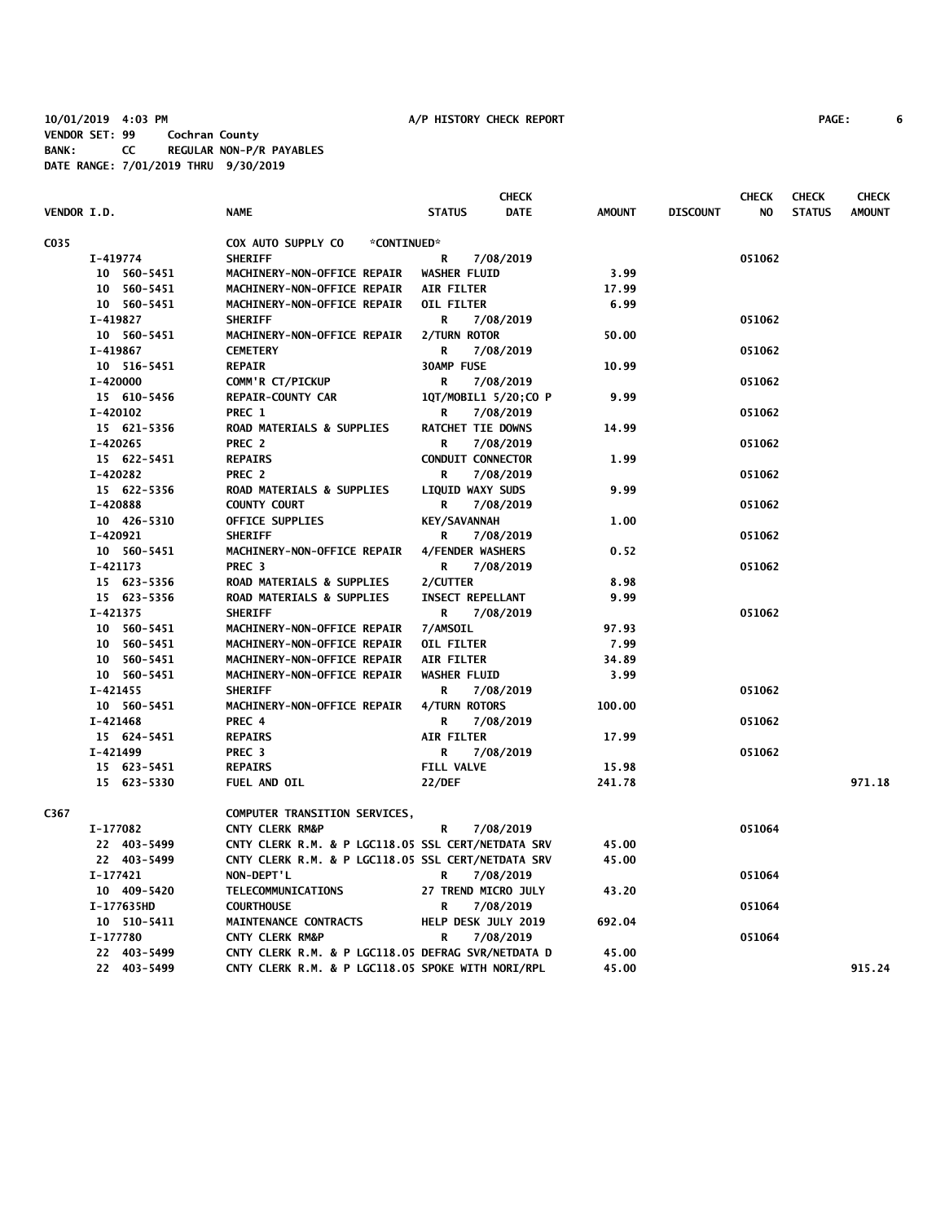10/01/2019 4:03 PM A/P HISTORY CHECK REPORT

VENDOR SET: 99 Cochran County
BANK: CC REGULAR NON-P/R PAYABLES
DATE RANGE: 7/01/2019 THRU 9/30/2019

| VENDOR I.D. | NAME | STATUS | CHECK DATE | AMOUNT | DISCOUNT | CHECK NO | CHECK STATUS | CHECK AMOUNT |
|---|---|---|---|---|---|---|---|---|
| C035 | COX AUTO SUPPLY CO *CONTINUED* | | | | | | | |
| I-419774 | SHERIFF | R | 7/08/2019 | | | 051062 | | |
| 10 560-5451 | MACHINERY-NON-OFFICE REPAIR | WASHER FLUID | | 3.99 | | | | |
| 10 560-5451 | MACHINERY-NON-OFFICE REPAIR | AIR FILTER | | 17.99 | | | | |
| 10 560-5451 | MACHINERY-NON-OFFICE REPAIR | OIL FILTER | | 6.99 | | | | |
| I-419827 | SHERIFF | R | 7/08/2019 | | | 051062 | | |
| 10 560-5451 | MACHINERY-NON-OFFICE REPAIR | 2/TURN ROTOR | | 50.00 | | | | |
| I-419867 | CEMETERY | R | 7/08/2019 | | | 051062 | | |
| 10 516-5451 | REPAIR | 30AMP FUSE | | 10.99 | | | | |
| I-420000 | COMM'R CT/PICKUP | R | 7/08/2019 | | | 051062 | | |
| 15 610-5456 | REPAIR-COUNTY CAR | 1QT/MOBIL1 5/20;CO P | | 9.99 | | | | |
| I-420102 | PREC 1 | R | 7/08/2019 | | | 051062 | | |
| 15 621-5356 | ROAD MATERIALS & SUPPLIES | RATCHET TIE DOWNS | | 14.99 | | | | |
| I-420265 | PREC 2 | R | 7/08/2019 | | | 051062 | | |
| 15 622-5451 | REPAIRS | CONDUIT CONNECTOR | | 1.99 | | | | |
| I-420282 | PREC 2 | R | 7/08/2019 | | | 051062 | | |
| 15 622-5356 | ROAD MATERIALS & SUPPLIES | LIQUID WAXY SUDS | | 9.99 | | | | |
| I-420888 | COUNTY COURT | R | 7/08/2019 | | | 051062 | | |
| 10 426-5310 | OFFICE SUPPLIES | KEY/SAVANNAH | | 1.00 | | | | |
| I-420921 | SHERIFF | R | 7/08/2019 | | | 051062 | | |
| 10 560-5451 | MACHINERY-NON-OFFICE REPAIR | 4/FENDER WASHERS | | 0.52 | | | | |
| I-421173 | PREC 3 | R | 7/08/2019 | | | 051062 | | |
| 15 623-5356 | ROAD MATERIALS & SUPPLIES | 2/CUTTER | | 8.98 | | | | |
| 15 623-5356 | ROAD MATERIALS & SUPPLIES | INSECT REPELLANT | | 9.99 | | | | |
| I-421375 | SHERIFF | R | 7/08/2019 | | | 051062 | | |
| 10 560-5451 | MACHINERY-NON-OFFICE REPAIR | 7/AMSOIL | | 97.93 | | | | |
| 10 560-5451 | MACHINERY-NON-OFFICE REPAIR | OIL FILTER | | 7.99 | | | | |
| 10 560-5451 | MACHINERY-NON-OFFICE REPAIR | AIR FILTER | | 34.89 | | | | |
| 10 560-5451 | MACHINERY-NON-OFFICE REPAIR | WASHER FLUID | | 3.99 | | | | |
| I-421455 | SHERIFF | R | 7/08/2019 | | | 051062 | | |
| 10 560-5451 | MACHINERY-NON-OFFICE REPAIR | 4/TURN ROTORS | | 100.00 | | | | |
| I-421468 | PREC 4 | R | 7/08/2019 | | | 051062 | | |
| 15 624-5451 | REPAIRS | AIR FILTER | | 17.99 | | | | |
| I-421499 | PREC 3 | R | 7/08/2019 | | | 051062 | | |
| 15 623-5451 | REPAIRS | FILL VALVE | | 15.98 | | | | |
| 15 623-5330 | FUEL AND OIL | 22/DEF | | 241.78 | | | | 971.18 |
| C367 | COMPUTER TRANSITION SERVICES, | | | | | | | |
| I-177082 | CNTY CLERK RM&P | R | 7/08/2019 | | | 051064 | | |
| 22 403-5499 | CNTY CLERK R.M. & P LGC118.05 | SSL CERT/NETDATA SRV | | 45.00 | | | | |
| 22 403-5499 | CNTY CLERK R.M. & P LGC118.05 | SSL CERT/NETDATA SRV | | 45.00 | | | | |
| I-177421 | NON-DEPT'L | R | 7/08/2019 | | | 051064 | | |
| 10 409-5420 | TELECOMMUNICATIONS | 27 TREND MICRO JULY | | 43.20 | | | | |
| I-177635HD | COURTHOUSE | R | 7/08/2019 | | | 051064 | | |
| 10 510-5411 | MAINTENANCE CONTRACTS | HELP DESK JULY 2019 | | 692.04 | | | | |
| I-177780 | CNTY CLERK RM&P | R | 7/08/2019 | | | 051064 | | |
| 22 403-5499 | CNTY CLERK R.M. & P LGC118.05 | DEFRAG SVR/NETDATA D | | 45.00 | | | | |
| 22 403-5499 | CNTY CLERK R.M. & P LGC118.05 | SPOKE WITH NORI/RPL | | 45.00 | | | | 915.24 |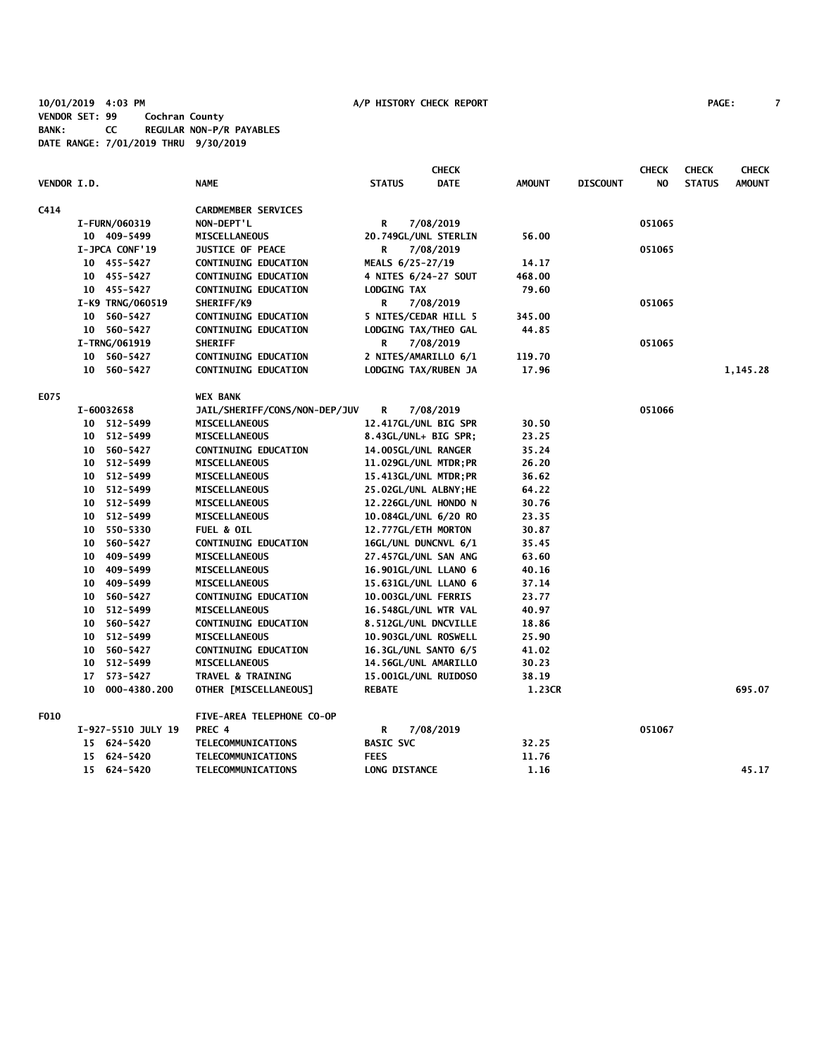10/01/2019 4:03 PM A/P HISTORY CHECK REPORT
VENDOR SET: 99 Cochran County
BANK: CC REGULAR NON-P/R PAYABLES
DATE RANGE: 7/01/2019 THRU 9/30/2019

| VENDOR I.D. | NAME | STATUS | CHECK DATE | AMOUNT | DISCOUNT | CHECK NO | CHECK STATUS | CHECK AMOUNT |
|---|---|---|---|---|---|---|---|---|
| C414 | CARDMEMBER SERVICES | | | | | | | |
| I-FURN/060319 | NON-DEPT'L | R | 7/08/2019 | | | 051065 | | |
| 10 409-5499 | MISCELLANEOUS | 20.749GL/UNL STERLIN | | 56.00 | | | | |
| I-JPCA CONF'19 | JUSTICE OF PEACE | R | 7/08/2019 | | | 051065 | | |
| 10 455-5427 | CONTINUING EDUCATION | MEALS 6/25-27/19 | | 14.17 | | | | |
| 10 455-5427 | CONTINUING EDUCATION | 4 NITES 6/24-27 SOUT | | 468.00 | | | | |
| 10 455-5427 | CONTINUING EDUCATION | LODGING TAX | | 79.60 | | | | |
| I-K9 TRNG/060519 | SHERIFF/K9 | R | 7/08/2019 | | | 051065 | | |
| 10 560-5427 | CONTINUING EDUCATION | 5 NITES/CEDAR HILL 5 | | 345.00 | | | | |
| 10 560-5427 | CONTINUING EDUCATION | LODGING TAX/THEO GAL | | 44.85 | | | | |
| I-TRNG/061919 | SHERIFF | R | 7/08/2019 | | | 051065 | | |
| 10 560-5427 | CONTINUING EDUCATION | 2 NITES/AMARILLO 6/1 | | 119.70 | | | | |
| 10 560-5427 | CONTINUING EDUCATION | LODGING TAX/RUBEN JA | | 17.96 | | | | 1,145.28 |
| E075 | WEX BANK | | | | | | | |
| I-60032658 | JAIL/SHERIFF/CONS/NON-DEP/JUV | R | 7/08/2019 | | | 051066 | | |
| 10 512-5499 | MISCELLANEOUS | 12.417GL/UNL BIG SPR | | 30.50 | | | | |
| 10 512-5499 | MISCELLANEOUS | 8.43GL/UNL+ BIG SPR; | | 23.25 | | | | |
| 10 560-5427 | CONTINUING EDUCATION | 14.005GL/UNL RANGER | | 35.24 | | | | |
| 10 512-5499 | MISCELLANEOUS | 11.029GL/UNL MTDR;PR | | 26.20 | | | | |
| 10 512-5499 | MISCELLANEOUS | 15.413GL/UNL MTDR;PR | | 36.62 | | | | |
| 10 512-5499 | MISCELLANEOUS | 25.02GL/UNL ALBNY;HE | | 64.22 | | | | |
| 10 512-5499 | MISCELLANEOUS | 12.226GL/UNL HONDO N | | 30.76 | | | | |
| 10 512-5499 | MISCELLANEOUS | 10.084GL/UNL 6/20 RO | | 23.35 | | | | |
| 10 550-5330 | FUEL & OIL | 12.777GL/ETH MORTON | | 30.87 | | | | |
| 10 560-5427 | CONTINUING EDUCATION | 16GL/UNL DUNCNVL 6/1 | | 35.45 | | | | |
| 10 409-5499 | MISCELLANEOUS | 27.457GL/UNL SAN ANG | | 63.60 | | | | |
| 10 409-5499 | MISCELLANEOUS | 16.901GL/UNL LLANO 6 | | 40.16 | | | | |
| 10 409-5499 | MISCELLANEOUS | 15.631GL/UNL LLANO 6 | | 37.14 | | | | |
| 10 560-5427 | CONTINUING EDUCATION | 10.003GL/UNL FERRIS | | 23.77 | | | | |
| 10 512-5499 | MISCELLANEOUS | 16.548GL/UNL WTR VAL | | 40.97 | | | | |
| 10 560-5427 | CONTINUING EDUCATION | 8.512GL/UNL DNCVILLE | | 18.86 | | | | |
| 10 512-5499 | MISCELLANEOUS | 10.903GL/UNL ROSWELL | | 25.90 | | | | |
| 10 560-5427 | CONTINUING EDUCATION | 16.3GL/UNL SANTO 6/5 | | 41.02 | | | | |
| 10 512-5499 | MISCELLANEOUS | 14.56GL/UNL AMARILLO | | 30.23 | | | | |
| 17 573-5427 | TRAVEL & TRAINING | 15.001GL/UNL RUIDOSO | | 38.19 | | | | |
| 10 000-4380.200 | OTHER [MISCELLANEOUS] | REBATE | | 1.23CR | | | | 695.07 |
| F010 | FIVE-AREA TELEPHONE CO-OP | | | | | | | |
| I-927-5510 JULY 19 | PREC 4 | R | 7/08/2019 | | | 051067 | | |
| 15 624-5420 | TELECOMMUNICATIONS | BASIC SVC | | 32.25 | | | | |
| 15 624-5420 | TELECOMMUNICATIONS | FEES | | 11.76 | | | | |
| 15 624-5420 | TELECOMMUNICATIONS | LONG DISTANCE | | 1.16 | | | | 45.17 |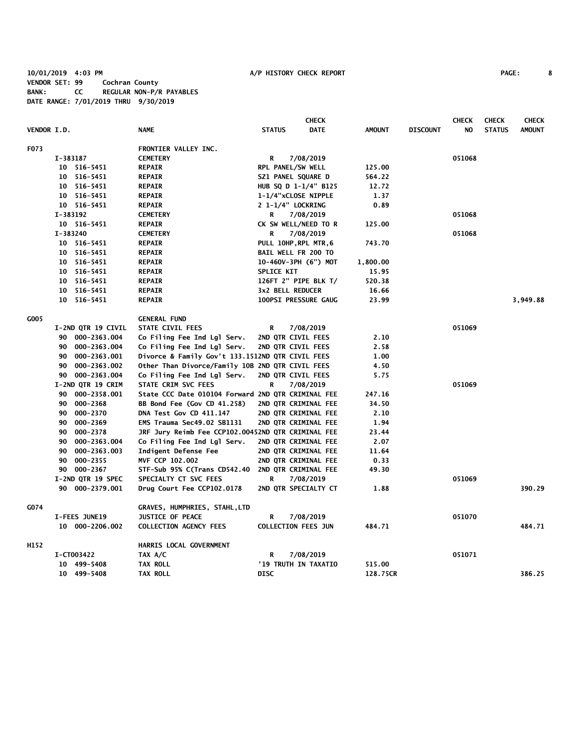10/01/2019 4:03 PM A/P HISTORY CHECK REPORT

VENDOR SET: 99 Cochran County
BANK: CC REGULAR NON-P/R PAYABLES
DATE RANGE: 7/01/2019 THRU 9/30/2019

| VENDOR I.D. | NAME | STATUS | CHECK DATE | AMOUNT | DISCOUNT | CHECK NO | CHECK STATUS | CHECK AMOUNT |
|---|---|---|---|---|---|---|---|---|
| F073 | FRONTIER VALLEY INC. | | | | | | | |
| I-383187 | CEMETERY | R | 7/08/2019 | | | 051068 | | |
| 10 516-5451 | REPAIR | RPL PANEL/SW WELL | | 125.00 | | | | |
| 10 516-5451 | REPAIR | SZ1 PANEL SQUARE D | | 564.22 | | | | |
| 10 516-5451 | REPAIR | HUB SQ D 1-1/4" B125 | | 12.72 | | | | |
| 10 516-5451 | REPAIR | 1-1/4"xCLOSE NIPPLE | | 1.37 | | | | |
| 10 516-5451 | REPAIR | 2 1-1/4" LOCKRING | | 0.89 | | | | |
| I-383192 | CEMETERY | R | 7/08/2019 | | | 051068 | | |
| 10 516-5451 | REPAIR | CK SW WELL/NEED TO R | | 125.00 | | | | |
| I-383240 | CEMETERY | R | 7/08/2019 | | | 051068 | | |
| 10 516-5451 | REPAIR | PULL 10HP,RPL MTR,6 | | 743.70 | | | | |
| 10 516-5451 | REPAIR | BAIL WELL FR 200 TO | | | | | | |
| 10 516-5451 | REPAIR | 10-460V-3PH (6") MOT | | 1,800.00 | | | | |
| 10 516-5451 | REPAIR | SPLICE KIT | | 15.95 | | | | |
| 10 516-5451 | REPAIR | 126FT 2" PIPE BLK T/ | | 520.38 | | | | |
| 10 516-5451 | REPAIR | 3x2 BELL REDUCER | | 16.66 | | | | |
| 10 516-5451 | REPAIR | 100PSI PRESSURE GAUG | | 23.99 | | | | 3,949.88 |
| G005 | GENERAL FUND | | | | | | | |
| I-2ND QTR 19 CIVIL | STATE CIVIL FEES | R | 7/08/2019 | | | 051069 | | |
| 90 000-2363.004 | Co Filing Fee Ind Lgl Serv. | 2ND QTR CIVIL FEES | | 2.10 | | | | |
| 90 000-2363.004 | Co Filing Fee Ind Lgl Serv. | 2ND QTR CIVIL FEES | | 2.58 | | | | |
| 90 000-2363.001 | Divorce & Family Gov't 133.151 | 2ND QTR CIVIL FEES | | 1.00 | | | | |
| 90 000-2363.002 | Other Than Divorce/Family 10B | 2ND QTR CIVIL FEES | | 4.50 | | | | |
| 90 000-2363.004 | Co Filing Fee Ind Lgl Serv. | 2ND QTR CIVIL FEES | | 5.75 | | | | |
| I-2ND QTR 19 CRIM | STATE CRIM SVC FEES | R | 7/08/2019 | | | 051069 | | |
| 90 000-2358.001 | State CCC Date 010104 Forward | 2ND QTR CRIMINAL FEE | | 247.16 | | | | |
| 90 000-2368 | BB Bond Fee (Gov CD 41.258) | 2ND QTR CRIMINAL FEE | | 34.50 | | | | |
| 90 000-2370 | DNA Test Gov CD 411.147 | 2ND QTR CRIMINAL FEE | | 2.10 | | | | |
| 90 000-2369 | EMS Trauma Sec49.02 SB1131 | 2ND QTR CRIMINAL FEE | | 1.94 | | | | |
| 90 000-2378 | JRF Jury Reimb Fee CCP102.0045 | 2ND QTR CRIMINAL FEE | | 23.44 | | | | |
| 90 000-2363.004 | Co Filing Fee Ind Lgl Serv. | 2ND QTR CRIMINAL FEE | | 2.07 | | | | |
| 90 000-2363.003 | Indigent Defense Fee | 2ND QTR CRIMINAL FEE | | 11.64 | | | | |
| 90 000-2355 | MVF CCP 102.002 | 2ND QTR CRIMINAL FEE | | 0.33 | | | | |
| 90 000-2367 | STF-Sub 95% C(Trans CD542.40 | 2ND QTR CRIMINAL FEE | | 49.30 | | | | |
| I-2ND QTR 19 SPEC | SPECIALTY CT SVC FEES | R | 7/08/2019 | | | 051069 | | |
| 90 000-2379.001 | Drug Court Fee CCP102.0178 | 2ND QTR SPECIALTY CT | | 1.88 | | | | 390.29 |
| G074 | GRAVES, HUMPHRIES, STAHL,LTD | | | | | | | |
| I-FEES JUNE19 | JUSTICE OF PEACE | R | 7/08/2019 | | | 051070 | | |
| 10 000-2206.002 | COLLECTION AGENCY FEES | COLLECTION FEES JUN | | 484.71 | | | | 484.71 |
| H152 | HARRIS LOCAL GOVERNMENT | | | | | | | |
| I-CT003422 | TAX A/C | R | 7/08/2019 | | | 051071 | | |
| 10 499-5408 | TAX ROLL | '19 TRUTH IN TAXATIO | | 515.00 | | | | |
| 10 499-5408 | TAX ROLL | DISC | | 128.75CR | | | | 386.25 |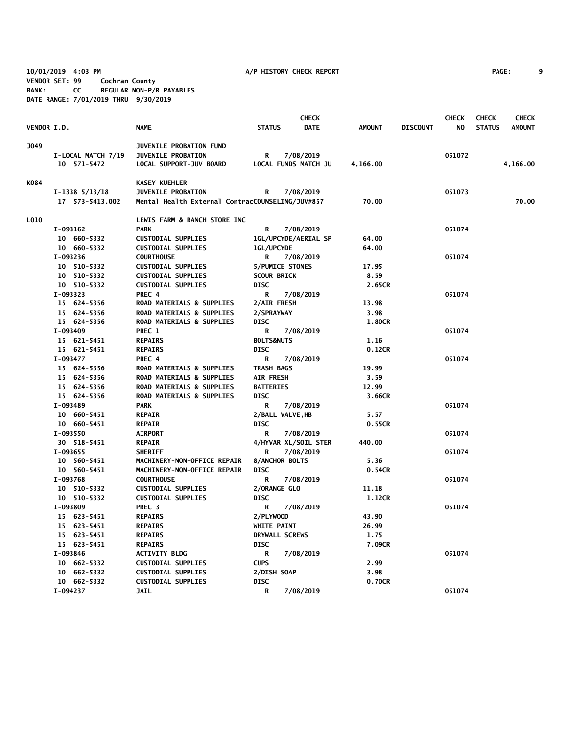10/01/2019 4:03 PM A/P HISTORY CHECK REPORT

VENDOR SET: 99 Cochran County
BANK: CC REGULAR NON-P/R PAYABLES
DATE RANGE: 7/01/2019 THRU 9/30/2019

| VENDOR I.D. | NAME | STATUS | CHECK DATE | AMOUNT | DISCOUNT | CHECK NO | CHECK STATUS | CHECK AMOUNT |
|---|---|---|---|---|---|---|---|---|
| J049 | JUVENILE PROBATION FUND | | | | | | | |
| I-LOCAL MATCH 7/19 | JUVENILE PROBATION | R | 7/08/2019 | | | 051072 | | |
| 10 571-5472 | LOCAL SUPPORT-JUV BOARD | LOCAL FUNDS MATCH JU | | 4,166.00 | | | | 4,166.00 |
| K084 | KASEY KUEHLER | | | | | | | |
| I-1338 5/13/18 | JUVENILE PROBATION | R | 7/08/2019 | | | 051073 | | |
| 17 573-5413.002 | Mental Health External Contrac | COUNSELING/JUV#857 | | 70.00 | | | | 70.00 |
| L010 | LEWIS FARM & RANCH STORE INC | | | | | | | |
| I-093162 | PARK | R | 7/08/2019 | | | 051074 | | |
| 10 660-5332 | CUSTODIAL SUPPLIES | 1GL/UPCYDE/AERIAL SP | | 64.00 | | | | |
| 10 660-5332 | CUSTODIAL SUPPLIES | 1GL/UPCYDE | | 64.00 | | | | |
| I-093236 | COURTHOUSE | R | 7/08/2019 | | | 051074 | | |
| 10 510-5332 | CUSTODIAL SUPPLIES | 5/PUMICE STONES | | 17.95 | | | | |
| 10 510-5332 | CUSTODIAL SUPPLIES | SCOUR BRICK | | 8.59 | | | | |
| 10 510-5332 | CUSTODIAL SUPPLIES | DISC | | 2.65CR | | | | |
| I-093323 | PREC 4 | R | 7/08/2019 | | | 051074 | | |
| 15 624-5356 | ROAD MATERIALS & SUPPLIES | 2/AIR FRESH | | 13.98 | | | | |
| 15 624-5356 | ROAD MATERIALS & SUPPLIES | 2/SPRAYWAY | | 3.98 | | | | |
| 15 624-5356 | ROAD MATERIALS & SUPPLIES | DISC | | 1.80CR | | | | |
| I-093409 | PREC 1 | R | 7/08/2019 | | | 051074 | | |
| 15 621-5451 | REPAIRS | BOLTS&NUTS | | 1.16 | | | | |
| 15 621-5451 | REPAIRS | DISC | | 0.12CR | | | | |
| I-093477 | PREC 4 | R | 7/08/2019 | | | 051074 | | |
| 15 624-5356 | ROAD MATERIALS & SUPPLIES | TRASH BAGS | | 19.99 | | | | |
| 15 624-5356 | ROAD MATERIALS & SUPPLIES | AIR FRESH | | 3.59 | | | | |
| 15 624-5356 | ROAD MATERIALS & SUPPLIES | BATTERIES | | 12.99 | | | | |
| 15 624-5356 | ROAD MATERIALS & SUPPLIES | DISC | | 3.66CR | | | | |
| I-093489 | PARK | R | 7/08/2019 | | | 051074 | | |
| 10 660-5451 | REPAIR | 2/BALL VALVE,HB | | 5.57 | | | | |
| 10 660-5451 | REPAIR | DISC | | 0.55CR | | | | |
| I-093550 | AIRPORT | R | 7/08/2019 | | | 051074 | | |
| 30 518-5451 | REPAIR | 4/HYVAR XL/SOIL STER | | 440.00 | | | | |
| I-093655 | SHERIFF | R | 7/08/2019 | | | 051074 | | |
| 10 560-5451 | MACHINERY-NON-OFFICE REPAIR | 8/ANCHOR BOLTS | | 5.36 | | | | |
| 10 560-5451 | MACHINERY-NON-OFFICE REPAIR | DISC | | 0.54CR | | | | |
| I-093768 | COURTHOUSE | R | 7/08/2019 | | | 051074 | | |
| 10 510-5332 | CUSTODIAL SUPPLIES | 2/ORANGE GLO | | 11.18 | | | | |
| 10 510-5332 | CUSTODIAL SUPPLIES | DISC | | 1.12CR | | | | |
| I-093809 | PREC 3 | R | 7/08/2019 | | | 051074 | | |
| 15 623-5451 | REPAIRS | 2/PLYWOOD | | 43.90 | | | | |
| 15 623-5451 | REPAIRS | WHITE PAINT | | 26.99 | | | | |
| 15 623-5451 | REPAIRS | DRYWALL SCREWS | | 1.75 | | | | |
| 15 623-5451 | REPAIRS | DISC | | 7.09CR | | | | |
| I-093846 | ACTIVITY BLDG | R | 7/08/2019 | | | 051074 | | |
| 10 662-5332 | CUSTODIAL SUPPLIES | CUPS | | 2.99 | | | | |
| 10 662-5332 | CUSTODIAL SUPPLIES | 2/DISH SOAP | | 3.98 | | | | |
| 10 662-5332 | CUSTODIAL SUPPLIES | DISC | | 0.70CR | | | | |
| I-094237 | JAIL | R | 7/08/2019 | | | 051074 | | |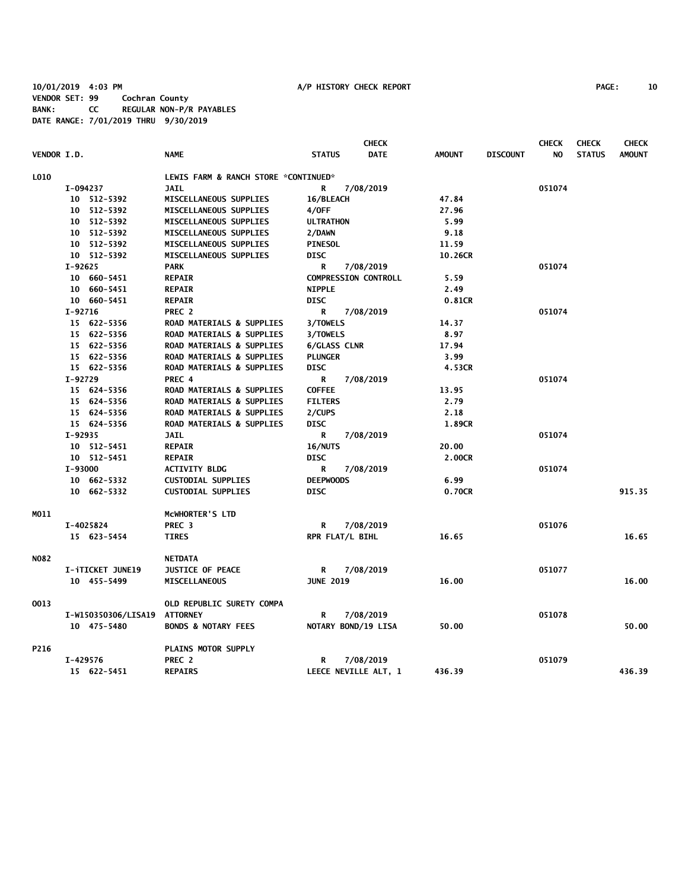10/01/2019 4:03 PM A/P HISTORY CHECK REPORT
VENDOR SET: 99 Cochran County
BANK: CC REGULAR NON-P/R PAYABLES
DATE RANGE: 7/01/2019 THRU 9/30/2019

| VENDOR I.D. | NAME | STATUS | CHECK DATE | AMOUNT | DISCOUNT | CHECK NO | CHECK STATUS | CHECK AMOUNT |
|---|---|---|---|---|---|---|---|---|
| L010 | LEWIS FARM & RANCH STORE *CONTINUED* | | | | | | | |
| I-094237 | JAIL | R | 7/08/2019 | | | 051074 | | |
| 10 512-5392 | MISCELLANEOUS SUPPLIES | 16/BLEACH | | 47.84 | | | | |
| 10 512-5392 | MISCELLANEOUS SUPPLIES | 4/OFF | | 27.96 | | | | |
| 10 512-5392 | MISCELLANEOUS SUPPLIES | ULTRATHON | | 5.99 | | | | |
| 10 512-5392 | MISCELLANEOUS SUPPLIES | 2/DAWN | | 9.18 | | | | |
| 10 512-5392 | MISCELLANEOUS SUPPLIES | PINESOL | | 11.59 | | | | |
| 10 512-5392 | MISCELLANEOUS SUPPLIES | DISC | | 10.26CR | | | | |
| I-92625 | PARK | R | 7/08/2019 | | | 051074 | | |
| 10 660-5451 | REPAIR | COMPRESSION CONTROLL | | 5.59 | | | | |
| 10 660-5451 | REPAIR | NIPPLE | | 2.49 | | | | |
| 10 660-5451 | REPAIR | DISC | | 0.81CR | | | | |
| I-92716 | PREC 2 | R | 7/08/2019 | | | 051074 | | |
| 15 622-5356 | ROAD MATERIALS & SUPPLIES | 3/TOWELS | | 14.37 | | | | |
| 15 622-5356 | ROAD MATERIALS & SUPPLIES | 3/TOWELS | | 8.97 | | | | |
| 15 622-5356 | ROAD MATERIALS & SUPPLIES | 6/GLASS CLNR | | 17.94 | | | | |
| 15 622-5356 | ROAD MATERIALS & SUPPLIES | PLUNGER | | 3.99 | | | | |
| 15 622-5356 | ROAD MATERIALS & SUPPLIES | DISC | | 4.53CR | | | | |
| I-92729 | PREC 4 | R | 7/08/2019 | | | 051074 | | |
| 15 624-5356 | ROAD MATERIALS & SUPPLIES | COFFEE | | 13.95 | | | | |
| 15 624-5356 | ROAD MATERIALS & SUPPLIES | FILTERS | | 2.79 | | | | |
| 15 624-5356 | ROAD MATERIALS & SUPPLIES | 2/CUPS | | 2.18 | | | | |
| 15 624-5356 | ROAD MATERIALS & SUPPLIES | DISC | | 1.89CR | | | | |
| I-92935 | JAIL | R | 7/08/2019 | | | 051074 | | |
| 10 512-5451 | REPAIR | 16/NUTS | | 20.00 | | | | |
| 10 512-5451 | REPAIR | DISC | | 2.00CR | | | | |
| I-93000 | ACTIVITY BLDG | R | 7/08/2019 | | | 051074 | | |
| 10 662-5332 | CUSTODIAL SUPPLIES | DEEPWOODS | | 6.99 | | | | |
| 10 662-5332 | CUSTODIAL SUPPLIES | DISC | | 0.70CR | | | | 915.35 |
| M011 | McWHORTER'S LTD | | | | | | | |
| I-4025824 | PREC 3 | R | 7/08/2019 | | | 051076 | | |
| 15 623-5454 | TIRES | RPR FLAT/L BIHL | | 16.65 | | | | 16.65 |
| N082 | NETDATA | | | | | | | |
| I-iTICKET JUNE19 | JUSTICE OF PEACE | R | 7/08/2019 | | | 051077 | | |
| 10 455-5499 | MISCELLANEOUS | JUNE 2019 | | 16.00 | | | | 16.00 |
| O013 | OLD REPUBLIC SURETY COMPA | | | | | | | |
| I-W150350306/LISA19 | ATTORNEY | R | 7/08/2019 | | | 051078 | | |
| 10 475-5480 | BONDS & NOTARY FEES | NOTARY BOND/19 LISA | | 50.00 | | | | 50.00 |
| P216 | PLAINS MOTOR SUPPLY | | | | | | | |
| I-429576 | PREC 2 | R | 7/08/2019 | | | 051079 | | |
| 15 622-5451 | REPAIRS | LEECE NEVILLE ALT, 1 | | 436.39 | | | | 436.39 |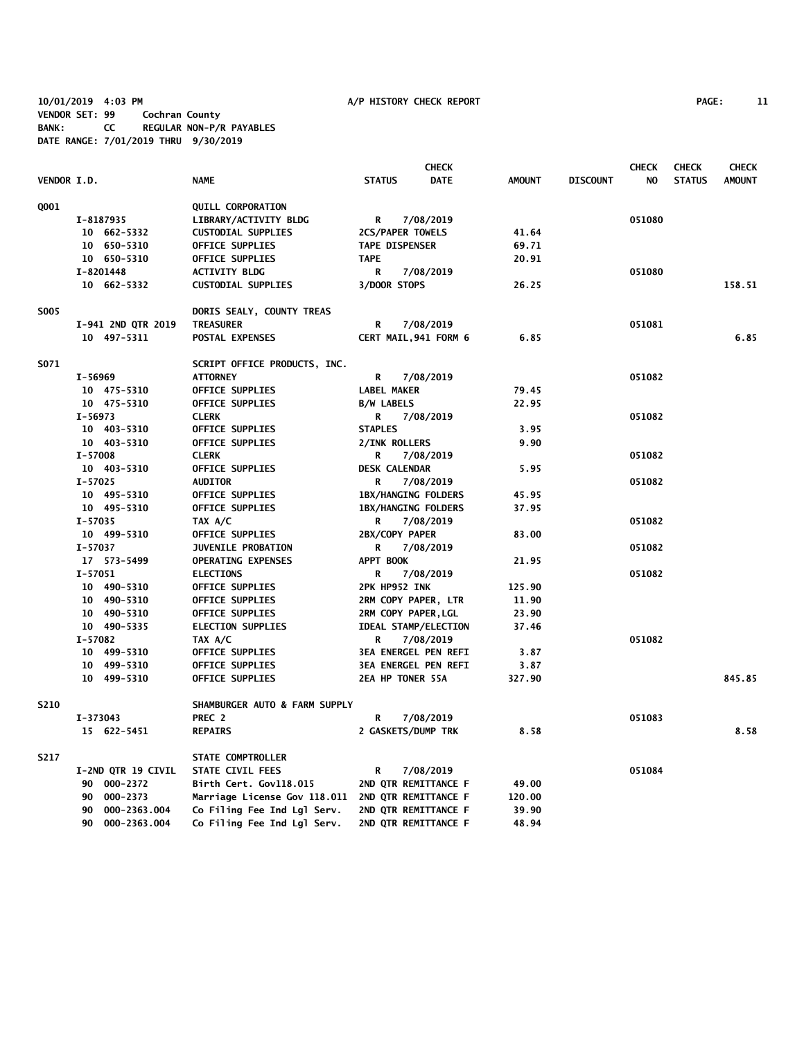10/01/2019 4:03 PM A/P HISTORY CHECK REPORT
VENDOR SET: 99 Cochran County
BANK: CC REGULAR NON-P/R PAYABLES
DATE RANGE: 7/01/2019 THRU 9/30/2019

| VENDOR I.D. | NAME | STATUS | CHECK DATE | AMOUNT | DISCOUNT | CHECK NO | CHECK STATUS | CHECK AMOUNT |
|---|---|---|---|---|---|---|---|---|
| Q001 | QUILL CORPORATION | | | | | | | |
| I-8187935 | LIBRARY/ACTIVITY BLDG | R | 7/08/2019 | | | 051080 | | |
| 10 662-5332 | CUSTODIAL SUPPLIES | 2CS/PAPER TOWELS | | 41.64 | | | | |
| 10 650-5310 | OFFICE SUPPLIES | TAPE DISPENSER | | 69.71 | | | | |
| 10 650-5310 | OFFICE SUPPLIES | TAPE | | 20.91 | | | | |
| I-8201448 | ACTIVITY BLDG | R | 7/08/2019 | | | 051080 | | |
| 10 662-5332 | CUSTODIAL SUPPLIES | 3/DOOR STOPS | | 26.25 | | | | 158.51 |
| S005 | DORIS SEALY, COUNTY TREAS | | | | | | | |
| I-941 2ND QTR 2019 | TREASURER | R | 7/08/2019 | | | 051081 | | |
| 10 497-5311 | POSTAL EXPENSES | CERT MAIL,941 FORM 6 | | 6.85 | | | | 6.85 |
| S071 | SCRIPT OFFICE PRODUCTS, INC. | | | | | | | |
| I-56969 | ATTORNEY | R | 7/08/2019 | | | 051082 | | |
| 10 475-5310 | OFFICE SUPPLIES | LABEL MAKER | | 79.45 | | | | |
| 10 475-5310 | OFFICE SUPPLIES | B/W LABELS | | 22.95 | | | | |
| I-56973 | CLERK | R | 7/08/2019 | | | 051082 | | |
| 10 403-5310 | OFFICE SUPPLIES | STAPLES | | 3.95 | | | | |
| 10 403-5310 | OFFICE SUPPLIES | 2/INK ROLLERS | | 9.90 | | | | |
| I-57008 | CLERK | R | 7/08/2019 | | | 051082 | | |
| 10 403-5310 | OFFICE SUPPLIES | DESK CALENDAR | | 5.95 | | | | |
| I-57025 | AUDITOR | R | 7/08/2019 | | | 051082 | | |
| 10 495-5310 | OFFICE SUPPLIES | 1BX/HANGING FOLDERS | | 45.95 | | | | |
| 10 495-5310 | OFFICE SUPPLIES | 1BX/HANGING FOLDERS | | 37.95 | | | | |
| I-57035 | TAX A/C | R | 7/08/2019 | | | 051082 | | |
| 10 499-5310 | OFFICE SUPPLIES | 2BX/COPY PAPER | | 83.00 | | | | |
| I-57037 | JUVENILE PROBATION | R | 7/08/2019 | | | 051082 | | |
| 17 573-5499 | OPERATING EXPENSES | APPT BOOK | | 21.95 | | | | |
| I-57051 | ELECTIONS | R | 7/08/2019 | | | 051082 | | |
| 10 490-5310 | OFFICE SUPPLIES | 2PK HP952 INK | | 125.90 | | | | |
| 10 490-5310 | OFFICE SUPPLIES | 2RM COPY PAPER, LTR | | 11.90 | | | | |
| 10 490-5310 | OFFICE SUPPLIES | 2RM COPY PAPER,LGL | | 23.90 | | | | |
| 10 490-5335 | ELECTION SUPPLIES | IDEAL STAMP/ELECTION | | 37.46 | | | | |
| I-57082 | TAX A/C | R | 7/08/2019 | | | 051082 | | |
| 10 499-5310 | OFFICE SUPPLIES | 3EA ENERGEL PEN REFI | | 3.87 | | | | |
| 10 499-5310 | OFFICE SUPPLIES | 3EA ENERGEL PEN REFI | | 3.87 | | | | |
| 10 499-5310 | OFFICE SUPPLIES | 2EA HP TONER 55A | | 327.90 | | | | 845.85 |
| S210 | SHAMBURGER AUTO & FARM SUPPLY | | | | | | | |
| I-373043 | PREC 2 | R | 7/08/2019 | | | 051083 | | |
| 15 622-5451 | REPAIRS | 2 GASKETS/DUMP TRK | | 8.58 | | | | 8.58 |
| S217 | STATE COMPTROLLER | | | | | | | |
| I-2ND QTR 19 CIVIL | STATE CIVIL FEES | R | 7/08/2019 | | | 051084 | | |
| 90 000-2372 | Birth Cert. Gov118.015 | 2ND QTR REMITTANCE F | | 49.00 | | | | |
| 90 000-2373 | Marriage License Gov 118.011 | 2ND QTR REMITTANCE F | | 120.00 | | | | |
| 90 000-2363.004 | Co Filing Fee Ind Lgl Serv. | 2ND QTR REMITTANCE F | | 39.90 | | | | |
| 90 000-2363.004 | Co Filing Fee Ind Lgl Serv. | 2ND QTR REMITTANCE F | | 48.94 | | | | |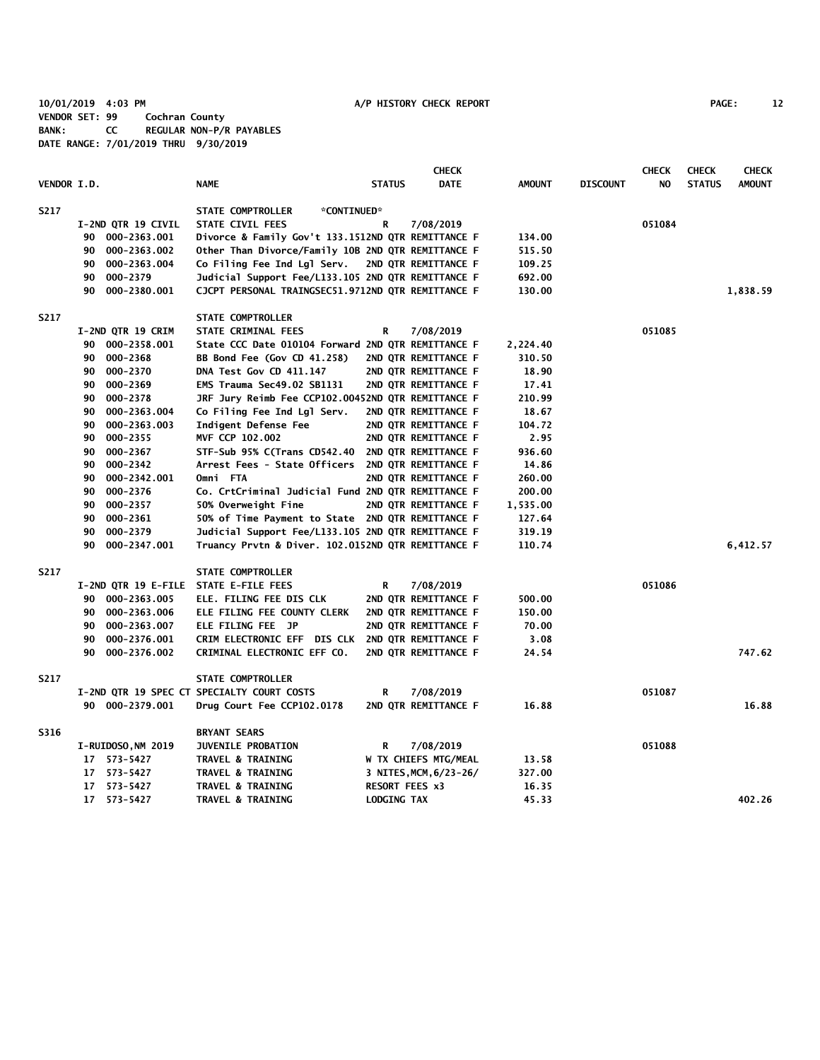10/01/2019 4:03 PM A/P HISTORY CHECK REPORT
VENDOR SET: 99 Cochran County
BANK: CC REGULAR NON-P/R PAYABLES
DATE RANGE: 7/01/2019 THRU 9/30/2019

| VENDOR I.D. | NAME | STATUS | CHECK DATE | AMOUNT | DISCOUNT | CHECK NO | CHECK STATUS | CHECK AMOUNT |
|---|---|---|---|---|---|---|---|---|
| S217 | STATE COMPTROLLER *CONTINUED* | | | | | | | |
| I-2ND QTR 19 CIVIL | STATE CIVIL FEES | R | 7/08/2019 | | | 051084 | | |
| 90 000-2363.001 | Divorce & Family Gov't 133.151 | 2ND QTR REMITTANCE F | | 134.00 | | | | |
| 90 000-2363.002 | Other Than Divorce/Family 10B | 2ND QTR REMITTANCE F | | 515.50 | | | | |
| 90 000-2363.004 | Co Filing Fee Ind Lgl Serv. | 2ND QTR REMITTANCE F | | 109.25 | | | | |
| 90 000-2379 | Judicial Support Fee/L133.105 | 2ND QTR REMITTANCE F | | 692.00 | | | | |
| 90 000-2380.001 | CJCPT PERSONAL TRAINGSEC51.971 | 2ND QTR REMITTANCE F | | 130.00 | | | | 1,838.59 |
| S217 | STATE COMPTROLLER | | | | | | | |
| I-2ND QTR 19 CRIM | STATE CRIMINAL FEES | R | 7/08/2019 | | | 051085 | | |
| 90 000-2358.001 | State CCC Date 010104 Forward | 2ND QTR REMITTANCE F | | 2,224.40 | | | | |
| 90 000-2368 | BB Bond Fee (Gov CD 41.258) | 2ND QTR REMITTANCE F | | 310.50 | | | | |
| 90 000-2370 | DNA Test Gov CD 411.147 | 2ND QTR REMITTANCE F | | 18.90 | | | | |
| 90 000-2369 | EMS Trauma Sec49.02 SB1131 | 2ND QTR REMITTANCE F | | 17.41 | | | | |
| 90 000-2378 | JRF Jury Reimb Fee CCP102.0045 | 2ND QTR REMITTANCE F | | 210.99 | | | | |
| 90 000-2363.004 | Co Filing Fee Ind Lgl Serv. | 2ND QTR REMITTANCE F | | 18.67 | | | | |
| 90 000-2363.003 | Indigent Defense Fee | 2ND QTR REMITTANCE F | | 104.72 | | | | |
| 90 000-2355 | MVF CCP 102.002 | 2ND QTR REMITTANCE F | | 2.95 | | | | |
| 90 000-2367 | STF-Sub 95% C(Trans CD542.40 | 2ND QTR REMITTANCE F | | 936.60 | | | | |
| 90 000-2342 | Arrest Fees - State Officers | 2ND QTR REMITTANCE F | | 14.86 | | | | |
| 90 000-2342.001 | Omni FTA | 2ND QTR REMITTANCE F | | 260.00 | | | | |
| 90 000-2376 | Co. CrtCriminal Judicial Fund | 2ND QTR REMITTANCE F | | 200.00 | | | | |
| 90 000-2357 | 50% Overweight Fine | 2ND QTR REMITTANCE F | | 1,535.00 | | | | |
| 90 000-2361 | 50% of Time Payment to State | 2ND QTR REMITTANCE F | | 127.64 | | | | |
| 90 000-2379 | Judicial Support Fee/L133.105 | 2ND QTR REMITTANCE F | | 319.19 | | | | |
| 90 000-2347.001 | Truancy Prvtn & Diver. 102.015 | 2ND QTR REMITTANCE F | | 110.74 | | | | 6,412.57 |
| S217 | STATE COMPTROLLER | | | | | | | |
| I-2ND QTR 19 E-FILE | STATE E-FILE FEES | R | 7/08/2019 | | | 051086 | | |
| 90 000-2363.005 | ELE. FILING FEE DIS CLK | 2ND QTR REMITTANCE F | | 500.00 | | | | |
| 90 000-2363.006 | ELE FILING FEE COUNTY CLERK | 2ND QTR REMITTANCE F | | 150.00 | | | | |
| 90 000-2363.007 | ELE FILING FEE JP | 2ND QTR REMITTANCE F | | 70.00 | | | | |
| 90 000-2376.001 | CRIM ELECTRONIC EFF DIS CLK | 2ND QTR REMITTANCE F | | 3.08 | | | | |
| 90 000-2376.002 | CRIMINAL ELECTRONIC EFF CO. | 2ND QTR REMITTANCE F | | 24.54 | | | | 747.62 |
| S217 | STATE COMPTROLLER | | | | | | | |
| I-2ND QTR 19 SPEC CT | SPECIALTY COURT COSTS | R | 7/08/2019 | | | 051087 | | |
| 90 000-2379.001 | Drug Court Fee CCP102.0178 | 2ND QTR REMITTANCE F | | 16.88 | | | | 16.88 |
| S316 | BRYANT SEARS | | | | | | | |
| I-RUIDOSO,NM 2019 | JUVENILE PROBATION | R | 7/08/2019 | | | 051088 | | |
| 17 573-5427 | TRAVEL & TRAINING | W TX CHIEFS MTG/MEAL | | 13.58 | | | | |
| 17 573-5427 | TRAVEL & TRAINING | 3 NITES,MCM,6/23-26/ | | 327.00 | | | | |
| 17 573-5427 | TRAVEL & TRAINING | RESORT FEES x3 | | 16.35 | | | | |
| 17 573-5427 | TRAVEL & TRAINING | LODGING TAX | | 45.33 | | | | 402.26 |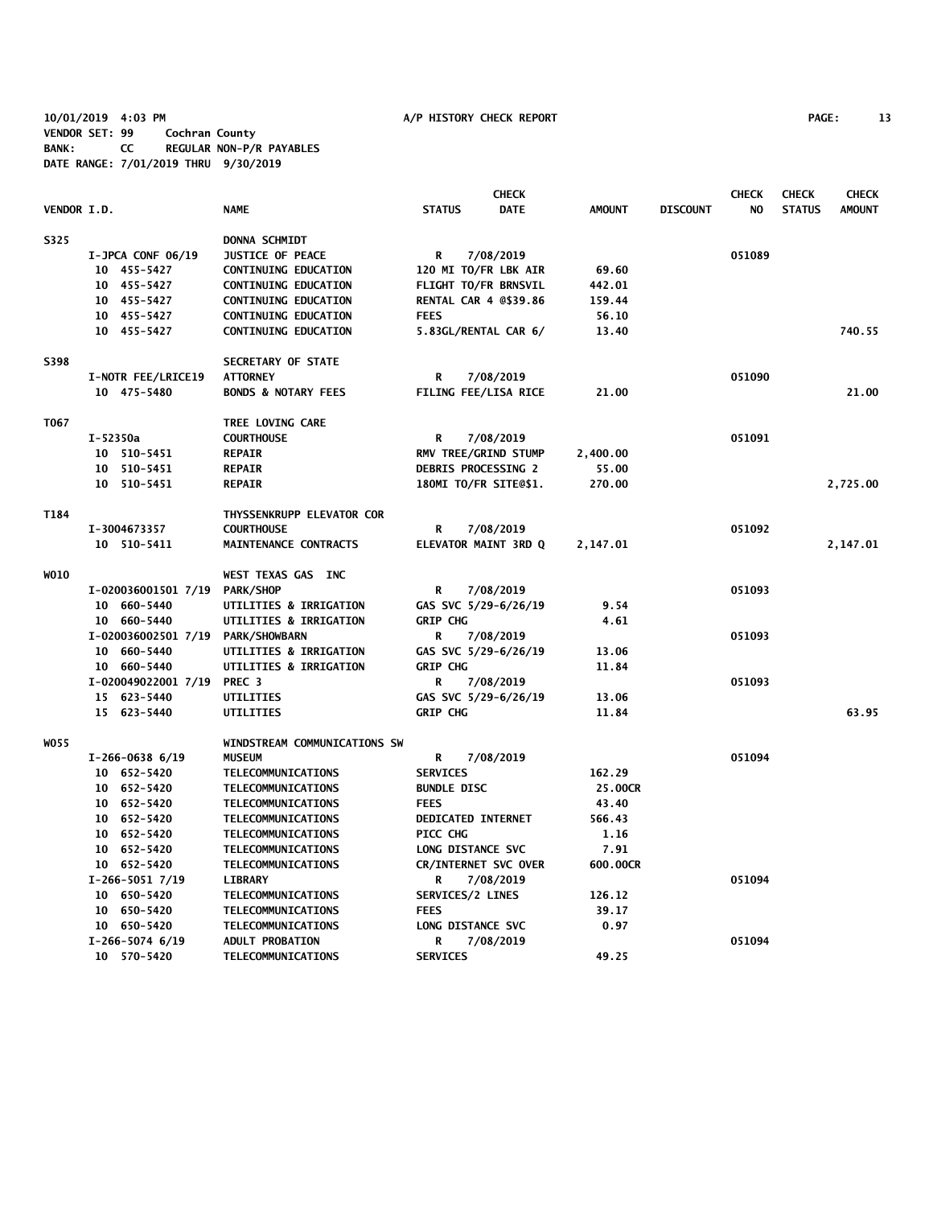10/01/2019 4:03 PM A/P HISTORY CHECK REPORT
VENDOR SET: 99 Cochran County
BANK: CC REGULAR NON-P/R PAYABLES
DATE RANGE: 7/01/2019 THRU 9/30/2019

| VENDOR I.D. | NAME | STATUS / CHECK DATE | AMOUNT | DISCOUNT | CHECK NO | CHECK STATUS | CHECK AMOUNT |
|---|---|---|---|---|---|---|---|
| S325 | DONNA SCHMIDT | | | | | | |
| I-JPCA CONF 06/19 | JUSTICE OF PEACE | R 7/08/2019 | | | 051089 | | |
| 10 455-5427 | CONTINUING EDUCATION | 120 MI TO/FR LBK AIR | 69.60 | | | | |
| 10 455-5427 | CONTINUING EDUCATION | FLIGHT TO/FR BRNSVIL | 442.01 | | | | |
| 10 455-5427 | CONTINUING EDUCATION | RENTAL CAR 4 @$39.86 | 159.44 | | | | |
| 10 455-5427 | CONTINUING EDUCATION | FEES | 56.10 | | | | |
| 10 455-5427 | CONTINUING EDUCATION | 5.83GL/RENTAL CAR 6/ | 13.40 | | | | 740.55 |
| S398 | SECRETARY OF STATE | | | | | | |
| I-NOTR FEE/LRICE19 | ATTORNEY | R 7/08/2019 | | | 051090 | | |
| 10 475-5480 | BONDS & NOTARY FEES | FILING FEE/LISA RICE | 21.00 | | | | 21.00 |
| T067 | TREE LOVING CARE | | | | | | |
| I-52350a | COURTHOUSE | R 7/08/2019 | | | 051091 | | |
| 10 510-5451 | REPAIR | RMV TREE/GRIND STUMP | 2,400.00 | | | | |
| 10 510-5451 | REPAIR | DEBRIS PROCESSING 2 | 55.00 | | | | |
| 10 510-5451 | REPAIR | 180MI TO/FR SITE@$1. | 270.00 | | | | 2,725.00 |
| T184 | THYSSENKRUPP ELEVATOR COR | | | | | | |
| I-3004673357 | COURTHOUSE | R 7/08/2019 | | | 051092 | | |
| 10 510-5411 | MAINTENANCE CONTRACTS | ELEVATOR MAINT 3RD Q | 2,147.01 | | | | 2,147.01 |
| W010 | WEST TEXAS GAS INC | | | | | | |
| I-020036001501 7/19 | PARK/SHOP | R 7/08/2019 | | | 051093 | | |
| 10 660-5440 | UTILITIES & IRRIGATION | GAS SVC 5/29-6/26/19 | 9.54 | | | | |
| 10 660-5440 | UTILITIES & IRRIGATION | GRIP CHG | 4.61 | | | | |
| I-020036002501 7/19 | PARK/SHOWBARN | R 7/08/2019 | | | 051093 | | |
| 10 660-5440 | UTILITIES & IRRIGATION | GAS SVC 5/29-6/26/19 | 13.06 | | | | |
| 10 660-5440 | UTILITIES & IRRIGATION | GRIP CHG | 11.84 | | | | |
| I-020049022001 7/19 | PREC 3 | R 7/08/2019 | | | 051093 | | |
| 15 623-5440 | UTILITIES | GAS SVC 5/29-6/26/19 | 13.06 | | | | |
| 15 623-5440 | UTILITIES | GRIP CHG | 11.84 | | | | 63.95 |
| W055 | WINDSTREAM COMMUNICATIONS SW | | | | | | |
| I-266-0638 6/19 | MUSEUM | R 7/08/2019 | | | 051094 | | |
| 10 652-5420 | TELECOMMUNICATIONS | SERVICES | 162.29 | | | | |
| 10 652-5420 | TELECOMMUNICATIONS | BUNDLE DISC | 25.00CR | | | | |
| 10 652-5420 | TELECOMMUNICATIONS | FEES | 43.40 | | | | |
| 10 652-5420 | TELECOMMUNICATIONS | DEDICATED INTERNET | 566.43 | | | | |
| 10 652-5420 | TELECOMMUNICATIONS | PICC CHG | 1.16 | | | | |
| 10 652-5420 | TELECOMMUNICATIONS | LONG DISTANCE SVC | 7.91 | | | | |
| 10 652-5420 | TELECOMMUNICATIONS | CR/INTERNET SVC OVER | 600.00CR | | | | |
| I-266-5051 7/19 | LIBRARY | R 7/08/2019 | | | 051094 | | |
| 10 650-5420 | TELECOMMUNICATIONS | SERVICES/2 LINES | 126.12 | | | | |
| 10 650-5420 | TELECOMMUNICATIONS | FEES | 39.17 | | | | |
| 10 650-5420 | TELECOMMUNICATIONS | LONG DISTANCE SVC | 0.97 | | | | |
| I-266-5074 6/19 | ADULT PROBATION | R 7/08/2019 | | | 051094 | | |
| 10 570-5420 | TELECOMMUNICATIONS | SERVICES | 49.25 | | | | |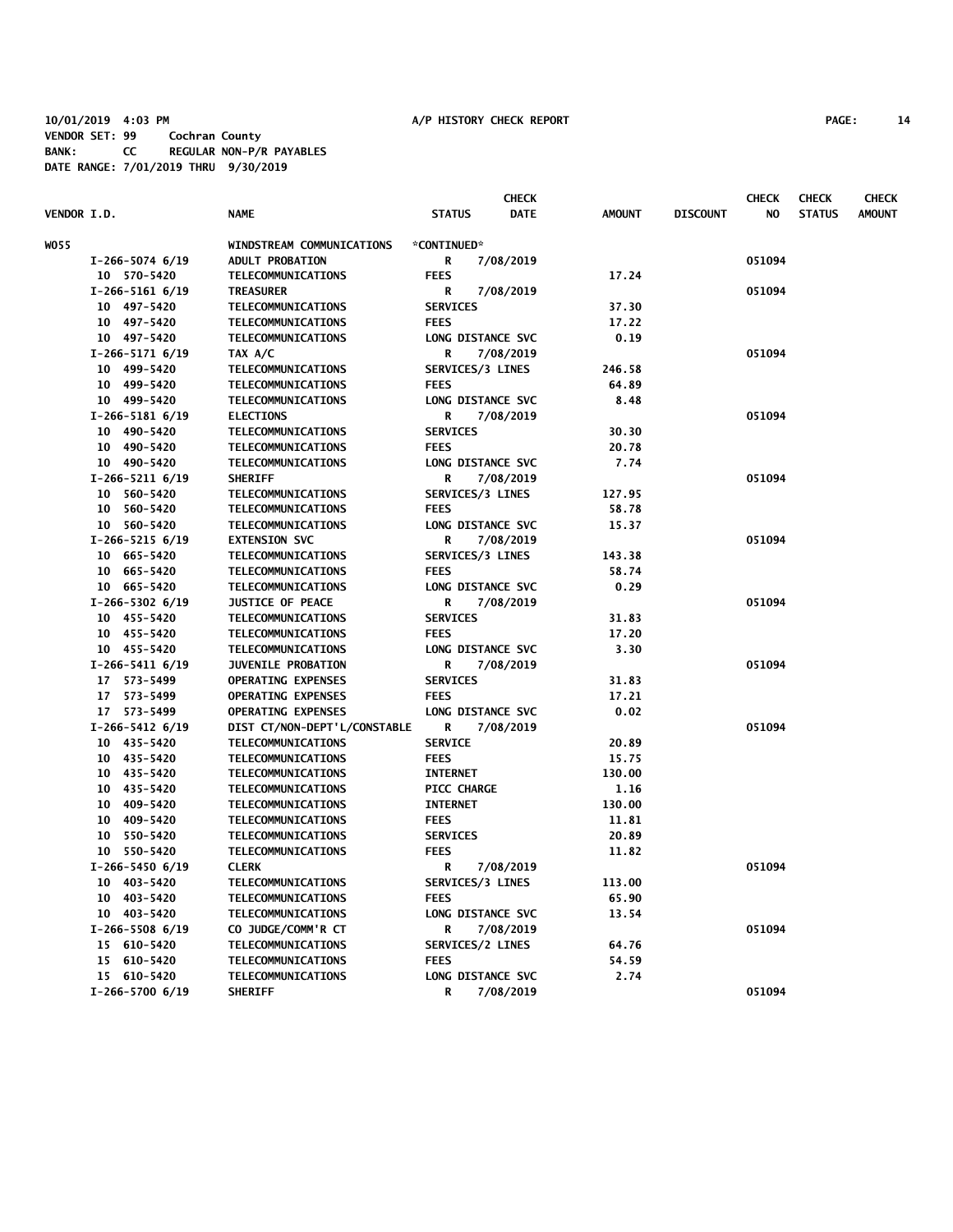10/01/2019 4:03 PM A/P HISTORY CHECK REPORT

VENDOR SET: 99 Cochran County
BANK: CC REGULAR NON-P/R PAYABLES
DATE RANGE: 7/01/2019 THRU 9/30/2019

| VENDOR I.D. | NAME | STATUS | CHECK DATE | AMOUNT | DISCOUNT | CHECK NO | CHECK STATUS | CHECK AMOUNT |
|---|---|---|---|---|---|---|---|---|
| W055 | WINDSTREAM COMMUNICATIONS | *CONTINUED* | | | | | | |
| I-266-5074 6/19 | ADULT PROBATION | R | 7/08/2019 | | | 051094 | | |
| 10 570-5420 | TELECOMMUNICATIONS | FEES | | 17.24 | | | | |
| I-266-5161 6/19 | TREASURER | R | 7/08/2019 | | | 051094 | | |
| 10 497-5420 | TELECOMMUNICATIONS | SERVICES | | 37.30 | | | | |
| 10 497-5420 | TELECOMMUNICATIONS | FEES | | 17.22 | | | | |
| 10 497-5420 | TELECOMMUNICATIONS | LONG DISTANCE SVC | | 0.19 | | | | |
| I-266-5171 6/19 | TAX A/C | R | 7/08/2019 | | | 051094 | | |
| 10 499-5420 | TELECOMMUNICATIONS | SERVICES/3 LINES | | 246.58 | | | | |
| 10 499-5420 | TELECOMMUNICATIONS | FEES | | 64.89 | | | | |
| 10 499-5420 | TELECOMMUNICATIONS | LONG DISTANCE SVC | | 8.48 | | | | |
| I-266-5181 6/19 | ELECTIONS | R | 7/08/2019 | | | 051094 | | |
| 10 490-5420 | TELECOMMUNICATIONS | SERVICES | | 30.30 | | | | |
| 10 490-5420 | TELECOMMUNICATIONS | FEES | | 20.78 | | | | |
| 10 490-5420 | TELECOMMUNICATIONS | LONG DISTANCE SVC | | 7.74 | | | | |
| I-266-5211 6/19 | SHERIFF | R | 7/08/2019 | | | 051094 | | |
| 10 560-5420 | TELECOMMUNICATIONS | SERVICES/3 LINES | | 127.95 | | | | |
| 10 560-5420 | TELECOMMUNICATIONS | FEES | | 58.78 | | | | |
| 10 560-5420 | TELECOMMUNICATIONS | LONG DISTANCE SVC | | 15.37 | | | | |
| I-266-5215 6/19 | EXTENSION SVC | R | 7/08/2019 | | | 051094 | | |
| 10 665-5420 | TELECOMMUNICATIONS | SERVICES/3 LINES | | 143.38 | | | | |
| 10 665-5420 | TELECOMMUNICATIONS | FEES | | 58.74 | | | | |
| 10 665-5420 | TELECOMMUNICATIONS | LONG DISTANCE SVC | | 0.29 | | | | |
| I-266-5302 6/19 | JUSTICE OF PEACE | R | 7/08/2019 | | | 051094 | | |
| 10 455-5420 | TELECOMMUNICATIONS | SERVICES | | 31.83 | | | | |
| 10 455-5420 | TELECOMMUNICATIONS | FEES | | 17.20 | | | | |
| 10 455-5420 | TELECOMMUNICATIONS | LONG DISTANCE SVC | | 3.30 | | | | |
| I-266-5411 6/19 | JUVENILE PROBATION | R | 7/08/2019 | | | 051094 | | |
| 17 573-5499 | OPERATING EXPENSES | SERVICES | | 31.83 | | | | |
| 17 573-5499 | OPERATING EXPENSES | FEES | | 17.21 | | | | |
| 17 573-5499 | OPERATING EXPENSES | LONG DISTANCE SVC | | 0.02 | | | | |
| I-266-5412 6/19 | DIST CT/NON-DEPT'L/CONSTABLE | R | 7/08/2019 | | | 051094 | | |
| 10 435-5420 | TELECOMMUNICATIONS | SERVICE | | 20.89 | | | | |
| 10 435-5420 | TELECOMMUNICATIONS | FEES | | 15.75 | | | | |
| 10 435-5420 | TELECOMMUNICATIONS | INTERNET | | 130.00 | | | | |
| 10 435-5420 | TELECOMMUNICATIONS | PICC CHARGE | | 1.16 | | | | |
| 10 409-5420 | TELECOMMUNICATIONS | INTERNET | | 130.00 | | | | |
| 10 409-5420 | TELECOMMUNICATIONS | FEES | | 11.81 | | | | |
| 10 550-5420 | TELECOMMUNICATIONS | SERVICES | | 20.89 | | | | |
| 10 550-5420 | TELECOMMUNICATIONS | FEES | | 11.82 | | | | |
| I-266-5450 6/19 | CLERK | R | 7/08/2019 | | | 051094 | | |
| 10 403-5420 | TELECOMMUNICATIONS | SERVICES/3 LINES | | 113.00 | | | | |
| 10 403-5420 | TELECOMMUNICATIONS | FEES | | 65.90 | | | | |
| 10 403-5420 | TELECOMMUNICATIONS | LONG DISTANCE SVC | | 13.54 | | | | |
| I-266-5508 6/19 | CO JUDGE/COMM'R CT | R | 7/08/2019 | | | 051094 | | |
| 15 610-5420 | TELECOMMUNICATIONS | SERVICES/2 LINES | | 64.76 | | | | |
| 15 610-5420 | TELECOMMUNICATIONS | FEES | | 54.59 | | | | |
| 15 610-5420 | TELECOMMUNICATIONS | LONG DISTANCE SVC | | 2.74 | | | | |
| I-266-5700 6/19 | SHERIFF | R | 7/08/2019 | | | 051094 | | |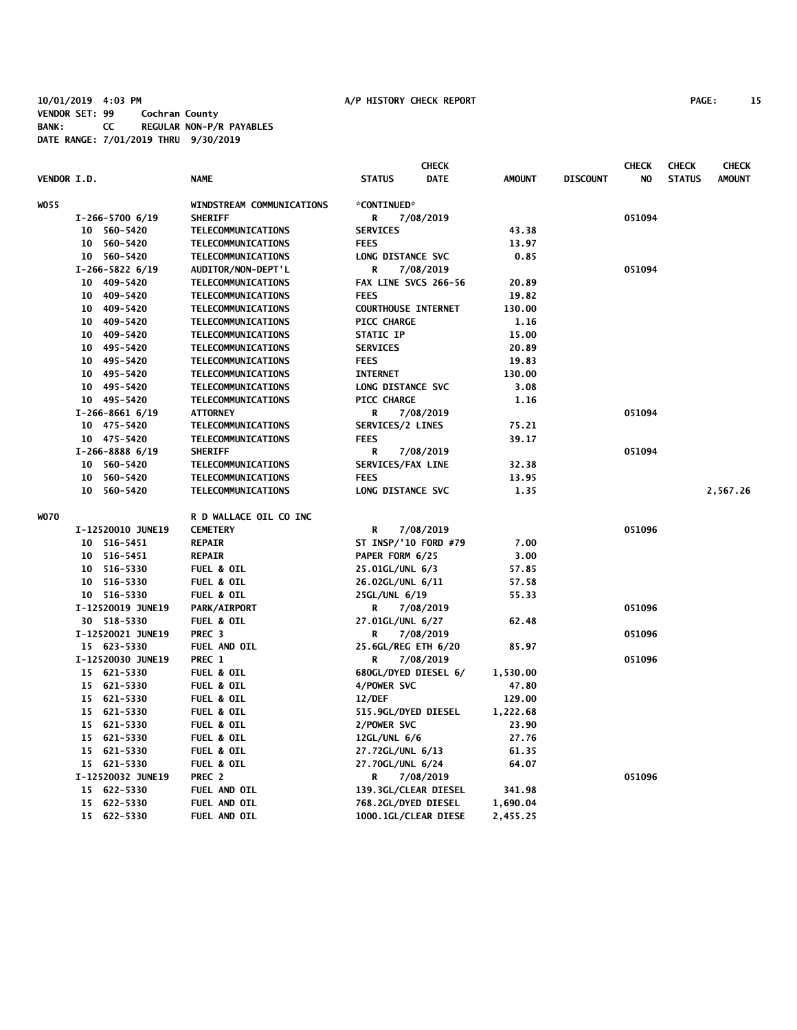10/01/2019 4:03 PM A/P HISTORY CHECK REPORT
VENDOR SET: 99 Cochran County
BANK: CC REGULAR NON-P/R PAYABLES
DATE RANGE: 7/01/2019 THRU 9/30/2019

| VENDOR I.D. | NAME | STATUS | CHECK DATE | AMOUNT | DISCOUNT | CHECK NO | CHECK STATUS | CHECK AMOUNT |
|---|---|---|---|---|---|---|---|---|
| W055 | WINDSTREAM COMMUNICATIONS | *CONTINUED* | | | | | | |
| I-266-5700 6/19 | SHERIFF | R | 7/08/2019 | | | 051094 | | |
| 10 560-5420 | TELECOMMUNICATIONS | SERVICES | | 43.38 | | | | |
| 10 560-5420 | TELECOMMUNICATIONS | FEES | | 13.97 | | | | |
| 10 560-5420 | TELECOMMUNICATIONS | LONG DISTANCE SVC | | 0.85 | | | | |
| I-266-5822 6/19 | AUDITOR/NON-DEPT'L | R | 7/08/2019 | | | 051094 | | |
| 10 409-5420 | TELECOMMUNICATIONS | FAX LINE SVCS 266-56 | | 20.89 | | | | |
| 10 409-5420 | TELECOMMUNICATIONS | FEES | | 19.82 | | | | |
| 10 409-5420 | TELECOMMUNICATIONS | COURTHOUSE INTERNET | | 130.00 | | | | |
| 10 409-5420 | TELECOMMUNICATIONS | PICC CHARGE | | 1.16 | | | | |
| 10 409-5420 | TELECOMMUNICATIONS | STATIC IP | | 15.00 | | | | |
| 10 495-5420 | TELECOMMUNICATIONS | SERVICES | | 20.89 | | | | |
| 10 495-5420 | TELECOMMUNICATIONS | FEES | | 19.83 | | | | |
| 10 495-5420 | TELECOMMUNICATIONS | INTERNET | | 130.00 | | | | |
| 10 495-5420 | TELECOMMUNICATIONS | LONG DISTANCE SVC | | 3.08 | | | | |
| 10 495-5420 | TELECOMMUNICATIONS | PICC CHARGE | | 1.16 | | | | |
| I-266-8661 6/19 | ATTORNEY | R | 7/08/2019 | | | 051094 | | |
| 10 475-5420 | TELECOMMUNICATIONS | SERVICES/2 LINES | | 75.21 | | | | |
| 10 475-5420 | TELECOMMUNICATIONS | FEES | | 39.17 | | | | |
| I-266-8888 6/19 | SHERIFF | R | 7/08/2019 | | | 051094 | | |
| 10 560-5420 | TELECOMMUNICATIONS | SERVICES/FAX LINE | | 32.38 | | | | |
| 10 560-5420 | TELECOMMUNICATIONS | FEES | | 13.95 | | | | |
| 10 560-5420 | TELECOMMUNICATIONS | LONG DISTANCE SVC | | 1.35 | | | | 2,567.26 |
| W070 | R D WALLACE OIL CO INC | | | | | | | |
| I-12520010 JUNE19 | CEMETERY | R | 7/08/2019 | | | 051096 | | |
| 10 516-5451 | REPAIR | ST INSP/'10 FORD #79 | | 7.00 | | | | |
| 10 516-5451 | REPAIR | PAPER FORM 6/25 | | 3.00 | | | | |
| 10 516-5330 | FUEL & OIL | 25.01GL/UNL 6/3 | | 57.85 | | | | |
| 10 516-5330 | FUEL & OIL | 26.02GL/UNL 6/11 | | 57.58 | | | | |
| 10 516-5330 | FUEL & OIL | 25GL/UNL 6/19 | | 55.33 | | | | |
| I-12520019 JUNE19 | PARK/AIRPORT | R | 7/08/2019 | | | 051096 | | |
| 30 518-5330 | FUEL & OIL | 27.01GL/UNL 6/27 | | 62.48 | | | | |
| I-12520021 JUNE19 | PREC 3 | R | 7/08/2019 | | | 051096 | | |
| 15 623-5330 | FUEL AND OIL | 25.6GL/REG ETH 6/20 | | 85.97 | | | | |
| I-12520030 JUNE19 | PREC 1 | R | 7/08/2019 | | | 051096 | | |
| 15 621-5330 | FUEL & OIL | 680GL/DYED DIESEL 6/ | | 1,530.00 | | | | |
| 15 621-5330 | FUEL & OIL | 4/POWER SVC | | 47.80 | | | | |
| 15 621-5330 | FUEL & OIL | 12/DEF | | 129.00 | | | | |
| 15 621-5330 | FUEL & OIL | 515.9GL/DYED DIESEL | | 1,222.68 | | | | |
| 15 621-5330 | FUEL & OIL | 2/POWER SVC | | 23.90 | | | | |
| 15 621-5330 | FUEL & OIL | 12GL/UNL 6/6 | | 27.76 | | | | |
| 15 621-5330 | FUEL & OIL | 27.72GL/UNL 6/13 | | 61.35 | | | | |
| 15 621-5330 | FUEL & OIL | 27.70GL/UNL 6/24 | | 64.07 | | | | |
| I-12520032 JUNE19 | PREC 2 | R | 7/08/2019 | | | 051096 | | |
| 15 622-5330 | FUEL AND OIL | 139.3GL/CLEAR DIESEL | | 341.98 | | | | |
| 15 622-5330 | FUEL AND OIL | 768.2GL/DYED DIESEL | | 1,690.04 | | | | |
| 15 622-5330 | FUEL AND OIL | 1000.1GL/CLEAR DIESE | | 2,455.25 | | | | |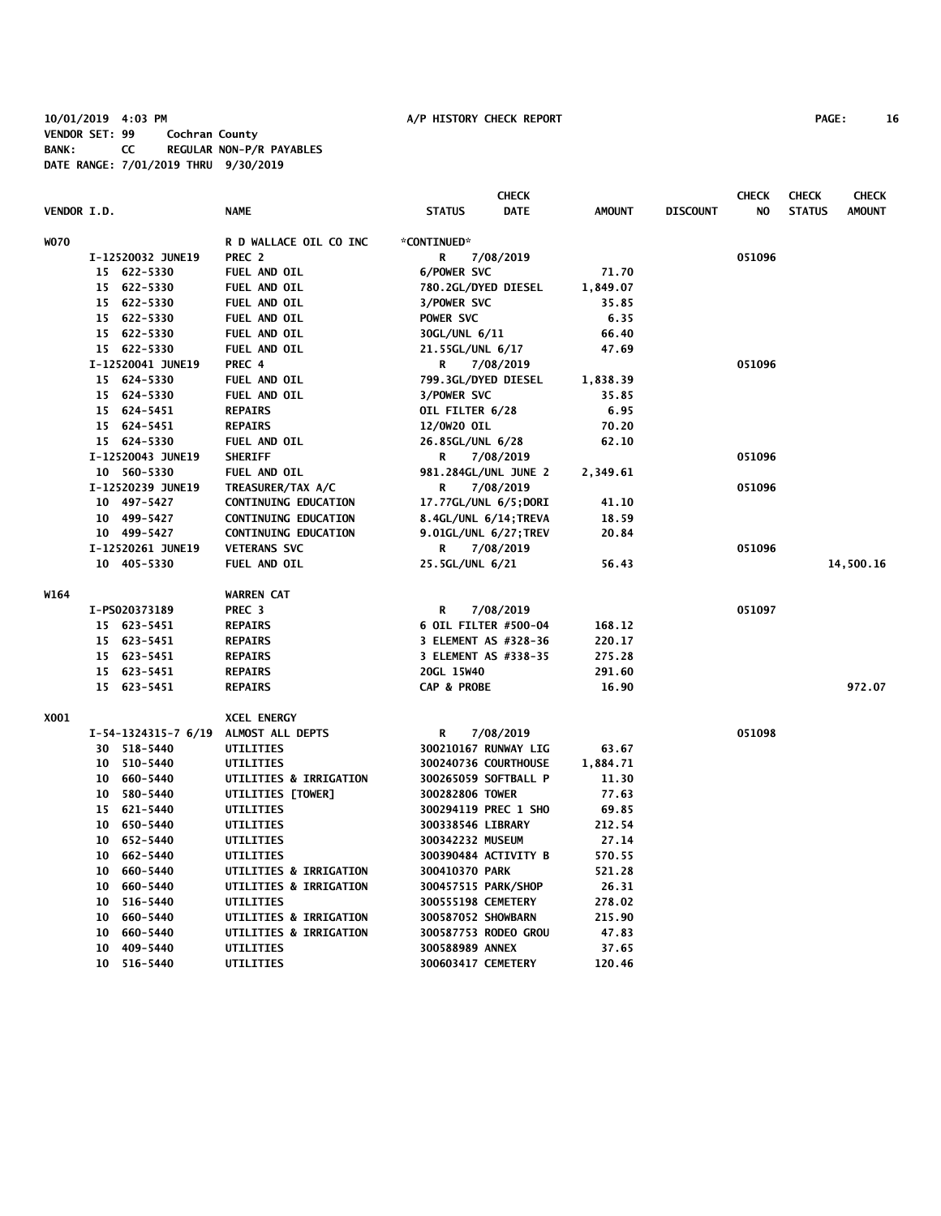10/01/2019 4:03 PM A/P HISTORY CHECK REPORT
VENDOR SET: 99 Cochran County
BANK: CC REGULAR NON-P/R PAYABLES
DATE RANGE: 7/01/2019 THRU 9/30/2019

| VENDOR I.D. | NAME | STATUS | CHECK DATE | AMOUNT | DISCOUNT | CHECK NO | CHECK STATUS | CHECK AMOUNT |
|---|---|---|---|---|---|---|---|---|
| W070 | R D WALLACE OIL CO INC | *CONTINUED* | | | | | | |
| I-12520032 JUNE19 | PREC 2 | R | 7/08/2019 | | | 051096 | | |
| 15 622-5330 | FUEL AND OIL | 6/POWER SVC | | 71.70 | | | | |
| 15 622-5330 | FUEL AND OIL | 780.2GL/DYED DIESEL | | 1,849.07 | | | | |
| 15 622-5330 | FUEL AND OIL | 3/POWER SVC | | 35.85 | | | | |
| 15 622-5330 | FUEL AND OIL | POWER SVC | | 6.35 | | | | |
| 15 622-5330 | FUEL AND OIL | 30GL/UNL 6/11 | | 66.40 | | | | |
| 15 622-5330 | FUEL AND OIL | 21.55GL/UNL 6/17 | | 47.69 | | | | |
| I-12520041 JUNE19 | PREC 4 | R | 7/08/2019 | | | 051096 | | |
| 15 624-5330 | FUEL AND OIL | 799.3GL/DYED DIESEL | | 1,838.39 | | | | |
| 15 624-5330 | FUEL AND OIL | 3/POWER SVC | | 35.85 | | | | |
| 15 624-5451 | REPAIRS | OIL FILTER 6/28 | | 6.95 | | | | |
| 15 624-5451 | REPAIRS | 12/0W20 OIL | | 70.20 | | | | |
| 15 624-5330 | FUEL AND OIL | 26.85GL/UNL 6/28 | | 62.10 | | | | |
| I-12520043 JUNE19 | SHERIFF | R | 7/08/2019 | | | 051096 | | |
| 10 560-5330 | FUEL AND OIL | 981.284GL/UNL JUNE 2 | | 2,349.61 | | | | |
| I-12520239 JUNE19 | TREASURER/TAX A/C | R | 7/08/2019 | | | 051096 | | |
| 10 497-5427 | CONTINUING EDUCATION | 17.77GL/UNL 6/5;DORI | | 41.10 | | | | |
| 10 499-5427 | CONTINUING EDUCATION | 8.4GL/UNL 6/14;TREVA | | 18.59 | | | | |
| 10 499-5427 | CONTINUING EDUCATION | 9.01GL/UNL 6/27;TREV | | 20.84 | | | | |
| I-12520261 JUNE19 | VETERANS SVC | R | 7/08/2019 | | | 051096 | | |
| 10 405-5330 | FUEL AND OIL | 25.5GL/UNL 6/21 | | 56.43 | | | | 14,500.16 |
| W164 | WARREN CAT | | | | | | | |
| I-PS020373189 | PREC 3 | R | 7/08/2019 | | | 051097 | | |
| 15 623-5451 | REPAIRS | 6 OIL FILTER #500-04 | | 168.12 | | | | |
| 15 623-5451 | REPAIRS | 3 ELEMENT AS #328-36 | | 220.17 | | | | |
| 15 623-5451 | REPAIRS | 3 ELEMENT AS #338-35 | | 275.28 | | | | |
| 15 623-5451 | REPAIRS | 20GL 15W40 | | 291.60 | | | | |
| 15 623-5451 | REPAIRS | CAP & PROBE | | 16.90 | | | | 972.07 |
| X001 | XCEL ENERGY | | | | | | | |
| I-54-1324315-7 6/19 | ALMOST ALL DEPTS | R | 7/08/2019 | | | 051098 | | |
| 30 518-5440 | UTILITIES | 300210167 RUNWAY LIG | | 63.67 | | | | |
| 10 510-5440 | UTILITIES | 300240736 COURTHOUSE | | 1,884.71 | | | | |
| 10 660-5440 | UTILITIES & IRRIGATION | 300265059 SOFTBALL P | | 11.30 | | | | |
| 10 580-5440 | UTILITIES [TOWER] | 300282806 TOWER | | 77.63 | | | | |
| 15 621-5440 | UTILITIES | 300294119 PREC 1 SHO | | 69.85 | | | | |
| 10 650-5440 | UTILITIES | 300338546 LIBRARY | | 212.54 | | | | |
| 10 652-5440 | UTILITIES | 300342232 MUSEUM | | 27.14 | | | | |
| 10 662-5440 | UTILITIES | 300390484 ACTIVITY B | | 570.55 | | | | |
| 10 660-5440 | UTILITIES & IRRIGATION | 300410370 PARK | | 521.28 | | | | |
| 10 660-5440 | UTILITIES & IRRIGATION | 300457515 PARK/SHOP | | 26.31 | | | | |
| 10 516-5440 | UTILITIES | 300555198 CEMETERY | | 278.02 | | | | |
| 10 660-5440 | UTILITIES & IRRIGATION | 300587052 SHOWBARN | | 215.90 | | | | |
| 10 660-5440 | UTILITIES & IRRIGATION | 300587753 RODEO GROU | | 47.83 | | | | |
| 10 409-5440 | UTILITIES | 300588989 ANNEX | | 37.65 | | | | |
| 10 516-5440 | UTILITIES | 300603417 CEMETERY | | 120.46 | | | | |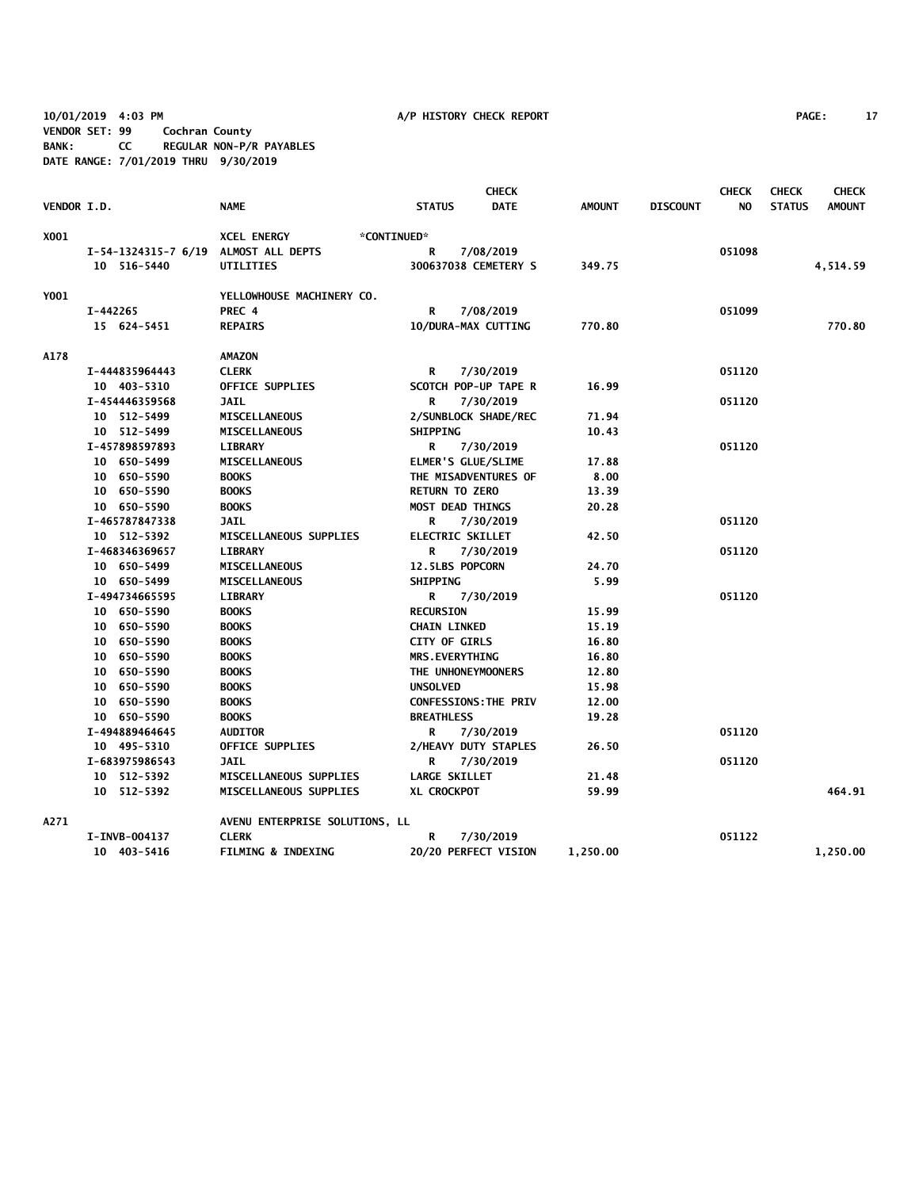10/01/2019 4:03 PM A/P HISTORY CHECK REPORT
VENDOR SET: 99 Cochran County
BANK: CC REGULAR NON-P/R PAYABLES
DATE RANGE: 7/01/2019 THRU 9/30/2019

| VENDOR I.D. | NAME | STATUS | CHECK DATE | AMOUNT | DISCOUNT | CHECK NO | CHECK STATUS | CHECK AMOUNT |
|---|---|---|---|---|---|---|---|---|
| X001 | XCEL ENERGY *CONTINUED* | | | | | | | |
| I-54-1324315-7 6/19 | ALMOST ALL DEPTS | R | 7/08/2019 | | | 051098 | | |
| 10 516-5440 | UTILITIES | 300637038 CEMETERY S | | 349.75 | | | | 4,514.59 |
| Y001 | YELLOWHOUSE MACHINERY CO. | | | | | | | |
| I-442265 | PREC 4 | R | 7/08/2019 | | | 051099 | | |
| 15 624-5451 | REPAIRS | 10/DURA-MAX CUTTING | | 770.80 | | | | 770.80 |
| A178 | AMAZON | | | | | | | |
| I-444835964443 | CLERK | R | 7/30/2019 | | | 051120 | | |
| 10 403-5310 | OFFICE SUPPLIES | SCOTCH POP-UP TAPE R | | 16.99 | | | | |
| I-454446359568 | JAIL | R | 7/30/2019 | | | 051120 | | |
| 10 512-5499 | MISCELLANEOUS | 2/SUNBLOCK SHADE/REC | | 71.94 | | | | |
| 10 512-5499 | MISCELLANEOUS | SHIPPING | | 10.43 | | | | |
| I-457898597893 | LIBRARY | R | 7/30/2019 | | | 051120 | | |
| 10 650-5499 | MISCELLANEOUS | ELMER'S GLUE/SLIME | | 17.88 | | | | |
| 10 650-5590 | BOOKS | THE MISADVENTURES OF | | 8.00 | | | | |
| 10 650-5590 | BOOKS | RETURN TO ZERO | | 13.39 | | | | |
| 10 650-5590 | BOOKS | MOST DEAD THINGS | | 20.28 | | | | |
| I-465787847338 | JAIL | R | 7/30/2019 | | | 051120 | | |
| 10 512-5392 | MISCELLANEOUS SUPPLIES | ELECTRIC SKILLET | | 42.50 | | | | |
| I-468346369657 | LIBRARY | R | 7/30/2019 | | | 051120 | | |
| 10 650-5499 | MISCELLANEOUS | 12.5LBS POPCORN | | 24.70 | | | | |
| 10 650-5499 | MISCELLANEOUS | SHIPPING | | 5.99 | | | | |
| I-494734665595 | LIBRARY | R | 7/30/2019 | | | 051120 | | |
| 10 650-5590 | BOOKS | RECURSION | | 15.99 | | | | |
| 10 650-5590 | BOOKS | CHAIN LINKED | | 15.19 | | | | |
| 10 650-5590 | BOOKS | CITY OF GIRLS | | 16.80 | | | | |
| 10 650-5590 | BOOKS | MRS.EVERYTHING | | 16.80 | | | | |
| 10 650-5590 | BOOKS | THE UNHONEYMOONERS | | 12.80 | | | | |
| 10 650-5590 | BOOKS | UNSOLVED | | 15.98 | | | | |
| 10 650-5590 | BOOKS | CONFESSIONS:THE PRIV | | 12.00 | | | | |
| 10 650-5590 | BOOKS | BREATHLESS | | 19.28 | | | | |
| I-494889464645 | AUDITOR | R | 7/30/2019 | | | 051120 | | |
| 10 495-5310 | OFFICE SUPPLIES | 2/HEAVY DUTY STAPLES | | 26.50 | | | | |
| I-683975986543 | JAIL | R | 7/30/2019 | | | 051120 | | |
| 10 512-5392 | MISCELLANEOUS SUPPLIES | LARGE SKILLET | | 21.48 | | | | |
| 10 512-5392 | MISCELLANEOUS SUPPLIES | XL CROCKPOT | | 59.99 | | | | 464.91 |
| A271 | AVENU ENTERPRISE SOLUTIONS, LL | | | | | | | |
| I-INVB-004137 | CLERK | R | 7/30/2019 | | | 051122 | | |
| 10 403-5416 | FILMING & INDEXING | 20/20 PERFECT VISION | | 1,250.00 | | | | 1,250.00 |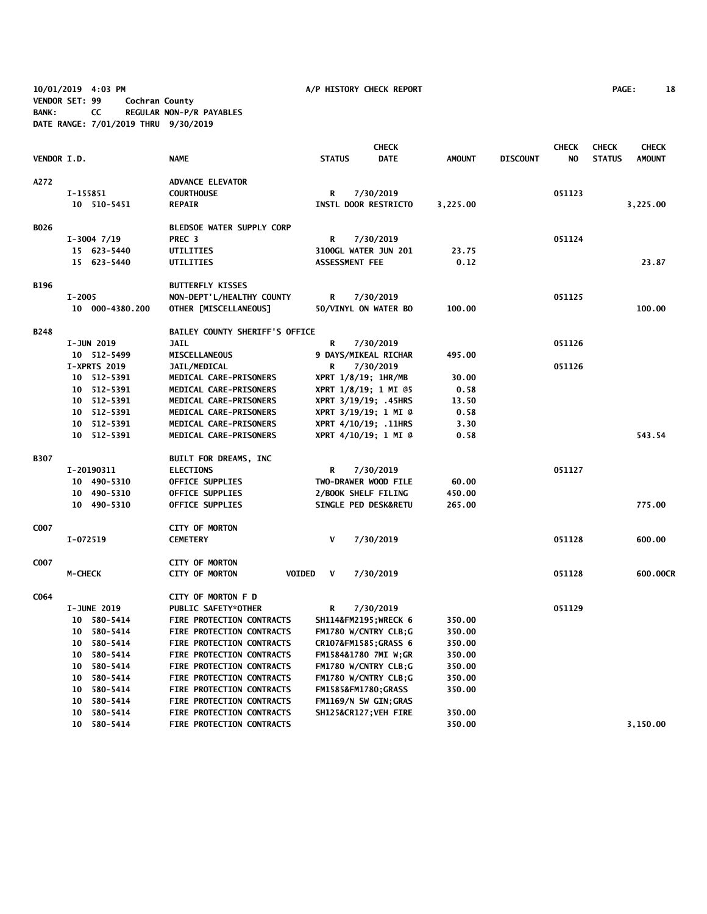10/01/2019 4:03 PM A/P HISTORY CHECK REPORT
VENDOR SET: 99 Cochran County
BANK: CC REGULAR NON-P/R PAYABLES
DATE RANGE: 7/01/2019 THRU 9/30/2019

| VENDOR I.D. | NAME | STATUS | CHECK DATE | AMOUNT | DISCOUNT | CHECK NO | CHECK STATUS | CHECK AMOUNT |
|---|---|---|---|---|---|---|---|---|
| A272 | ADVANCE ELEVATOR | | | | | | | |
| I-155851 | COURTHOUSE | R | 7/30/2019 | | | 051123 | | |
| 10 510-5451 | REPAIR | INSTL DOOR RESTRICTO | | 3,225.00 | | | | 3,225.00 |
| B026 | BLEDSOE WATER SUPPLY CORP | | | | | | | |
| I-3004 7/19 | PREC 3 | R | 7/30/2019 | | | 051124 | | |
| 15 623-5440 | UTILITIES | 3100GL WATER JUN 201 | | 23.75 | | | | |
| 15 623-5440 | UTILITIES | ASSESSMENT FEE | | 0.12 | | | | 23.87 |
| B196 | BUTTERFLY KISSES | | | | | | | |
| I-2005 | NON-DEPT'L/HEALTHY COUNTY | R | 7/30/2019 | | | 051125 | | |
| 10 000-4380.200 | OTHER [MISCELLANEOUS] | 50/VINYL ON WATER BO | | 100.00 | | | | 100.00 |
| B248 | BAILEY COUNTY SHERIFF'S OFFICE | | | | | | | |
| I-JUN 2019 | JAIL | R | 7/30/2019 | | | 051126 | | |
| 10 512-5499 | MISCELLANEOUS | 9 DAYS/MIKEAL RICHAR | | 495.00 | | | | |
| I-XPRTS 2019 | JAIL/MEDICAL | R | 7/30/2019 | | | 051126 | | |
| 10 512-5391 | MEDICAL CARE-PRISONERS | XPRT 1/8/19; 1HR/MB | | 30.00 | | | | |
| 10 512-5391 | MEDICAL CARE-PRISONERS | XPRT 1/8/19; 1 MI @5 | | 0.58 | | | | |
| 10 512-5391 | MEDICAL CARE-PRISONERS | XPRT 3/19/19; .45HRS | | 13.50 | | | | |
| 10 512-5391 | MEDICAL CARE-PRISONERS | XPRT 3/19/19; 1 MI @ | | 0.58 | | | | |
| 10 512-5391 | MEDICAL CARE-PRISONERS | XPRT 4/10/19; .11HRS | | 3.30 | | | | |
| 10 512-5391 | MEDICAL CARE-PRISONERS | XPRT 4/10/19; 1 MI @ | | 0.58 | | | | 543.54 |
| B307 | BUILT FOR DREAMS, INC | | | | | | | |
| I-20190311 | ELECTIONS | R | 7/30/2019 | | | 051127 | | |
| 10 490-5310 | OFFICE SUPPLIES | TWO-DRAWER WOOD FILE | | 60.00 | | | | |
| 10 490-5310 | OFFICE SUPPLIES | 2/BOOK SHELF FILING | | 450.00 | | | | |
| 10 490-5310 | OFFICE SUPPLIES | SINGLE PED DESK&RETU | | 265.00 | | | | 775.00 |
| C007 | CITY OF MORTON | | | | | | | |
| I-072519 | CEMETERY | V | 7/30/2019 | | | 051128 | | 600.00 |
| C007 | CITY OF MORTON | | | | | | | |
| M-CHECK | CITY OF MORTON VOIDED | V | 7/30/2019 | | | 051128 | | 600.00CR |
| C064 | CITY OF MORTON F D | | | | | | | |
| I-JUNE 2019 | PUBLIC SAFETY*OTHER | R | 7/30/2019 | | | 051129 | | |
| 10 580-5414 | FIRE PROTECTION CONTRACTS | SH114&FM2195;WRECK 6 | | 350.00 | | | | |
| 10 580-5414 | FIRE PROTECTION CONTRACTS | FM1780 W/CNTRY CLB;G | | 350.00 | | | | |
| 10 580-5414 | FIRE PROTECTION CONTRACTS | CR107&FM1585;GRASS 6 | | 350.00 | | | | |
| 10 580-5414 | FIRE PROTECTION CONTRACTS | FM1584&1780 7MI W;GR | | 350.00 | | | | |
| 10 580-5414 | FIRE PROTECTION CONTRACTS | FM1780 W/CNTRY CLB;G | | 350.00 | | | | |
| 10 580-5414 | FIRE PROTECTION CONTRACTS | FM1780 W/CNTRY CLB;G | | 350.00 | | | | |
| 10 580-5414 | FIRE PROTECTION CONTRACTS | FM1585&FM1780;GRASS | | 350.00 | | | | |
| 10 580-5414 | FIRE PROTECTION CONTRACTS | FM1169/N SW GIN;GRAS | | | | | | |
| 10 580-5414 | FIRE PROTECTION CONTRACTS | SH125&CR127;VEH FIRE | | 350.00 | | | | |
| 10 580-5414 | FIRE PROTECTION CONTRACTS | | | 350.00 | | | | 3,150.00 |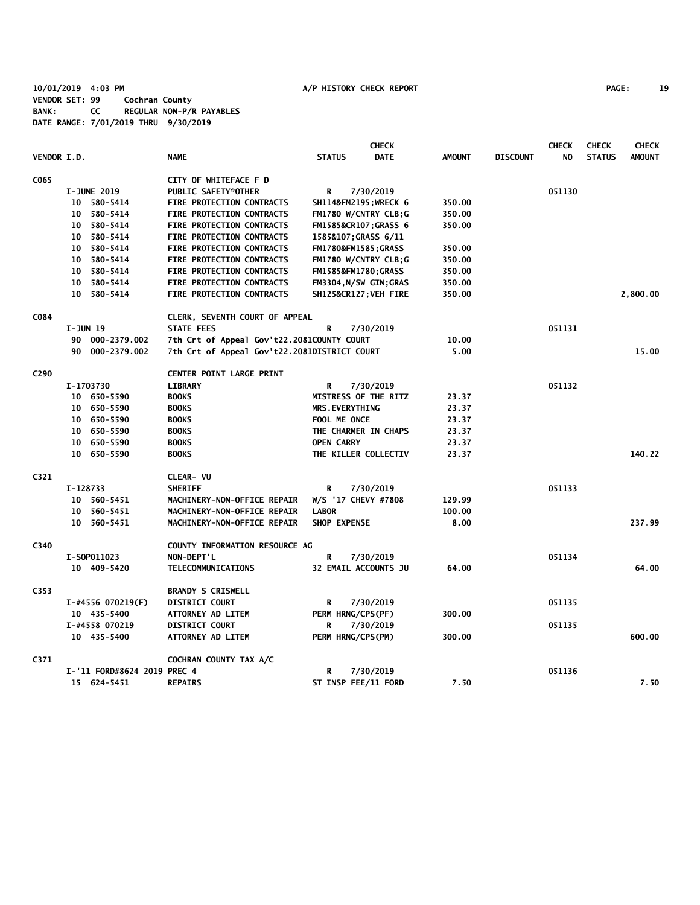10/01/2019 4:03 PM A/P HISTORY CHECK REPORT PAGE: 19
VENDOR SET: 99 Cochran County
BANK: CC REGULAR NON-P/R PAYABLES
DATE RANGE: 7/01/2019 THRU 9/30/2019

| VENDOR I.D. | NAME | STATUS | CHECK DATE | AMOUNT | DISCOUNT | CHECK NO | CHECK STATUS | CHECK AMOUNT |
|---|---|---|---|---|---|---|---|---|
| C065 | CITY OF WHITEFACE F D | | | | | | | |
| I-JUNE 2019 | PUBLIC SAFETY*OTHER | R | 7/30/2019 | | | 051130 | | |
| 10 580-5414 | FIRE PROTECTION CONTRACTS | SH114&FM2195;WRECK 6 | | 350.00 | | | | |
| 10 580-5414 | FIRE PROTECTION CONTRACTS | FM1780 W/CNTRY CLB;G | | 350.00 | | | | |
| 10 580-5414 | FIRE PROTECTION CONTRACTS | FM1585&CR107;GRASS 6 | | 350.00 | | | | |
| 10 580-5414 | FIRE PROTECTION CONTRACTS | 1585&107;GRASS 6/11 | | | | | | |
| 10 580-5414 | FIRE PROTECTION CONTRACTS | FM1780&FM1585;GRASS | | 350.00 | | | | |
| 10 580-5414 | FIRE PROTECTION CONTRACTS | FM1780 W/CNTRY CLB;G | | 350.00 | | | | |
| 10 580-5414 | FIRE PROTECTION CONTRACTS | FM1585&FM1780;GRASS | | 350.00 | | | | |
| 10 580-5414 | FIRE PROTECTION CONTRACTS | FM3304,N/SW GIN;GRAS | | 350.00 | | | | |
| 10 580-5414 | FIRE PROTECTION CONTRACTS | SH125&CR127;VEH FIRE | | 350.00 | | | | 2,800.00 |
| C084 | CLERK, SEVENTH COURT OF APPEAL | | | | | | | |
| I-JUN 19 | STATE FEES | R | 7/30/2019 | | | 051131 | | |
| 90 000-2379.002 | 7th Crt of Appeal Gov't22.2081COUNTY COURT | | | 10.00 | | | | |
| 90 000-2379.002 | 7th Crt of Appeal Gov't22.2081DISTRICT COURT | | | 5.00 | | | | 15.00 |
| C290 | CENTER POINT LARGE PRINT | | | | | | | |
| I-1703730 | LIBRARY | R | 7/30/2019 | | | 051132 | | |
| 10 650-5590 | BOOKS | MISTRESS OF THE RITZ | | 23.37 | | | | |
| 10 650-5590 | BOOKS | MRS.EVERYTHING | | 23.37 | | | | |
| 10 650-5590 | BOOKS | FOOL ME ONCE | | 23.37 | | | | |
| 10 650-5590 | BOOKS | THE CHARMER IN CHAPS | | 23.37 | | | | |
| 10 650-5590 | BOOKS | OPEN CARRY | | 23.37 | | | | |
| 10 650-5590 | BOOKS | THE KILLER COLLECTIV | | 23.37 | | | | 140.22 |
| C321 | CLEAR- VU | | | | | | | |
| I-128733 | SHERIFF | R | 7/30/2019 | | | 051133 | | |
| 10 560-5451 | MACHINERY-NON-OFFICE REPAIR | W/S '17 CHEVY #7808 | | 129.99 | | | | |
| 10 560-5451 | MACHINERY-NON-OFFICE REPAIR | LABOR | | 100.00 | | | | |
| 10 560-5451 | MACHINERY-NON-OFFICE REPAIR | SHOP EXPENSE | | 8.00 | | | | 237.99 |
| C340 | COUNTY INFORMATION RESOURCE AG | | | | | | | |
| I-SOP011023 | NON-DEPT'L | R | 7/30/2019 | | | 051134 | | |
| 10 409-5420 | TELECOMMUNICATIONS | 32 EMAIL ACCOUNTS JU | | 64.00 | | | | 64.00 |
| C353 | BRANDY S CRISWELL | | | | | | | |
| I-#4556 070219(F) | DISTRICT COURT | R | 7/30/2019 | | | 051135 | | |
| 10 435-5400 | ATTORNEY AD LITEM | PERM HRNG/CPS(PF) | | 300.00 | | | | |
| I-#4558 070219 | DISTRICT COURT | R | 7/30/2019 | | | 051135 | | |
| 10 435-5400 | ATTORNEY AD LITEM | PERM HRNG/CPS(PM) | | 300.00 | | | | 600.00 |
| C371 | COCHRAN COUNTY TAX A/C | | | | | | | |
| I-'11 FORD#8624 2019 PREC 4 | | R | 7/30/2019 | | | 051136 | | |
| 15 624-5451 | REPAIRS | ST INSP FEE/11 FORD | | 7.50 | | | | 7.50 |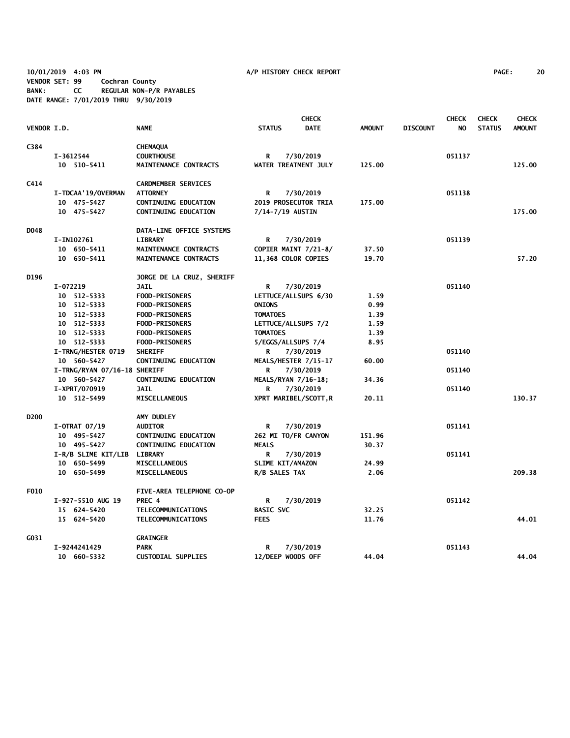10/01/2019 4:03 PM A/P HISTORY CHECK REPORT
VENDOR SET: 99 Cochran County
BANK: CC REGULAR NON-P/R PAYABLES
DATE RANGE: 7/01/2019 THRU 9/30/2019

| VENDOR I.D. | NAME | STATUS | CHECK DATE | AMOUNT | DISCOUNT | CHECK NO | CHECK STATUS | CHECK AMOUNT |
|---|---|---|---|---|---|---|---|---|
| C384 | CHEMAQUA | | | | | | | |
| I-3612544 | COURTHOUSE | R | 7/30/2019 | | | 051137 | | |
| 10 510-5411 | MAINTENANCE CONTRACTS | WATER TREATMENT JULY | | 125.00 | | | | 125.00 |
| C414 | CARDMEMBER SERVICES | | | | | | | |
| I-TDCAA'19/OVERMAN | ATTORNEY | R | 7/30/2019 | | | 051138 | | |
| 10 475-5427 | CONTINUING EDUCATION | 2019 PROSECUTOR TRIA | | 175.00 | | | | |
| 10 475-5427 | CONTINUING EDUCATION | 7/14-7/19 AUSTIN | | | | | | 175.00 |
| D048 | DATA-LINE OFFICE SYSTEMS | | | | | | | |
| I-IN102761 | LIBRARY | R | 7/30/2019 | | | 051139 | | |
| 10 650-5411 | MAINTENANCE CONTRACTS | COPIER MAINT 7/21-8/ | | 37.50 | | | | |
| 10 650-5411 | MAINTENANCE CONTRACTS | 11,368 COLOR COPIES | | 19.70 | | | | 57.20 |
| D196 | JORGE DE LA CRUZ, SHERIFF | | | | | | | |
| I-072219 | JAIL | R | 7/30/2019 | | | 051140 | | |
| 10 512-5333 | FOOD-PRISONERS | LETTUCE/ALLSUPS 6/30 | | 1.59 | | | | |
| 10 512-5333 | FOOD-PRISONERS | ONIONS | | 0.99 | | | | |
| 10 512-5333 | FOOD-PRISONERS | TOMATOES | | 1.39 | | | | |
| 10 512-5333 | FOOD-PRISONERS | LETTUCE/ALLSUPS 7/2 | | 1.59 | | | | |
| 10 512-5333 | FOOD-PRISONERS | TOMATOES | | 1.39 | | | | |
| 10 512-5333 | FOOD-PRISONERS | 5/EGGS/ALLSUPS 7/4 | | 8.95 | | | | |
| I-TRNG/HESTER 0719 | SHERIFF | R | 7/30/2019 | | | 051140 | | |
| 10 560-5427 | CONTINUING EDUCATION | MEALS/HESTER 7/15-17 | | 60.00 | | | | |
| I-TRNG/RYAN 07/16-18 | SHERIFF | R | 7/30/2019 | | | 051140 | | |
| 10 560-5427 | CONTINUING EDUCATION | MEALS/RYAN 7/16-18; | | 34.36 | | | | |
| I-XPRT/070919 | JAIL | R | 7/30/2019 | | | 051140 | | |
| 10 512-5499 | MISCELLANEOUS | XPRT MARIBEL/SCOTT,R | | 20.11 | | | | 130.37 |
| D200 | AMY DUDLEY | | | | | | | |
| I-OTRAT 07/19 | AUDITOR | R | 7/30/2019 | | | 051141 | | |
| 10 495-5427 | CONTINUING EDUCATION | 262 MI TO/FR CANYON | | 151.96 | | | | |
| 10 495-5427 | CONTINUING EDUCATION | MEALS | | 30.37 | | | | |
| I-R/B SLIME KIT/LIB | LIBRARY | R | 7/30/2019 | | | 051141 | | |
| 10 650-5499 | MISCELLANEOUS | SLIME KIT/AMAZON | | 24.99 | | | | |
| 10 650-5499 | MISCELLANEOUS | R/B SALES TAX | | 2.06 | | | | 209.38 |
| F010 | FIVE-AREA TELEPHONE CO-OP | | | | | | | |
| I-927-5510 AUG 19 | PREC 4 | R | 7/30/2019 | | | 051142 | | |
| 15 624-5420 | TELECOMMUNICATIONS | BASIC SVC | | 32.25 | | | | |
| 15 624-5420 | TELECOMMUNICATIONS | FEES | | 11.76 | | | | 44.01 |
| G031 | GRAINGER | | | | | | | |
| I-9244241429 | PARK | R | 7/30/2019 | | | 051143 | | |
| 10 660-5332 | CUSTODIAL SUPPLIES | 12/DEEP WOODS OFF | | 44.04 | | | | 44.04 |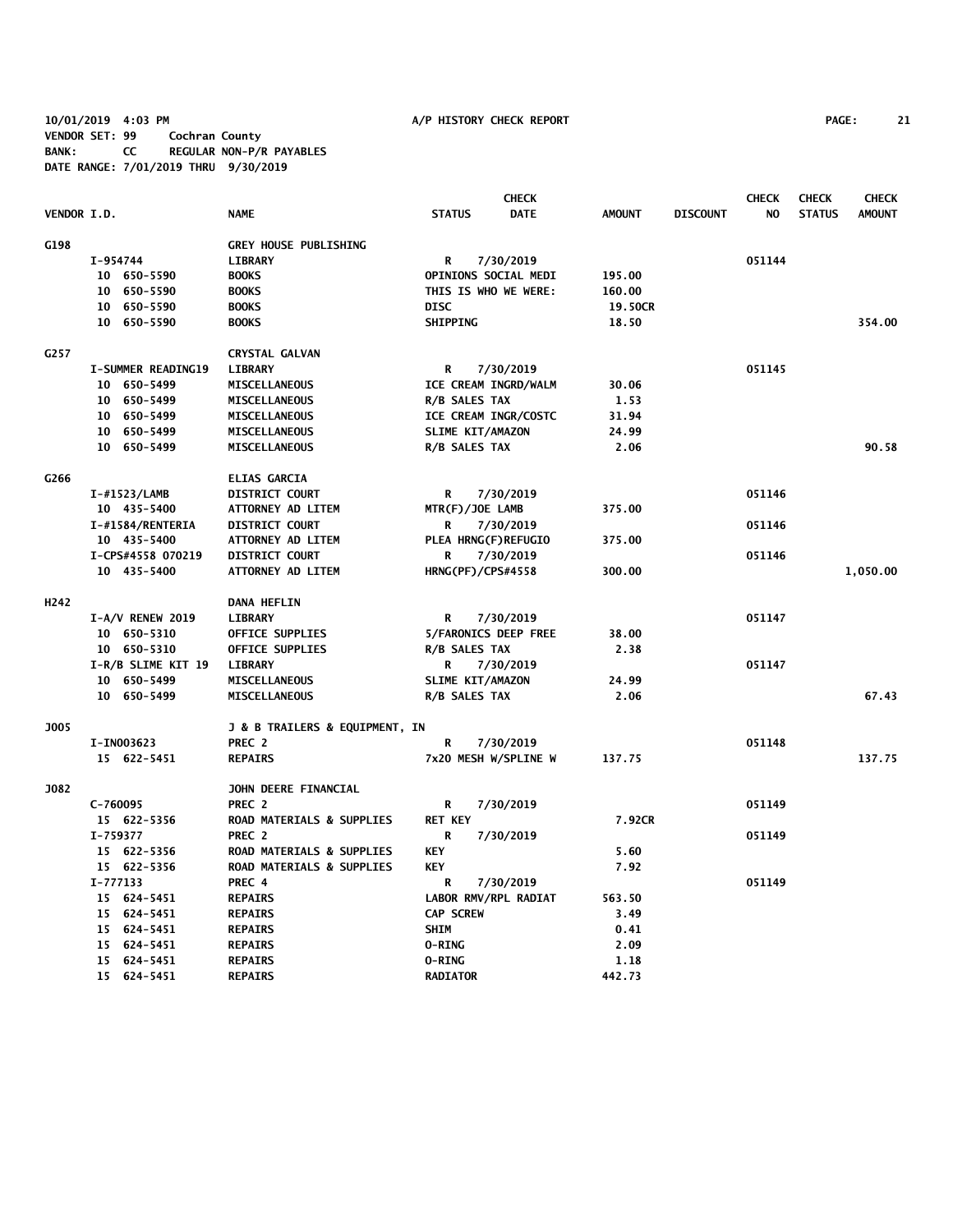10/01/2019 4:03 PM A/P HISTORY CHECK REPORT

VENDOR SET: 99 Cochran County
BANK: CC REGULAR NON-P/R PAYABLES
DATE RANGE: 7/01/2019 THRU 9/30/2019

| VENDOR I.D. | NAME | STATUS | CHECK DATE | AMOUNT | DISCOUNT | CHECK NO | CHECK STATUS | CHECK AMOUNT |
|---|---|---|---|---|---|---|---|---|
| G198 | GREY HOUSE PUBLISHING | | | | | | | |
| I-954744 | LIBRARY | R | 7/30/2019 | | | 051144 | | |
| 10 650-5590 | BOOKS | OPINIONS SOCIAL MEDI | | 195.00 | | | | |
| 10 650-5590 | BOOKS | THIS IS WHO WE WERE: | | 160.00 | | | | |
| 10 650-5590 | BOOKS | DISC | | 19.50CR | | | | |
| 10 650-5590 | BOOKS | SHIPPING | | 18.50 | | | | 354.00 |
| G257 | CRYSTAL GALVAN | | | | | | | |
| I-SUMMER READING19 | LIBRARY | R | 7/30/2019 | | | 051145 | | |
| 10 650-5499 | MISCELLANEOUS | ICE CREAM INGRD/WALM | | 30.06 | | | | |
| 10 650-5499 | MISCELLANEOUS | R/B SALES TAX | | 1.53 | | | | |
| 10 650-5499 | MISCELLANEOUS | ICE CREAM INGR/COSTC | | 31.94 | | | | |
| 10 650-5499 | MISCELLANEOUS | SLIME KIT/AMAZON | | 24.99 | | | | |
| 10 650-5499 | MISCELLANEOUS | R/B SALES TAX | | 2.06 | | | | 90.58 |
| G266 | ELIAS GARCIA | | | | | | | |
| I-#1523/LAMB | DISTRICT COURT | R | 7/30/2019 | | | 051146 | | |
| 10 435-5400 | ATTORNEY AD LITEM | MTR(F)/JOE LAMB | | 375.00 | | | | |
| I-#1584/RENTERIA | DISTRICT COURT | R | 7/30/2019 | | | 051146 | | |
| 10 435-5400 | ATTORNEY AD LITEM | PLEA HRNG(F)REFUGIO | | 375.00 | | | | |
| I-CPS#4558 070219 | DISTRICT COURT | R | 7/30/2019 | | | 051146 | | |
| 10 435-5400 | ATTORNEY AD LITEM | HRNG(PF)/CPS#4558 | | 300.00 | | | | 1,050.00 |
| H242 | DANA HEFLIN | | | | | | | |
| I-A/V RENEW 2019 | LIBRARY | R | 7/30/2019 | | | 051147 | | |
| 10 650-5310 | OFFICE SUPPLIES | 5/FARONICS DEEP FREE | | 38.00 | | | | |
| 10 650-5310 | OFFICE SUPPLIES | R/B SALES TAX | | 2.38 | | | | |
| I-R/B SLIME KIT 19 | LIBRARY | R | 7/30/2019 | | | 051147 | | |
| 10 650-5499 | MISCELLANEOUS | SLIME KIT/AMAZON | | 24.99 | | | | |
| 10 650-5499 | MISCELLANEOUS | R/B SALES TAX | | 2.06 | | | | 67.43 |
| J005 | J & B TRAILERS & EQUIPMENT, IN | | | | | | | |
| I-IN003623 | PREC 2 | R | 7/30/2019 | | | 051148 | | |
| 15 622-5451 | REPAIRS | 7x20 MESH W/SPLINE W | | 137.75 | | | | 137.75 |
| J082 | JOHN DEERE FINANCIAL | | | | | | | |
| C-760095 | PREC 2 | R | 7/30/2019 | | | 051149 | | |
| 15 622-5356 | ROAD MATERIALS & SUPPLIES | RET KEY | | 7.92CR | | | | |
| I-759377 | PREC 2 | R | 7/30/2019 | | | 051149 | | |
| 15 622-5356 | ROAD MATERIALS & SUPPLIES | KEY | | 5.60 | | | | |
| 15 622-5356 | ROAD MATERIALS & SUPPLIES | KEY | | 7.92 | | | | |
| I-777133 | PREC 4 | R | 7/30/2019 | | | 051149 | | |
| 15 624-5451 | REPAIRS | LABOR RMV/RPL RADIAT | | 563.50 | | | | |
| 15 624-5451 | REPAIRS | CAP SCREW | | 3.49 | | | | |
| 15 624-5451 | REPAIRS | SHIM | | 0.41 | | | | |
| 15 624-5451 | REPAIRS | O-RING | | 2.09 | | | | |
| 15 624-5451 | REPAIRS | O-RING | | 1.18 | | | | |
| 15 624-5451 | REPAIRS | RADIATOR | | 442.73 | | | | |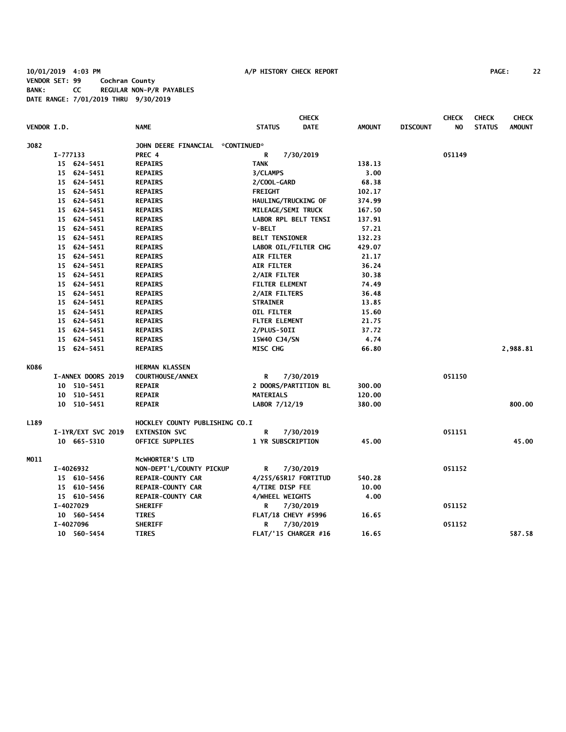10/01/2019 4:03 PM A/P HISTORY CHECK REPORT

VENDOR SET: 99 Cochran County
BANK: CC REGULAR NON-P/R PAYABLES
DATE RANGE: 7/01/2019 THRU 9/30/2019

| VENDOR I.D. | NAME | STATUS | CHECK DATE | AMOUNT | DISCOUNT | CHECK NO | CHECK STATUS | CHECK AMOUNT |
|---|---|---|---|---|---|---|---|---|
| J082 | JOHN DEERE FINANCIAL *CONTINUED* | | | | | | | |
| I-777133 | PREC 4 | R | 7/30/2019 | | | 051149 | | |
| 15 624-5451 | REPAIRS | TANK | | 138.13 | | | | |
| 15 624-5451 | REPAIRS | 3/CLAMPS | | 3.00 | | | | |
| 15 624-5451 | REPAIRS | 2/COOL-GARD | | 68.38 | | | | |
| 15 624-5451 | REPAIRS | FREIGHT | | 102.17 | | | | |
| 15 624-5451 | REPAIRS | HAULING/TRUCKING OF | | 374.99 | | | | |
| 15 624-5451 | REPAIRS | MILEAGE/SEMI TRUCK | | 167.50 | | | | |
| 15 624-5451 | REPAIRS | LABOR RPL BELT TENSI | | 137.91 | | | | |
| 15 624-5451 | REPAIRS | V-BELT | | 57.21 | | | | |
| 15 624-5451 | REPAIRS | BELT TENSIONER | | 132.23 | | | | |
| 15 624-5451 | REPAIRS | LABOR OIL/FILTER CHG | | 429.07 | | | | |
| 15 624-5451 | REPAIRS | AIR FILTER | | 21.17 | | | | |
| 15 624-5451 | REPAIRS | AIR FILTER | | 36.24 | | | | |
| 15 624-5451 | REPAIRS | 2/AIR FILTER | | 30.38 | | | | |
| 15 624-5451 | REPAIRS | FILTER ELEMENT | | 74.49 | | | | |
| 15 624-5451 | REPAIRS | 2/AIR FILTERS | | 36.48 | | | | |
| 15 624-5451 | REPAIRS | STRAINER | | 13.85 | | | | |
| 15 624-5451 | REPAIRS | OIL FILTER | | 15.60 | | | | |
| 15 624-5451 | REPAIRS | FLTER ELEMENT | | 21.75 | | | | |
| 15 624-5451 | REPAIRS | 2/PLUS-50II | | 37.72 | | | | |
| 15 624-5451 | REPAIRS | 15W40 CJ4/SN | | 4.74 | | | | |
| 15 624-5451 | REPAIRS | MISC CHG | | 66.80 | | | | 2,988.81 |
| K086 | HERMAN KLASSEN | | | | | | | |
| I-ANNEX DOORS 2019 | COURTHOUSE/ANNEX | R | 7/30/2019 | | | 051150 | | |
| 10 510-5451 | REPAIR | 2 DOORS/PARTITION BL | | 300.00 | | | | |
| 10 510-5451 | REPAIR | MATERIALS | | 120.00 | | | | |
| 10 510-5451 | REPAIR | LABOR 7/12/19 | | 380.00 | | | | 800.00 |
| L189 | HOCKLEY COUNTY PUBLISHING CO.I | | | | | | | |
| I-1YR/EXT SVC 2019 | EXTENSION SVC | R | 7/30/2019 | | | 051151 | | |
| 10 665-5310 | OFFICE SUPPLIES | 1 YR SUBSCRIPTION | | 45.00 | | | | 45.00 |
| M011 | McWHORTER'S LTD | | | | | | | |
| I-4026932 | NON-DEPT'L/COUNTY PICKUP | R | 7/30/2019 | | | 051152 | | |
| 15 610-5456 | REPAIR-COUNTY CAR | 4/255/65R17 FORTITUD | | 540.28 | | | | |
| 15 610-5456 | REPAIR-COUNTY CAR | 4/TIRE DISP FEE | | 10.00 | | | | |
| 15 610-5456 | REPAIR-COUNTY CAR | 4/WHEEL WEIGHTS | | 4.00 | | | | |
| I-4027029 | SHERIFF | R | 7/30/2019 | | | 051152 | | |
| 10 560-5454 | TIRES | FLAT/18 CHEVY #5996 | | 16.65 | | | | |
| I-4027096 | SHERIFF | R | 7/30/2019 | | | 051152 | | |
| 10 560-5454 | TIRES | FLAT/'15 CHARGER #16 | | 16.65 | | | | 587.58 |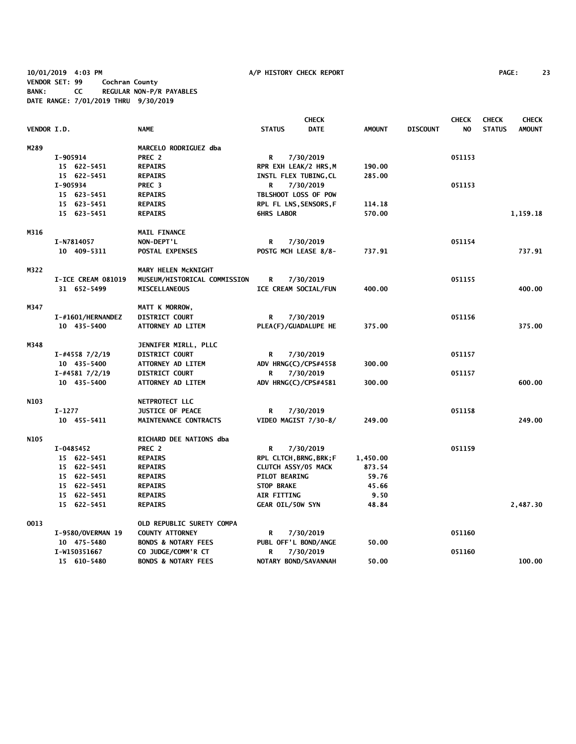10/01/2019 4:03 PM A/P HISTORY CHECK REPORT

VENDOR SET: 99 Cochran County
BANK: CC REGULAR NON-P/R PAYABLES
DATE RANGE: 7/01/2019 THRU 9/30/2019

| VENDOR I.D. | NAME | STATUS | CHECK DATE | AMOUNT | DISCOUNT | CHECK NO | CHECK STATUS | CHECK AMOUNT |
|---|---|---|---|---|---|---|---|---|
| M289 | MARCELO RODRIGUEZ dba | | | | | | | |
| I-905914 | PREC 2 | R | 7/30/2019 | | | 051153 | | |
| 15 622-5451 | REPAIRS | RPR EXH LEAK/2 HRS,M | | 190.00 | | | | |
| 15 622-5451 | REPAIRS | INSTL FLEX TUBING,CL | | 285.00 | | | | |
| I-905934 | PREC 3 | R | 7/30/2019 | | | 051153 | | |
| 15 623-5451 | REPAIRS | TBLSHOOT LOSS OF POW | | | | | | |
| 15 623-5451 | REPAIRS | RPL FL LNS,SENSORS,F | | 114.18 | | | | |
| 15 623-5451 | REPAIRS | 6HRS LABOR | | 570.00 | | | | 1,159.18 |
| M316 | MAIL FINANCE | | | | | | | |
| I-N7814057 | NON-DEPT'L | R | 7/30/2019 | | | 051154 | | |
| 10 409-5311 | POSTAL EXPENSES | POSTG MCH LEASE 8/8- | | 737.91 | | | | 737.91 |
| M322 | MARY HELEN McKNIGHT | | | | | | | |
| I-ICE CREAM 081019 | MUSEUM/HISTORICAL COMMISSION | R | 7/30/2019 | | | 051155 | | |
| 31 652-5499 | MISCELLANEOUS | ICE CREAM SOCIAL/FUN | | 400.00 | | | | 400.00 |
| M347 | MATT K MORROW, | | | | | | | |
| I-#1601/HERNANDEZ | DISTRICT COURT | R | 7/30/2019 | | | 051156 | | |
| 10 435-5400 | ATTORNEY AD LITEM | PLEA(F)/GUADALUPE HE | | 375.00 | | | | 375.00 |
| M348 | JENNIFER MIRLL, PLLC | | | | | | | |
| I-#4558 7/2/19 | DISTRICT COURT | R | 7/30/2019 | | | 051157 | | |
| 10 435-5400 | ATTORNEY AD LITEM | ADV HRNG(C)/CPS#4558 | | 300.00 | | | | |
| I-#4581 7/2/19 | DISTRICT COURT | R | 7/30/2019 | | | 051157 | | |
| 10 435-5400 | ATTORNEY AD LITEM | ADV HRNG(C)/CPS#4581 | | 300.00 | | | | 600.00 |
| N103 | NETPROTECT LLC | | | | | | | |
| I-1277 | JUSTICE OF PEACE | R | 7/30/2019 | | | 051158 | | |
| 10 455-5411 | MAINTENANCE CONTRACTS | VIDEO MAGIST 7/30-8/ | | 249.00 | | | | 249.00 |
| N105 | RICHARD DEE NATIONS dba | | | | | | | |
| I-0485452 | PREC 2 | R | 7/30/2019 | | | 051159 | | |
| 15 622-5451 | REPAIRS | RPL CLTCH,BRNG,BRK;F | | 1,450.00 | | | | |
| 15 622-5451 | REPAIRS | CLUTCH ASSY/05 MACK | | 873.54 | | | | |
| 15 622-5451 | REPAIRS | PILOT BEARING | | 59.76 | | | | |
| 15 622-5451 | REPAIRS | STOP BRAKE | | 45.66 | | | | |
| 15 622-5451 | REPAIRS | AIR FITTING | | 9.50 | | | | |
| 15 622-5451 | REPAIRS | GEAR OIL/50W SYN | | 48.84 | | | | 2,487.30 |
| O013 | OLD REPUBLIC SURETY COMPA | | | | | | | |
| I-9580/OVERMAN 19 | COUNTY ATTORNEY | R | 7/30/2019 | | | 051160 | | |
| 10 475-5480 | BONDS & NOTARY FEES | PUBL OFF'L BOND/ANGE | | 50.00 | | | | |
| I-W150351667 | CO JUDGE/COMM'R CT | R | 7/30/2019 | | | 051160 | | |
| 15 610-5480 | BONDS & NOTARY FEES | NOTARY BOND/SAVANNAH | | 50.00 | | | | 100.00 |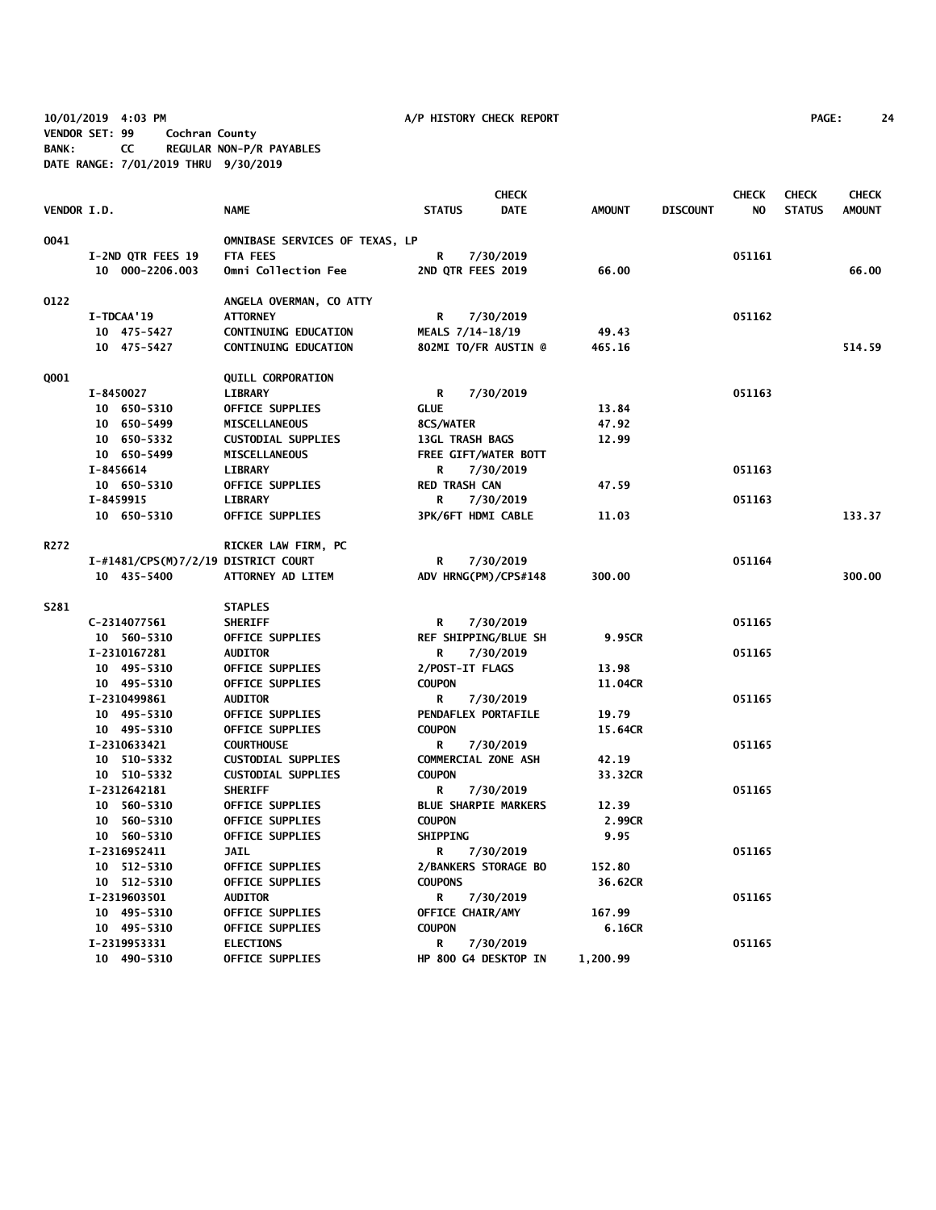10/01/2019 4:03 PM A/P HISTORY CHECK REPORT
VENDOR SET: 99 Cochran County
BANK: CC REGULAR NON-P/R PAYABLES
DATE RANGE: 7/01/2019 THRU 9/30/2019

| VENDOR I.D. | NAME | STATUS | CHECK DATE | AMOUNT | DISCOUNT | CHECK NO | CHECK STATUS | CHECK AMOUNT |
|---|---|---|---|---|---|---|---|---|
| 0041 | OMNIBASE SERVICES OF TEXAS, LP | | | | | | | |
| I-2ND QTR FEES 19 | FTA FEES | R | 7/30/2019 | | | 051161 | | |
| 10 000-2206.003 | Omni Collection Fee | 2ND QTR FEES 2019 | | 66.00 | | | | 66.00 |
| O122 | ANGELA OVERMAN, CO ATTY | | | | | | | |
| I-TDCAA'19 | ATTORNEY | R | 7/30/2019 | | | 051162 | | |
| 10 475-5427 | CONTINUING EDUCATION | MEALS 7/14-18/19 | | 49.43 | | | | |
| 10 475-5427 | CONTINUING EDUCATION | 802MI TO/FR AUSTIN @ | | 465.16 | | | | 514.59 |
| Q001 | QUILL CORPORATION | | | | | | | |
| I-8450027 | LIBRARY | R | 7/30/2019 | | | 051163 | | |
| 10 650-5310 | OFFICE SUPPLIES | GLUE | | 13.84 | | | | |
| 10 650-5499 | MISCELLANEOUS | 8CS/WATER | | 47.92 | | | | |
| 10 650-5332 | CUSTODIAL SUPPLIES | 13GL TRASH BAGS | | 12.99 | | | | |
| 10 650-5499 | MISCELLANEOUS | FREE GIFT/WATER BOTT | | | | | | |
| I-8456614 | LIBRARY | R | 7/30/2019 | | | 051163 | | |
| 10 650-5310 | OFFICE SUPPLIES | RED TRASH CAN | | 47.59 | | | | |
| I-8459915 | LIBRARY | R | 7/30/2019 | | | 051163 | | |
| 10 650-5310 | OFFICE SUPPLIES | 3PK/6FT HDMI CABLE | | 11.03 | | | | 133.37 |
| R272 | RICKER LAW FIRM, PC | | | | | | | |
| I-#1481/CPS(M)7/2/19 | DISTRICT COURT | R | 7/30/2019 | | | 051164 | | |
| 10 435-5400 | ATTORNEY AD LITEM | ADV HRNG(PM)/CPS#148 | | 300.00 | | | | 300.00 |
| S281 | STAPLES | | | | | | | |
| C-2314077561 | SHERIFF | R | 7/30/2019 | | | 051165 | | |
| 10 560-5310 | OFFICE SUPPLIES | REF SHIPPING/BLUE SH | | 9.95CR | | | | |
| I-2310167281 | AUDITOR | R | 7/30/2019 | | | 051165 | | |
| 10 495-5310 | OFFICE SUPPLIES | 2/POST-IT FLAGS | | 13.98 | | | | |
| 10 495-5310 | OFFICE SUPPLIES | COUPON | | 11.04CR | | | | |
| I-2310499861 | AUDITOR | R | 7/30/2019 | | | 051165 | | |
| 10 495-5310 | OFFICE SUPPLIES | PENDAFLEX PORTAFILE | | 19.79 | | | | |
| 10 495-5310 | OFFICE SUPPLIES | COUPON | | 15.64CR | | | | |
| I-2310633421 | COURTHOUSE | R | 7/30/2019 | | | 051165 | | |
| 10 510-5332 | CUSTODIAL SUPPLIES | COMMERCIAL ZONE ASH | | 42.19 | | | | |
| 10 510-5332 | CUSTODIAL SUPPLIES | COUPON | | 33.32CR | | | | |
| I-2312642181 | SHERIFF | R | 7/30/2019 | | | 051165 | | |
| 10 560-5310 | OFFICE SUPPLIES | BLUE SHARPIE MARKERS | | 12.39 | | | | |
| 10 560-5310 | OFFICE SUPPLIES | COUPON | | 2.99CR | | | | |
| 10 560-5310 | OFFICE SUPPLIES | SHIPPING | | 9.95 | | | | |
| I-2316952411 | JAIL | R | 7/30/2019 | | | 051165 | | |
| 10 512-5310 | OFFICE SUPPLIES | 2/BANKERS STORAGE BO | | 152.80 | | | | |
| 10 512-5310 | OFFICE SUPPLIES | COUPONS | | 36.62CR | | | | |
| I-2319603501 | AUDITOR | R | 7/30/2019 | | | 051165 | | |
| 10 495-5310 | OFFICE SUPPLIES | OFFICE CHAIR/AMY | | 167.99 | | | | |
| 10 495-5310 | OFFICE SUPPLIES | COUPON | | 6.16CR | | | | |
| I-2319953331 | ELECTIONS | R | 7/30/2019 | | | 051165 | | |
| 10 490-5310 | OFFICE SUPPLIES | HP 800 G4 DESKTOP IN | | 1,200.99 | | | | |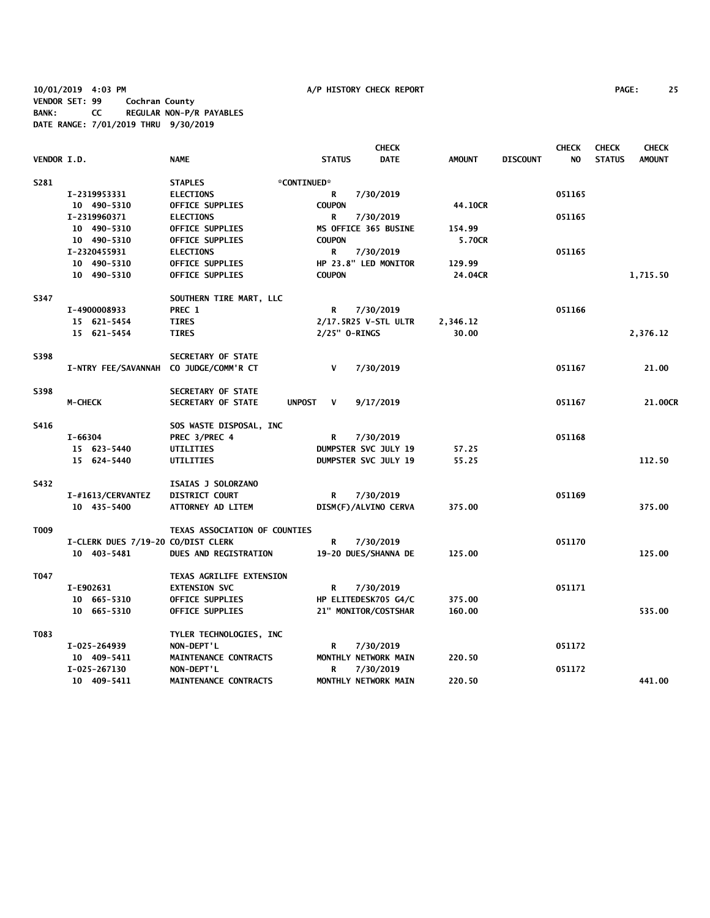10/01/2019 4:03 PM A/P HISTORY CHECK REPORT PAGE: 25
VENDOR SET: 99 Cochran County
BANK: CC REGULAR NON-P/R PAYABLES
DATE RANGE: 7/01/2019 THRU 9/30/2019

| VENDOR I.D. | NAME | STATUS | CHECK DATE | AMOUNT | DISCOUNT | CHECK NO | CHECK STATUS | CHECK AMOUNT |
|---|---|---|---|---|---|---|---|---|
| S281 | STAPLES | *CONTINUED* | | | | | | |
| I-2319953331 | ELECTIONS | R | 7/30/2019 | | | 051165 | | |
| 10 490-5310 | OFFICE SUPPLIES | COUPON | | 44.10CR | | | | |
| I-2319960371 | ELECTIONS | R | 7/30/2019 | | | 051165 | | |
| 10 490-5310 | OFFICE SUPPLIES | MS OFFICE 365 BUSINE | | 154.99 | | | | |
| 10 490-5310 | OFFICE SUPPLIES | COUPON | | 5.70CR | | | | |
| I-2320455931 | ELECTIONS | R | 7/30/2019 | | | 051165 | | |
| 10 490-5310 | OFFICE SUPPLIES | HP 23.8" LED MONITOR | | 129.99 | | | | |
| 10 490-5310 | OFFICE SUPPLIES | COUPON | | 24.04CR | | | | 1,715.50 |
| S347 | SOUTHERN TIRE MART, LLC | | | | | | | |
| I-4900008933 | PREC 1 | R | 7/30/2019 | | | 051166 | | |
| 15 621-5454 | TIRES | 2/17.5R25 V-STL ULTR | | 2,346.12 | | | | |
| 15 621-5454 | TIRES | 2/25" O-RINGS | | 30.00 | | | | 2,376.12 |
| S398 | SECRETARY OF STATE | | | | | | | |
| I-NTRY FEE/SAVANNAH | CO JUDGE/COMM'R CT | V | 7/30/2019 | | | 051167 | | 21.00 |
| S398 | SECRETARY OF STATE | | | | | | | |
| M-CHECK | SECRETARY OF STATE | UNPOST V | 9/17/2019 | | | 051167 | | 21.00CR |
| S416 | SOS WASTE DISPOSAL, INC | | | | | | | |
| I-66304 | PREC 3/PREC 4 | R | 7/30/2019 | | | 051168 | | |
| 15 623-5440 | UTILITIES | DUMPSTER SVC JULY 19 | | 57.25 | | | | |
| 15 624-5440 | UTILITIES | DUMPSTER SVC JULY 19 | | 55.25 | | | | 112.50 |
| S432 | ISAIAS J SOLORZANO | | | | | | | |
| I-#1613/CERVANTEZ | DISTRICT COURT | R | 7/30/2019 | | | 051169 | | |
| 10 435-5400 | ATTORNEY AD LITEM | DISM(F)/ALVINO CERVA | | 375.00 | | | | 375.00 |
| T009 | TEXAS ASSOCIATION OF COUNTIES | | | | | | | |
| I-CLERK DUES 7/19-20 | CO/DIST CLERK | R | 7/30/2019 | | | 051170 | | |
| 10 403-5481 | DUES AND REGISTRATION | 19-20 DUES/SHANNA DE | | 125.00 | | | | 125.00 |
| T047 | TEXAS AGRILIFE EXTENSION | | | | | | | |
| I-E902631 | EXTENSION SVC | R | 7/30/2019 | | | 051171 | | |
| 10 665-5310 | OFFICE SUPPLIES | HP ELITEDESK705 G4/C | | 375.00 | | | | |
| 10 665-5310 | OFFICE SUPPLIES | 21" MONITOR/COSTSHAR | | 160.00 | | | | 535.00 |
| T083 | TYLER TECHNOLOGIES, INC | | | | | | | |
| I-025-264939 | NON-DEPT'L | R | 7/30/2019 | | | 051172 | | |
| 10 409-5411 | MAINTENANCE CONTRACTS | MONTHLY NETWORK MAIN | | 220.50 | | | | |
| I-025-267130 | NON-DEPT'L | R | 7/30/2019 | | | 051172 | | |
| 10 409-5411 | MAINTENANCE CONTRACTS | MONTHLY NETWORK MAIN | | 220.50 | | | | 441.00 |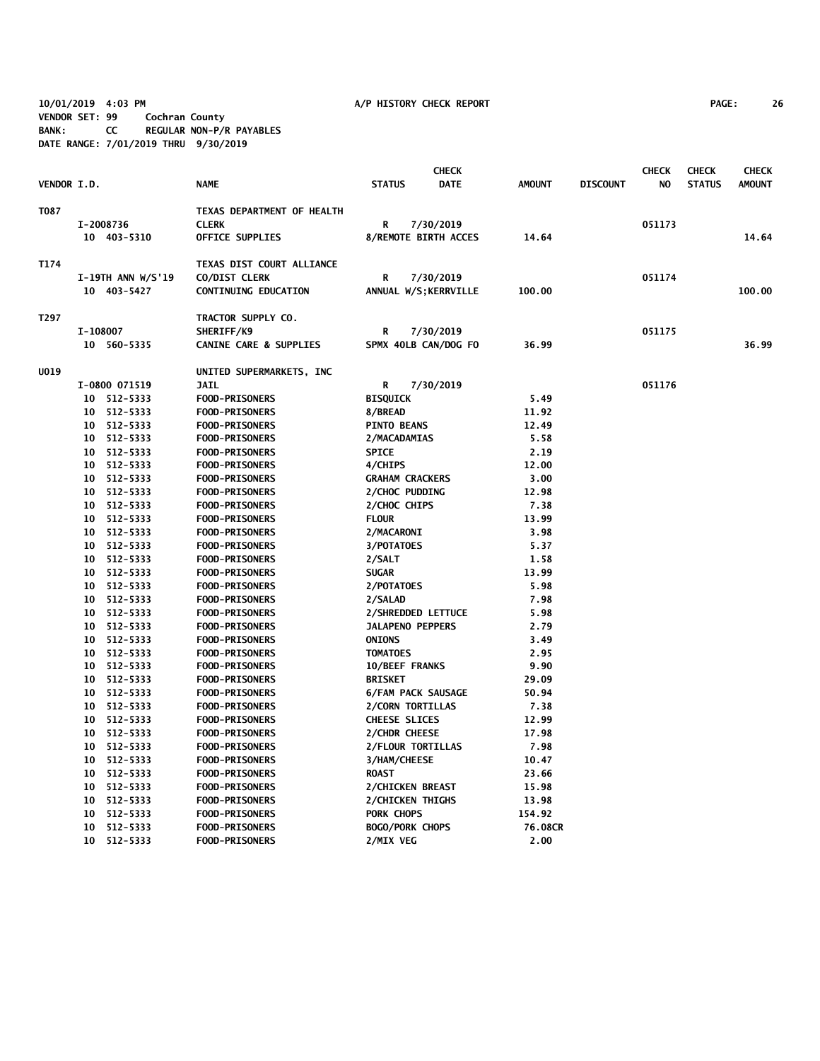10/01/2019 4:03 PM A/P HISTORY CHECK REPORT PAGE: 26
VENDOR SET: 99 Cochran County
BANK: CC REGULAR NON-P/R PAYABLES
DATE RANGE: 7/01/2019 THRU 9/30/2019

| VENDOR I.D. | NAME | STATUS | CHECK DATE | AMOUNT | DISCOUNT | CHECK NO | CHECK STATUS | CHECK AMOUNT |
|---|---|---|---|---|---|---|---|---|
| T087 | TEXAS DEPARTMENT OF HEALTH | | | | | | | |
| I-2008736 | CLERK | R | 7/30/2019 | | | 051173 | | |
| 10 403-5310 | OFFICE SUPPLIES | 8/REMOTE BIRTH ACCES | | 14.64 | | | | 14.64 |
| T174 | TEXAS DIST COURT ALLIANCE | | | | | | | |
| I-19TH ANN W/S'19 | CO/DIST CLERK | R | 7/30/2019 | | | 051174 | | |
| 10 403-5427 | CONTINUING EDUCATION | ANNUAL W/S;KERRVILLE | | 100.00 | | | | 100.00 |
| T297 | TRACTOR SUPPLY CO. | | | | | | | |
| I-108007 | SHERIFF/K9 | R | 7/30/2019 | | | 051175 | | |
| 10 560-5335 | CANINE CARE & SUPPLIES | SPMX 40LB CAN/DOG FO | | 36.99 | | | | 36.99 |
| U019 | UNITED SUPERMARKETS, INC | | | | | | | |
| I-0800 071519 | JAIL | R | 7/30/2019 | | | 051176 | | |
| 10 512-5333 | FOOD-PRISONERS | BISQUICK | | 5.49 | | | | |
| 10 512-5333 | FOOD-PRISONERS | 8/BREAD | | 11.92 | | | | |
| 10 512-5333 | FOOD-PRISONERS | PINTO BEANS | | 12.49 | | | | |
| 10 512-5333 | FOOD-PRISONERS | 2/MACADAMIAS | | 5.58 | | | | |
| 10 512-5333 | FOOD-PRISONERS | SPICE | | 2.19 | | | | |
| 10 512-5333 | FOOD-PRISONERS | 4/CHIPS | | 12.00 | | | | |
| 10 512-5333 | FOOD-PRISONERS | GRAHAM CRACKERS | | 3.00 | | | | |
| 10 512-5333 | FOOD-PRISONERS | 2/CHOC PUDDING | | 12.98 | | | | |
| 10 512-5333 | FOOD-PRISONERS | 2/CHOC CHIPS | | 7.38 | | | | |
| 10 512-5333 | FOOD-PRISONERS | FLOUR | | 13.99 | | | | |
| 10 512-5333 | FOOD-PRISONERS | 2/MACARONI | | 3.98 | | | | |
| 10 512-5333 | FOOD-PRISONERS | 3/POTATOES | | 5.37 | | | | |
| 10 512-5333 | FOOD-PRISONERS | 2/SALT | | 1.58 | | | | |
| 10 512-5333 | FOOD-PRISONERS | SUGAR | | 13.99 | | | | |
| 10 512-5333 | FOOD-PRISONERS | 2/POTATOES | | 5.98 | | | | |
| 10 512-5333 | FOOD-PRISONERS | 2/SALAD | | 7.98 | | | | |
| 10 512-5333 | FOOD-PRISONERS | 2/SHREDDED LETTUCE | | 5.98 | | | | |
| 10 512-5333 | FOOD-PRISONERS | JALAPENO PEPPERS | | 2.79 | | | | |
| 10 512-5333 | FOOD-PRISONERS | ONIONS | | 3.49 | | | | |
| 10 512-5333 | FOOD-PRISONERS | TOMATOES | | 2.95 | | | | |
| 10 512-5333 | FOOD-PRISONERS | 10/BEEF FRANKS | | 9.90 | | | | |
| 10 512-5333 | FOOD-PRISONERS | BRISKET | | 29.09 | | | | |
| 10 512-5333 | FOOD-PRISONERS | 6/FAM PACK SAUSAGE | | 50.94 | | | | |
| 10 512-5333 | FOOD-PRISONERS | 2/CORN TORTILLAS | | 7.38 | | | | |
| 10 512-5333 | FOOD-PRISONERS | CHEESE SLICES | | 12.99 | | | | |
| 10 512-5333 | FOOD-PRISONERS | 2/CHDR CHEESE | | 17.98 | | | | |
| 10 512-5333 | FOOD-PRISONERS | 2/FLOUR TORTILLAS | | 7.98 | | | | |
| 10 512-5333 | FOOD-PRISONERS | 3/HAM/CHEESE | | 10.47 | | | | |
| 10 512-5333 | FOOD-PRISONERS | ROAST | | 23.66 | | | | |
| 10 512-5333 | FOOD-PRISONERS | 2/CHICKEN BREAST | | 15.98 | | | | |
| 10 512-5333 | FOOD-PRISONERS | 2/CHICKEN THIGHS | | 13.98 | | | | |
| 10 512-5333 | FOOD-PRISONERS | PORK CHOPS | | 154.92 | | | | |
| 10 512-5333 | FOOD-PRISONERS | BOGO/PORK CHOPS | | 76.08CR | | | | |
| 10 512-5333 | FOOD-PRISONERS | 2/MIX VEG | | 2.00 | | | | |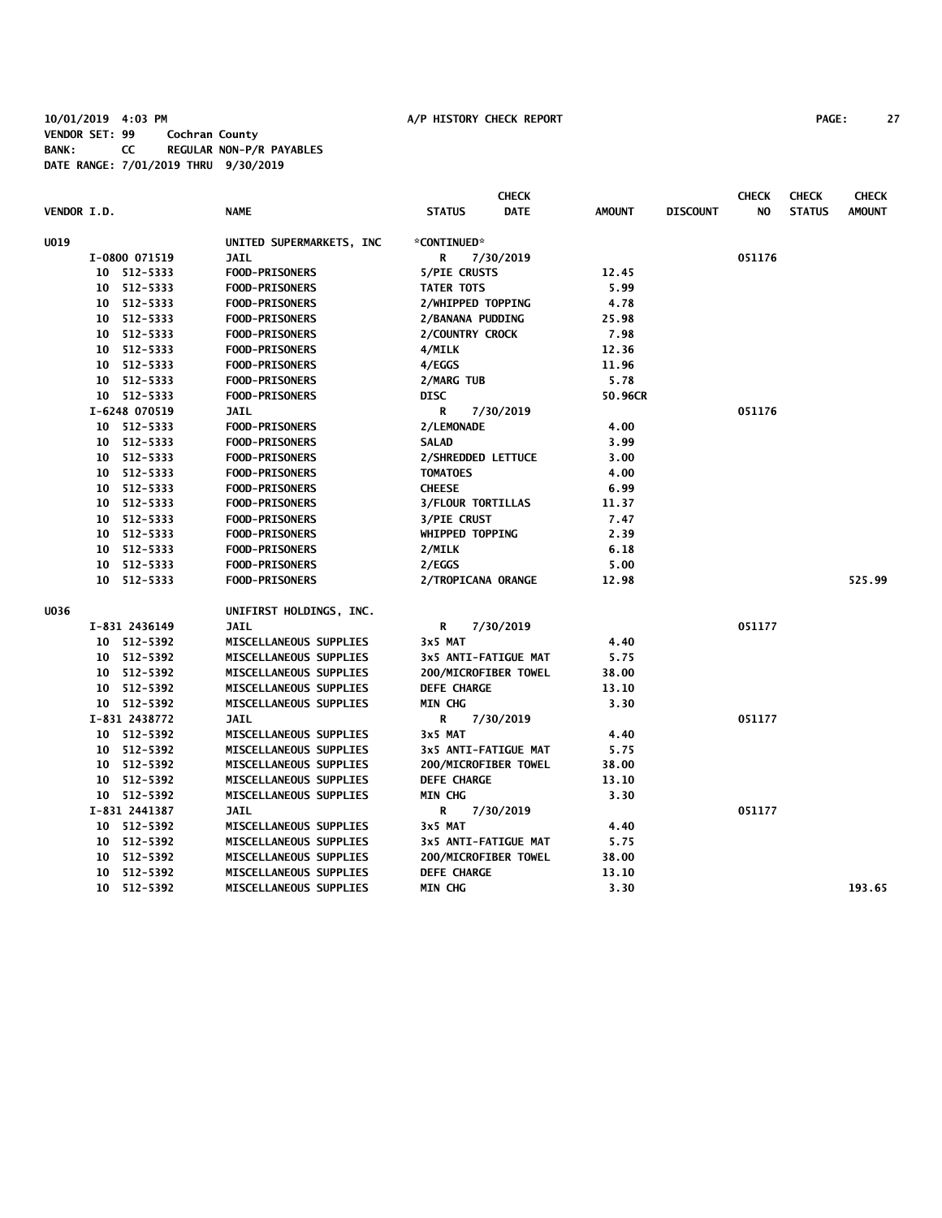10/01/2019 4:03 PM A/P HISTORY CHECK REPORT
VENDOR SET: 99 Cochran County
BANK: CC REGULAR NON-P/R PAYABLES
DATE RANGE: 7/01/2019 THRU 9/30/2019

| VENDOR I.D. | NAME | STATUS | CHECK DATE | AMOUNT | DISCOUNT | CHECK NO | CHECK STATUS | CHECK AMOUNT |
|---|---|---|---|---|---|---|---|---|
| U019 | UNITED SUPERMARKETS, INC | *CONTINUED* | | | | | | |
| I-0800 071519 | JAIL | R | 7/30/2019 | | | 051176 | | |
| 10 512-5333 | FOOD-PRISONERS | 5/PIE CRUSTS | | 12.45 | | | | |
| 10 512-5333 | FOOD-PRISONERS | TATER TOTS | | 5.99 | | | | |
| 10 512-5333 | FOOD-PRISONERS | 2/WHIPPED TOPPING | | 4.78 | | | | |
| 10 512-5333 | FOOD-PRISONERS | 2/BANANA PUDDING | | 25.98 | | | | |
| 10 512-5333 | FOOD-PRISONERS | 2/COUNTRY CROCK | | 7.98 | | | | |
| 10 512-5333 | FOOD-PRISONERS | 4/MILK | | 12.36 | | | | |
| 10 512-5333 | FOOD-PRISONERS | 4/EGGS | | 11.96 | | | | |
| 10 512-5333 | FOOD-PRISONERS | 2/MARG TUB | | 5.78 | | | | |
| 10 512-5333 | FOOD-PRISONERS | DISC | | 50.96CR | | | | |
| I-6248 070519 | JAIL | R | 7/30/2019 | | | 051176 | | |
| 10 512-5333 | FOOD-PRISONERS | 2/LEMONADE | | 4.00 | | | | |
| 10 512-5333 | FOOD-PRISONERS | SALAD | | 3.99 | | | | |
| 10 512-5333 | FOOD-PRISONERS | 2/SHREDDED LETTUCE | | 3.00 | | | | |
| 10 512-5333 | FOOD-PRISONERS | TOMATOES | | 4.00 | | | | |
| 10 512-5333 | FOOD-PRISONERS | CHEESE | | 6.99 | | | | |
| 10 512-5333 | FOOD-PRISONERS | 3/FLOUR TORTILLAS | | 11.37 | | | | |
| 10 512-5333 | FOOD-PRISONERS | 3/PIE CRUST | | 7.47 | | | | |
| 10 512-5333 | FOOD-PRISONERS | WHIPPED TOPPING | | 2.39 | | | | |
| 10 512-5333 | FOOD-PRISONERS | 2/MILK | | 6.18 | | | | |
| 10 512-5333 | FOOD-PRISONERS | 2/EGGS | | 5.00 | | | | |
| 10 512-5333 | FOOD-PRISONERS | 2/TROPICANA ORANGE | | 12.98 | | | | 525.99 |
| U036 | UNIFIRST HOLDINGS, INC. | | | | | | | |
| I-831 2436149 | JAIL | R | 7/30/2019 | | | 051177 | | |
| 10 512-5392 | MISCELLANEOUS SUPPLIES | 3x5 MAT | | 4.40 | | | | |
| 10 512-5392 | MISCELLANEOUS SUPPLIES | 3x5 ANTI-FATIGUE MAT | | 5.75 | | | | |
| 10 512-5392 | MISCELLANEOUS SUPPLIES | 200/MICROFIBER TOWEL | | 38.00 | | | | |
| 10 512-5392 | MISCELLANEOUS SUPPLIES | DEFE CHARGE | | 13.10 | | | | |
| 10 512-5392 | MISCELLANEOUS SUPPLIES | MIN CHG | | 3.30 | | | | |
| I-831 2438772 | JAIL | R | 7/30/2019 | | | 051177 | | |
| 10 512-5392 | MISCELLANEOUS SUPPLIES | 3x5 MAT | | 4.40 | | | | |
| 10 512-5392 | MISCELLANEOUS SUPPLIES | 3x5 ANTI-FATIGUE MAT | | 5.75 | | | | |
| 10 512-5392 | MISCELLANEOUS SUPPLIES | 200/MICROFIBER TOWEL | | 38.00 | | | | |
| 10 512-5392 | MISCELLANEOUS SUPPLIES | DEFE CHARGE | | 13.10 | | | | |
| 10 512-5392 | MISCELLANEOUS SUPPLIES | MIN CHG | | 3.30 | | | | |
| I-831 2441387 | JAIL | R | 7/30/2019 | | | 051177 | | |
| 10 512-5392 | MISCELLANEOUS SUPPLIES | 3x5 MAT | | 4.40 | | | | |
| 10 512-5392 | MISCELLANEOUS SUPPLIES | 3x5 ANTI-FATIGUE MAT | | 5.75 | | | | |
| 10 512-5392 | MISCELLANEOUS SUPPLIES | 200/MICROFIBER TOWEL | | 38.00 | | | | |
| 10 512-5392 | MISCELLANEOUS SUPPLIES | DEFE CHARGE | | 13.10 | | | | |
| 10 512-5392 | MISCELLANEOUS SUPPLIES | MIN CHG | | 3.30 | | | | 193.65 |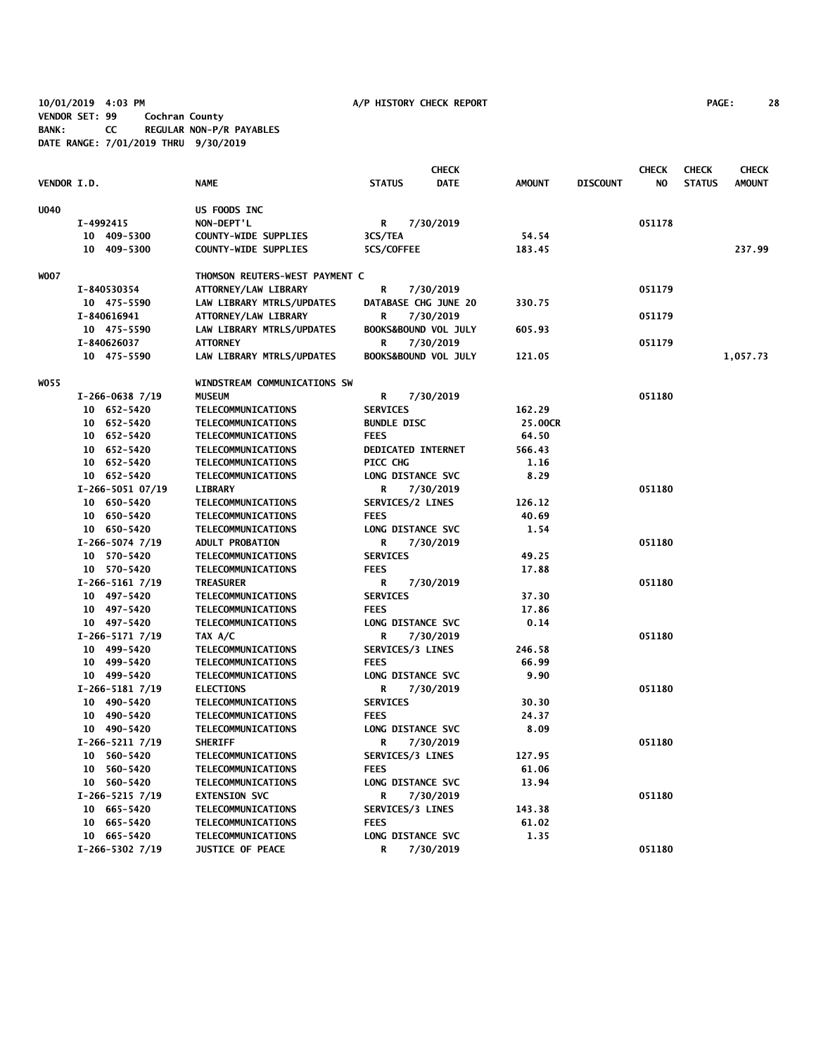10/01/2019 4:03 PM A/P HISTORY CHECK REPORT

VENDOR SET: 99 Cochran County
BANK: CC REGULAR NON-P/R PAYABLES
DATE RANGE: 7/01/2019 THRU 9/30/2019

| VENDOR I.D. | NAME | STATUS | CHECK DATE | AMOUNT | DISCOUNT | CHECK NO | CHECK STATUS | CHECK AMOUNT |
|---|---|---|---|---|---|---|---|---|
| U040 | US FOODS INC | | | | | | | |
| I-4992415 | NON-DEPT'L | R | 7/30/2019 | | | 051178 | | |
| 10 409-5300 | COUNTY-WIDE SUPPLIES | 3CS/TEA | | 54.54 | | | | |
| 10 409-5300 | COUNTY-WIDE SUPPLIES | 5CS/COFFEE | | 183.45 | | | | 237.99 |
| W007 | THOMSON REUTERS-WEST PAYMENT C | | | | | | | |
| I-840530354 | ATTORNEY/LAW LIBRARY | R | 7/30/2019 | | | 051179 | | |
| 10 475-5590 | LAW LIBRARY MTRLS/UPDATES | DATABASE CHG JUNE 20 | | 330.75 | | | | |
| I-840616941 | ATTORNEY/LAW LIBRARY | R | 7/30/2019 | | | 051179 | | |
| 10 475-5590 | LAW LIBRARY MTRLS/UPDATES | BOOKS&BOUND VOL JULY | | 605.93 | | | | |
| I-840626037 | ATTORNEY | R | 7/30/2019 | | | 051179 | | |
| 10 475-5590 | LAW LIBRARY MTRLS/UPDATES | BOOKS&BOUND VOL JULY | | 121.05 | | | | 1,057.73 |
| W055 | WINDSTREAM COMMUNICATIONS SW | | | | | | | |
| I-266-0638 7/19 | MUSEUM | R | 7/30/2019 | | | 051180 | | |
| 10 652-5420 | TELECOMMUNICATIONS | SERVICES | | 162.29 | | | | |
| 10 652-5420 | TELECOMMUNICATIONS | BUNDLE DISC | | 25.00CR | | | | |
| 10 652-5420 | TELECOMMUNICATIONS | FEES | | 64.50 | | | | |
| 10 652-5420 | TELECOMMUNICATIONS | DEDICATED INTERNET | | 566.43 | | | | |
| 10 652-5420 | TELECOMMUNICATIONS | PICC CHG | | 1.16 | | | | |
| 10 652-5420 | TELECOMMUNICATIONS | LONG DISTANCE SVC | | 8.29 | | | | |
| I-266-5051 07/19 | LIBRARY | R | 7/30/2019 | | | 051180 | | |
| 10 650-5420 | TELECOMMUNICATIONS | SERVICES/2 LINES | | 126.12 | | | | |
| 10 650-5420 | TELECOMMUNICATIONS | FEES | | 40.69 | | | | |
| 10 650-5420 | TELECOMMUNICATIONS | LONG DISTANCE SVC | | 1.54 | | | | |
| I-266-5074 7/19 | ADULT PROBATION | R | 7/30/2019 | | | 051180 | | |
| 10 570-5420 | TELECOMMUNICATIONS | SERVICES | | 49.25 | | | | |
| 10 570-5420 | TELECOMMUNICATIONS | FEES | | 17.88 | | | | |
| I-266-5161 7/19 | TREASURER | R | 7/30/2019 | | | 051180 | | |
| 10 497-5420 | TELECOMMUNICATIONS | SERVICES | | 37.30 | | | | |
| 10 497-5420 | TELECOMMUNICATIONS | FEES | | 17.86 | | | | |
| 10 497-5420 | TELECOMMUNICATIONS | LONG DISTANCE SVC | | 0.14 | | | | |
| I-266-5171 7/19 | TAX A/C | R | 7/30/2019 | | | 051180 | | |
| 10 499-5420 | TELECOMMUNICATIONS | SERVICES/3 LINES | | 246.58 | | | | |
| 10 499-5420 | TELECOMMUNICATIONS | FEES | | 66.99 | | | | |
| 10 499-5420 | TELECOMMUNICATIONS | LONG DISTANCE SVC | | 9.90 | | | | |
| I-266-5181 7/19 | ELECTIONS | R | 7/30/2019 | | | 051180 | | |
| 10 490-5420 | TELECOMMUNICATIONS | SERVICES | | 30.30 | | | | |
| 10 490-5420 | TELECOMMUNICATIONS | FEES | | 24.37 | | | | |
| 10 490-5420 | TELECOMMUNICATIONS | LONG DISTANCE SVC | | 8.09 | | | | |
| I-266-5211 7/19 | SHERIFF | R | 7/30/2019 | | | 051180 | | |
| 10 560-5420 | TELECOMMUNICATIONS | SERVICES/3 LINES | | 127.95 | | | | |
| 10 560-5420 | TELECOMMUNICATIONS | FEES | | 61.06 | | | | |
| 10 560-5420 | TELECOMMUNICATIONS | LONG DISTANCE SVC | | 13.94 | | | | |
| I-266-5215 7/19 | EXTENSION SVC | R | 7/30/2019 | | | 051180 | | |
| 10 665-5420 | TELECOMMUNICATIONS | SERVICES/3 LINES | | 143.38 | | | | |
| 10 665-5420 | TELECOMMUNICATIONS | FEES | | 61.02 | | | | |
| 10 665-5420 | TELECOMMUNICATIONS | LONG DISTANCE SVC | | 1.35 | | | | |
| I-266-5302 7/19 | JUSTICE OF PEACE | R | 7/30/2019 | | | 051180 | | |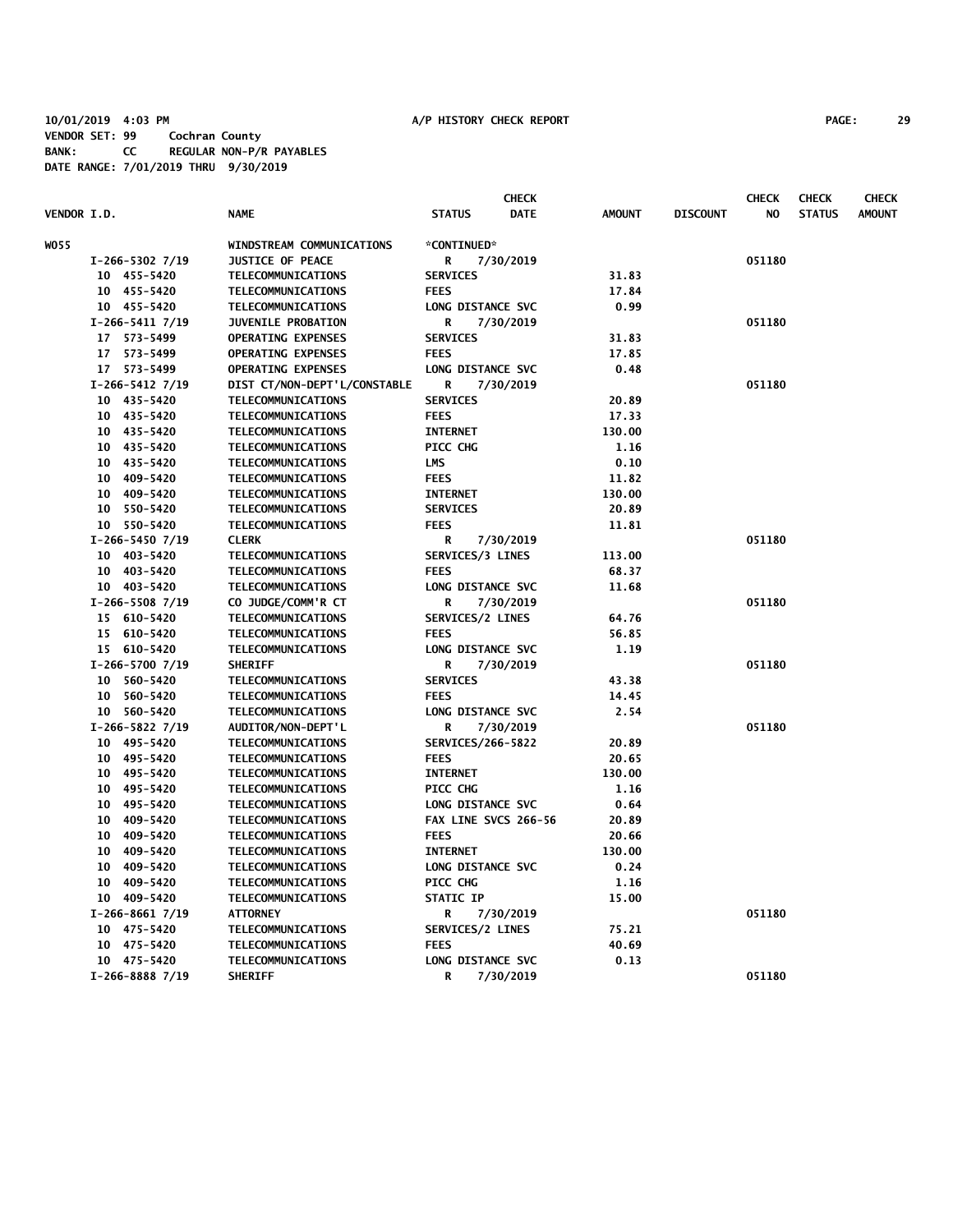10/01/2019 4:03 PM A/P HISTORY CHECK REPORT

VENDOR SET: 99 Cochran County
BANK: CC REGULAR NON-P/R PAYABLES
DATE RANGE: 7/01/2019 THRU 9/30/2019

| VENDOR I.D. | NAME | STATUS | CHECK DATE | AMOUNT | DISCOUNT | CHECK NO | CHECK STATUS | CHECK AMOUNT |
|---|---|---|---|---|---|---|---|---|
| W055 | WINDSTREAM COMMUNICATIONS | *CONTINUED* | | | | | | |
| I-266-5302 7/19 | JUSTICE OF PEACE | R | 7/30/2019 | | | 051180 | | |
| 10 455-5420 | TELECOMMUNICATIONS | SERVICES | | 31.83 | | | | |
| 10 455-5420 | TELECOMMUNICATIONS | FEES | | 17.84 | | | | |
| 10 455-5420 | TELECOMMUNICATIONS | LONG DISTANCE SVC | | 0.99 | | | | |
| I-266-5411 7/19 | JUVENILE PROBATION | R | 7/30/2019 | | | 051180 | | |
| 17 573-5499 | OPERATING EXPENSES | SERVICES | | 31.83 | | | | |
| 17 573-5499 | OPERATING EXPENSES | FEES | | 17.85 | | | | |
| 17 573-5499 | OPERATING EXPENSES | LONG DISTANCE SVC | | 0.48 | | | | |
| I-266-5412 7/19 | DIST CT/NON-DEPT'L/CONSTABLE | R | 7/30/2019 | | | 051180 | | |
| 10 435-5420 | TELECOMMUNICATIONS | SERVICES | | 20.89 | | | | |
| 10 435-5420 | TELECOMMUNICATIONS | FEES | | 17.33 | | | | |
| 10 435-5420 | TELECOMMUNICATIONS | INTERNET | | 130.00 | | | | |
| 10 435-5420 | TELECOMMUNICATIONS | PICC CHG | | 1.16 | | | | |
| 10 435-5420 | TELECOMMUNICATIONS | LMS | | 0.10 | | | | |
| 10 409-5420 | TELECOMMUNICATIONS | FEES | | 11.82 | | | | |
| 10 409-5420 | TELECOMMUNICATIONS | INTERNET | | 130.00 | | | | |
| 10 550-5420 | TELECOMMUNICATIONS | SERVICES | | 20.89 | | | | |
| 10 550-5420 | TELECOMMUNICATIONS | FEES | | 11.81 | | | | |
| I-266-5450 7/19 | CLERK | R | 7/30/2019 | | | 051180 | | |
| 10 403-5420 | TELECOMMUNICATIONS | SERVICES/3 LINES | | 113.00 | | | | |
| 10 403-5420 | TELECOMMUNICATIONS | FEES | | 68.37 | | | | |
| 10 403-5420 | TELECOMMUNICATIONS | LONG DISTANCE SVC | | 11.68 | | | | |
| I-266-5508 7/19 | CO JUDGE/COMM'R CT | R | 7/30/2019 | | | 051180 | | |
| 15 610-5420 | TELECOMMUNICATIONS | SERVICES/2 LINES | | 64.76 | | | | |
| 15 610-5420 | TELECOMMUNICATIONS | FEES | | 56.85 | | | | |
| 15 610-5420 | TELECOMMUNICATIONS | LONG DISTANCE SVC | | 1.19 | | | | |
| I-266-5700 7/19 | SHERIFF | R | 7/30/2019 | | | 051180 | | |
| 10 560-5420 | TELECOMMUNICATIONS | SERVICES | | 43.38 | | | | |
| 10 560-5420 | TELECOMMUNICATIONS | FEES | | 14.45 | | | | |
| 10 560-5420 | TELECOMMUNICATIONS | LONG DISTANCE SVC | | 2.54 | | | | |
| I-266-5822 7/19 | AUDITOR/NON-DEPT'L | R | 7/30/2019 | | | 051180 | | |
| 10 495-5420 | TELECOMMUNICATIONS | SERVICES/266-5822 | | 20.89 | | | | |
| 10 495-5420 | TELECOMMUNICATIONS | FEES | | 20.65 | | | | |
| 10 495-5420 | TELECOMMUNICATIONS | INTERNET | | 130.00 | | | | |
| 10 495-5420 | TELECOMMUNICATIONS | PICC CHG | | 1.16 | | | | |
| 10 495-5420 | TELECOMMUNICATIONS | LONG DISTANCE SVC | | 0.64 | | | | |
| 10 409-5420 | TELECOMMUNICATIONS | FAX LINE SVCS 266-56 | | 20.89 | | | | |
| 10 409-5420 | TELECOMMUNICATIONS | FEES | | 20.66 | | | | |
| 10 409-5420 | TELECOMMUNICATIONS | INTERNET | | 130.00 | | | | |
| 10 409-5420 | TELECOMMUNICATIONS | LONG DISTANCE SVC | | 0.24 | | | | |
| 10 409-5420 | TELECOMMUNICATIONS | PICC CHG | | 1.16 | | | | |
| 10 409-5420 | TELECOMMUNICATIONS | STATIC IP | | 15.00 | | | | |
| I-266-8661 7/19 | ATTORNEY | R | 7/30/2019 | | | 051180 | | |
| 10 475-5420 | TELECOMMUNICATIONS | SERVICES/2 LINES | | 75.21 | | | | |
| 10 475-5420 | TELECOMMUNICATIONS | FEES | | 40.69 | | | | |
| 10 475-5420 | TELECOMMUNICATIONS | LONG DISTANCE SVC | | 0.13 | | | | |
| I-266-8888 7/19 | SHERIFF | R | 7/30/2019 | | | 051180 | | |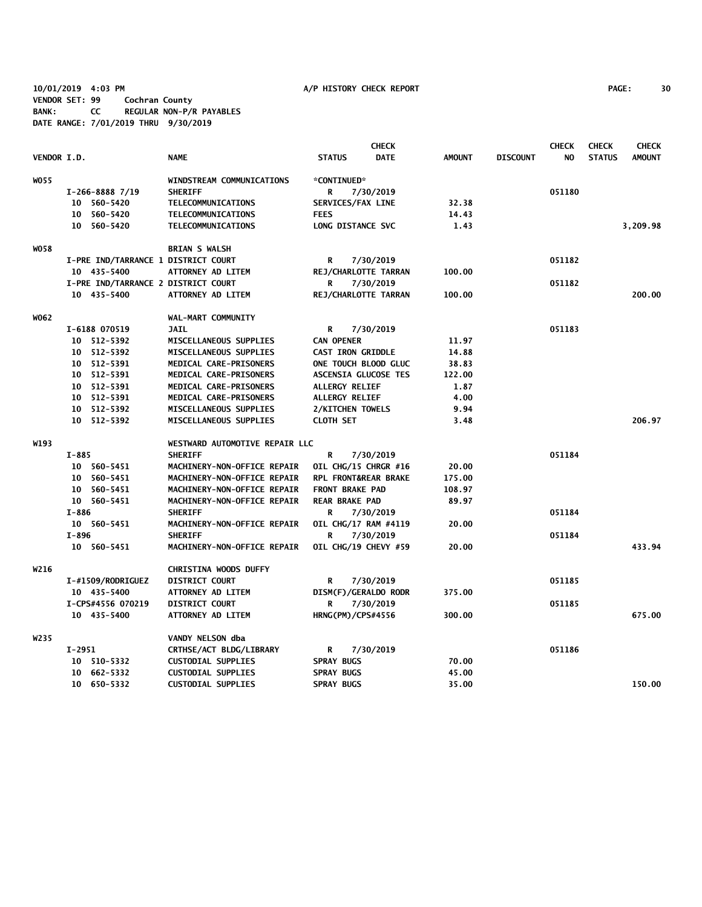10/01/2019 4:03 PM A/P HISTORY CHECK REPORT

VENDOR SET: 99 Cochran County
BANK: CC REGULAR NON-P/R PAYABLES
DATE RANGE: 7/01/2019 THRU 9/30/2019

| VENDOR I.D. | | NAME | STATUS | CHECK DATE | AMOUNT | DISCOUNT | CHECK NO | CHECK STATUS | CHECK AMOUNT |
|---|---|---|---|---|---|---|---|---|---|
| W055 | | WINDSTREAM COMMUNICATIONS | *CONTINUED* | | | | | | |
| | I-266-8888 7/19 | SHERIFF | R | 7/30/2019 | | | 051180 | | |
| | 10 560-5420 | TELECOMMUNICATIONS | SERVICES/FAX LINE | | 32.38 | | | | |
| | 10 560-5420 | TELECOMMUNICATIONS | FEES | | 14.43 | | | | |
| | 10 560-5420 | TELECOMMUNICATIONS | LONG DISTANCE SVC | | 1.43 | | | | 3,209.98 |
| W058 | | BRIAN S WALSH | | | | | | | |
| | I-PRE IND/TARRANCE 1 | DISTRICT COURT | R | 7/30/2019 | | | 051182 | | |
| | 10 435-5400 | ATTORNEY AD LITEM | REJ/CHARLOTTE TARRAN | | 100.00 | | | | |
| | I-PRE IND/TARRANCE 2 | DISTRICT COURT | R | 7/30/2019 | | | 051182 | | |
| | 10 435-5400 | ATTORNEY AD LITEM | REJ/CHARLOTTE TARRAN | | 100.00 | | | | 200.00 |
| W062 | | WAL-MART COMMUNITY | | | | | | | |
| | I-6188 070519 | JAIL | R | 7/30/2019 | | | 051183 | | |
| | 10 512-5392 | MISCELLANEOUS SUPPLIES | CAN OPENER | | 11.97 | | | | |
| | 10 512-5392 | MISCELLANEOUS SUPPLIES | CAST IRON GRIDDLE | | 14.88 | | | | |
| | 10 512-5391 | MEDICAL CARE-PRISONERS | ONE TOUCH BLOOD GLUC | | 38.83 | | | | |
| | 10 512-5391 | MEDICAL CARE-PRISONERS | ASCENSIA GLUCOSE TES | | 122.00 | | | | |
| | 10 512-5391 | MEDICAL CARE-PRISONERS | ALLERGY RELIEF | | 1.87 | | | | |
| | 10 512-5391 | MEDICAL CARE-PRISONERS | ALLERGY RELIEF | | 4.00 | | | | |
| | 10 512-5392 | MISCELLANEOUS SUPPLIES | 2/KITCHEN TOWELS | | 9.94 | | | | |
| | 10 512-5392 | MISCELLANEOUS SUPPLIES | CLOTH SET | | 3.48 | | | | 206.97 |
| W193 | | WESTWARD AUTOMOTIVE REPAIR LLC | | | | | | | |
| | I-885 | SHERIFF | R | 7/30/2019 | | | 051184 | | |
| | 10 560-5451 | MACHINERY-NON-OFFICE REPAIR | OIL CHG/15 CHRGR #16 | | 20.00 | | | | |
| | 10 560-5451 | MACHINERY-NON-OFFICE REPAIR | RPL FRONT&REAR BRAKE | | 175.00 | | | | |
| | 10 560-5451 | MACHINERY-NON-OFFICE REPAIR | FRONT BRAKE PAD | | 108.97 | | | | |
| | 10 560-5451 | MACHINERY-NON-OFFICE REPAIR | REAR BRAKE PAD | | 89.97 | | | | |
| | I-886 | SHERIFF | R | 7/30/2019 | | | 051184 | | |
| | 10 560-5451 | MACHINERY-NON-OFFICE REPAIR | OIL CHG/17 RAM #4119 | | 20.00 | | | | |
| | I-896 | SHERIFF | R | 7/30/2019 | | | 051184 | | |
| | 10 560-5451 | MACHINERY-NON-OFFICE REPAIR | OIL CHG/19 CHEVY #59 | | 20.00 | | | | 433.94 |
| W216 | | CHRISTINA WOODS DUFFY | | | | | | | |
| | I-#1509/RODRIGUEZ | DISTRICT COURT | R | 7/30/2019 | | | 051185 | | |
| | 10 435-5400 | ATTORNEY AD LITEM | DISM(F)/GERALDO RODR | | 375.00 | | | | |
| | I-CPS#4556 070219 | DISTRICT COURT | R | 7/30/2019 | | | 051185 | | |
| | 10 435-5400 | ATTORNEY AD LITEM | HRNG(PM)/CPS#4556 | | 300.00 | | | | 675.00 |
| W235 | | VANDY NELSON dba | | | | | | | |
| | I-2951 | CRTHSE/ACT BLDG/LIBRARY | R | 7/30/2019 | | | 051186 | | |
| | 10 510-5332 | CUSTODIAL SUPPLIES | SPRAY BUGS | | 70.00 | | | | |
| | 10 662-5332 | CUSTODIAL SUPPLIES | SPRAY BUGS | | 45.00 | | | | |
| | 10 650-5332 | CUSTODIAL SUPPLIES | SPRAY BUGS | | 35.00 | | | | 150.00 |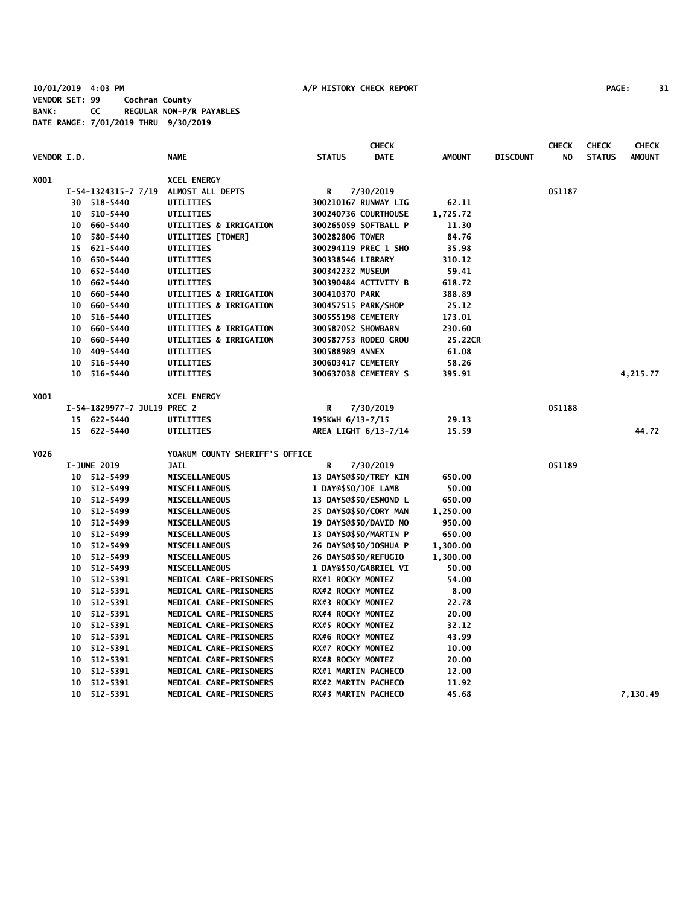10/01/2019 4:03 PM A/P HISTORY CHECK REPORT

VENDOR SET: 99 Cochran County
BANK: CC REGULAR NON-P/R PAYABLES
DATE RANGE: 7/01/2019 THRU 9/30/2019

| VENDOR I.D. | NAME | STATUS | CHECK DATE | AMOUNT | DISCOUNT | CHECK NO | CHECK STATUS | CHECK AMOUNT |
|---|---|---|---|---|---|---|---|---|
| X001 | XCEL ENERGY | | | | | | | |
| I-54-1324315-7 7/19 | ALMOST ALL DEPTS | R | 7/30/2019 | | | 051187 | | |
| 30 518-5440 | UTILITIES | 300210167 RUNWAY LIG | | 62.11 | | | | |
| 10 510-5440 | UTILITIES | 300240736 COURTHOUSE | | 1,725.72 | | | | |
| 10 660-5440 | UTILITIES & IRRIGATION | 300265059 SOFTBALL P | | 11.30 | | | | |
| 10 580-5440 | UTILITIES [TOWER] | 300282806 TOWER | | 84.76 | | | | |
| 15 621-5440 | UTILITIES | 300294119 PREC 1 SHO | | 35.98 | | | | |
| 10 650-5440 | UTILITIES | 300338546 LIBRARY | | 310.12 | | | | |
| 10 652-5440 | UTILITIES | 300342232 MUSEUM | | 59.41 | | | | |
| 10 662-5440 | UTILITIES | 300390484 ACTIVITY B | | 618.72 | | | | |
| 10 660-5440 | UTILITIES & IRRIGATION | 300410370 PARK | | 388.89 | | | | |
| 10 660-5440 | UTILITIES & IRRIGATION | 300457515 PARK/SHOP | | 25.12 | | | | |
| 10 516-5440 | UTILITIES | 300555198 CEMETERY | | 173.01 | | | | |
| 10 660-5440 | UTILITIES & IRRIGATION | 300587052 SHOWBARN | | 230.60 | | | | |
| 10 660-5440 | UTILITIES & IRRIGATION | 300587753 RODEO GROU | | 25.22CR | | | | |
| 10 409-5440 | UTILITIES | 300588989 ANNEX | | 61.08 | | | | |
| 10 516-5440 | UTILITIES | 300603417 CEMETERY | | 58.26 | | | | |
| 10 516-5440 | UTILITIES | 300637038 CEMETERY S | | 395.91 | | | | 4,215.77 |
| X001 | XCEL ENERGY | | | | | | | |
| I-54-1829977-7 JUL19 | PREC 2 | R | 7/30/2019 | | | 051188 | | |
| 15 622-5440 | UTILITIES | 195KWH 6/13-7/15 | | 29.13 | | | | |
| 15 622-5440 | UTILITIES | AREA LIGHT 6/13-7/14 | | 15.59 | | | | 44.72 |
| Y026 | YOAKUM COUNTY SHERIFF'S OFFICE | | | | | | | |
| I-JUNE 2019 | JAIL | R | 7/30/2019 | | | 051189 | | |
| 10 512-5499 | MISCELLANEOUS | 13 DAYS@$50/TREY KIM | | 650.00 | | | | |
| 10 512-5499 | MISCELLANEOUS | 1 DAY@$50/JOE LAMB | | 50.00 | | | | |
| 10 512-5499 | MISCELLANEOUS | 13 DAYS@$50/ESMOND L | | 650.00 | | | | |
| 10 512-5499 | MISCELLANEOUS | 25 DAYS@$50/CORY MAN | | 1,250.00 | | | | |
| 10 512-5499 | MISCELLANEOUS | 19 DAYS@$50/DAVID MO | | 950.00 | | | | |
| 10 512-5499 | MISCELLANEOUS | 13 DAYS@$50/MARTIN P | | 650.00 | | | | |
| 10 512-5499 | MISCELLANEOUS | 26 DAYS@$50/JOSHUA P | | 1,300.00 | | | | |
| 10 512-5499 | MISCELLANEOUS | 26 DAYS@$50/REFUGIO | | 1,300.00 | | | | |
| 10 512-5499 | MISCELLANEOUS | 1 DAY@$50/GABRIEL VI | | 50.00 | | | | |
| 10 512-5391 | MEDICAL CARE-PRISONERS | RX#1 ROCKY MONTEZ | | 54.00 | | | | |
| 10 512-5391 | MEDICAL CARE-PRISONERS | RX#2 ROCKY MONTEZ | | 8.00 | | | | |
| 10 512-5391 | MEDICAL CARE-PRISONERS | RX#3 ROCKY MONTEZ | | 22.78 | | | | |
| 10 512-5391 | MEDICAL CARE-PRISONERS | RX#4 ROCKY MONTEZ | | 20.00 | | | | |
| 10 512-5391 | MEDICAL CARE-PRISONERS | RX#5 ROCKY MONTEZ | | 32.12 | | | | |
| 10 512-5391 | MEDICAL CARE-PRISONERS | RX#6 ROCKY MONTEZ | | 43.99 | | | | |
| 10 512-5391 | MEDICAL CARE-PRISONERS | RX#7 ROCKY MONTEZ | | 10.00 | | | | |
| 10 512-5391 | MEDICAL CARE-PRISONERS | RX#8 ROCKY MONTEZ | | 20.00 | | | | |
| 10 512-5391 | MEDICAL CARE-PRISONERS | RX#1 MARTIN PACHECO | | 12.00 | | | | |
| 10 512-5391 | MEDICAL CARE-PRISONERS | RX#2 MARTIN PACHECO | | 11.92 | | | | |
| 10 512-5391 | MEDICAL CARE-PRISONERS | RX#3 MARTIN PACHECO | | 45.68 | | | | 7,130.49 |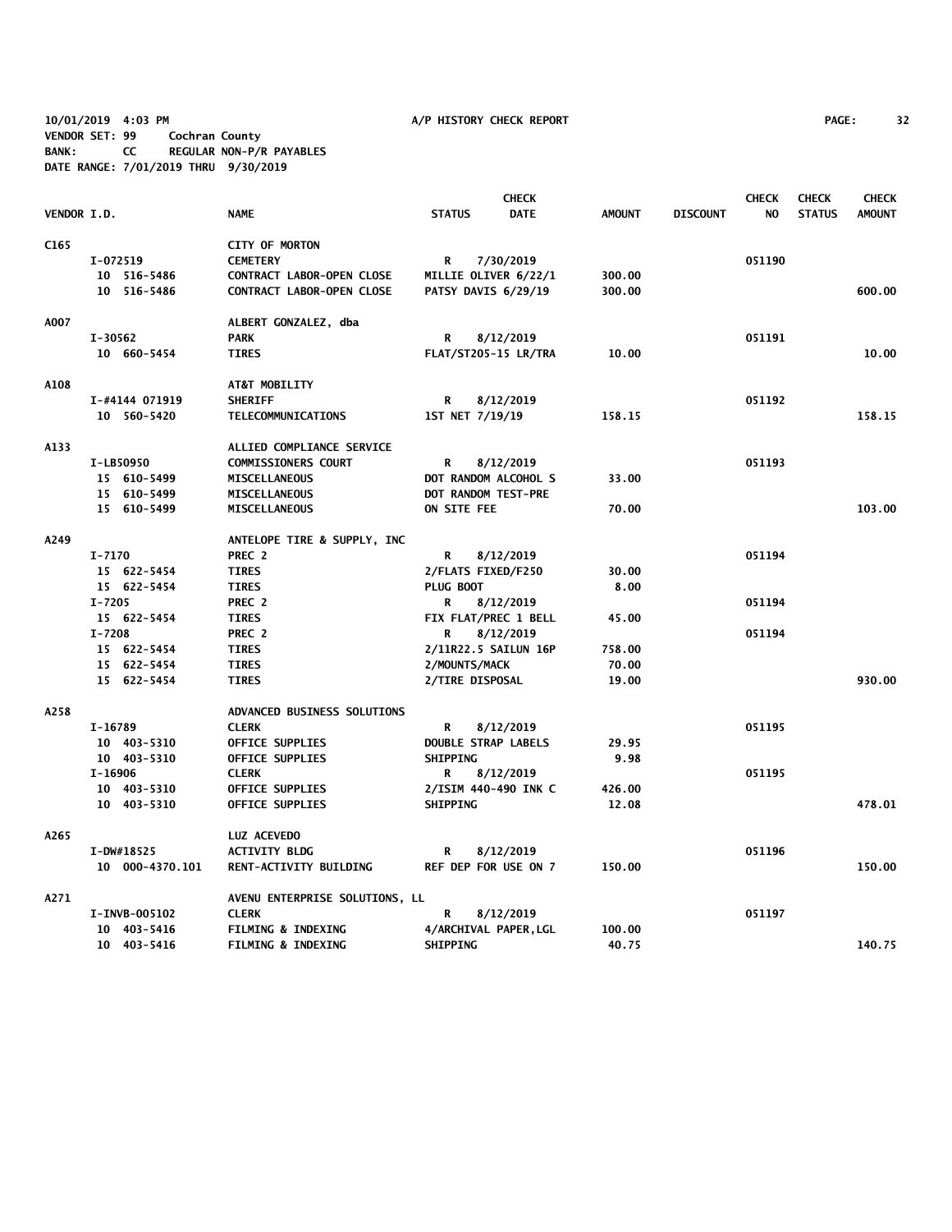10/01/2019 4:03 PM A/P HISTORY CHECK REPORT
VENDOR SET: 99 Cochran County
BANK: CC REGULAR NON-P/R PAYABLES
DATE RANGE: 7/01/2019 THRU 9/30/2019

| VENDOR I.D. | NAME | STATUS | CHECK DATE | AMOUNT | DISCOUNT | CHECK NO | CHECK STATUS | CHECK AMOUNT |
|---|---|---|---|---|---|---|---|---|
| C165 | CITY OF MORTON | | | | | | | |
| I-072519 | CEMETERY | R | 7/30/2019 | | | 051190 | | |
| 10 516-5486 | CONTRACT LABOR-OPEN CLOSE | MILLIE OLIVER 6/22/1 | | 300.00 | | | | |
| 10 516-5486 | CONTRACT LABOR-OPEN CLOSE | PATSY DAVIS 6/29/19 | | 300.00 | | | | 600.00 |
| A007 | ALBERT GONZALEZ, dba | | | | | | | |
| I-30562 | PARK | R | 8/12/2019 | | | 051191 | | |
| 10 660-5454 | TIRES | FLAT/ST205-15 LR/TRA | | 10.00 | | | | 10.00 |
| A108 | AT&T MOBILITY | | | | | | | |
| I-#4144 071919 | SHERIFF | R | 8/12/2019 | | | 051192 | | |
| 10 560-5420 | TELECOMMUNICATIONS | 1ST NET 7/19/19 | | 158.15 | | | | 158.15 |
| A133 | ALLIED COMPLIANCE SERVICE | | | | | | | |
| I-LB50950 | COMMISSIONERS COURT | R | 8/12/2019 | | | 051193 | | |
| 15 610-5499 | MISCELLANEOUS | DOT RANDOM ALCOHOL S | | 33.00 | | | | |
| 15 610-5499 | MISCELLANEOUS | DOT RANDOM TEST-PRE | | | | | | |
| 15 610-5499 | MISCELLANEOUS | ON SITE FEE | | 70.00 | | | | 103.00 |
| A249 | ANTELOPE TIRE & SUPPLY, INC | | | | | | | |
| I-7170 | PREC 2 | R | 8/12/2019 | | | 051194 | | |
| 15 622-5454 | TIRES | 2/FLATS FIXED/F250 | | 30.00 | | | | |
| 15 622-5454 | TIRES | PLUG BOOT | | 8.00 | | | | |
| I-7205 | PREC 2 | R | 8/12/2019 | | | 051194 | | |
| 15 622-5454 | TIRES | FIX FLAT/PREC 1 BELL | | 45.00 | | | | |
| I-7208 | PREC 2 | R | 8/12/2019 | | | 051194 | | |
| 15 622-5454 | TIRES | 2/11R22.5 SAILUN 16P | | 758.00 | | | | |
| 15 622-5454 | TIRES | 2/MOUNTS/MACK | | 70.00 | | | | |
| 15 622-5454 | TIRES | 2/TIRE DISPOSAL | | 19.00 | | | | 930.00 |
| A258 | ADVANCED BUSINESS SOLUTIONS | | | | | | | |
| I-16789 | CLERK | R | 8/12/2019 | | | 051195 | | |
| 10 403-5310 | OFFICE SUPPLIES | DOUBLE STRAP LABELS | | 29.95 | | | | |
| 10 403-5310 | OFFICE SUPPLIES | SHIPPING | | 9.98 | | | | |
| I-16906 | CLERK | R | 8/12/2019 | | | 051195 | | |
| 10 403-5310 | OFFICE SUPPLIES | 2/ISIM 440-490 INK C | | 426.00 | | | | |
| 10 403-5310 | OFFICE SUPPLIES | SHIPPING | | 12.08 | | | | 478.01 |
| A265 | LUZ ACEVEDO | | | | | | | |
| I-DW#18525 | ACTIVITY BLDG | R | 8/12/2019 | | | 051196 | | |
| 10 000-4370.101 | RENT-ACTIVITY BUILDING | REF DEP FOR USE ON 7 | | 150.00 | | | | 150.00 |
| A271 | AVENU ENTERPRISE SOLUTIONS, LL | | | | | | | |
| I-INVB-005102 | CLERK | R | 8/12/2019 | | | 051197 | | |
| 10 403-5416 | FILMING & INDEXING | 4/ARCHIVAL PAPER,LGL | | 100.00 | | | | |
| 10 403-5416 | FILMING & INDEXING | SHIPPING | | 40.75 | | | | 140.75 |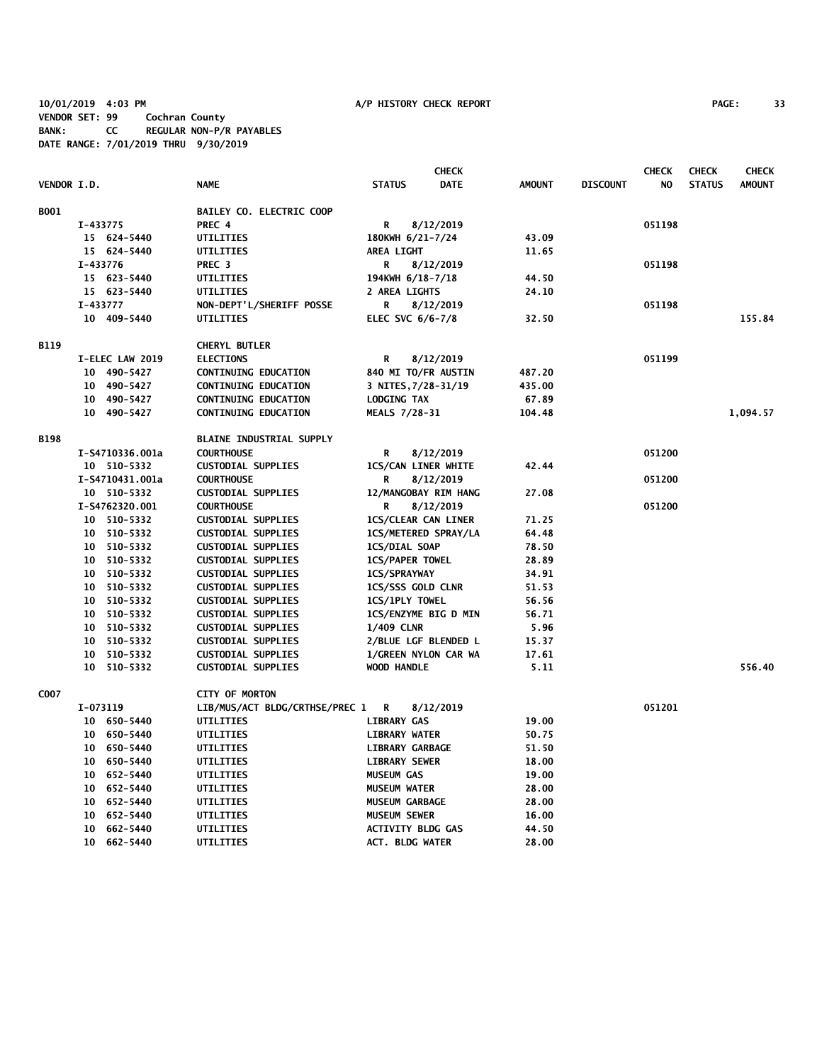10/01/2019 4:03 PM A/P HISTORY CHECK REPORT

VENDOR SET: 99 Cochran County
BANK: CC REGULAR NON-P/R PAYABLES
DATE RANGE: 7/01/2019 THRU 9/30/2019

| VENDOR I.D. | NAME | STATUS | CHECK DATE | AMOUNT | DISCOUNT | CHECK NO | CHECK STATUS | CHECK AMOUNT |
|---|---|---|---|---|---|---|---|---|
| B001 | BAILEY CO. ELECTRIC COOP | | | | | | | |
| I-433775 | PREC 4 | R | 8/12/2019 | | | 051198 | | |
| 15 624-5440 | UTILITIES | 180KWH 6/21-7/24 | | 43.09 | | | | |
| 15 624-5440 | UTILITIES | AREA LIGHT | | 11.65 | | | | |
| I-433776 | PREC 3 | R | 8/12/2019 | | | 051198 | | |
| 15 623-5440 | UTILITIES | 194KWH 6/18-7/18 | | 44.50 | | | | |
| 15 623-5440 | UTILITIES | 2 AREA LIGHTS | | 24.10 | | | | |
| I-433777 | NON-DEPT'L/SHERIFF POSSE | R | 8/12/2019 | | | 051198 | | |
| 10 409-5440 | UTILITIES | ELEC SVC 6/6-7/8 | | 32.50 | | | | 155.84 |
| B119 | CHERYL BUTLER | | | | | | | |
| I-ELEC LAW 2019 | ELECTIONS | R | 8/12/2019 | | | 051199 | | |
| 10 490-5427 | CONTINUING EDUCATION | 840 MI TO/FR AUSTIN | | 487.20 | | | | |
| 10 490-5427 | CONTINUING EDUCATION | 3 NITES,7/28-31/19 | | 435.00 | | | | |
| 10 490-5427 | CONTINUING EDUCATION | LODGING TAX | | 67.89 | | | | |
| 10 490-5427 | CONTINUING EDUCATION | MEALS 7/28-31 | | 104.48 | | | | 1,094.57 |
| B198 | BLAINE INDUSTRIAL SUPPLY | | | | | | | |
| I-S4710336.001a | COURTHOUSE | R | 8/12/2019 | | | 051200 | | |
| 10 510-5332 | CUSTODIAL SUPPLIES | 1CS/CAN LINER WHITE | | 42.44 | | | | |
| I-S4710431.001a | COURTHOUSE | R | 8/12/2019 | | | 051200 | | |
| 10 510-5332 | CUSTODIAL SUPPLIES | 12/MANGOBAY RIM HANG | | 27.08 | | | | |
| I-S4762320.001 | COURTHOUSE | R | 8/12/2019 | | | 051200 | | |
| 10 510-5332 | CUSTODIAL SUPPLIES | 1CS/CLEAR CAN LINER | | 71.25 | | | | |
| 10 510-5332 | CUSTODIAL SUPPLIES | 1CS/METERED SPRAY/LA | | 64.48 | | | | |
| 10 510-5332 | CUSTODIAL SUPPLIES | 1CS/DIAL SOAP | | 78.50 | | | | |
| 10 510-5332 | CUSTODIAL SUPPLIES | 1CS/PAPER TOWEL | | 28.89 | | | | |
| 10 510-5332 | CUSTODIAL SUPPLIES | 1CS/SPRAYWAY | | 34.91 | | | | |
| 10 510-5332 | CUSTODIAL SUPPLIES | 1CS/SSS GOLD CLNR | | 51.53 | | | | |
| 10 510-5332 | CUSTODIAL SUPPLIES | 1CS/1PLY TOWEL | | 56.56 | | | | |
| 10 510-5332 | CUSTODIAL SUPPLIES | 1CS/ENZYME BIG D MIN | | 56.71 | | | | |
| 10 510-5332 | CUSTODIAL SUPPLIES | 1/409 CLNR | | 5.96 | | | | |
| 10 510-5332 | CUSTODIAL SUPPLIES | 2/BLUE LGF BLENDED L | | 15.37 | | | | |
| 10 510-5332 | CUSTODIAL SUPPLIES | 1/GREEN NYLON CAR WA | | 17.61 | | | | |
| 10 510-5332 | CUSTODIAL SUPPLIES | WOOD HANDLE | | 5.11 | | | | 556.40 |
| C007 | CITY OF MORTON | | | | | | | |
| I-073119 | LIB/MUS/ACT BLDG/CRTHSE/PREC 1 | R | 8/12/2019 | | | 051201 | | |
| 10 650-5440 | UTILITIES | LIBRARY GAS | | 19.00 | | | | |
| 10 650-5440 | UTILITIES | LIBRARY WATER | | 50.75 | | | | |
| 10 650-5440 | UTILITIES | LIBRARY GARBAGE | | 51.50 | | | | |
| 10 650-5440 | UTILITIES | LIBRARY SEWER | | 18.00 | | | | |
| 10 652-5440 | UTILITIES | MUSEUM GAS | | 19.00 | | | | |
| 10 652-5440 | UTILITIES | MUSEUM WATER | | 28.00 | | | | |
| 10 652-5440 | UTILITIES | MUSEUM GARBAGE | | 28.00 | | | | |
| 10 652-5440 | UTILITIES | MUSEUM SEWER | | 16.00 | | | | |
| 10 662-5440 | UTILITIES | ACTIVITY BLDG GAS | | 44.50 | | | | |
| 10 662-5440 | UTILITIES | ACT. BLDG WATER | | 28.00 | | | | |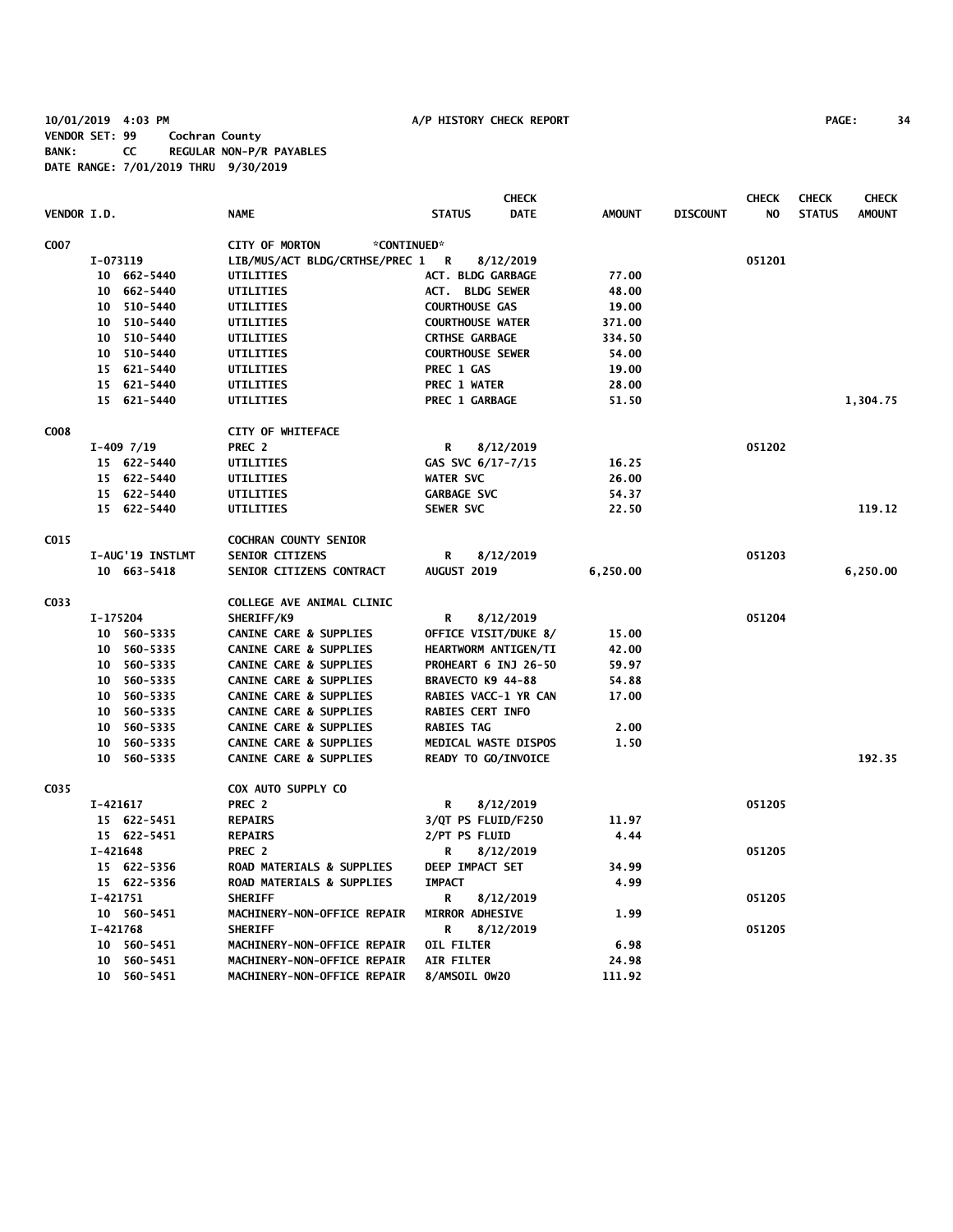10/01/2019 4:03 PM A/P HISTORY CHECK REPORT
VENDOR SET: 99 Cochran County
BANK: CC REGULAR NON-P/R PAYABLES
DATE RANGE: 7/01/2019 THRU 9/30/2019

| VENDOR I.D. | NAME | STATUS | CHECK DATE | AMOUNT | DISCOUNT | CHECK NO | CHECK STATUS | CHECK AMOUNT |
|---|---|---|---|---|---|---|---|---|
| C007 | CITY OF MORTON *CONTINUED* | | | | | | | |
| I-073119 | LIB/MUS/ACT BLDG/CRTHSE/PREC 1 | R | 8/12/2019 | | | 051201 | | |
| 10 662-5440 | UTILITIES | ACT. BLDG GARBAGE | | 77.00 | | | | |
| 10 662-5440 | UTILITIES | ACT. BLDG SEWER | | 48.00 | | | | |
| 10 510-5440 | UTILITIES | COURTHOUSE GAS | | 19.00 | | | | |
| 10 510-5440 | UTILITIES | COURTHOUSE WATER | | 371.00 | | | | |
| 10 510-5440 | UTILITIES | CRTHSE GARBAGE | | 334.50 | | | | |
| 10 510-5440 | UTILITIES | COURTHOUSE SEWER | | 54.00 | | | | |
| 15 621-5440 | UTILITIES | PREC 1 GAS | | 19.00 | | | | |
| 15 621-5440 | UTILITIES | PREC 1 WATER | | 28.00 | | | | |
| 15 621-5440 | UTILITIES | PREC 1 GARBAGE | | 51.50 | | | | 1,304.75 |
| C008 | CITY OF WHITEFACE | | | | | | | |
| I-409 7/19 | PREC 2 | R | 8/12/2019 | | | 051202 | | |
| 15 622-5440 | UTILITIES | GAS SVC 6/17-7/15 | | 16.25 | | | | |
| 15 622-5440 | UTILITIES | WATER SVC | | 26.00 | | | | |
| 15 622-5440 | UTILITIES | GARBAGE SVC | | 54.37 | | | | |
| 15 622-5440 | UTILITIES | SEWER SVC | | 22.50 | | | | 119.12 |
| C015 | COCHRAN COUNTY SENIOR | | | | | | | |
| I-AUG'19 INSTLMT | SENIOR CITIZENS | R | 8/12/2019 | | | 051203 | | |
| 10 663-5418 | SENIOR CITIZENS CONTRACT | AUGUST 2019 | | 6,250.00 | | | | 6,250.00 |
| C033 | COLLEGE AVE ANIMAL CLINIC | | | | | | | |
| I-175204 | SHERIFF/K9 | R | 8/12/2019 | | | 051204 | | |
| 10 560-5335 | CANINE CARE & SUPPLIES | OFFICE VISIT/DUKE 8/ | | 15.00 | | | | |
| 10 560-5335 | CANINE CARE & SUPPLIES | HEARTWORM ANTIGEN/TI | | 42.00 | | | | |
| 10 560-5335 | CANINE CARE & SUPPLIES | PROHEART 6 INJ 26-50 | | 59.97 | | | | |
| 10 560-5335 | CANINE CARE & SUPPLIES | BRAVECTO K9 44-88 | | 54.88 | | | | |
| 10 560-5335 | CANINE CARE & SUPPLIES | RABIES VACC-1 YR CAN | | 17.00 | | | | |
| 10 560-5335 | CANINE CARE & SUPPLIES | RABIES CERT INFO | | | | | | |
| 10 560-5335 | CANINE CARE & SUPPLIES | RABIES TAG | | 2.00 | | | | |
| 10 560-5335 | CANINE CARE & SUPPLIES | MEDICAL WASTE DISPOS | | 1.50 | | | | |
| 10 560-5335 | CANINE CARE & SUPPLIES | READY TO GO/INVOICE | | | | | | 192.35 |
| C035 | COX AUTO SUPPLY CO | | | | | | | |
| I-421617 | PREC 2 | R | 8/12/2019 | | | 051205 | | |
| 15 622-5451 | REPAIRS | 3/QT PS FLUID/F250 | | 11.97 | | | | |
| 15 622-5451 | REPAIRS | 2/PT PS FLUID | | 4.44 | | | | |
| I-421648 | PREC 2 | R | 8/12/2019 | | | 051205 | | |
| 15 622-5356 | ROAD MATERIALS & SUPPLIES | DEEP IMPACT SET | | 34.99 | | | | |
| 15 622-5356 | ROAD MATERIALS & SUPPLIES | IMPACT | | 4.99 | | | | |
| I-421751 | SHERIFF | R | 8/12/2019 | | | 051205 | | |
| 10 560-5451 | MACHINERY-NON-OFFICE REPAIR | MIRROR ADHESIVE | | 1.99 | | | | |
| I-421768 | SHERIFF | R | 8/12/2019 | | | 051205 | | |
| 10 560-5451 | MACHINERY-NON-OFFICE REPAIR | OIL FILTER | | 6.98 | | | | |
| 10 560-5451 | MACHINERY-NON-OFFICE REPAIR | AIR FILTER | | 24.98 | | | | |
| 10 560-5451 | MACHINERY-NON-OFFICE REPAIR | 8/AMSOIL 0W20 | | 111.92 | | | | |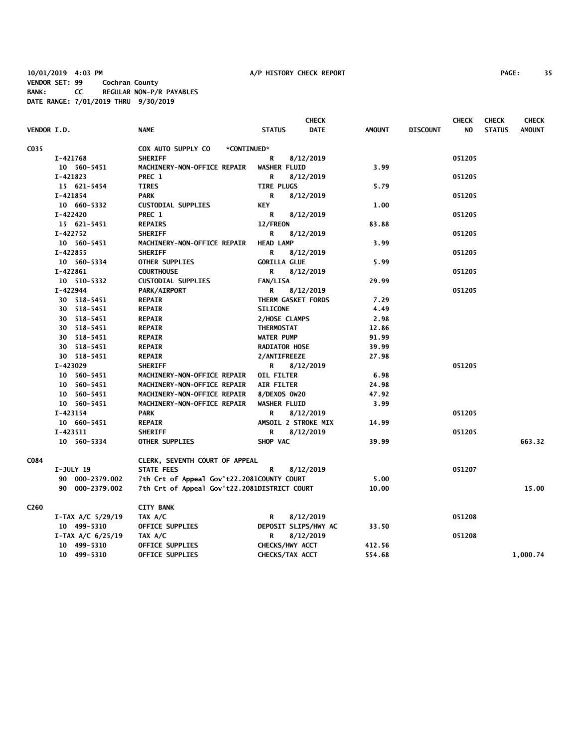10/01/2019 4:03 PM A/P HISTORY CHECK REPORT

VENDOR SET: 99 Cochran County
BANK: CC REGULAR NON-P/R PAYABLES
DATE RANGE: 7/01/2019 THRU 9/30/2019

| VENDOR I.D. | NAME | STATUS | CHECK DATE | AMOUNT | DISCOUNT | CHECK NO | CHECK STATUS | CHECK AMOUNT |
|---|---|---|---|---|---|---|---|---|
| C035 | COX AUTO SUPPLY CO *CONTINUED* | | | | | | | |
| I-421768 | SHERIFF | R | 8/12/2019 | | | 051205 | | |
| 10 560-5451 | MACHINERY-NON-OFFICE REPAIR | WASHER FLUID | | 3.99 | | | | |
| I-421823 | PREC 1 | R | 8/12/2019 | | | 051205 | | |
| 15 621-5454 | TIRES | TIRE PLUGS | | 5.79 | | | | |
| I-421854 | PARK | R | 8/12/2019 | | | 051205 | | |
| 10 660-5332 | CUSTODIAL SUPPLIES | KEY | | 1.00 | | | | |
| I-422420 | PREC 1 | R | 8/12/2019 | | | 051205 | | |
| 15 621-5451 | REPAIRS | 12/FREON | | 83.88 | | | | |
| I-422752 | SHERIFF | R | 8/12/2019 | | | 051205 | | |
| 10 560-5451 | MACHINERY-NON-OFFICE REPAIR | HEAD LAMP | | 3.99 | | | | |
| I-422855 | SHERIFF | R | 8/12/2019 | | | 051205 | | |
| 10 560-5334 | OTHER SUPPLIES | GORILLA GLUE | | 5.99 | | | | |
| I-422861 | COURTHOUSE | R | 8/12/2019 | | | 051205 | | |
| 10 510-5332 | CUSTODIAL SUPPLIES | FAN/LISA | | 29.99 | | | | |
| I-422944 | PARK/AIRPORT | R | 8/12/2019 | | | 051205 | | |
| 30 518-5451 | REPAIR | THERM GASKET FORDS | | 7.29 | | | | |
| 30 518-5451 | REPAIR | SILICONE | | 4.49 | | | | |
| 30 518-5451 | REPAIR | 2/HOSE CLAMPS | | 2.98 | | | | |
| 30 518-5451 | REPAIR | THERMOSTAT | | 12.86 | | | | |
| 30 518-5451 | REPAIR | WATER PUMP | | 91.99 | | | | |
| 30 518-5451 | REPAIR | RADIATOR HOSE | | 39.99 | | | | |
| 30 518-5451 | REPAIR | 2/ANTIFREEZE | | 27.98 | | | | |
| I-423029 | SHERIFF | R | 8/12/2019 | | | 051205 | | |
| 10 560-5451 | MACHINERY-NON-OFFICE REPAIR | OIL FILTER | | 6.98 | | | | |
| 10 560-5451 | MACHINERY-NON-OFFICE REPAIR | AIR FILTER | | 24.98 | | | | |
| 10 560-5451 | MACHINERY-NON-OFFICE REPAIR | 8/DEXOS 0W20 | | 47.92 | | | | |
| 10 560-5451 | MACHINERY-NON-OFFICE REPAIR | WASHER FLUID | | 3.99 | | | | |
| I-423154 | PARK | R | 8/12/2019 | | | 051205 | | |
| 10 660-5451 | REPAIR | AMSOIL 2 STROKE MIX | | 14.99 | | | | |
| I-423511 | SHERIFF | R | 8/12/2019 | | | 051205 | | |
| 10 560-5334 | OTHER SUPPLIES | SHOP VAC | | 39.99 | | | | 663.32 |
| C084 | CLERK, SEVENTH COURT OF APPEAL | | | | | | | |
| I-JULY 19 | STATE FEES | R | 8/12/2019 | | | 051207 | | |
| 90 000-2379.002 | 7th Crt of Appeal Gov't22.2081COUNTY COURT | | | 5.00 | | | | |
| 90 000-2379.002 | 7th Crt of Appeal Gov't22.2081DISTRICT COURT | | | 10.00 | | | | 15.00 |
| C260 | CITY BANK | | | | | | | |
| I-TAX A/C 5/29/19 | TAX A/C | R | 8/12/2019 | | | 051208 | | |
| 10 499-5310 | OFFICE SUPPLIES | DEPOSIT SLIPS/HWY AC | | 33.50 | | | | |
| I-TAX A/C 6/25/19 | TAX A/C | R | 8/12/2019 | | | 051208 | | |
| 10 499-5310 | OFFICE SUPPLIES | CHECKS/HWY ACCT | | 412.56 | | | | |
| 10 499-5310 | OFFICE SUPPLIES | CHECKS/TAX ACCT | | 554.68 | | | | 1,000.74 |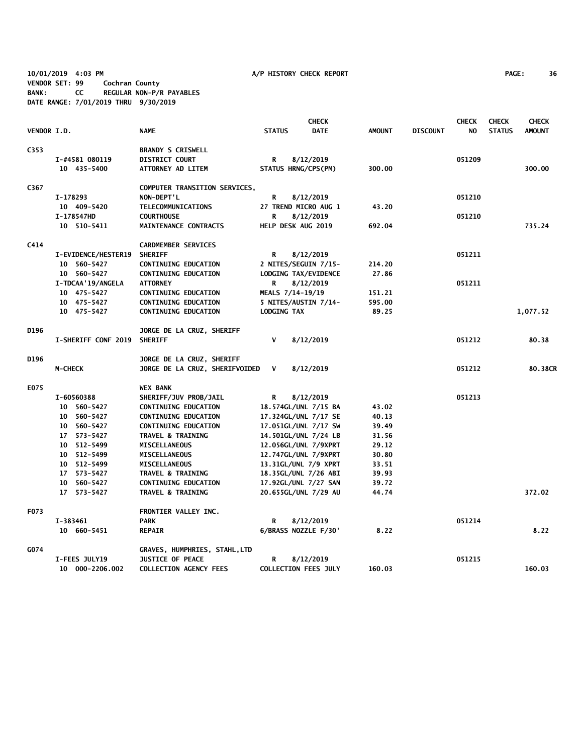10/01/2019 4:03 PM A/P HISTORY CHECK REPORT

VENDOR SET: 99 Cochran County
BANK: CC REGULAR NON-P/R PAYABLES
DATE RANGE: 7/01/2019 THRU 9/30/2019

| VENDOR I.D. | NAME | STATUS | CHECK DATE | AMOUNT | DISCOUNT | CHECK NO | CHECK STATUS | CHECK AMOUNT |
|---|---|---|---|---|---|---|---|---|
| C353 | BRANDY S CRISWELL | | | | | | | |
| I-#4581 080119 | DISTRICT COURT | R | 8/12/2019 | | | 051209 | | |
| 10 435-5400 | ATTORNEY AD LITEM | STATUS HRNG/CPS(PM) | | 300.00 | | | | 300.00 |
| C367 | COMPUTER TRANSITION SERVICES, | | | | | | | |
| I-178293 | NON-DEPT'L | R | 8/12/2019 | | | 051210 | | |
| 10 409-5420 | TELECOMMUNICATIONS | 27 TREND MICRO AUG 1 | | 43.20 | | | | |
| I-178547HD | COURTHOUSE | R | 8/12/2019 | | | 051210 | | |
| 10 510-5411 | MAINTENANCE CONTRACTS | HELP DESK AUG 2019 | | 692.04 | | | | 735.24 |
| C414 | CARDMEMBER SERVICES | | | | | | | |
| I-EVIDENCE/HESTER19 | SHERIFF | R | 8/12/2019 | | | 051211 | | |
| 10 560-5427 | CONTINUING EDUCATION | 2 NITES/SEGUIN 7/15- | | 214.20 | | | | |
| 10 560-5427 | CONTINUING EDUCATION | LODGING TAX/EVIDENCE | | 27.86 | | | | |
| I-TDCAA'19/ANGELA | ATTORNEY | R | 8/12/2019 | | | 051211 | | |
| 10 475-5427 | CONTINUING EDUCATION | MEALS 7/14-19/19 | | 151.21 | | | | |
| 10 475-5427 | CONTINUING EDUCATION | 5 NITES/AUSTIN 7/14- | | 595.00 | | | | |
| 10 475-5427 | CONTINUING EDUCATION | LODGING TAX | | 89.25 | | | | 1,077.52 |
| D196 | JORGE DE LA CRUZ, SHERIFF | | | | | | | |
| I-SHERIFF CONF 2019 | SHERIFF | V | 8/12/2019 | | | 051212 | | 80.38 |
| D196 | JORGE DE LA CRUZ, SHERIFF | | | | | | | |
| M-CHECK | JORGE DE LA CRUZ, SHERIFFVOIDED | V | 8/12/2019 | | | 051212 | | 80.38CR |
| E075 | WEX BANK | | | | | | | |
| I-60560388 | SHERIFF/JUV PROB/JAIL | R | 8/12/2019 | | | 051213 | | |
| 10 560-5427 | CONTINUING EDUCATION | 18.574GL/UNL 7/15 BA | | 43.02 | | | | |
| 10 560-5427 | CONTINUING EDUCATION | 17.324GL/UNL 7/17 SE | | 40.13 | | | | |
| 10 560-5427 | CONTINUING EDUCATION | 17.051GL/UNL 7/17 SW | | 39.49 | | | | |
| 17 573-5427 | TRAVEL & TRAINING | 14.501GL/UNL 7/24 LB | | 31.56 | | | | |
| 10 512-5499 | MISCELLANEOUS | 12.056GL/UNL 7/9XPRT | | 29.12 | | | | |
| 10 512-5499 | MISCELLANEOUS | 12.747GL/UNL 7/9XPRT | | 30.80 | | | | |
| 10 512-5499 | MISCELLANEOUS | 13.31GL/UNL 7/9 XPRT | | 33.51 | | | | |
| 17 573-5427 | TRAVEL & TRAINING | 18.35GL/UNL 7/26 ABI | | 39.93 | | | | |
| 10 560-5427 | CONTINUING EDUCATION | 17.92GL/UNL 7/27 SAN | | 39.72 | | | | |
| 17 573-5427 | TRAVEL & TRAINING | 20.655GL/UNL 7/29 AU | | 44.74 | | | | 372.02 |
| F073 | FRONTIER VALLEY INC. | | | | | | | |
| I-383461 | PARK | R | 8/12/2019 | | | 051214 | | |
| 10 660-5451 | REPAIR | 6/BRASS NOZZLE F/30' | | 8.22 | | | | 8.22 |
| G074 | GRAVES, HUMPHRIES, STAHL,LTD | | | | | | | |
| I-FEES JULY19 | JUSTICE OF PEACE | R | 8/12/2019 | | | 051215 | | |
| 10 000-2206.002 | COLLECTION AGENCY FEES | COLLECTION FEES JULY | | 160.03 | | | | 160.03 |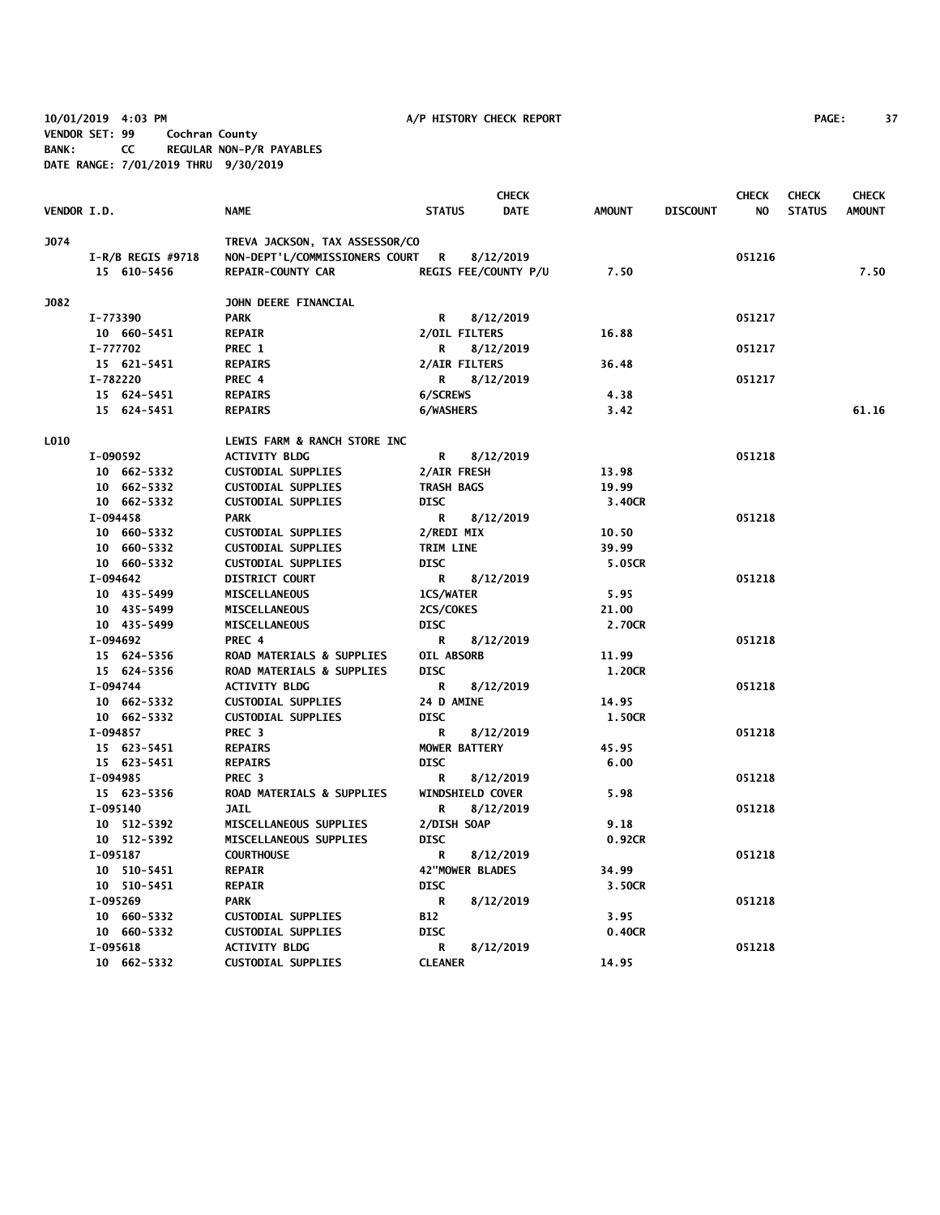10/01/2019 4:03 PM A/P HISTORY CHECK REPORT

VENDOR SET: 99 Cochran County
BANK: CC REGULAR NON-P/R PAYABLES
DATE RANGE: 7/01/2019 THRU 9/30/2019

| VENDOR I.D. | NAME | STATUS | CHECK DATE | AMOUNT | DISCOUNT | CHECK NO | CHECK STATUS | CHECK AMOUNT |
|---|---|---|---|---|---|---|---|---|
| J074 | TREVA JACKSON, TAX ASSESSOR/CO | | | | | | | |
| I-R/B REGIS #9718 | NON-DEPT'L/COMMISSIONERS COURT | R | 8/12/2019 | | | 051216 | | |
| 15 610-5456 | REPAIR-COUNTY CAR | REGIS FEE/COUNTY P/U | | 7.50 | | | | 7.50 |
| J082 | JOHN DEERE FINANCIAL | | | | | | | |
| I-773390 | PARK | R | 8/12/2019 | | | 051217 | | |
| 10 660-5451 | REPAIR | 2/OIL FILTERS | | 16.88 | | | | |
| I-777702 | PREC 1 | R | 8/12/2019 | | | 051217 | | |
| 15 621-5451 | REPAIRS | 2/AIR FILTERS | | 36.48 | | | | |
| I-782220 | PREC 4 | R | 8/12/2019 | | | 051217 | | |
| 15 624-5451 | REPAIRS | 6/SCREWS | | 4.38 | | | | |
| 15 624-5451 | REPAIRS | 6/WASHERS | | 3.42 | | | | 61.16 |
| L010 | LEWIS FARM & RANCH STORE INC | | | | | | | |
| I-090592 | ACTIVITY BLDG | R | 8/12/2019 | | | 051218 | | |
| 10 662-5332 | CUSTODIAL SUPPLIES | 2/AIR FRESH | | 13.98 | | | | |
| 10 662-5332 | CUSTODIAL SUPPLIES | TRASH BAGS | | 19.99 | | | | |
| 10 662-5332 | CUSTODIAL SUPPLIES | DISC | | 3.40CR | | | | |
| I-094458 | PARK | R | 8/12/2019 | | | 051218 | | |
| 10 660-5332 | CUSTODIAL SUPPLIES | 2/REDI MIX | | 10.50 | | | | |
| 10 660-5332 | CUSTODIAL SUPPLIES | TRIM LINE | | 39.99 | | | | |
| 10 660-5332 | CUSTODIAL SUPPLIES | DISC | | 5.05CR | | | | |
| I-094642 | DISTRICT COURT | R | 8/12/2019 | | | 051218 | | |
| 10 435-5499 | MISCELLANEOUS | 1CS/WATER | | 5.95 | | | | |
| 10 435-5499 | MISCELLANEOUS | 2CS/COKES | | 21.00 | | | | |
| 10 435-5499 | MISCELLANEOUS | DISC | | 2.70CR | | | | |
| I-094692 | PREC 4 | R | 8/12/2019 | | | 051218 | | |
| 15 624-5356 | ROAD MATERIALS & SUPPLIES | OIL ABSORB | | 11.99 | | | | |
| 15 624-5356 | ROAD MATERIALS & SUPPLIES | DISC | | 1.20CR | | | | |
| I-094744 | ACTIVITY BLDG | R | 8/12/2019 | | | 051218 | | |
| 10 662-5332 | CUSTODIAL SUPPLIES | 24 D AMINE | | 14.95 | | | | |
| 10 662-5332 | CUSTODIAL SUPPLIES | DISC | | 1.50CR | | | | |
| I-094857 | PREC 3 | R | 8/12/2019 | | | 051218 | | |
| 15 623-5451 | REPAIRS | MOWER BATTERY | | 45.95 | | | | |
| 15 623-5451 | REPAIRS | DISC | | 6.00 | | | | |
| I-094985 | PREC 3 | R | 8/12/2019 | | | 051218 | | |
| 15 623-5356 | ROAD MATERIALS & SUPPLIES | WINDSHIELD COVER | | 5.98 | | | | |
| I-095140 | JAIL | R | 8/12/2019 | | | 051218 | | |
| 10 512-5392 | MISCELLANEOUS SUPPLIES | 2/DISH SOAP | | 9.18 | | | | |
| 10 512-5392 | MISCELLANEOUS SUPPLIES | DISC | | 0.92CR | | | | |
| I-095187 | COURTHOUSE | R | 8/12/2019 | | | 051218 | | |
| 10 510-5451 | REPAIR | 42"MOWER BLADES | | 34.99 | | | | |
| 10 510-5451 | REPAIR | DISC | | 3.50CR | | | | |
| I-095269 | PARK | R | 8/12/2019 | | | 051218 | | |
| 10 660-5332 | CUSTODIAL SUPPLIES | B12 | | 3.95 | | | | |
| 10 660-5332 | CUSTODIAL SUPPLIES | DISC | | 0.40CR | | | | |
| I-095618 | ACTIVITY BLDG | R | 8/12/2019 | | | 051218 | | |
| 10 662-5332 | CUSTODIAL SUPPLIES | CLEANER | | 14.95 | | | | |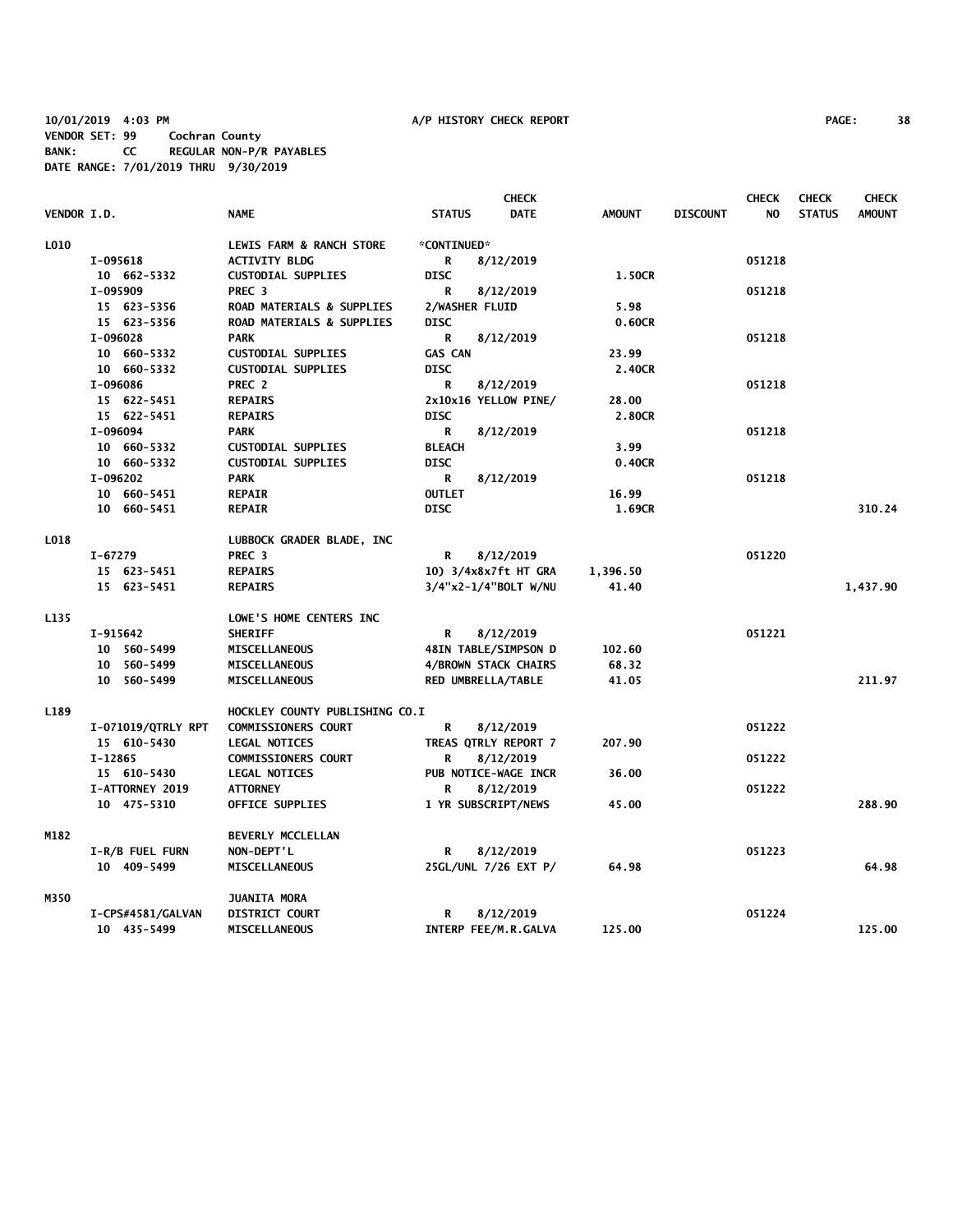10/01/2019 4:03 PM A/P HISTORY CHECK REPORT

VENDOR SET: 99 Cochran County
BANK: CC REGULAR NON-P/R PAYABLES
DATE RANGE: 7/01/2019 THRU 9/30/2019

| VENDOR I.D. | NAME | STATUS | CHECK DATE | AMOUNT | DISCOUNT | CHECK NO | CHECK STATUS | CHECK AMOUNT |
|---|---|---|---|---|---|---|---|---|
| L010 | LEWIS FARM & RANCH STORE | *CONTINUED* | | | | | | |
| I-095618 | ACTIVITY BLDG | R | 8/12/2019 | | | 051218 | | |
| 10 662-5332 | CUSTODIAL SUPPLIES | DISC | | 1.50CR | | | | |
| I-095909 | PREC 3 | R | 8/12/2019 | | | 051218 | | |
| 15 623-5356 | ROAD MATERIALS & SUPPLIES | 2/WASHER FLUID | | 5.98 | | | | |
| 15 623-5356 | ROAD MATERIALS & SUPPLIES | DISC | | 0.60CR | | | | |
| I-096028 | PARK | R | 8/12/2019 | | | 051218 | | |
| 10 660-5332 | CUSTODIAL SUPPLIES | GAS CAN | | 23.99 | | | | |
| 10 660-5332 | CUSTODIAL SUPPLIES | DISC | | 2.40CR | | | | |
| I-096086 | PREC 2 | R | 8/12/2019 | | | 051218 | | |
| 15 622-5451 | REPAIRS | 2x10x16 YELLOW PINE/ | | 28.00 | | | | |
| 15 622-5451 | REPAIRS | DISC | | 2.80CR | | | | |
| I-096094 | PARK | R | 8/12/2019 | | | 051218 | | |
| 10 660-5332 | CUSTODIAL SUPPLIES | BLEACH | | 3.99 | | | | |
| 10 660-5332 | CUSTODIAL SUPPLIES | DISC | | 0.40CR | | | | |
| I-096202 | PARK | R | 8/12/2019 | | | 051218 | | |
| 10 660-5451 | REPAIR | OUTLET | | 16.99 | | | | |
| 10 660-5451 | REPAIR | DISC | | 1.69CR | | | | 310.24 |
| L018 | LUBBOCK GRADER BLADE, INC | | | | | | | |
| I-67279 | PREC 3 | R | 8/12/2019 | | | 051220 | | |
| 15 623-5451 | REPAIRS | 10) 3/4x8x7ft HT GRA | | 1,396.50 | | | | |
| 15 623-5451 | REPAIRS | 3/4"x2-1/4"BOLT W/NU | | 41.40 | | | | 1,437.90 |
| L135 | LOWE'S HOME CENTERS INC | | | | | | | |
| I-915642 | SHERIFF | R | 8/12/2019 | | | 051221 | | |
| 10 560-5499 | MISCELLANEOUS | 48IN TABLE/SIMPSON D | | 102.60 | | | | |
| 10 560-5499 | MISCELLANEOUS | 4/BROWN STACK CHAIRS | | 68.32 | | | | |
| 10 560-5499 | MISCELLANEOUS | RED UMBRELLA/TABLE | | 41.05 | | | | 211.97 |
| L189 | HOCKLEY COUNTY PUBLISHING CO.I | | | | | | | |
| I-071019/QTRLY RPT | COMMISSIONERS COURT | R | 8/12/2019 | | | 051222 | | |
| 15 610-5430 | LEGAL NOTICES | TREAS QTRLY REPORT 7 | | 207.90 | | | | |
| I-12865 | COMMISSIONERS COURT | R | 8/12/2019 | | | 051222 | | |
| 15 610-5430 | LEGAL NOTICES | PUB NOTICE-WAGE INCR | | 36.00 | | | | |
| I-ATTORNEY 2019 | ATTORNEY | R | 8/12/2019 | | | 051222 | | |
| 10 475-5310 | OFFICE SUPPLIES | 1 YR SUBSCRIPT/NEWS | | 45.00 | | | | 288.90 |
| M182 | BEVERLY MCCLELLAN | | | | | | | |
| I-R/B FUEL FURN | NON-DEPT'L | R | 8/12/2019 | | | 051223 | | |
| 10 409-5499 | MISCELLANEOUS | 25GL/UNL 7/26 EXT P/ | | 64.98 | | | | 64.98 |
| M350 | JUANITA MORA | | | | | | | |
| I-CPS#4581/GALVAN | DISTRICT COURT | R | 8/12/2019 | | | 051224 | | |
| 10 435-5499 | MISCELLANEOUS | INTERP FEE/M.R.GALVA | | 125.00 | | | | 125.00 |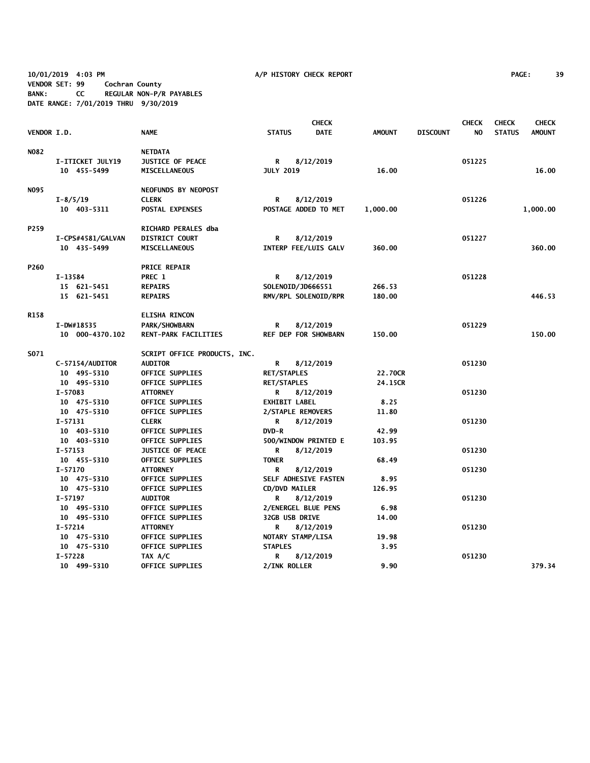10/01/2019 4:03 PM A/P HISTORY CHECK REPORT

VENDOR SET: 99 Cochran County
BANK: CC REGULAR NON-P/R PAYABLES
DATE RANGE: 7/01/2019 THRU 9/30/2019

| VENDOR I.D. | | NAME | STATUS | CHECK DATE | AMOUNT | DISCOUNT | CHECK NO | CHECK STATUS | CHECK AMOUNT |
|---|---|---|---|---|---|---|---|---|---|
| N082 | | NETDATA | | | | | | | |
| | I-ITICKET JULY19 | JUSTICE OF PEACE | R | 8/12/2019 | | | 051225 | | |
| | 10 455-5499 | MISCELLANEOUS | JULY 2019 | | 16.00 | | | | 16.00 |
| N095 | | NEOFUNDS BY NEOPOST | | | | | | | |
| | I-8/5/19 | CLERK | R | 8/12/2019 | | | 051226 | | |
| | 10 403-5311 | POSTAL EXPENSES | POSTAGE ADDED TO MET | | 1,000.00 | | | | 1,000.00 |
| P259 | | RICHARD PERALES dba | | | | | | | |
| | I-CPS#4581/GALVAN | DISTRICT COURT | R | 8/12/2019 | | | 051227 | | |
| | 10 435-5499 | MISCELLANEOUS | INTERP FEE/LUIS GALV | | 360.00 | | | | 360.00 |
| P260 | | PRICE REPAIR | | | | | | | |
| | I-13584 | PREC 1 | R | 8/12/2019 | | | 051228 | | |
| | 15 621-5451 | REPAIRS | SOLENOID/JD666551 | | 266.53 | | | | |
| | 15 621-5451 | REPAIRS | RMV/RPL SOLENOID/RPR | | 180.00 | | | | 446.53 |
| R158 | | ELISHA RINCON | | | | | | | |
| | I-DW#18535 | PARK/SHOWBARN | R | 8/12/2019 | | | 051229 | | |
| | 10 000-4370.102 | RENT-PARK FACILITIES | REF DEP FOR SHOWBARN | | 150.00 | | | | 150.00 |
| S071 | | SCRIPT OFFICE PRODUCTS, INC. | | | | | | | |
| | C-57154/AUDITOR | AUDITOR | R | 8/12/2019 | | | 051230 | | |
| | 10 495-5310 | OFFICE SUPPLIES | RET/STAPLES | | 22.70CR | | | | |
| | 10 495-5310 | OFFICE SUPPLIES | RET/STAPLES | | 24.15CR | | | | |
| | I-57083 | ATTORNEY | R | 8/12/2019 | | | 051230 | | |
| | 10 475-5310 | OFFICE SUPPLIES | EXHIBIT LABEL | | 8.25 | | | | |
| | 10 475-5310 | OFFICE SUPPLIES | 2/STAPLE REMOVERS | | 11.80 | | | | |
| | I-57131 | CLERK | R | 8/12/2019 | | | 051230 | | |
| | 10 403-5310 | OFFICE SUPPLIES | DVD-R | | 42.99 | | | | |
| | 10 403-5310 | OFFICE SUPPLIES | 500/WINDOW PRINTED E | | 103.95 | | | | |
| | I-57153 | JUSTICE OF PEACE | R | 8/12/2019 | | | 051230 | | |
| | 10 455-5310 | OFFICE SUPPLIES | TONER | | 68.49 | | | | |
| | I-57170 | ATTORNEY | R | 8/12/2019 | | | 051230 | | |
| | 10 475-5310 | OFFICE SUPPLIES | SELF ADHESIVE FASTEN | | 8.95 | | | | |
| | 10 475-5310 | OFFICE SUPPLIES | CD/DVD MAILER | | 126.95 | | | | |
| | I-57197 | AUDITOR | R | 8/12/2019 | | | 051230 | | |
| | 10 495-5310 | OFFICE SUPPLIES | 2/ENERGEL BLUE PENS | | 6.98 | | | | |
| | 10 495-5310 | OFFICE SUPPLIES | 32GB USB DRIVE | | 14.00 | | | | |
| | I-57214 | ATTORNEY | R | 8/12/2019 | | | 051230 | | |
| | 10 475-5310 | OFFICE SUPPLIES | NOTARY STAMP/LISA | | 19.98 | | | | |
| | 10 475-5310 | OFFICE SUPPLIES | STAPLES | | 3.95 | | | | |
| | I-57228 | TAX A/C | R | 8/12/2019 | | | 051230 | | |
| | 10 499-5310 | OFFICE SUPPLIES | 2/INK ROLLER | | 9.90 | | | | 379.34 |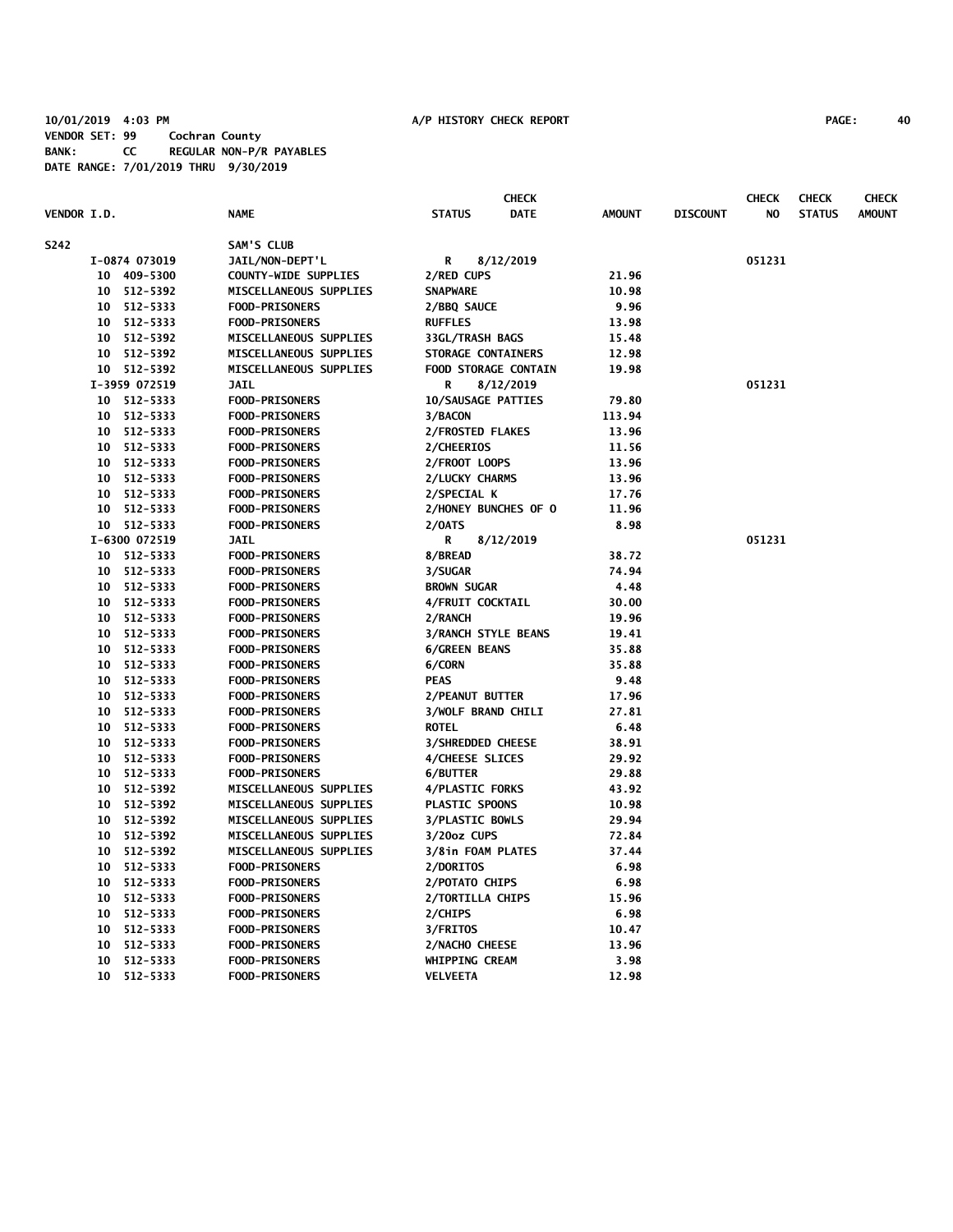10/01/2019 4:03 PM A/P HISTORY CHECK REPORT

VENDOR SET: 99 Cochran County
BANK: CC REGULAR NON-P/R PAYABLES
DATE RANGE: 7/01/2019 THRU 9/30/2019

| VENDOR I.D. | NAME | STATUS | CHECK DATE | AMOUNT | DISCOUNT | CHECK NO | CHECK STATUS | CHECK AMOUNT |
|---|---|---|---|---|---|---|---|---|
| S242 | SAM'S CLUB | | | | | | | |
| I-0874 073019 | JAIL/NON-DEPT'L | R | 8/12/2019 | | | 051231 | | |
| 10 409-5300 | COUNTY-WIDE SUPPLIES | 2/RED CUPS | | 21.96 | | | | |
| 10 512-5392 | MISCELLANEOUS SUPPLIES | SNAPWARE | | 10.98 | | | | |
| 10 512-5333 | FOOD-PRISONERS | 2/BBQ SAUCE | | 9.96 | | | | |
| 10 512-5333 | FOOD-PRISONERS | RUFFLES | | 13.98 | | | | |
| 10 512-5392 | MISCELLANEOUS SUPPLIES | 33GL/TRASH BAGS | | 15.48 | | | | |
| 10 512-5392 | MISCELLANEOUS SUPPLIES | STORAGE CONTAINERS | | 12.98 | | | | |
| 10 512-5392 | MISCELLANEOUS SUPPLIES | FOOD STORAGE CONTAIN | | 19.98 | | | | |
| I-3959 072519 | JAIL | R | 8/12/2019 | | | 051231 | | |
| 10 512-5333 | FOOD-PRISONERS | 10/SAUSAGE PATTIES | | 79.80 | | | | |
| 10 512-5333 | FOOD-PRISONERS | 3/BACON | | 113.94 | | | | |
| 10 512-5333 | FOOD-PRISONERS | 2/FROSTED FLAKES | | 13.96 | | | | |
| 10 512-5333 | FOOD-PRISONERS | 2/CHEERIOS | | 11.56 | | | | |
| 10 512-5333 | FOOD-PRISONERS | 2/FROOT LOOPS | | 13.96 | | | | |
| 10 512-5333 | FOOD-PRISONERS | 2/LUCKY CHARMS | | 13.96 | | | | |
| 10 512-5333 | FOOD-PRISONERS | 2/SPECIAL K | | 17.76 | | | | |
| 10 512-5333 | FOOD-PRISONERS | 2/HONEY BUNCHES OF O | | 11.96 | | | | |
| 10 512-5333 | FOOD-PRISONERS | 2/OATS | | 8.98 | | | | |
| I-6300 072519 | JAIL | R | 8/12/2019 | | | 051231 | | |
| 10 512-5333 | FOOD-PRISONERS | 8/BREAD | | 38.72 | | | | |
| 10 512-5333 | FOOD-PRISONERS | 3/SUGAR | | 74.94 | | | | |
| 10 512-5333 | FOOD-PRISONERS | BROWN SUGAR | | 4.48 | | | | |
| 10 512-5333 | FOOD-PRISONERS | 4/FRUIT COCKTAIL | | 30.00 | | | | |
| 10 512-5333 | FOOD-PRISONERS | 2/RANCH | | 19.96 | | | | |
| 10 512-5333 | FOOD-PRISONERS | 3/RANCH STYLE BEANS | | 19.41 | | | | |
| 10 512-5333 | FOOD-PRISONERS | 6/GREEN BEANS | | 35.88 | | | | |
| 10 512-5333 | FOOD-PRISONERS | 6/CORN | | 35.88 | | | | |
| 10 512-5333 | FOOD-PRISONERS | PEAS | | 9.48 | | | | |
| 10 512-5333 | FOOD-PRISONERS | 2/PEANUT BUTTER | | 17.96 | | | | |
| 10 512-5333 | FOOD-PRISONERS | 3/WOLF BRAND CHILI | | 27.81 | | | | |
| 10 512-5333 | FOOD-PRISONERS | ROTEL | | 6.48 | | | | |
| 10 512-5333 | FOOD-PRISONERS | 3/SHREDDED CHEESE | | 38.91 | | | | |
| 10 512-5333 | FOOD-PRISONERS | 4/CHEESE SLICES | | 29.92 | | | | |
| 10 512-5333 | FOOD-PRISONERS | 6/BUTTER | | 29.88 | | | | |
| 10 512-5392 | MISCELLANEOUS SUPPLIES | 4/PLASTIC FORKS | | 43.92 | | | | |
| 10 512-5392 | MISCELLANEOUS SUPPLIES | PLASTIC SPOONS | | 10.98 | | | | |
| 10 512-5392 | MISCELLANEOUS SUPPLIES | 3/PLASTIC BOWLS | | 29.94 | | | | |
| 10 512-5392 | MISCELLANEOUS SUPPLIES | 3/20oz CUPS | | 72.84 | | | | |
| 10 512-5392 | MISCELLANEOUS SUPPLIES | 3/8in FOAM PLATES | | 37.44 | | | | |
| 10 512-5333 | FOOD-PRISONERS | 2/DORITOS | | 6.98 | | | | |
| 10 512-5333 | FOOD-PRISONERS | 2/POTATO CHIPS | | 6.98 | | | | |
| 10 512-5333 | FOOD-PRISONERS | 2/TORTILLA CHIPS | | 15.96 | | | | |
| 10 512-5333 | FOOD-PRISONERS | 2/CHIPS | | 6.98 | | | | |
| 10 512-5333 | FOOD-PRISONERS | 3/FRITOS | | 10.47 | | | | |
| 10 512-5333 | FOOD-PRISONERS | 2/NACHO CHEESE | | 13.96 | | | | |
| 10 512-5333 | FOOD-PRISONERS | WHIPPING CREAM | | 3.98 | | | | |
| 10 512-5333 | FOOD-PRISONERS | VELVEETA | | 12.98 | | | | |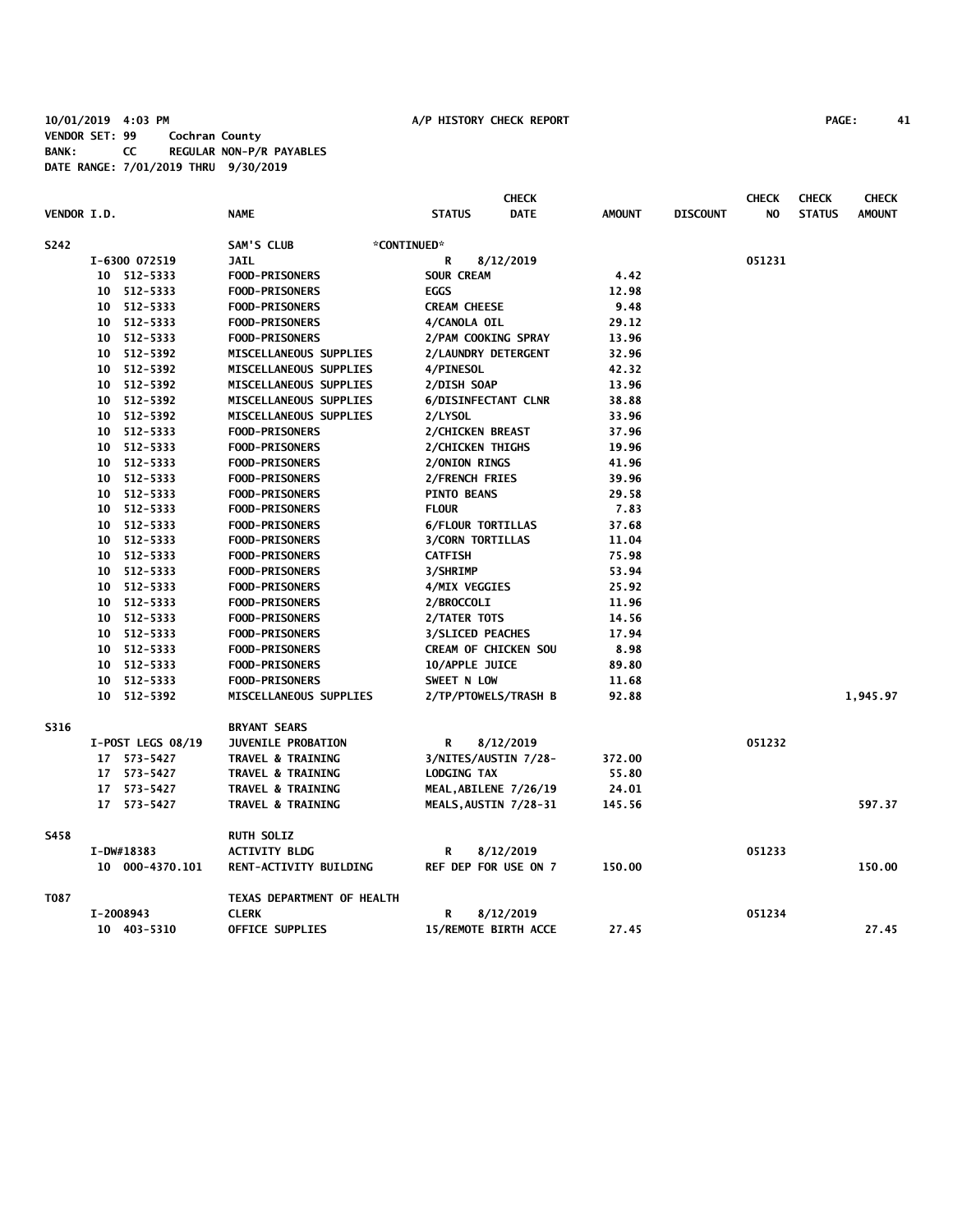10/01/2019 4:03 PM A/P HISTORY CHECK REPORT
VENDOR SET: 99 Cochran County
BANK: CC REGULAR NON-P/R PAYABLES
DATE RANGE: 7/01/2019 THRU 9/30/2019

| VENDOR I.D. | NAME | STATUS | CHECK DATE | AMOUNT | DISCOUNT | CHECK NO | CHECK STATUS | CHECK AMOUNT |
|---|---|---|---|---|---|---|---|---|
| S242 | SAM'S CLUB | *CONTINUED* | | | | | | |
| I-6300 072519 | JAIL | R | 8/12/2019 | | | 051231 | | |
| 10 512-5333 | FOOD-PRISONERS | SOUR CREAM | | 4.42 | | | | |
| 10 512-5333 | FOOD-PRISONERS | EGGS | | 12.98 | | | | |
| 10 512-5333 | FOOD-PRISONERS | CREAM CHEESE | | 9.48 | | | | |
| 10 512-5333 | FOOD-PRISONERS | 4/CANOLA OIL | | 29.12 | | | | |
| 10 512-5333 | FOOD-PRISONERS | 2/PAM COOKING SPRAY | | 13.96 | | | | |
| 10 512-5392 | MISCELLANEOUS SUPPLIES | 2/LAUNDRY DETERGENT | | 32.96 | | | | |
| 10 512-5392 | MISCELLANEOUS SUPPLIES | 4/PINESOL | | 42.32 | | | | |
| 10 512-5392 | MISCELLANEOUS SUPPLIES | 2/DISH SOAP | | 13.96 | | | | |
| 10 512-5392 | MISCELLANEOUS SUPPLIES | 6/DISINFECTANT CLNR | | 38.88 | | | | |
| 10 512-5392 | MISCELLANEOUS SUPPLIES | 2/LYSOL | | 33.96 | | | | |
| 10 512-5333 | FOOD-PRISONERS | 2/CHICKEN BREAST | | 37.96 | | | | |
| 10 512-5333 | FOOD-PRISONERS | 2/CHICKEN THIGHS | | 19.96 | | | | |
| 10 512-5333 | FOOD-PRISONERS | 2/ONION RINGS | | 41.96 | | | | |
| 10 512-5333 | FOOD-PRISONERS | 2/FRENCH FRIES | | 39.96 | | | | |
| 10 512-5333 | FOOD-PRISONERS | PINTO BEANS | | 29.58 | | | | |
| 10 512-5333 | FOOD-PRISONERS | FLOUR | | 7.83 | | | | |
| 10 512-5333 | FOOD-PRISONERS | 6/FLOUR TORTILLAS | | 37.68 | | | | |
| 10 512-5333 | FOOD-PRISONERS | 3/CORN TORTILLAS | | 11.04 | | | | |
| 10 512-5333 | FOOD-PRISONERS | CATFISH | | 75.98 | | | | |
| 10 512-5333 | FOOD-PRISONERS | 3/SHRIMP | | 53.94 | | | | |
| 10 512-5333 | FOOD-PRISONERS | 4/MIX VEGGIES | | 25.92 | | | | |
| 10 512-5333 | FOOD-PRISONERS | 2/BROCCOLI | | 11.96 | | | | |
| 10 512-5333 | FOOD-PRISONERS | 2/TATER TOTS | | 14.56 | | | | |
| 10 512-5333 | FOOD-PRISONERS | 3/SLICED PEACHES | | 17.94 | | | | |
| 10 512-5333 | FOOD-PRISONERS | CREAM OF CHICKEN SOU | | 8.98 | | | | |
| 10 512-5333 | FOOD-PRISONERS | 10/APPLE JUICE | | 89.80 | | | | |
| 10 512-5333 | FOOD-PRISONERS | SWEET N LOW | | 11.68 | | | | |
| 10 512-5392 | MISCELLANEOUS SUPPLIES | 2/TP/PTOWELS/TRASH B | | 92.88 | | | | 1,945.97 |
| S316 | BRYANT SEARS | | | | | | | |
| I-POST LEGS 08/19 | JUVENILE PROBATION | R | 8/12/2019 | | | 051232 | | |
| 17 573-5427 | TRAVEL & TRAINING | 3/NITES/AUSTIN 7/28- | | 372.00 | | | | |
| 17 573-5427 | TRAVEL & TRAINING | LODGING TAX | | 55.80 | | | | |
| 17 573-5427 | TRAVEL & TRAINING | MEAL,ABILENE 7/26/19 | | 24.01 | | | | |
| 17 573-5427 | TRAVEL & TRAINING | MEALS,AUSTIN 7/28-31 | | 145.56 | | | | 597.37 |
| S458 | RUTH SOLIZ | | | | | | | |
| I-DW#18383 | ACTIVITY BLDG | R | 8/12/2019 | | | 051233 | | |
| 10 000-4370.101 | RENT-ACTIVITY BUILDING | REF DEP FOR USE ON 7 | | 150.00 | | | | 150.00 |
| T087 | TEXAS DEPARTMENT OF HEALTH | | | | | | | |
| I-2008943 | CLERK | R | 8/12/2019 | | | 051234 | | |
| 10 403-5310 | OFFICE SUPPLIES | 15/REMOTE BIRTH ACCE | | 27.45 | | | | 27.45 |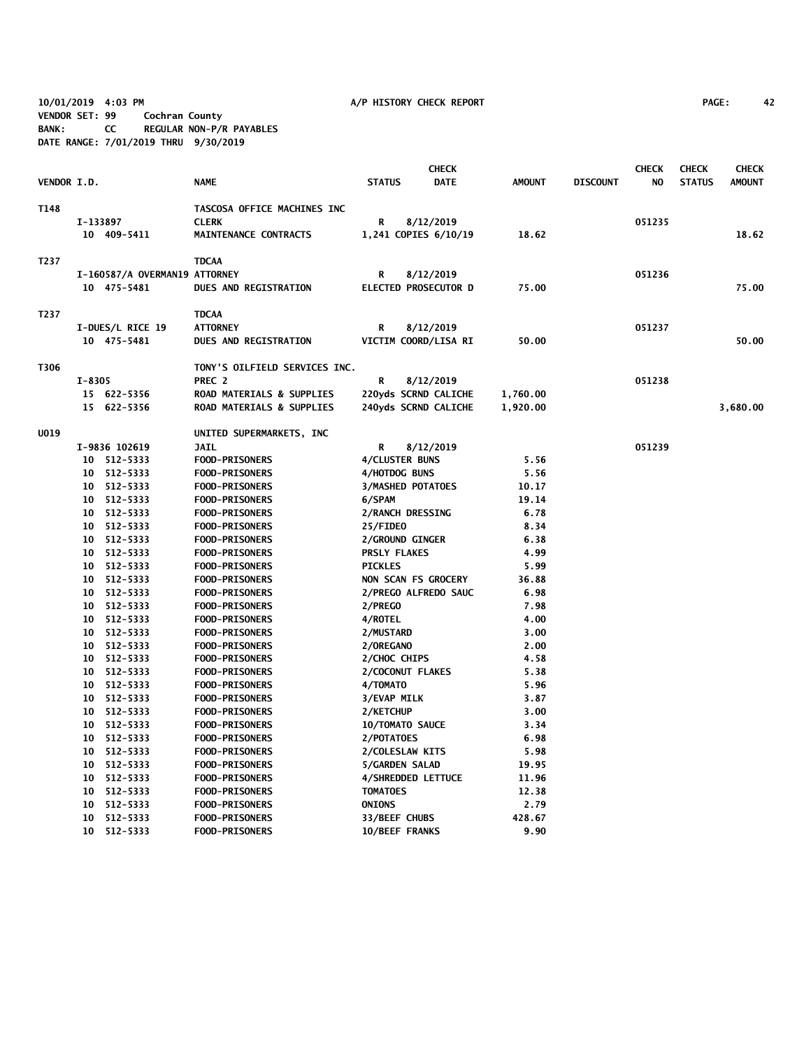10/01/2019 4:03 PM A/P HISTORY CHECK REPORT

VENDOR SET: 99 Cochran County
BANK: CC REGULAR NON-P/R PAYABLES
DATE RANGE: 7/01/2019 THRU 9/30/2019

| VENDOR I.D. | NAME | STATUS | CHECK DATE | AMOUNT | DISCOUNT | CHECK NO | CHECK STATUS | CHECK AMOUNT |
|---|---|---|---|---|---|---|---|---|
| T148 | TASCOSA OFFICE MACHINES INC | | | | | | | |
| I-133897 | CLERK | R | 8/12/2019 | | | 051235 | | |
| 10 409-5411 | MAINTENANCE CONTRACTS | 1,241 COPIES 6/10/19 | | 18.62 | | | | 18.62 |
| T237 | TDCAA | | | | | | | |
| I-160587/A OVERMAN19 | ATTORNEY | R | 8/12/2019 | | | 051236 | | |
| 10 475-5481 | DUES AND REGISTRATION | ELECTED PROSECUTOR D | | 75.00 | | | | 75.00 |
| T237 | TDCAA | | | | | | | |
| I-DUES/L RICE 19 | ATTORNEY | R | 8/12/2019 | | | 051237 | | |
| 10 475-5481 | DUES AND REGISTRATION | VICTIM COORD/LISA RI | | 50.00 | | | | 50.00 |
| T306 | TONY'S OILFIELD SERVICES INC. | | | | | | | |
| I-8305 | PREC 2 | R | 8/12/2019 | | | 051238 | | |
| 15 622-5356 | ROAD MATERIALS & SUPPLIES | 220yds SCRND CALICHE | | 1,760.00 | | | | |
| 15 622-5356 | ROAD MATERIALS & SUPPLIES | 240yds SCRND CALICHE | | 1,920.00 | | | | 3,680.00 |
| U019 | UNITED SUPERMARKETS, INC | | | | | | | |
| I-9836 102619 | JAIL | R | 8/12/2019 | | | 051239 | | |
| 10 512-5333 | FOOD-PRISONERS | 4/CLUSTER BUNS | | 5.56 | | | | |
| 10 512-5333 | FOOD-PRISONERS | 4/HOTDOG BUNS | | 5.56 | | | | |
| 10 512-5333 | FOOD-PRISONERS | 3/MASHED POTATOES | | 10.17 | | | | |
| 10 512-5333 | FOOD-PRISONERS | 6/SPAM | | 19.14 | | | | |
| 10 512-5333 | FOOD-PRISONERS | 2/RANCH DRESSING | | 6.78 | | | | |
| 10 512-5333 | FOOD-PRISONERS | 25/FIDEO | | 8.34 | | | | |
| 10 512-5333 | FOOD-PRISONERS | 2/GROUND GINGER | | 6.38 | | | | |
| 10 512-5333 | FOOD-PRISONERS | PRSLY FLAKES | | 4.99 | | | | |
| 10 512-5333 | FOOD-PRISONERS | PICKLES | | 5.99 | | | | |
| 10 512-5333 | FOOD-PRISONERS | NON SCAN FS GROCERY | | 36.88 | | | | |
| 10 512-5333 | FOOD-PRISONERS | 2/PREGO ALFREDO SAUC | | 6.98 | | | | |
| 10 512-5333 | FOOD-PRISONERS | 2/PREGO | | 7.98 | | | | |
| 10 512-5333 | FOOD-PRISONERS | 4/ROTEL | | 4.00 | | | | |
| 10 512-5333 | FOOD-PRISONERS | 2/MUSTARD | | 3.00 | | | | |
| 10 512-5333 | FOOD-PRISONERS | 2/OREGANO | | 2.00 | | | | |
| 10 512-5333 | FOOD-PRISONERS | 2/CHOC CHIPS | | 4.58 | | | | |
| 10 512-5333 | FOOD-PRISONERS | 2/COCONUT FLAKES | | 5.38 | | | | |
| 10 512-5333 | FOOD-PRISONERS | 4/TOMATO | | 5.96 | | | | |
| 10 512-5333 | FOOD-PRISONERS | 3/EVAP MILK | | 3.87 | | | | |
| 10 512-5333 | FOOD-PRISONERS | 2/KETCHUP | | 3.00 | | | | |
| 10 512-5333 | FOOD-PRISONERS | 10/TOMATO SAUCE | | 3.34 | | | | |
| 10 512-5333 | FOOD-PRISONERS | 2/POTATOES | | 6.98 | | | | |
| 10 512-5333 | FOOD-PRISONERS | 2/COLESLAW KITS | | 5.98 | | | | |
| 10 512-5333 | FOOD-PRISONERS | 5/GARDEN SALAD | | 19.95 | | | | |
| 10 512-5333 | FOOD-PRISONERS | 4/SHREDDED LETTUCE | | 11.96 | | | | |
| 10 512-5333 | FOOD-PRISONERS | TOMATOES | | 12.38 | | | | |
| 10 512-5333 | FOOD-PRISONERS | ONIONS | | 2.79 | | | | |
| 10 512-5333 | FOOD-PRISONERS | 33/BEEF CHUBS | | 428.67 | | | | |
| 10 512-5333 | FOOD-PRISONERS | 10/BEEF FRANKS | | 9.90 | | | | |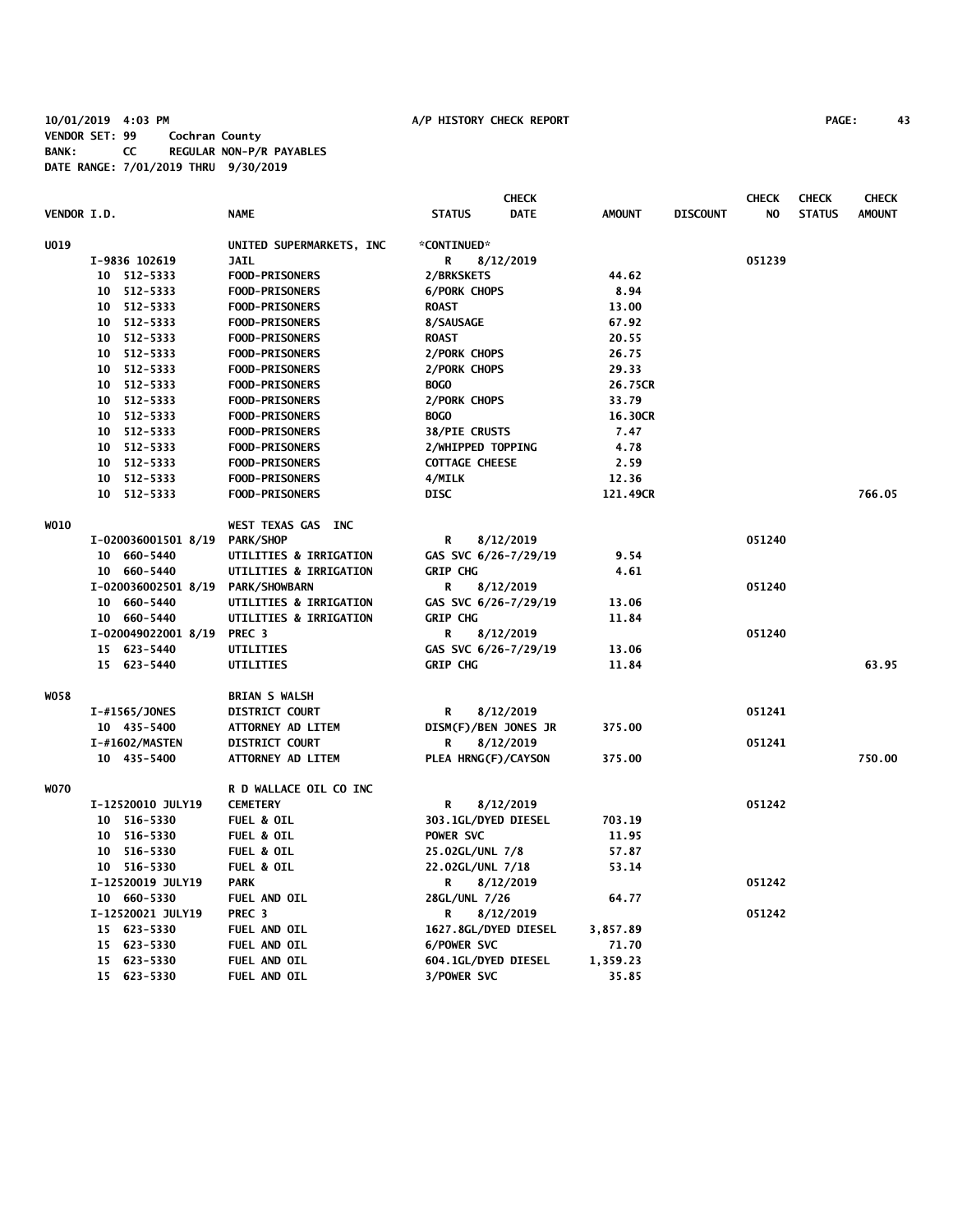10/01/2019 4:03 PM A/P HISTORY CHECK REPORT

VENDOR SET: 99 Cochran County
BANK: CC REGULAR NON-P/R PAYABLES
DATE RANGE: 7/01/2019 THRU 9/30/2019

| VENDOR I.D. | NAME | STATUS | CHECK DATE | AMOUNT | DISCOUNT | CHECK NO | CHECK STATUS | CHECK AMOUNT |
|---|---|---|---|---|---|---|---|---|
| U019 | UNITED SUPERMARKETS, INC | *CONTINUED* | | | | | | |
| I-9836 102619 | JAIL | R | 8/12/2019 | | | 051239 | | |
| 10 512-5333 | FOOD-PRISONERS | 2/BRKSKETS | | 44.62 | | | | |
| 10 512-5333 | FOOD-PRISONERS | 6/PORK CHOPS | | 8.94 | | | | |
| 10 512-5333 | FOOD-PRISONERS | ROAST | | 13.00 | | | | |
| 10 512-5333 | FOOD-PRISONERS | 8/SAUSAGE | | 67.92 | | | | |
| 10 512-5333 | FOOD-PRISONERS | ROAST | | 20.55 | | | | |
| 10 512-5333 | FOOD-PRISONERS | 2/PORK CHOPS | | 26.75 | | | | |
| 10 512-5333 | FOOD-PRISONERS | 2/PORK CHOPS | | 29.33 | | | | |
| 10 512-5333 | FOOD-PRISONERS | BOGO | | 26.75CR | | | | |
| 10 512-5333 | FOOD-PRISONERS | 2/PORK CHOPS | | 33.79 | | | | |
| 10 512-5333 | FOOD-PRISONERS | BOGO | | 16.30CR | | | | |
| 10 512-5333 | FOOD-PRISONERS | 38/PIE CRUSTS | | 7.47 | | | | |
| 10 512-5333 | FOOD-PRISONERS | 2/WHIPPED TOPPING | | 4.78 | | | | |
| 10 512-5333 | FOOD-PRISONERS | COTTAGE CHEESE | | 2.59 | | | | |
| 10 512-5333 | FOOD-PRISONERS | 4/MILK | | 12.36 | | | | |
| 10 512-5333 | FOOD-PRISONERS | DISC | | 121.49CR | | | | 766.05 |
| W010 | WEST TEXAS GAS INC | | | | | | | |
| I-020036001501 8/19 | PARK/SHOP | R | 8/12/2019 | | | 051240 | | |
| 10 660-5440 | UTILITIES & IRRIGATION | GAS SVC 6/26-7/29/19 | | 9.54 | | | | |
| 10 660-5440 | UTILITIES & IRRIGATION | GRIP CHG | | 4.61 | | | | |
| I-020036002501 8/19 | PARK/SHOWBARN | R | 8/12/2019 | | | 051240 | | |
| 10 660-5440 | UTILITIES & IRRIGATION | GAS SVC 6/26-7/29/19 | | 13.06 | | | | |
| 10 660-5440 | UTILITIES & IRRIGATION | GRIP CHG | | 11.84 | | | | |
| I-020049022001 8/19 | PREC 3 | R | 8/12/2019 | | | 051240 | | |
| 15 623-5440 | UTILITIES | GAS SVC 6/26-7/29/19 | | 13.06 | | | | |
| 15 623-5440 | UTILITIES | GRIP CHG | | 11.84 | | | | 63.95 |
| W058 | BRIAN S WALSH | | | | | | | |
| I-#1565/JONES | DISTRICT COURT | R | 8/12/2019 | | | 051241 | | |
| 10 435-5400 | ATTORNEY AD LITEM | DISM(F)/BEN JONES JR | | 375.00 | | | | |
| I-#1602/MASTEN | DISTRICT COURT | R | 8/12/2019 | | | 051241 | | |
| 10 435-5400 | ATTORNEY AD LITEM | PLEA HRNG(F)/CAYSON | | 375.00 | | | | 750.00 |
| W070 | R D WALLACE OIL CO INC | | | | | | | |
| I-12520010 JULY19 | CEMETERY | R | 8/12/2019 | | | 051242 | | |
| 10 516-5330 | FUEL & OIL | 303.1GL/DYED DIESEL | | 703.19 | | | | |
| 10 516-5330 | FUEL & OIL | POWER SVC | | 11.95 | | | | |
| 10 516-5330 | FUEL & OIL | 25.02GL/UNL 7/8 | | 57.87 | | | | |
| 10 516-5330 | FUEL & OIL | 22.02GL/UNL 7/18 | | 53.14 | | | | |
| I-12520019 JULY19 | PARK | R | 8/12/2019 | | | 051242 | | |
| 10 660-5330 | FUEL AND OIL | 28GL/UNL 7/26 | | 64.77 | | | | |
| I-12520021 JULY19 | PREC 3 | R | 8/12/2019 | | | 051242 | | |
| 15 623-5330 | FUEL AND OIL | 1627.8GL/DYED DIESEL | | 3,857.89 | | | | |
| 15 623-5330 | FUEL AND OIL | 6/POWER SVC | | 71.70 | | | | |
| 15 623-5330 | FUEL AND OIL | 604.1GL/DYED DIESEL | | 1,359.23 | | | | |
| 15 623-5330 | FUEL AND OIL | 3/POWER SVC | | 35.85 | | | | |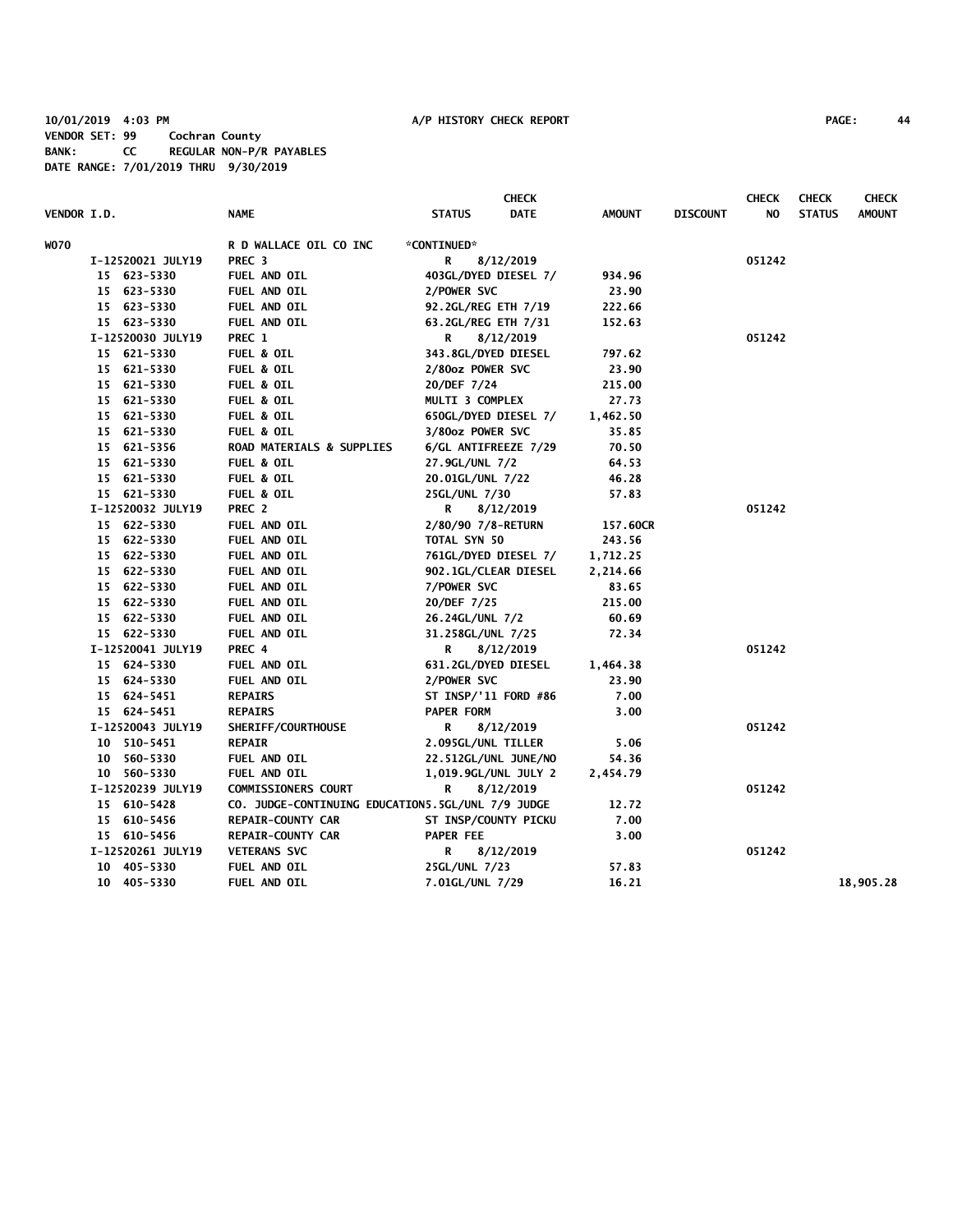10/01/2019 4:03 PM A/P HISTORY CHECK REPORT

VENDOR SET: 99 Cochran County
BANK: CC REGULAR NON-P/R PAYABLES
DATE RANGE: 7/01/2019 THRU 9/30/2019

| VENDOR I.D. | NAME | STATUS | CHECK DATE | AMOUNT | DISCOUNT | CHECK NO | CHECK STATUS | CHECK AMOUNT |
|---|---|---|---|---|---|---|---|---|
| W070 | R D WALLACE OIL CO INC | *CONTINUED* | | | | | | |
| I-12520021 JULY19 | PREC 3 | R | 8/12/2019 | | | 051242 | | |
| 15 623-5330 | FUEL AND OIL | 403GL/DYED DIESEL 7/ | | 934.96 | | | | |
| 15 623-5330 | FUEL AND OIL | 2/POWER SVC | | 23.90 | | | | |
| 15 623-5330 | FUEL AND OIL | 92.2GL/REG ETH 7/19 | | 222.66 | | | | |
| 15 623-5330 | FUEL AND OIL | 63.2GL/REG ETH 7/31 | | 152.63 | | | | |
| I-12520030 JULY19 | PREC 1 | R | 8/12/2019 | | | 051242 | | |
| 15 621-5330 | FUEL & OIL | 343.8GL/DYED DIESEL | | 797.62 | | | | |
| 15 621-5330 | FUEL & OIL | 2/80oz POWER SVC | | 23.90 | | | | |
| 15 621-5330 | FUEL & OIL | 20/DEF 7/24 | | 215.00 | | | | |
| 15 621-5330 | FUEL & OIL | MULTI 3 COMPLEX | | 27.73 | | | | |
| 15 621-5330 | FUEL & OIL | 650GL/DYED DIESEL 7/ | | 1,462.50 | | | | |
| 15 621-5330 | FUEL & OIL | 3/80oz POWER SVC | | 35.85 | | | | |
| 15 621-5356 | ROAD MATERIALS & SUPPLIES | 6/GL ANTIFREEZE 7/29 | | 70.50 | | | | |
| 15 621-5330 | FUEL & OIL | 27.9GL/UNL 7/2 | | 64.53 | | | | |
| 15 621-5330 | FUEL & OIL | 20.01GL/UNL 7/22 | | 46.28 | | | | |
| 15 621-5330 | FUEL & OIL | 25GL/UNL 7/30 | | 57.83 | | | | |
| I-12520032 JULY19 | PREC 2 | R | 8/12/2019 | | | 051242 | | |
| 15 622-5330 | FUEL AND OIL | 2/80/90 7/8-RETURN | | 157.60CR | | | | |
| 15 622-5330 | FUEL AND OIL | TOTAL SYN 50 | | 243.56 | | | | |
| 15 622-5330 | FUEL AND OIL | 761GL/DYED DIESEL 7/ | | 1,712.25 | | | | |
| 15 622-5330 | FUEL AND OIL | 902.1GL/CLEAR DIESEL | | 2,214.66 | | | | |
| 15 622-5330 | FUEL AND OIL | 7/POWER SVC | | 83.65 | | | | |
| 15 622-5330 | FUEL AND OIL | 20/DEF 7/25 | | 215.00 | | | | |
| 15 622-5330 | FUEL AND OIL | 26.24GL/UNL 7/2 | | 60.69 | | | | |
| 15 622-5330 | FUEL AND OIL | 31.258GL/UNL 7/25 | | 72.34 | | | | |
| I-12520041 JULY19 | PREC 4 | R | 8/12/2019 | | | 051242 | | |
| 15 624-5330 | FUEL AND OIL | 631.2GL/DYED DIESEL | | 1,464.38 | | | | |
| 15 624-5330 | FUEL AND OIL | 2/POWER SVC | | 23.90 | | | | |
| 15 624-5451 | REPAIRS | ST INSP/'11 FORD #86 | | 7.00 | | | | |
| 15 624-5451 | REPAIRS | PAPER FORM | | 3.00 | | | | |
| I-12520043 JULY19 | SHERIFF/COURTHOUSE | R | 8/12/2019 | | | 051242 | | |
| 10 510-5451 | REPAIR | 2.095GL/UNL TILLER | | 5.06 | | | | |
| 10 560-5330 | FUEL AND OIL | 22.512GL/UNL JUNE/NO | | 54.36 | | | | |
| 10 560-5330 | FUEL AND OIL | 1,019.9GL/UNL JULY 2 | | 2,454.79 | | | | |
| I-12520239 JULY19 | COMMISSIONERS COURT | R | 8/12/2019 | | | 051242 | | |
| 15 610-5428 | CO. JUDGE-CONTINUING EDUCATION | 5.5GL/UNL 7/9 JUDGE | | 12.72 | | | | |
| 15 610-5456 | REPAIR-COUNTY CAR | ST INSP/COUNTY PICKU | | 7.00 | | | | |
| 15 610-5456 | REPAIR-COUNTY CAR | PAPER FEE | | 3.00 | | | | |
| I-12520261 JULY19 | VETERANS SVC | R | 8/12/2019 | | | 051242 | | |
| 10 405-5330 | FUEL AND OIL | 25GL/UNL 7/23 | | 57.83 | | | | |
| 10 405-5330 | FUEL AND OIL | 7.01GL/UNL 7/29 | | 16.21 | | | | 18,905.28 |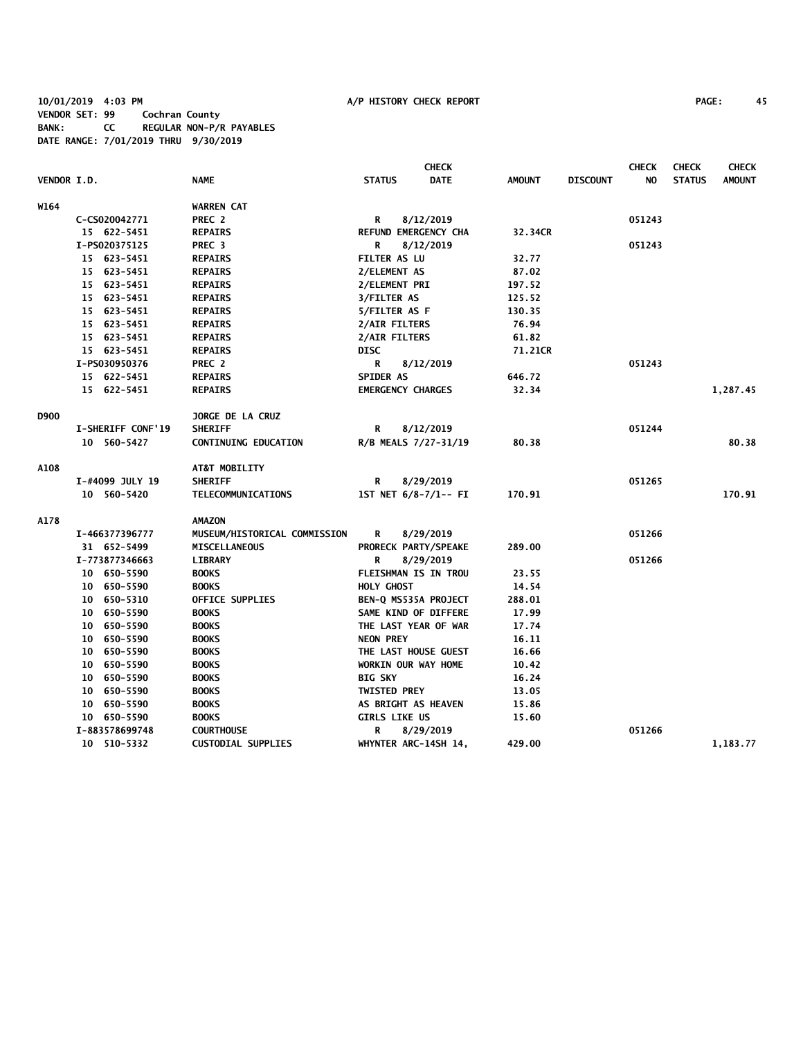10/01/2019 4:03 PM A/P HISTORY CHECK REPORT

VENDOR SET: 99 Cochran County
BANK: CC REGULAR NON-P/R PAYABLES
DATE RANGE: 7/01/2019 THRU 9/30/2019

| VENDOR I.D. | NAME | STATUS | CHECK DATE | AMOUNT | DISCOUNT | CHECK NO | CHECK STATUS | CHECK AMOUNT |
|---|---|---|---|---|---|---|---|---|
| W164 | WARREN CAT | | | | | | | |
| C-CS020042771 | PREC 2 | R | 8/12/2019 | | | 051243 | | |
| 15 622-5451 | REPAIRS | REFUND EMERGENCY CHA | | 32.34CR | | | | |
| I-PS020375125 | PREC 3 | R | 8/12/2019 | | | 051243 | | |
| 15 623-5451 | REPAIRS | FILTER AS LU | | 32.77 | | | | |
| 15 623-5451 | REPAIRS | 2/ELEMENT AS | | 87.02 | | | | |
| 15 623-5451 | REPAIRS | 2/ELEMENT PRI | | 197.52 | | | | |
| 15 623-5451 | REPAIRS | 3/FILTER AS | | 125.52 | | | | |
| 15 623-5451 | REPAIRS | 5/FILTER AS F | | 130.35 | | | | |
| 15 623-5451 | REPAIRS | 2/AIR FILTERS | | 76.94 | | | | |
| 15 623-5451 | REPAIRS | 2/AIR FILTERS | | 61.82 | | | | |
| 15 623-5451 | REPAIRS | DISC | | 71.21CR | | | | |
| I-PS030950376 | PREC 2 | R | 8/12/2019 | | | 051243 | | |
| 15 622-5451 | REPAIRS | SPIDER AS | | 646.72 | | | | |
| 15 622-5451 | REPAIRS | EMERGENCY CHARGES | | 32.34 | | | | 1,287.45 |
| D900 | JORGE DE LA CRUZ | | | | | | | |
| I-SHERIFF CONF'19 | SHERIFF | R | 8/12/2019 | | | 051244 | | |
| 10 560-5427 | CONTINUING EDUCATION | R/B MEALS 7/27-31/19 | | 80.38 | | | | 80.38 |
| A108 | AT&T MOBILITY | | | | | | | |
| I-#4099 JULY 19 | SHERIFF | R | 8/29/2019 | | | 051265 | | |
| 10 560-5420 | TELECOMMUNICATIONS | 1ST NET 6/8-7/1-- FI | | 170.91 | | | | 170.91 |
| A178 | AMAZON | | | | | | | |
| I-466377396777 | MUSEUM/HISTORICAL COMMISSION | R | 8/29/2019 | | | 051266 | | |
| 31 652-5499 | MISCELLANEOUS | PRORECK PARTY/SPEAKE | | 289.00 | | | | |
| I-773877346663 | LIBRARY | R | 8/29/2019 | | | 051266 | | |
| 10 650-5590 | BOOKS | FLEISHMAN IS IN TROU | | 23.55 | | | | |
| 10 650-5590 | BOOKS | HOLY GHOST | | 14.54 | | | | |
| 10 650-5310 | OFFICE SUPPLIES | BEN-Q MS535A PROJECT | | 288.01 | | | | |
| 10 650-5590 | BOOKS | SAME KIND OF DIFFERE | | 17.99 | | | | |
| 10 650-5590 | BOOKS | THE LAST YEAR OF WAR | | 17.74 | | | | |
| 10 650-5590 | BOOKS | NEON PREY | | 16.11 | | | | |
| 10 650-5590 | BOOKS | THE LAST HOUSE GUEST | | 16.66 | | | | |
| 10 650-5590 | BOOKS | WORKIN OUR WAY HOME | | 10.42 | | | | |
| 10 650-5590 | BOOKS | BIG SKY | | 16.24 | | | | |
| 10 650-5590 | BOOKS | TWISTED PREY | | 13.05 | | | | |
| 10 650-5590 | BOOKS | AS BRIGHT AS HEAVEN | | 15.86 | | | | |
| 10 650-5590 | BOOKS | GIRLS LIKE US | | 15.60 | | | | |
| I-883578699748 | COURTHOUSE | R | 8/29/2019 | | | 051266 | | |
| 10 510-5332 | CUSTODIAL SUPPLIES | WHYNTER ARC-14SH 14, | | 429.00 | | | | 1,183.77 |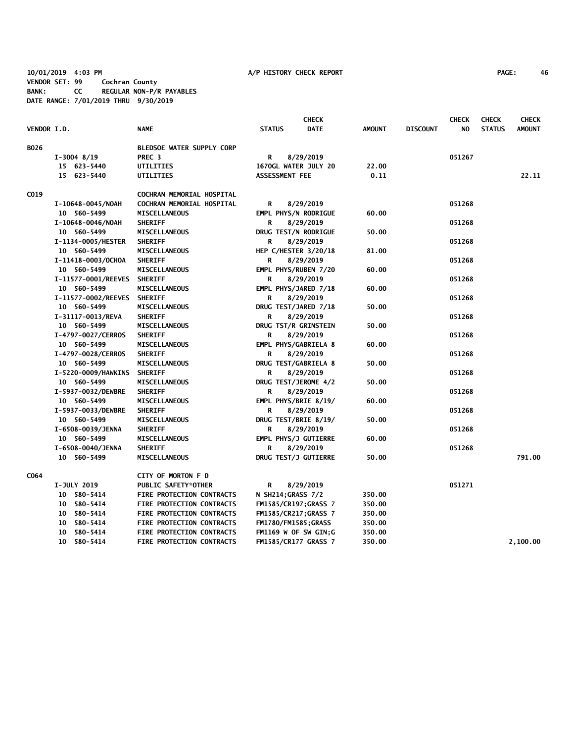10/01/2019 4:03 PM A/P HISTORY CHECK REPORT PAGE: 46
VENDOR SET: 99 Cochran County
BANK: CC REGULAR NON-P/R PAYABLES
DATE RANGE: 7/01/2019 THRU 9/30/2019

| VENDOR I.D. | | NAME | STATUS | CHECK DATE | AMOUNT | DISCOUNT | CHECK NO | CHECK STATUS | CHECK AMOUNT |
|---|---|---|---|---|---|---|---|---|---|
| B026 | | BLEDSOE WATER SUPPLY CORP | | | | | | | |
| | I-3004 8/19 | PREC 3 | R | 8/29/2019 | | | 051267 | | |
| | 15 623-5440 | UTILITIES | 1670GL WATER JULY 20 | | 22.00 | | | | |
| | 15 623-5440 | UTILITIES | ASSESSMENT FEE | | 0.11 | | | | 22.11 |
| C019 | | COCHRAN MEMORIAL HOSPITAL | | | | | | | |
| | I-10648-0045/NOAH | COCHRAN MEMORIAL HOSPITAL | R | 8/29/2019 | | | 051268 | | |
| | 10 560-5499 | MISCELLANEOUS | EMPL PHYS/N RODRIGUE | | 60.00 | | | | |
| | I-10648-0046/NOAH | SHERIFF | R | 8/29/2019 | | | 051268 | | |
| | 10 560-5499 | MISCELLANEOUS | DRUG TEST/N RODRIGUE | | 50.00 | | | | |
| | I-1134-0005/HESTER | SHERIFF | R | 8/29/2019 | | | 051268 | | |
| | 10 560-5499 | MISCELLANEOUS | HEP C/HESTER 3/20/18 | | 81.00 | | | | |
| | I-11418-0003/OCHOA | SHERIFF | R | 8/29/2019 | | | 051268 | | |
| | 10 560-5499 | MISCELLANEOUS | EMPL PHYS/RUBEN 7/20 | | 60.00 | | | | |
| | I-11577-0001/REEVES | SHERIFF | R | 8/29/2019 | | | 051268 | | |
| | 10 560-5499 | MISCELLANEOUS | EMPL PHYS/JARED 7/18 | | 60.00 | | | | |
| | I-11577-0002/REEVES | SHERIFF | R | 8/29/2019 | | | 051268 | | |
| | 10 560-5499 | MISCELLANEOUS | DRUG TEST/JARED 7/18 | | 50.00 | | | | |
| | I-31117-0013/REVA | SHERIFF | R | 8/29/2019 | | | 051268 | | |
| | 10 560-5499 | MISCELLANEOUS | DRUG TST/R GRINSTEIN | | 50.00 | | | | |
| | I-4797-0027/CERROS | SHERIFF | R | 8/29/2019 | | | 051268 | | |
| | 10 560-5499 | MISCELLANEOUS | EMPL PHYS/GABRIELA 8 | | 60.00 | | | | |
| | I-4797-0028/CERROS | SHERIFF | R | 8/29/2019 | | | 051268 | | |
| | 10 560-5499 | MISCELLANEOUS | DRUG TEST/GABRIELA 8 | | 50.00 | | | | |
| | I-5220-0009/HAWKINS | SHERIFF | R | 8/29/2019 | | | 051268 | | |
| | 10 560-5499 | MISCELLANEOUS | DRUG TEST/JEROME 4/2 | | 50.00 | | | | |
| | I-5937-0032/DEWBRE | SHERIFF | R | 8/29/2019 | | | 051268 | | |
| | 10 560-5499 | MISCELLANEOUS | EMPL PHYS/BRIE 8/19/ | | 60.00 | | | | |
| | I-5937-0033/DEWBRE | SHERIFF | R | 8/29/2019 | | | 051268 | | |
| | 10 560-5499 | MISCELLANEOUS | DRUG TEST/BRIE 8/19/ | | 50.00 | | | | |
| | I-6508-0039/JENNA | SHERIFF | R | 8/29/2019 | | | 051268 | | |
| | 10 560-5499 | MISCELLANEOUS | EMPL PHYS/J GUTIERRE | | 60.00 | | | | |
| | I-6508-0040/JENNA | SHERIFF | R | 8/29/2019 | | | 051268 | | |
| | 10 560-5499 | MISCELLANEOUS | DRUG TEST/J GUTIERRE | | 50.00 | | | | 791.00 |
| C064 | | CITY OF MORTON F D | | | | | | | |
| | I-JULY 2019 | PUBLIC SAFETY*OTHER | R | 8/29/2019 | | | 051271 | | |
| | 10 580-5414 | FIRE PROTECTION CONTRACTS | N SH214;GRASS 7/2 | | 350.00 | | | | |
| | 10 580-5414 | FIRE PROTECTION CONTRACTS | FM1585/CR197;GRASS 7 | | 350.00 | | | | |
| | 10 580-5414 | FIRE PROTECTION CONTRACTS | FM1585/CR217;GRASS 7 | | 350.00 | | | | |
| | 10 580-5414 | FIRE PROTECTION CONTRACTS | FM1780/FM1585;GRASS | | 350.00 | | | | |
| | 10 580-5414 | FIRE PROTECTION CONTRACTS | FM1169 W OF SW GIN;G | | 350.00 | | | | |
| | 10 580-5414 | FIRE PROTECTION CONTRACTS | FM1585/CR177 GRASS 7 | | 350.00 | | | | 2,100.00 |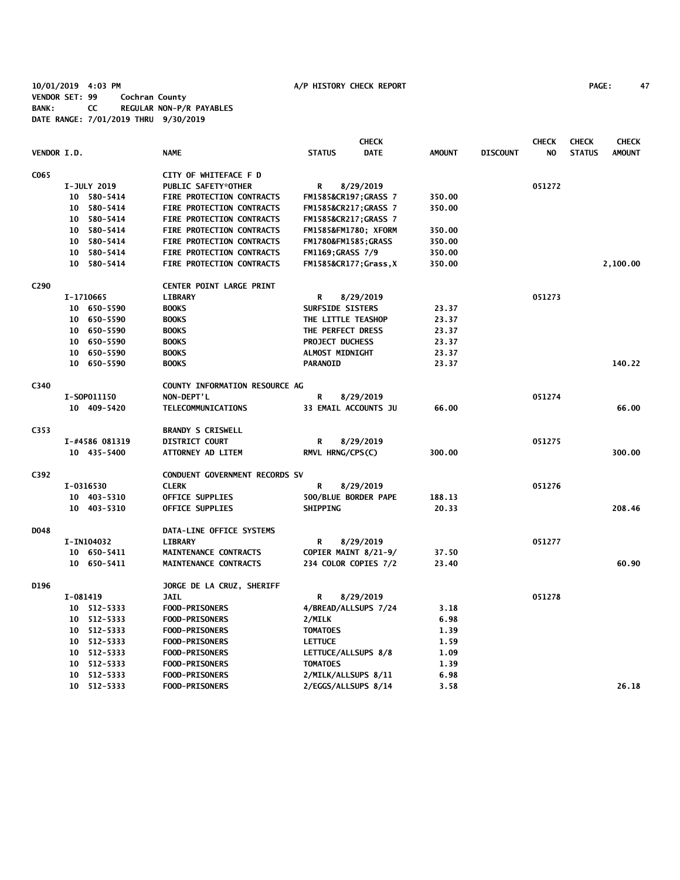10/01/2019 4:03 PM A/P HISTORY CHECK REPORT
VENDOR SET: 99 Cochran County
BANK: CC REGULAR NON-P/R PAYABLES
DATE RANGE: 7/01/2019 THRU 9/30/2019

| VENDOR I.D. | NAME | STATUS | CHECK DATE | AMOUNT | DISCOUNT | CHECK NO | CHECK STATUS | CHECK AMOUNT |
|---|---|---|---|---|---|---|---|---|
| C065 | CITY OF WHITEFACE F D | | | | | | | |
| I-JULY 2019 | PUBLIC SAFETY*OTHER | R | 8/29/2019 | | | 051272 | | |
| 10 580-5414 | FIRE PROTECTION CONTRACTS | FM1585&CR197;GRASS 7 | | 350.00 | | | | |
| 10 580-5414 | FIRE PROTECTION CONTRACTS | FM1585&CR217;GRASS 7 | | 350.00 | | | | |
| 10 580-5414 | FIRE PROTECTION CONTRACTS | FM1585&CR217;GRASS 7 | | | | | | |
| 10 580-5414 | FIRE PROTECTION CONTRACTS | FM1585&FM1780; XFORM | | 350.00 | | | | |
| 10 580-5414 | FIRE PROTECTION CONTRACTS | FM1780&FM1585;GRASS | | 350.00 | | | | |
| 10 580-5414 | FIRE PROTECTION CONTRACTS | FM1169;GRASS 7/9 | | 350.00 | | | | |
| 10 580-5414 | FIRE PROTECTION CONTRACTS | FM1585&CR177;Grass,X | | 350.00 | | | | 2,100.00 |
| C290 | CENTER POINT LARGE PRINT | | | | | | | |
| I-1710665 | LIBRARY | R | 8/29/2019 | | | 051273 | | |
| 10 650-5590 | BOOKS | SURFSIDE SISTERS | | 23.37 | | | | |
| 10 650-5590 | BOOKS | THE LITTLE TEASHOP | | 23.37 | | | | |
| 10 650-5590 | BOOKS | THE PERFECT DRESS | | 23.37 | | | | |
| 10 650-5590 | BOOKS | PROJECT DUCHESS | | 23.37 | | | | |
| 10 650-5590 | BOOKS | ALMOST MIDNIGHT | | 23.37 | | | | |
| 10 650-5590 | BOOKS | PARANOID | | 23.37 | | | | 140.22 |
| C340 | COUNTY INFORMATION RESOURCE AG | | | | | | | |
| I-SOP011150 | NON-DEPT'L | R | 8/29/2019 | | | 051274 | | |
| 10 409-5420 | TELECOMMUNICATIONS | 33 EMAIL ACCOUNTS JU | | 66.00 | | | | 66.00 |
| C353 | BRANDY S CRISWELL | | | | | | | |
| I-#4586 081319 | DISTRICT COURT | R | 8/29/2019 | | | 051275 | | |
| 10 435-5400 | ATTORNEY AD LITEM | RMVL HRNG/CPS(C) | | 300.00 | | | | 300.00 |
| C392 | CONDUENT GOVERNMENT RECORDS SV | | | | | | | |
| I-0316530 | CLERK | R | 8/29/2019 | | | 051276 | | |
| 10 403-5310 | OFFICE SUPPLIES | 500/BLUE BORDER PAPE | | 188.13 | | | | |
| 10 403-5310 | OFFICE SUPPLIES | SHIPPING | | 20.33 | | | | 208.46 |
| D048 | DATA-LINE OFFICE SYSTEMS | | | | | | | |
| I-IN104032 | LIBRARY | R | 8/29/2019 | | | 051277 | | |
| 10 650-5411 | MAINTENANCE CONTRACTS | COPIER MAINT 8/21-9/ | | 37.50 | | | | |
| 10 650-5411 | MAINTENANCE CONTRACTS | 234 COLOR COPIES 7/2 | | 23.40 | | | | 60.90 |
| D196 | JORGE DE LA CRUZ, SHERIFF | | | | | | | |
| I-081419 | JAIL | R | 8/29/2019 | | | 051278 | | |
| 10 512-5333 | FOOD-PRISONERS | 4/BREAD/ALLSUPS 7/24 | | 3.18 | | | | |
| 10 512-5333 | FOOD-PRISONERS | 2/MILK | | 6.98 | | | | |
| 10 512-5333 | FOOD-PRISONERS | TOMATOES | | 1.39 | | | | |
| 10 512-5333 | FOOD-PRISONERS | LETTUCE | | 1.59 | | | | |
| 10 512-5333 | FOOD-PRISONERS | LETTUCE/ALLSUPS 8/8 | | 1.09 | | | | |
| 10 512-5333 | FOOD-PRISONERS | TOMATOES | | 1.39 | | | | |
| 10 512-5333 | FOOD-PRISONERS | 2/MILK/ALLSUPS 8/11 | | 6.98 | | | | |
| 10 512-5333 | FOOD-PRISONERS | 2/EGGS/ALLSUPS 8/14 | | 3.58 | | | | 26.18 |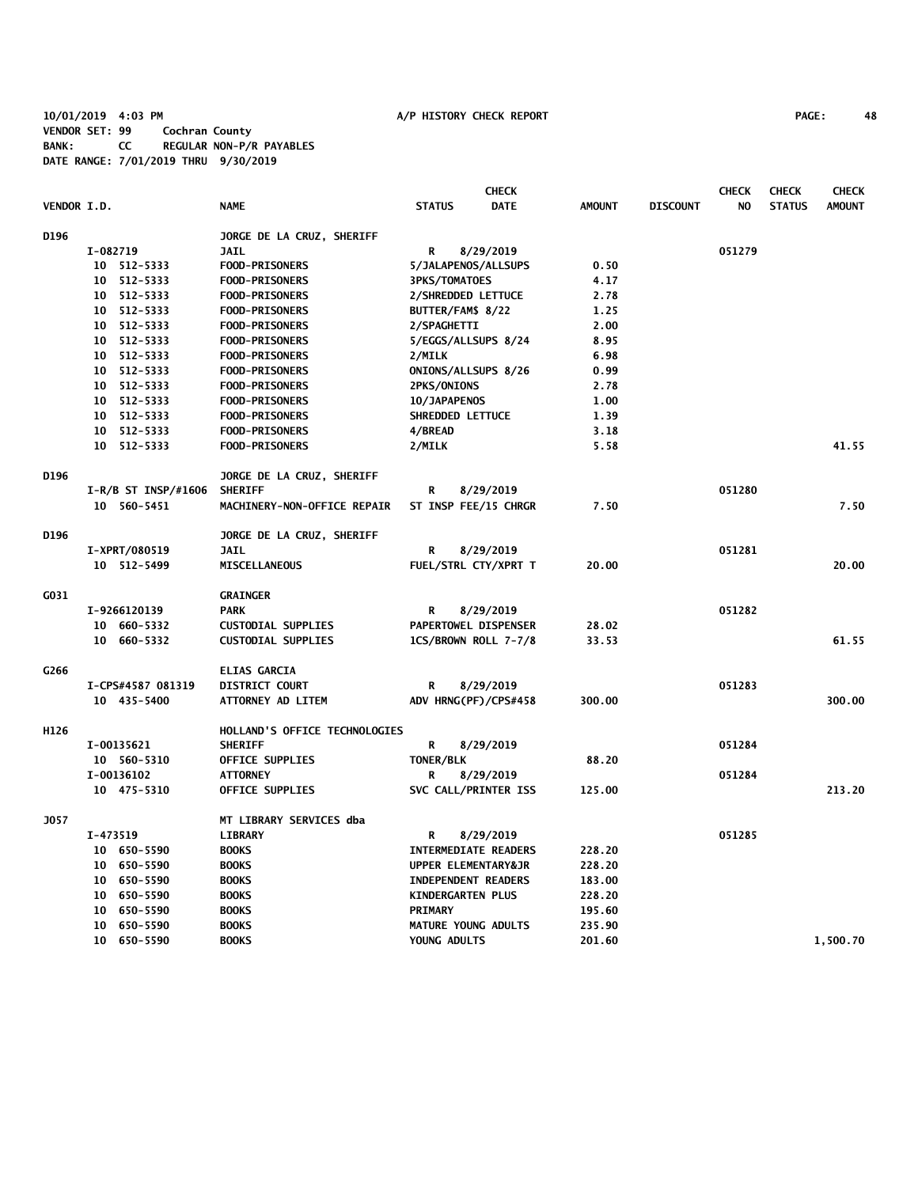10/01/2019 4:03 PM A/P HISTORY CHECK REPORT
VENDOR SET: 99 Cochran County
BANK: CC REGULAR NON-P/R PAYABLES
DATE RANGE: 7/01/2019 THRU 9/30/2019

| VENDOR I.D. | NAME | STATUS | CHECK DATE | AMOUNT | DISCOUNT | CHECK NO | CHECK STATUS | CHECK AMOUNT |
|---|---|---|---|---|---|---|---|---|
| D196 | JORGE DE LA CRUZ, SHERIFF | | | | | | | |
| I-082719 | JAIL | R | 8/29/2019 | | | 051279 | | |
| 10 512-5333 | FOOD-PRISONERS | 5/JALAPENOS/ALLSUPS | | 0.50 | | | | |
| 10 512-5333 | FOOD-PRISONERS | 3PKS/TOMATOES | | 4.17 | | | | |
| 10 512-5333 | FOOD-PRISONERS | 2/SHREDDED LETTUCE | | 2.78 | | | | |
| 10 512-5333 | FOOD-PRISONERS | BUTTER/FAM$ 8/22 | | 1.25 | | | | |
| 10 512-5333 | FOOD-PRISONERS | 2/SPAGHETTI | | 2.00 | | | | |
| 10 512-5333 | FOOD-PRISONERS | 5/EGGS/ALLSUPS 8/24 | | 8.95 | | | | |
| 10 512-5333 | FOOD-PRISONERS | 2/MILK | | 6.98 | | | | |
| 10 512-5333 | FOOD-PRISONERS | ONIONS/ALLSUPS 8/26 | | 0.99 | | | | |
| 10 512-5333 | FOOD-PRISONERS | 2PKS/ONIONS | | 2.78 | | | | |
| 10 512-5333 | FOOD-PRISONERS | 10/JAPAPENOS | | 1.00 | | | | |
| 10 512-5333 | FOOD-PRISONERS | SHREDDED LETTUCE | | 1.39 | | | | |
| 10 512-5333 | FOOD-PRISONERS | 4/BREAD | | 3.18 | | | | |
| 10 512-5333 | FOOD-PRISONERS | 2/MILK | | 5.58 | | | | 41.55 |
| D196 | JORGE DE LA CRUZ, SHERIFF | | | | | | | |
| I-R/B ST INSP/#1606 | SHERIFF | R | 8/29/2019 | | | 051280 | | |
| 10 560-5451 | MACHINERY-NON-OFFICE REPAIR | ST INSP FEE/15 CHRGR | | 7.50 | | | | 7.50 |
| D196 | JORGE DE LA CRUZ, SHERIFF | | | | | | | |
| I-XPRT/080519 | JAIL | R | 8/29/2019 | | | 051281 | | |
| 10 512-5499 | MISCELLANEOUS | FUEL/STRL CTY/XPRT T | | 20.00 | | | | 20.00 |
| G031 | GRAINGER | | | | | | | |
| I-9266120139 | PARK | R | 8/29/2019 | | | 051282 | | |
| 10 660-5332 | CUSTODIAL SUPPLIES | PAPERTOWEL DISPENSER | | 28.02 | | | | |
| 10 660-5332 | CUSTODIAL SUPPLIES | 1CS/BROWN ROLL 7-7/8 | | 33.53 | | | | 61.55 |
| G266 | ELIAS GARCIA | | | | | | | |
| I-CPS#4587 081319 | DISTRICT COURT | R | 8/29/2019 | | | 051283 | | |
| 10 435-5400 | ATTORNEY AD LITEM | ADV HRNG(PF)/CPS#458 | | 300.00 | | | | 300.00 |
| H126 | HOLLAND'S OFFICE TECHNOLOGIES | | | | | | | |
| I-00135621 | SHERIFF | R | 8/29/2019 | | | 051284 | | |
| 10 560-5310 | OFFICE SUPPLIES | TONER/BLK | | 88.20 | | | | |
| I-00136102 | ATTORNEY | R | 8/29/2019 | | | 051284 | | |
| 10 475-5310 | OFFICE SUPPLIES | SVC CALL/PRINTER ISS | | 125.00 | | | | 213.20 |
| J057 | MT LIBRARY SERVICES dba | | | | | | | |
| I-473519 | LIBRARY | R | 8/29/2019 | | | 051285 | | |
| 10 650-5590 | BOOKS | INTERMEDIATE READERS | | 228.20 | | | | |
| 10 650-5590 | BOOKS | UPPER ELEMENTARY&JR | | 228.20 | | | | |
| 10 650-5590 | BOOKS | INDEPENDENT READERS | | 183.00 | | | | |
| 10 650-5590 | BOOKS | KINDERGARTEN PLUS | | 228.20 | | | | |
| 10 650-5590 | BOOKS | PRIMARY | | 195.60 | | | | |
| 10 650-5590 | BOOKS | MATURE YOUNG ADULTS | | 235.90 | | | | |
| 10 650-5590 | BOOKS | YOUNG ADULTS | | 201.60 | | | | 1,500.70 |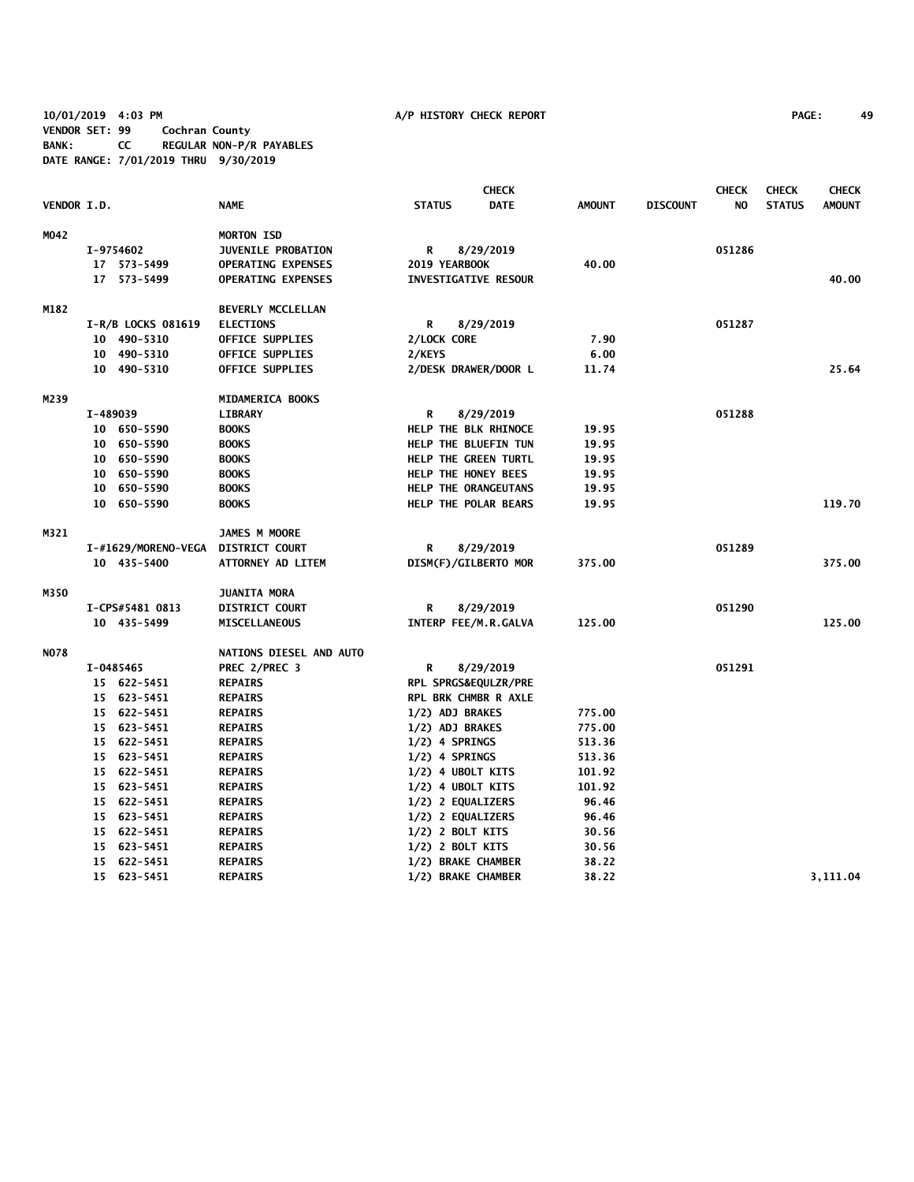10/01/2019 4:03 PM A/P HISTORY CHECK REPORT PAGE: 49
VENDOR SET: 99 Cochran County
BANK: CC REGULAR NON-P/R PAYABLES
DATE RANGE: 7/01/2019 THRU 9/30/2019

| VENDOR I.D. | NAME | STATUS | CHECK DATE | AMOUNT | DISCOUNT | CHECK NO | CHECK STATUS | CHECK AMOUNT |
|---|---|---|---|---|---|---|---|---|
| M042 | MORTON ISD | | | | | | | |
| I-9754602 | JUVENILE PROBATION | R | 8/29/2019 | | | 051286 | | |
| 17 573-5499 | OPERATING EXPENSES | 2019 YEARBOOK | | 40.00 | | | | |
| 17 573-5499 | OPERATING EXPENSES | INVESTIGATIVE RESOUR | | | | | | 40.00 |
| M182 | BEVERLY MCCLELLAN | | | | | | | |
| I-R/B LOCKS 081619 | ELECTIONS | R | 8/29/2019 | | | 051287 | | |
| 10 490-5310 | OFFICE SUPPLIES | 2/LOCK CORE | | 7.90 | | | | |
| 10 490-5310 | OFFICE SUPPLIES | 2/KEYS | | 6.00 | | | | |
| 10 490-5310 | OFFICE SUPPLIES | 2/DESK DRAWER/DOOR L | | 11.74 | | | | 25.64 |
| M239 | MIDAMERICA BOOKS | | | | | | | |
| I-489039 | LIBRARY | R | 8/29/2019 | | | 051288 | | |
| 10 650-5590 | BOOKS | HELP THE BLK RHINOCE | | 19.95 | | | | |
| 10 650-5590 | BOOKS | HELP THE BLUEFIN TUN | | 19.95 | | | | |
| 10 650-5590 | BOOKS | HELP THE GREEN TURTL | | 19.95 | | | | |
| 10 650-5590 | BOOKS | HELP THE HONEY BEES | | 19.95 | | | | |
| 10 650-5590 | BOOKS | HELP THE ORANGEUTANS | | 19.95 | | | | |
| 10 650-5590 | BOOKS | HELP THE POLAR BEARS | | 19.95 | | | | 119.70 |
| M321 | JAMES M MOORE | | | | | | | |
| I-#1629/MORENO-VEGA | DISTRICT COURT | R | 8/29/2019 | | | 051289 | | |
| 10 435-5400 | ATTORNEY AD LITEM | DISM(F)/GILBERTO MOR | | 375.00 | | | | 375.00 |
| M350 | JUANITA MORA | | | | | | | |
| I-CPS#5481 0813 | DISTRICT COURT | R | 8/29/2019 | | | 051290 | | |
| 10 435-5499 | MISCELLANEOUS | INTERP FEE/M.R.GALVA | | 125.00 | | | | 125.00 |
| N078 | NATIONS DIESEL AND AUTO | | | | | | | |
| I-0485465 | PREC 2/PREC 3 | R | 8/29/2019 | | | 051291 | | |
| 15 622-5451 | REPAIRS | RPL SPRGS&EQULZR/PRE | | | | | | |
| 15 623-5451 | REPAIRS | RPL BRK CHMBR R AXLE | | | | | | |
| 15 622-5451 | REPAIRS | 1/2) ADJ BRAKES | | 775.00 | | | | |
| 15 623-5451 | REPAIRS | 1/2) ADJ BRAKES | | 775.00 | | | | |
| 15 622-5451 | REPAIRS | 1/2) 4 SPRINGS | | 513.36 | | | | |
| 15 623-5451 | REPAIRS | 1/2) 4 SPRINGS | | 513.36 | | | | |
| 15 622-5451 | REPAIRS | 1/2) 4 UBOLT KITS | | 101.92 | | | | |
| 15 623-5451 | REPAIRS | 1/2) 4 UBOLT KITS | | 101.92 | | | | |
| 15 622-5451 | REPAIRS | 1/2) 2 EQUALIZERS | | 96.46 | | | | |
| 15 623-5451 | REPAIRS | 1/2) 2 EQUALIZERS | | 96.46 | | | | |
| 15 622-5451 | REPAIRS | 1/2) 2 BOLT KITS | | 30.56 | | | | |
| 15 623-5451 | REPAIRS | 1/2) 2 BOLT KITS | | 30.56 | | | | |
| 15 622-5451 | REPAIRS | 1/2) BRAKE CHAMBER | | 38.22 | | | | |
| 15 623-5451 | REPAIRS | 1/2) BRAKE CHAMBER | | 38.22 | | | | 3,111.04 |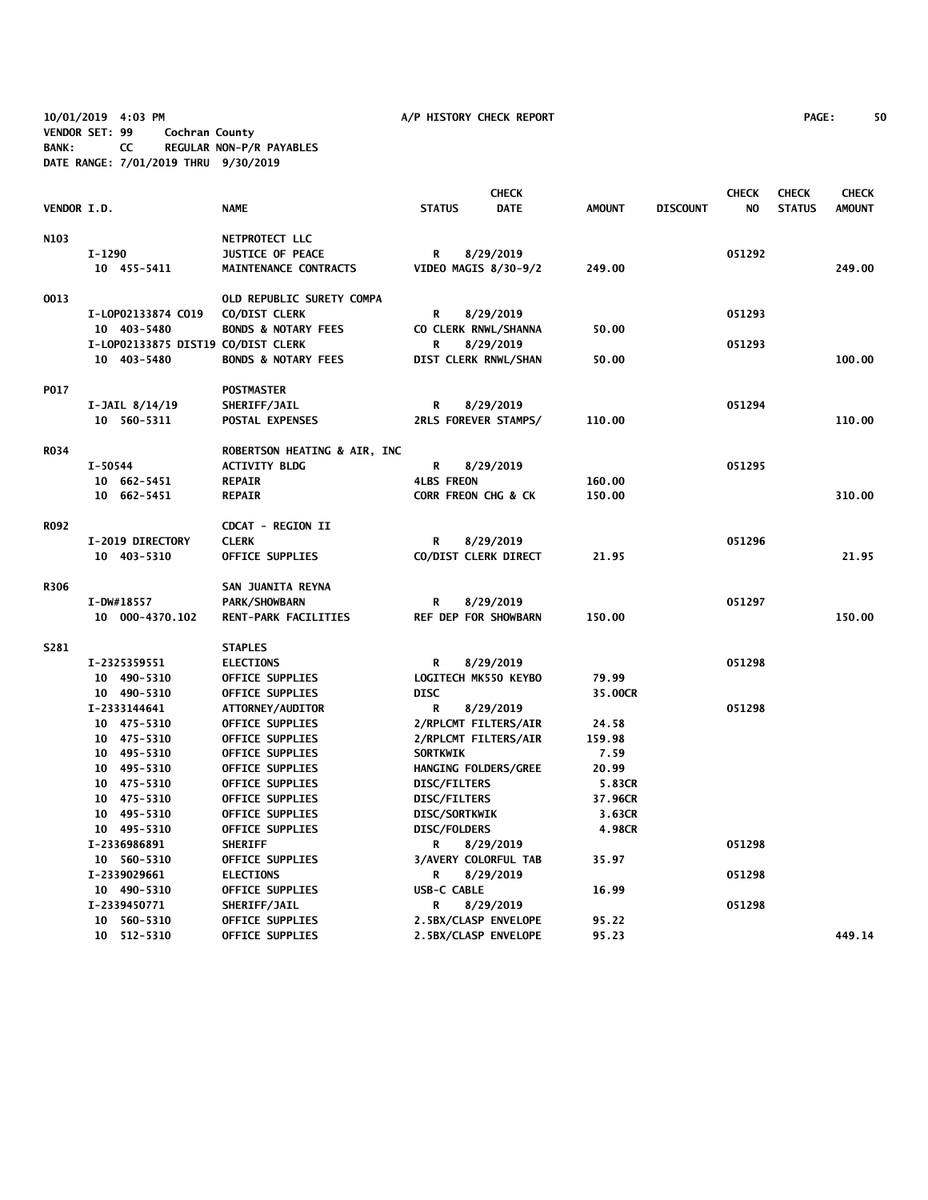10/01/2019 4:03 PM A/P HISTORY CHECK REPORT PAGE: 50
VENDOR SET: 99 Cochran County
BANK: CC REGULAR NON-P/R PAYABLES
DATE RANGE: 7/01/2019 THRU 9/30/2019

| VENDOR I.D. | NAME | STATUS | CHECK DATE | AMOUNT | DISCOUNT | CHECK NO | CHECK STATUS | CHECK AMOUNT |
|---|---|---|---|---|---|---|---|---|
| N103 | NETPROTECT LLC | | | | | | | |
| I-1290 | JUSTICE OF PEACE | R | 8/29/2019 | | | 051292 | | |
| 10 455-5411 | MAINTENANCE CONTRACTS | VIDEO MAGIS 8/30-9/2 | | 249.00 | | | | 249.00 |
| O013 | OLD REPUBLIC SURETY COMPA | | | | | | | |
| I-LOP02133874 CO19 | CO/DIST CLERK | R | 8/29/2019 | | | 051293 | | |
| 10 403-5480 | BONDS & NOTARY FEES | CO CLERK RNWL/SHANNA | | 50.00 | | | | |
| I-LOP02133875 DIST19 | CO/DIST CLERK | R | 8/29/2019 | | | 051293 | | |
| 10 403-5480 | BONDS & NOTARY FEES | DIST CLERK RNWL/SHAN | | 50.00 | | | | 100.00 |
| P017 | POSTMASTER | | | | | | | |
| I-JAIL 8/14/19 | SHERIFF/JAIL | R | 8/29/2019 | | | 051294 | | |
| 10 560-5311 | POSTAL EXPENSES | 2RLS FOREVER STAMPS/ | | 110.00 | | | | 110.00 |
| R034 | ROBERTSON HEATING & AIR, INC | | | | | | | |
| I-50544 | ACTIVITY BLDG | R | 8/29/2019 | | | 051295 | | |
| 10 662-5451 | REPAIR | 4LBS FREON | | 160.00 | | | | |
| 10 662-5451 | REPAIR | CORR FREON CHG & CK | | 150.00 | | | | 310.00 |
| R092 | CDCAT - REGION II | | | | | | | |
| I-2019 DIRECTORY | CLERK | R | 8/29/2019 | | | 051296 | | |
| 10 403-5310 | OFFICE SUPPLIES | CO/DIST CLERK DIRECT | | 21.95 | | | | 21.95 |
| R306 | SAN JUANITA REYNA | | | | | | | |
| I-DW#18557 | PARK/SHOWBARN | R | 8/29/2019 | | | 051297 | | |
| 10 000-4370.102 | RENT-PARK FACILITIES | REF DEP FOR SHOWBARN | | 150.00 | | | | 150.00 |
| S281 | STAPLES | | | | | | | |
| I-2325359551 | ELECTIONS | R | 8/29/2019 | | | 051298 | | |
| 10 490-5310 | OFFICE SUPPLIES | LOGITECH MK550 KEYBO | | 79.99 | | | | |
| 10 490-5310 | OFFICE SUPPLIES | DISC | | 35.00CR | | | | |
| I-2333144641 | ATTORNEY/AUDITOR | R | 8/29/2019 | | | 051298 | | |
| 10 475-5310 | OFFICE SUPPLIES | 2/RPLCMT FILTERS/AIR | | 24.58 | | | | |
| 10 475-5310 | OFFICE SUPPLIES | 2/RPLCMT FILTERS/AIR | | 159.98 | | | | |
| 10 495-5310 | OFFICE SUPPLIES | SORTKWIK | | 7.59 | | | | |
| 10 495-5310 | OFFICE SUPPLIES | HANGING FOLDERS/GREE | | 20.99 | | | | |
| 10 475-5310 | OFFICE SUPPLIES | DISC/FILTERS | | 5.83CR | | | | |
| 10 475-5310 | OFFICE SUPPLIES | DISC/FILTERS | | 37.96CR | | | | |
| 10 495-5310 | OFFICE SUPPLIES | DISC/SORTKWIK | | 3.63CR | | | | |
| 10 495-5310 | OFFICE SUPPLIES | DISC/FOLDERS | | 4.98CR | | | | |
| I-2336986891 | SHERIFF | R | 8/29/2019 | | | 051298 | | |
| 10 560-5310 | OFFICE SUPPLIES | 3/AVERY COLORFUL TAB | | 35.97 | | | | |
| I-2339029661 | ELECTIONS | R | 8/29/2019 | | | 051298 | | |
| 10 490-5310 | OFFICE SUPPLIES | USB-C CABLE | | 16.99 | | | | |
| I-2339450771 | SHERIFF/JAIL | R | 8/29/2019 | | | 051298 | | |
| 10 560-5310 | OFFICE SUPPLIES | 2.5BX/CLASP ENVELOPE | | 95.22 | | | | |
| 10 512-5310 | OFFICE SUPPLIES | 2.5BX/CLASP ENVELOPE | | 95.23 | | | | 449.14 |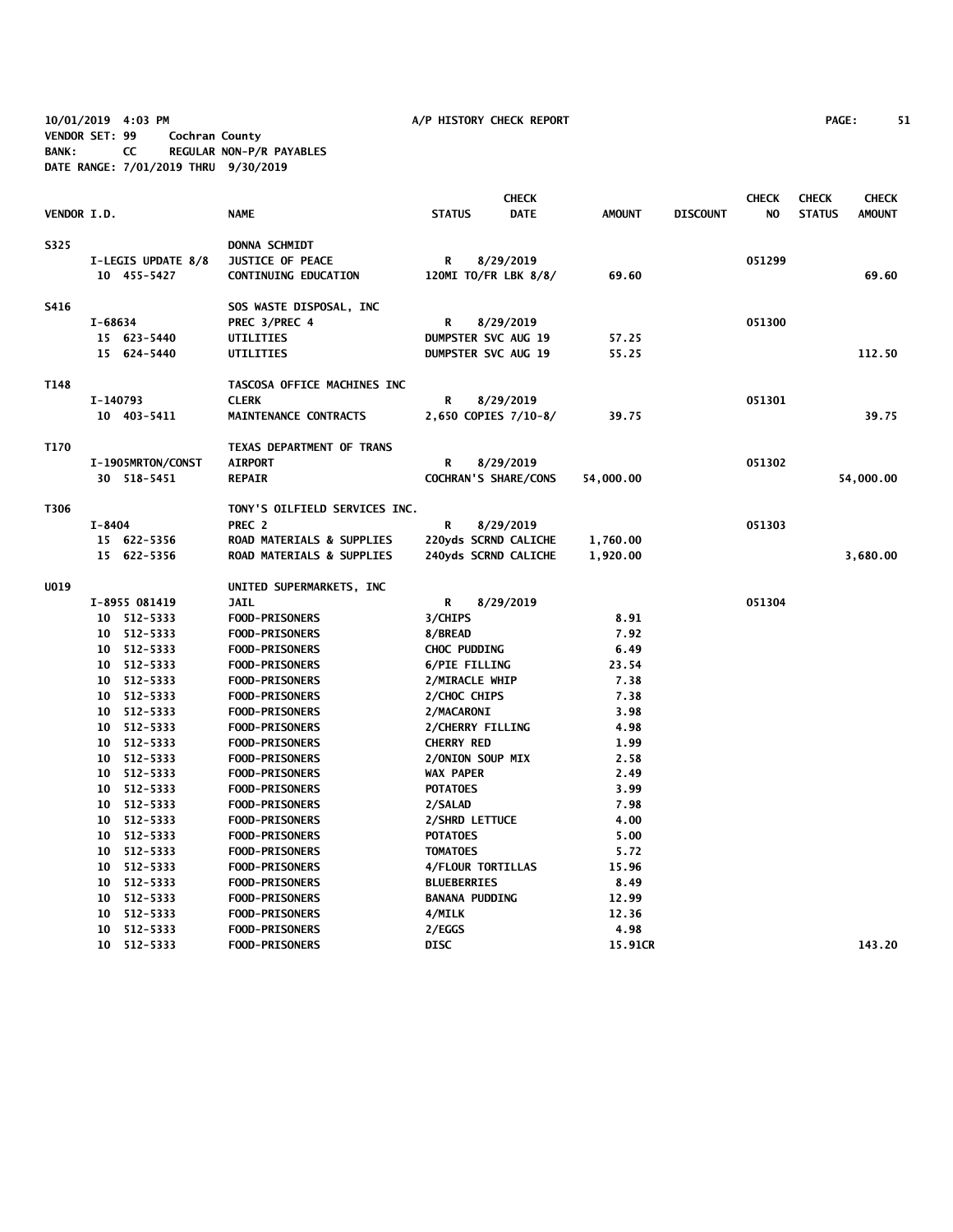10/01/2019 4:03 PM A/P HISTORY CHECK REPORT

VENDOR SET: 99 Cochran County
BANK: CC REGULAR NON-P/R PAYABLES
DATE RANGE: 7/01/2019 THRU 9/30/2019

| VENDOR I.D. | NAME | STATUS | CHECK DATE | AMOUNT | DISCOUNT | CHECK NO | CHECK STATUS | CHECK AMOUNT |
|---|---|---|---|---|---|---|---|---|
| S325 | DONNA SCHMIDT | | | | | | | |
| I-LEGIS UPDATE 8/8 | JUSTICE OF PEACE | R | 8/29/2019 | | | 051299 | | |
| 10 455-5427 | CONTINUING EDUCATION | 120MI TO/FR LBK 8/8/ | | 69.60 | | | | 69.60 |
| S416 | SOS WASTE DISPOSAL, INC | | | | | | | |
| I-68634 | PREC 3/PREC 4 | R | 8/29/2019 | | | 051300 | | |
| 15 623-5440 | UTILITIES | DUMPSTER SVC AUG 19 | | 57.25 | | | | |
| 15 624-5440 | UTILITIES | DUMPSTER SVC AUG 19 | | 55.25 | | | | 112.50 |
| T148 | TASCOSA OFFICE MACHINES INC | | | | | | | |
| I-140793 | CLERK | R | 8/29/2019 | | | 051301 | | |
| 10 403-5411 | MAINTENANCE CONTRACTS | 2,650 COPIES 7/10-8/ | | 39.75 | | | | 39.75 |
| T170 | TEXAS DEPARTMENT OF TRANS | | | | | | | |
| I-1905MRTON/CONST | AIRPORT | R | 8/29/2019 | | | 051302 | | |
| 30 518-5451 | REPAIR | COCHRAN'S SHARE/CONS | | 54,000.00 | | | | 54,000.00 |
| T306 | TONY'S OILFIELD SERVICES INC. | | | | | | | |
| I-8404 | PREC 2 | R | 8/29/2019 | | | 051303 | | |
| 15 622-5356 | ROAD MATERIALS & SUPPLIES | 220yds SCRND CALICHE | | 1,760.00 | | | | |
| 15 622-5356 | ROAD MATERIALS & SUPPLIES | 240yds SCRND CALICHE | | 1,920.00 | | | | 3,680.00 |
| U019 | UNITED SUPERMARKETS, INC | | | | | | | |
| I-8955 081419 | JAIL | R | 8/29/2019 | | | 051304 | | |
| 10 512-5333 | FOOD-PRISONERS | 3/CHIPS | | 8.91 | | | | |
| 10 512-5333 | FOOD-PRISONERS | 8/BREAD | | 7.92 | | | | |
| 10 512-5333 | FOOD-PRISONERS | CHOC PUDDING | | 6.49 | | | | |
| 10 512-5333 | FOOD-PRISONERS | 6/PIE FILLING | | 23.54 | | | | |
| 10 512-5333 | FOOD-PRISONERS | 2/MIRACLE WHIP | | 7.38 | | | | |
| 10 512-5333 | FOOD-PRISONERS | 2/CHOC CHIPS | | 7.38 | | | | |
| 10 512-5333 | FOOD-PRISONERS | 2/MACARONI | | 3.98 | | | | |
| 10 512-5333 | FOOD-PRISONERS | 2/CHERRY FILLING | | 4.98 | | | | |
| 10 512-5333 | FOOD-PRISONERS | CHERRY RED | | 1.99 | | | | |
| 10 512-5333 | FOOD-PRISONERS | 2/ONION SOUP MIX | | 2.58 | | | | |
| 10 512-5333 | FOOD-PRISONERS | WAX PAPER | | 2.49 | | | | |
| 10 512-5333 | FOOD-PRISONERS | POTATOES | | 3.99 | | | | |
| 10 512-5333 | FOOD-PRISONERS | 2/SALAD | | 7.98 | | | | |
| 10 512-5333 | FOOD-PRISONERS | 2/SHRD LETTUCE | | 4.00 | | | | |
| 10 512-5333 | FOOD-PRISONERS | POTATOES | | 5.00 | | | | |
| 10 512-5333 | FOOD-PRISONERS | TOMATOES | | 5.72 | | | | |
| 10 512-5333 | FOOD-PRISONERS | 4/FLOUR TORTILLAS | | 15.96 | | | | |
| 10 512-5333 | FOOD-PRISONERS | BLUEBERRIES | | 8.49 | | | | |
| 10 512-5333 | FOOD-PRISONERS | BANANA PUDDING | | 12.99 | | | | |
| 10 512-5333 | FOOD-PRISONERS | 4/MILK | | 12.36 | | | | |
| 10 512-5333 | FOOD-PRISONERS | 2/EGGS | | 4.98 | | | | |
| 10 512-5333 | FOOD-PRISONERS | DISC | | 15.91CR | | | | 143.20 |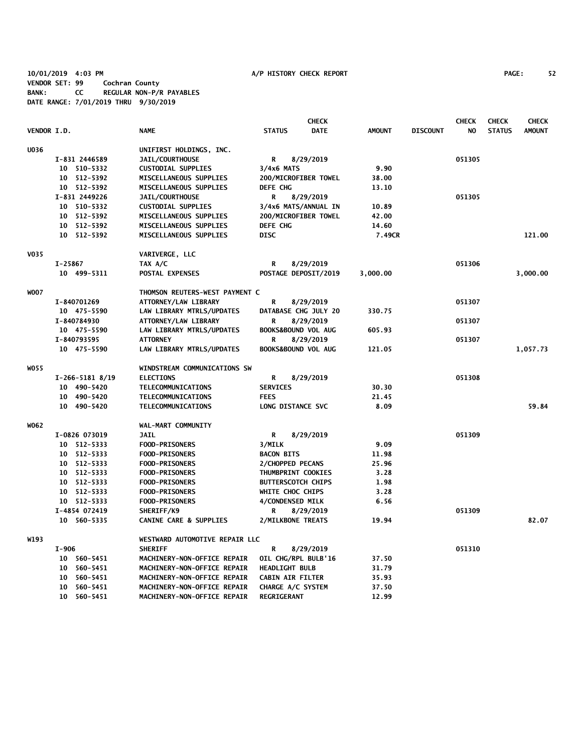10/01/2019 4:03 PM A/P HISTORY CHECK REPORT

VENDOR SET: 99 Cochran County
BANK: CC REGULAR NON-P/R PAYABLES
DATE RANGE: 7/01/2019 THRU 9/30/2019

| VENDOR I.D. | | NAME | STATUS | CHECK DATE | AMOUNT | DISCOUNT | CHECK NO | CHECK STATUS | CHECK AMOUNT |
|---|---|---|---|---|---|---|---|---|---|
| U036 | | UNIFIRST HOLDINGS, INC. | | | | | | | |
| | I-831 2446589 | JAIL/COURTHOUSE | R | 8/29/2019 | | | 051305 | | |
| | 10 510-5332 | CUSTODIAL SUPPLIES | 3/4x6 MATS | | 9.90 | | | | |
| | 10 512-5392 | MISCELLANEOUS SUPPLIES | 200/MICROFIBER TOWEL | | 38.00 | | | | |
| | 10 512-5392 | MISCELLANEOUS SUPPLIES | DEFE CHG | | 13.10 | | | | |
| | I-831 2449226 | JAIL/COURTHOUSE | R | 8/29/2019 | | | 051305 | | |
| | 10 510-5332 | CUSTODIAL SUPPLIES | 3/4x6 MATS/ANNUAL IN | | 10.89 | | | | |
| | 10 512-5392 | MISCELLANEOUS SUPPLIES | 200/MICROFIBER TOWEL | | 42.00 | | | | |
| | 10 512-5392 | MISCELLANEOUS SUPPLIES | DEFE CHG | | 14.60 | | | | |
| | 10 512-5392 | MISCELLANEOUS SUPPLIES | DISC | | 7.49CR | | | | 121.00 |
| V035 | | VARIVERGE, LLC | | | | | | | |
| | I-25867 | TAX A/C | R | 8/29/2019 | | | 051306 | | |
| | 10 499-5311 | POSTAL EXPENSES | POSTAGE DEPOSIT/2019 | | 3,000.00 | | | | 3,000.00 |
| W007 | | THOMSON REUTERS-WEST PAYMENT C | | | | | | | |
| | I-840701269 | ATTORNEY/LAW LIBRARY | R | 8/29/2019 | | | 051307 | | |
| | 10 475-5590 | LAW LIBRARY MTRLS/UPDATES | DATABASE CHG JULY 20 | | 330.75 | | | | |
| | I-840784930 | ATTORNEY/LAW LIBRARY | R | 8/29/2019 | | | 051307 | | |
| | 10 475-5590 | LAW LIBRARY MTRLS/UPDATES | BOOKS&BOUND VOL AUG | | 605.93 | | | | |
| | I-840793595 | ATTORNEY | R | 8/29/2019 | | | 051307 | | |
| | 10 475-5590 | LAW LIBRARY MTRLS/UPDATES | BOOKS&BOUND VOL AUG | | 121.05 | | | | 1,057.73 |
| W055 | | WINDSTREAM COMMUNICATIONS SW | | | | | | | |
| | I-266-5181 8/19 | ELECTIONS | R | 8/29/2019 | | | 051308 | | |
| | 10 490-5420 | TELECOMMUNICATIONS | SERVICES | | 30.30 | | | | |
| | 10 490-5420 | TELECOMMUNICATIONS | FEES | | 21.45 | | | | |
| | 10 490-5420 | TELECOMMUNICATIONS | LONG DISTANCE SVC | | 8.09 | | | | 59.84 |
| W062 | | WAL-MART COMMUNITY | | | | | | | |
| | I-0826 073019 | JAIL | R | 8/29/2019 | | | 051309 | | |
| | 10 512-5333 | FOOD-PRISONERS | 3/MILK | | 9.09 | | | | |
| | 10 512-5333 | FOOD-PRISONERS | BACON BITS | | 11.98 | | | | |
| | 10 512-5333 | FOOD-PRISONERS | 2/CHOPPED PECANS | | 25.96 | | | | |
| | 10 512-5333 | FOOD-PRISONERS | THUMBPRINT COOKIES | | 3.28 | | | | |
| | 10 512-5333 | FOOD-PRISONERS | BUTTERSCOTCH CHIPS | | 1.98 | | | | |
| | 10 512-5333 | FOOD-PRISONERS | WHITE CHOC CHIPS | | 3.28 | | | | |
| | 10 512-5333 | FOOD-PRISONERS | 4/CONDENSED MILK | | 6.56 | | | | |
| | I-4854 072419 | SHERIFF/K9 | R | 8/29/2019 | | | 051309 | | |
| | 10 560-5335 | CANINE CARE & SUPPLIES | 2/MILKBONE TREATS | | 19.94 | | | | 82.07 |
| W193 | | WESTWARD AUTOMOTIVE REPAIR LLC | | | | | | | |
| | I-906 | SHERIFF | R | 8/29/2019 | | | 051310 | | |
| | 10 560-5451 | MACHINERY-NON-OFFICE REPAIR | OIL CHG/RPL BULB'16 | | 37.50 | | | | |
| | 10 560-5451 | MACHINERY-NON-OFFICE REPAIR | HEADLIGHT BULB | | 31.79 | | | | |
| | 10 560-5451 | MACHINERY-NON-OFFICE REPAIR | CABIN AIR FILTER | | 35.93 | | | | |
| | 10 560-5451 | MACHINERY-NON-OFFICE REPAIR | CHARGE A/C SYSTEM | | 37.50 | | | | |
| | 10 560-5451 | MACHINERY-NON-OFFICE REPAIR | REGRIGERANT | | 12.99 | | | | |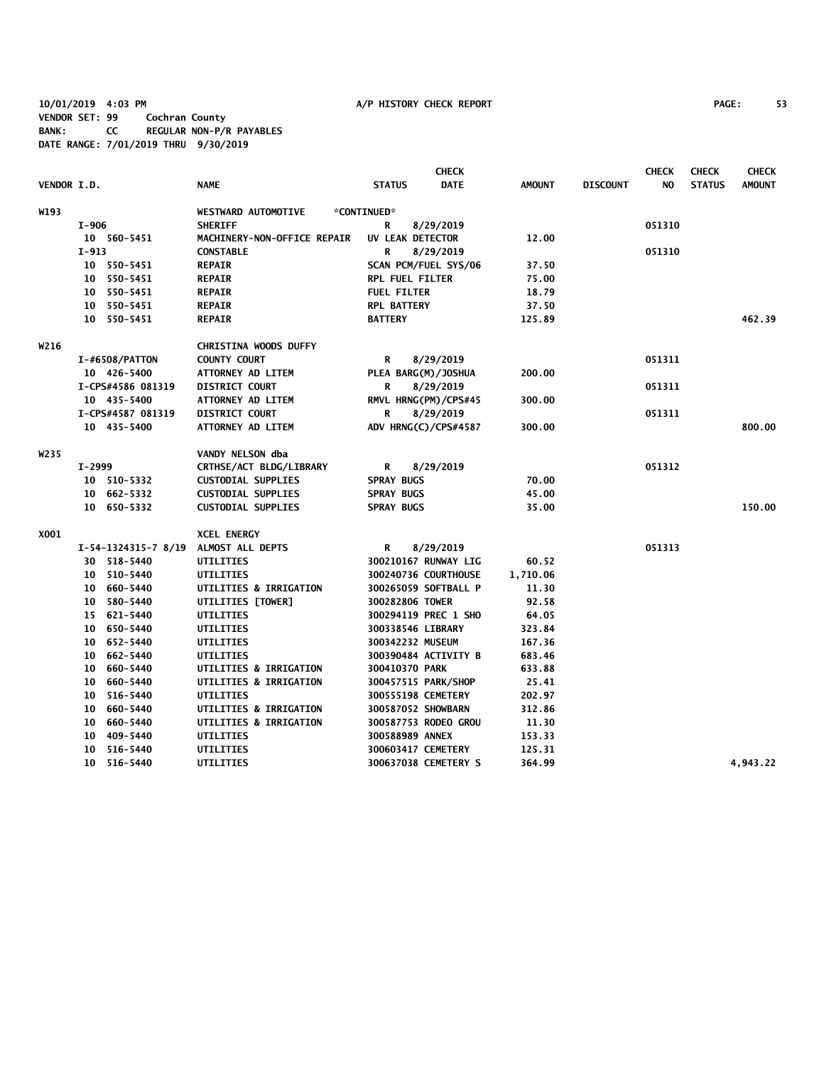10/01/2019 4:03 PM A/P HISTORY CHECK REPORT PAGE: 53
VENDOR SET: 99 Cochran County
BANK: CC REGULAR NON-P/R PAYABLES
DATE RANGE: 7/01/2019 THRU 9/30/2019

| VENDOR I.D. | NAME | STATUS | CHECK DATE | AMOUNT | DISCOUNT | CHECK NO | CHECK STATUS | CHECK AMOUNT |
|---|---|---|---|---|---|---|---|---|
| W193 | WESTWARD AUTOMOTIVE | *CONTINUED* | | | | | | |
| I-906 | SHERIFF | R | 8/29/2019 | | | 051310 | | |
| 10 560-5451 | MACHINERY-NON-OFFICE REPAIR | UV LEAK DETECTOR | | 12.00 | | | | |
| I-913 | CONSTABLE | R | 8/29/2019 | | | 051310 | | |
| 10 550-5451 | REPAIR | SCAN PCM/FUEL SYS/06 | | 37.50 | | | | |
| 10 550-5451 | REPAIR | RPL FUEL FILTER | | 75.00 | | | | |
| 10 550-5451 | REPAIR | FUEL FILTER | | 18.79 | | | | |
| 10 550-5451 | REPAIR | RPL BATTERY | | 37.50 | | | | |
| 10 550-5451 | REPAIR | BATTERY | | 125.89 | | | | 462.39 |
| W216 | CHRISTINA WOODS DUFFY | | | | | | | |
| I-#6508/PATTON | COUNTY COURT | R | 8/29/2019 | | | 051311 | | |
| 10 426-5400 | ATTORNEY AD LITEM | PLEA BARG(M)/JOSHUA | | 200.00 | | | | |
| I-CPS#4586 081319 | DISTRICT COURT | R | 8/29/2019 | | | 051311 | | |
| 10 435-5400 | ATTORNEY AD LITEM | RMVL HRNG(PM)/CPS#45 | | 300.00 | | | | |
| I-CPS#4587 081319 | DISTRICT COURT | R | 8/29/2019 | | | 051311 | | |
| 10 435-5400 | ATTORNEY AD LITEM | ADV HRNG(C)/CPS#4587 | | 300.00 | | | | 800.00 |
| W235 | VANDY NELSON dba | | | | | | | |
| I-2999 | CRTHSE/ACT BLDG/LIBRARY | R | 8/29/2019 | | | 051312 | | |
| 10 510-5332 | CUSTODIAL SUPPLIES | SPRAY BUGS | | 70.00 | | | | |
| 10 662-5332 | CUSTODIAL SUPPLIES | SPRAY BUGS | | 45.00 | | | | |
| 10 650-5332 | CUSTODIAL SUPPLIES | SPRAY BUGS | | 35.00 | | | | 150.00 |
| X001 | XCEL ENERGY | | | | | | | |
| I-54-1324315-7 8/19 | ALMOST ALL DEPTS | R | 8/29/2019 | | | 051313 | | |
| 30 518-5440 | UTILITIES | 300210167 RUNWAY LIG | | 60.52 | | | | |
| 10 510-5440 | UTILITIES | 300240736 COURTHOUSE | | 1,710.06 | | | | |
| 10 660-5440 | UTILITIES & IRRIGATION | 300265059 SOFTBALL P | | 11.30 | | | | |
| 10 580-5440 | UTILITIES [TOWER] | 300282806 TOWER | | 92.58 | | | | |
| 15 621-5440 | UTILITIES | 300294119 PREC 1 SHO | | 64.05 | | | | |
| 10 650-5440 | UTILITIES | 300338546 LIBRARY | | 323.84 | | | | |
| 10 652-5440 | UTILITIES | 300342232 MUSEUM | | 167.36 | | | | |
| 10 662-5440 | UTILITIES | 300390484 ACTIVITY B | | 683.46 | | | | |
| 10 660-5440 | UTILITIES & IRRIGATION | 300410370 PARK | | 633.88 | | | | |
| 10 660-5440 | UTILITIES & IRRIGATION | 300457515 PARK/SHOP | | 25.41 | | | | |
| 10 516-5440 | UTILITIES | 300555198 CEMETERY | | 202.97 | | | | |
| 10 660-5440 | UTILITIES & IRRIGATION | 300587052 SHOWBARN | | 312.86 | | | | |
| 10 660-5440 | UTILITIES & IRRIGATION | 300587753 RODEO GROU | | 11.30 | | | | |
| 10 409-5440 | UTILITIES | 300588989 ANNEX | | 153.33 | | | | |
| 10 516-5440 | UTILITIES | 300603417 CEMETERY | | 125.31 | | | | |
| 10 516-5440 | UTILITIES | 300637038 CEMETERY S | | 364.99 | | | | 4,943.22 |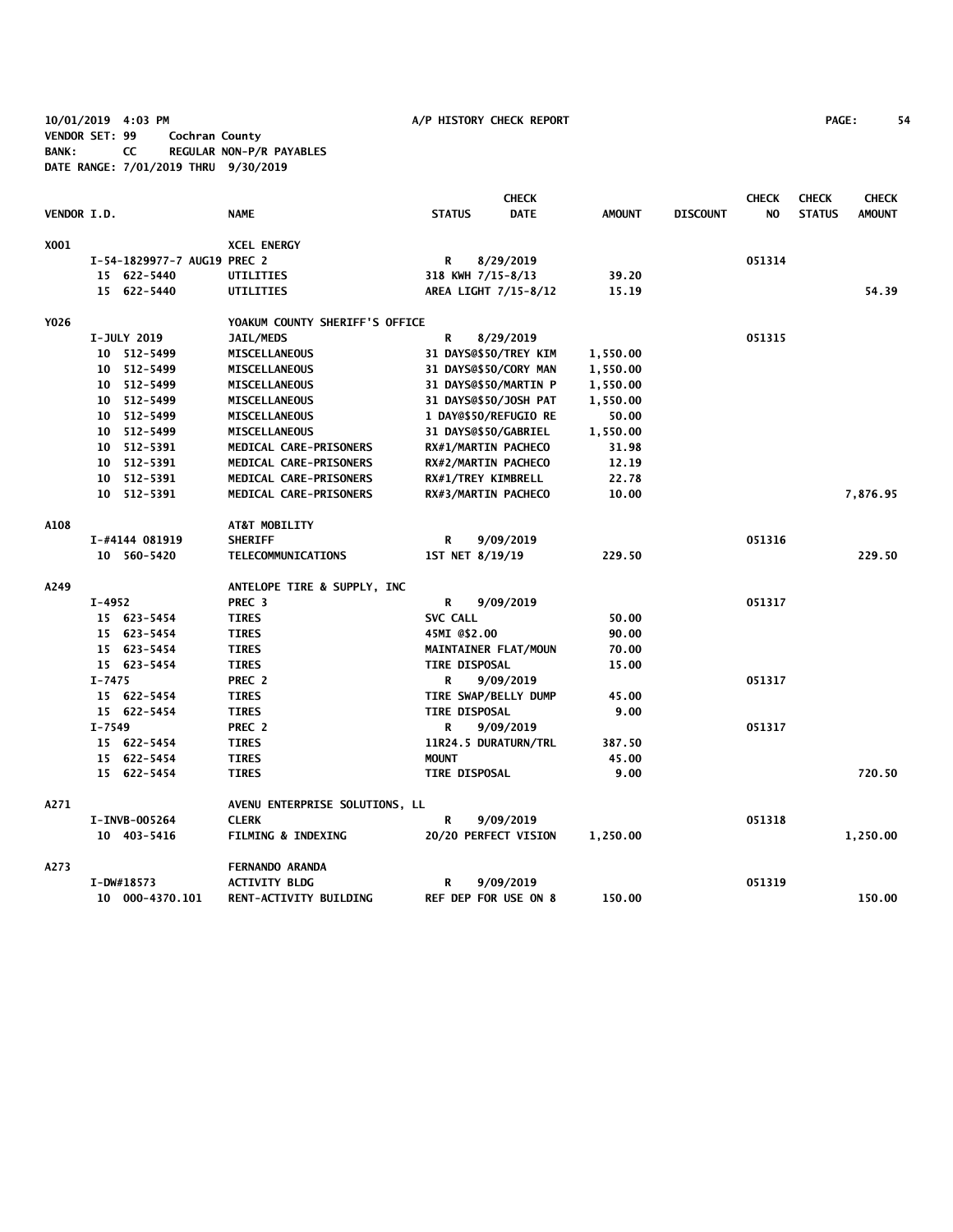10/01/2019 4:03 PM A/P HISTORY CHECK REPORT
VENDOR SET: 99 Cochran County
BANK: CC REGULAR NON-P/R PAYABLES
DATE RANGE: 7/01/2019 THRU 9/30/2019

| VENDOR I.D. | | NAME | STATUS | CHECK DATE | AMOUNT | DISCOUNT | CHECK NO | CHECK STATUS | CHECK AMOUNT |
|---|---|---|---|---|---|---|---|---|---|
| X001 | | XCEL ENERGY | | | | | | | |
| | I-54-1829977-7 AUG19 | PREC 2 | R | 8/29/2019 | | | 051314 | | |
| | 15 622-5440 | UTILITIES | 318 KWH 7/15-8/13 | | 39.20 | | | | |
| | 15 622-5440 | UTILITIES | AREA LIGHT 7/15-8/12 | | 15.19 | | | | 54.39 |
| Y026 | | YOAKUM COUNTY SHERIFF'S OFFICE | | | | | | | |
| | I-JULY 2019 | JAIL/MEDS | R | 8/29/2019 | | | 051315 | | |
| | 10 512-5499 | MISCELLANEOUS | 31 DAYS@$50/TREY KIM | | 1,550.00 | | | | |
| | 10 512-5499 | MISCELLANEOUS | 31 DAYS@$50/CORY MAN | | 1,550.00 | | | | |
| | 10 512-5499 | MISCELLANEOUS | 31 DAYS@$50/MARTIN P | | 1,550.00 | | | | |
| | 10 512-5499 | MISCELLANEOUS | 31 DAYS@$50/JOSH PAT | | 1,550.00 | | | | |
| | 10 512-5499 | MISCELLANEOUS | 1 DAY@$50/REFUGIO RE | | 50.00 | | | | |
| | 10 512-5499 | MISCELLANEOUS | 31 DAYS@$50/GABRIEL | | 1,550.00 | | | | |
| | 10 512-5391 | MEDICAL CARE-PRISONERS | RX#1/MARTIN PACHECO | | 31.98 | | | | |
| | 10 512-5391 | MEDICAL CARE-PRISONERS | RX#2/MARTIN PACHECO | | 12.19 | | | | |
| | 10 512-5391 | MEDICAL CARE-PRISONERS | RX#1/TREY KIMBRELL | | 22.78 | | | | |
| | 10 512-5391 | MEDICAL CARE-PRISONERS | RX#3/MARTIN PACHECO | | 10.00 | | | | 7,876.95 |
| A108 | | AT&T MOBILITY | | | | | | | |
| | I-#4144 081919 | SHERIFF | R | 9/09/2019 | | | 051316 | | |
| | 10 560-5420 | TELECOMMUNICATIONS | 1ST NET 8/19/19 | | 229.50 | | | | 229.50 |
| A249 | | ANTELOPE TIRE & SUPPLY, INC | | | | | | | |
| | I-4952 | PREC 3 | R | 9/09/2019 | | | 051317 | | |
| | 15 623-5454 | TIRES | SVC CALL | | 50.00 | | | | |
| | 15 623-5454 | TIRES | 45MI @$2.00 | | 90.00 | | | | |
| | 15 623-5454 | TIRES | MAINTAINER FLAT/MOUN | | 70.00 | | | | |
| | 15 623-5454 | TIRES | TIRE DISPOSAL | | 15.00 | | | | |
| | I-7475 | PREC 2 | R | 9/09/2019 | | | 051317 | | |
| | 15 622-5454 | TIRES | TIRE SWAP/BELLY DUMP | | 45.00 | | | | |
| | 15 622-5454 | TIRES | TIRE DISPOSAL | | 9.00 | | | | |
| | I-7549 | PREC 2 | R | 9/09/2019 | | | 051317 | | |
| | 15 622-5454 | TIRES | 11R24.5 DURATURN/TRL | | 387.50 | | | | |
| | 15 622-5454 | TIRES | MOUNT | | 45.00 | | | | |
| | 15 622-5454 | TIRES | TIRE DISPOSAL | | 9.00 | | | | 720.50 |
| A271 | | AVENU ENTERPRISE SOLUTIONS, LL | | | | | | | |
| | I-INVB-005264 | CLERK | R | 9/09/2019 | | | 051318 | | |
| | 10 403-5416 | FILMING & INDEXING | 20/20 PERFECT VISION | | 1,250.00 | | | | 1,250.00 |
| A273 | | FERNANDO ARANDA | | | | | | | |
| | I-DW#18573 | ACTIVITY BLDG | R | 9/09/2019 | | | 051319 | | |
| | 10 000-4370.101 | RENT-ACTIVITY BUILDING | REF DEP FOR USE ON 8 | | 150.00 | | | | 150.00 |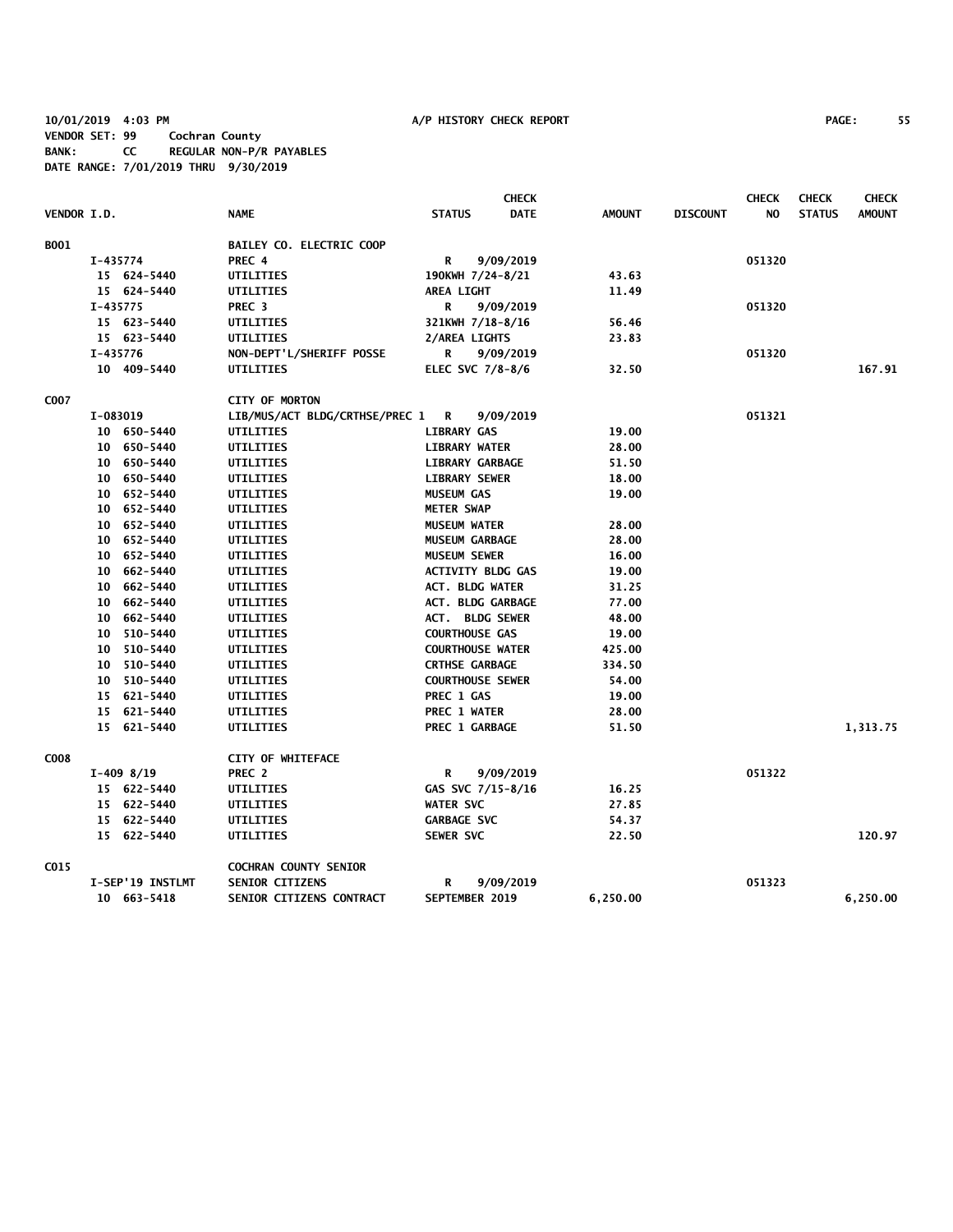10/01/2019 4:03 PM A/P HISTORY CHECK REPORT

VENDOR SET: 99 Cochran County
BANK: CC REGULAR NON-P/R PAYABLES
DATE RANGE: 7/01/2019 THRU 9/30/2019

| VENDOR I.D. | NAME | STATUS | CHECK DATE | AMOUNT | DISCOUNT | CHECK NO | CHECK STATUS | CHECK AMOUNT |
|---|---|---|---|---|---|---|---|---|
| B001 | BAILEY CO. ELECTRIC COOP | | | | | | | |
| I-435774 | PREC 4 | R | 9/09/2019 | | | 051320 | | |
| 15 624-5440 | UTILITIES | 190KWH 7/24-8/21 | | 43.63 | | | | |
| 15 624-5440 | UTILITIES | AREA LIGHT | | 11.49 | | | | |
| I-435775 | PREC 3 | R | 9/09/2019 | | | 051320 | | |
| 15 623-5440 | UTILITIES | 321KWH 7/18-8/16 | | 56.46 | | | | |
| 15 623-5440 | UTILITIES | 2/AREA LIGHTS | | 23.83 | | | | |
| I-435776 | NON-DEPT'L/SHERIFF POSSE | R | 9/09/2019 | | | 051320 | | |
| 10 409-5440 | UTILITIES | ELEC SVC 7/8-8/6 | | 32.50 | | | | 167.91 |
| C007 | CITY OF MORTON | | | | | | | |
| I-083019 | LIB/MUS/ACT BLDG/CRTHSE/PREC 1 | R | 9/09/2019 | | | 051321 | | |
| 10 650-5440 | UTILITIES | LIBRARY GAS | | 19.00 | | | | |
| 10 650-5440 | UTILITIES | LIBRARY WATER | | 28.00 | | | | |
| 10 650-5440 | UTILITIES | LIBRARY GARBAGE | | 51.50 | | | | |
| 10 650-5440 | UTILITIES | LIBRARY SEWER | | 18.00 | | | | |
| 10 652-5440 | UTILITIES | MUSEUM GAS | | 19.00 | | | | |
| 10 652-5440 | UTILITIES | METER SWAP | | | | | | |
| 10 652-5440 | UTILITIES | MUSEUM WATER | | 28.00 | | | | |
| 10 652-5440 | UTILITIES | MUSEUM GARBAGE | | 28.00 | | | | |
| 10 652-5440 | UTILITIES | MUSEUM SEWER | | 16.00 | | | | |
| 10 662-5440 | UTILITIES | ACTIVITY BLDG GAS | | 19.00 | | | | |
| 10 662-5440 | UTILITIES | ACT. BLDG WATER | | 31.25 | | | | |
| 10 662-5440 | UTILITIES | ACT. BLDG GARBAGE | | 77.00 | | | | |
| 10 662-5440 | UTILITIES | ACT. BLDG SEWER | | 48.00 | | | | |
| 10 510-5440 | UTILITIES | COURTHOUSE GAS | | 19.00 | | | | |
| 10 510-5440 | UTILITIES | COURTHOUSE WATER | | 425.00 | | | | |
| 10 510-5440 | UTILITIES | CRTHSE GARBAGE | | 334.50 | | | | |
| 10 510-5440 | UTILITIES | COURTHOUSE SEWER | | 54.00 | | | | |
| 15 621-5440 | UTILITIES | PREC 1 GAS | | 19.00 | | | | |
| 15 621-5440 | UTILITIES | PREC 1 WATER | | 28.00 | | | | |
| 15 621-5440 | UTILITIES | PREC 1 GARBAGE | | 51.50 | | | | 1,313.75 |
| C008 | CITY OF WHITEFACE | | | | | | | |
| I-409 8/19 | PREC 2 | R | 9/09/2019 | | | 051322 | | |
| 15 622-5440 | UTILITIES | GAS SVC 7/15-8/16 | | 16.25 | | | | |
| 15 622-5440 | UTILITIES | WATER SVC | | 27.85 | | | | |
| 15 622-5440 | UTILITIES | GARBAGE SVC | | 54.37 | | | | |
| 15 622-5440 | UTILITIES | SEWER SVC | | 22.50 | | | | 120.97 |
| C015 | COCHRAN COUNTY SENIOR | | | | | | | |
| I-SEP'19 INSTLMT | SENIOR CITIZENS | R | 9/09/2019 | | | 051323 | | |
| 10 663-5418 | SENIOR CITIZENS CONTRACT | SEPTEMBER 2019 | | 6,250.00 | | | | 6,250.00 |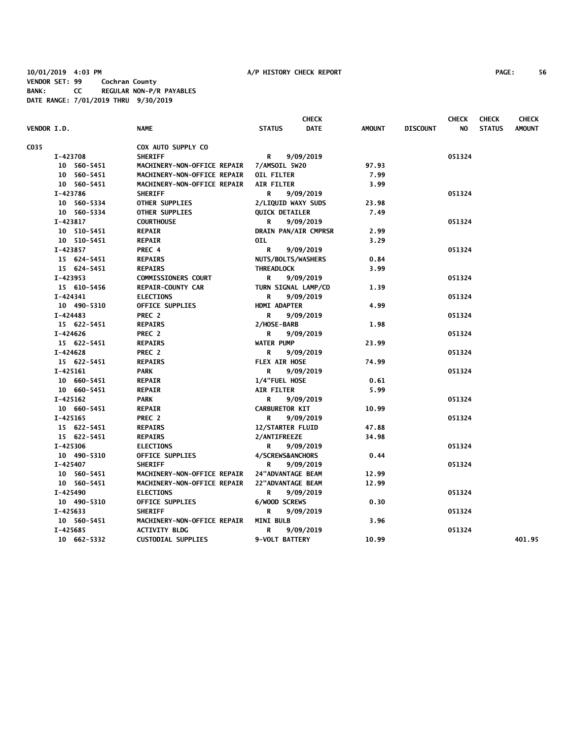10/01/2019 4:03 PM A/P HISTORY CHECK REPORT PAGE: 56

VENDOR SET: 99 Cochran County

BANK: CC REGULAR NON-P/R PAYABLES

DATE RANGE: 7/01/2019 THRU 9/30/2019

| VENDOR I.D. | NAME | STATUS | CHECK DATE | AMOUNT | DISCOUNT | CHECK NO | CHECK STATUS | CHECK AMOUNT |
|---|---|---|---|---|---|---|---|---|
| C035 | COX AUTO SUPPLY CO | | | | | | | |
| I-423708 | SHERIFF | R | 9/09/2019 | | | 051324 | | |
| 10 560-5451 | MACHINERY-NON-OFFICE REPAIR | 7/AMSOIL 5W20 | | 97.93 | | | | |
| 10 560-5451 | MACHINERY-NON-OFFICE REPAIR | OIL FILTER | | 7.99 | | | | |
| 10 560-5451 | MACHINERY-NON-OFFICE REPAIR | AIR FILTER | | 3.99 | | | | |
| I-423786 | SHERIFF | R | 9/09/2019 | | | 051324 | | |
| 10 560-5334 | OTHER SUPPLIES | 2/LIQUID WAXY SUDS | | 23.98 | | | | |
| 10 560-5334 | OTHER SUPPLIES | QUICK DETAILER | | 7.49 | | | | |
| I-423817 | COURTHOUSE | R | 9/09/2019 | | | 051324 | | |
| 10 510-5451 | REPAIR | DRAIN PAN/AIR CMPRSR | | 2.99 | | | | |
| 10 510-5451 | REPAIR | OIL | | 3.29 | | | | |
| I-423857 | PREC 4 | R | 9/09/2019 | | | 051324 | | |
| 15 624-5451 | REPAIRS | NUTS/BOLTS/WASHERS | | 0.84 | | | | |
| 15 624-5451 | REPAIRS | THREADLOCK | | 3.99 | | | | |
| I-423953 | COMMISSIONERS COURT | R | 9/09/2019 | | | 051324 | | |
| 15 610-5456 | REPAIR-COUNTY CAR | TURN SIGNAL LAMP/CO | | 1.39 | | | | |
| I-424341 | ELECTIONS | R | 9/09/2019 | | | 051324 | | |
| 10 490-5310 | OFFICE SUPPLIES | HDMI ADAPTER | | 4.99 | | | | |
| I-424483 | PREC 2 | R | 9/09/2019 | | | 051324 | | |
| 15 622-5451 | REPAIRS | 2/HOSE-BARB | | 1.98 | | | | |
| I-424626 | PREC 2 | R | 9/09/2019 | | | 051324 | | |
| 15 622-5451 | REPAIRS | WATER PUMP | | 23.99 | | | | |
| I-424628 | PREC 2 | R | 9/09/2019 | | | 051324 | | |
| 15 622-5451 | REPAIRS | FLEX AIR HOSE | | 74.99 | | | | |
| I-425161 | PARK | R | 9/09/2019 | | | 051324 | | |
| 10 660-5451 | REPAIR | 1/4"FUEL HOSE | | 0.61 | | | | |
| 10 660-5451 | REPAIR | AIR FILTER | | 5.99 | | | | |
| I-425162 | PARK | R | 9/09/2019 | | | 051324 | | |
| 10 660-5451 | REPAIR | CARBURETOR KIT | | 10.99 | | | | |
| I-425165 | PREC 2 | R | 9/09/2019 | | | 051324 | | |
| 15 622-5451 | REPAIRS | 12/STARTER FLUID | | 47.88 | | | | |
| 15 622-5451 | REPAIRS | 2/ANTIFREEZE | | 34.98 | | | | |
| I-425306 | ELECTIONS | R | 9/09/2019 | | | 051324 | | |
| 10 490-5310 | OFFICE SUPPLIES | 4/SCREWS&ANCHORS | | 0.44 | | | | |
| I-425407 | SHERIFF | R | 9/09/2019 | | | 051324 | | |
| 10 560-5451 | MACHINERY-NON-OFFICE REPAIR | 24"ADVANTAGE BEAM | | 12.99 | | | | |
| 10 560-5451 | MACHINERY-NON-OFFICE REPAIR | 22"ADVANTAGE BEAM | | 12.99 | | | | |
| I-425490 | ELECTIONS | R | 9/09/2019 | | | 051324 | | |
| 10 490-5310 | OFFICE SUPPLIES | 6/WOOD SCREWS | | 0.30 | | | | |
| I-425633 | SHERIFF | R | 9/09/2019 | | | 051324 | | |
| 10 560-5451 | MACHINERY-NON-OFFICE REPAIR | MINI BULB | | 3.96 | | | | |
| I-425685 | ACTIVITY BLDG | R | 9/09/2019 | | | 051324 | | |
| 10 662-5332 | CUSTODIAL SUPPLIES | 9-VOLT BATTERY | | 10.99 | | | | 401.95 |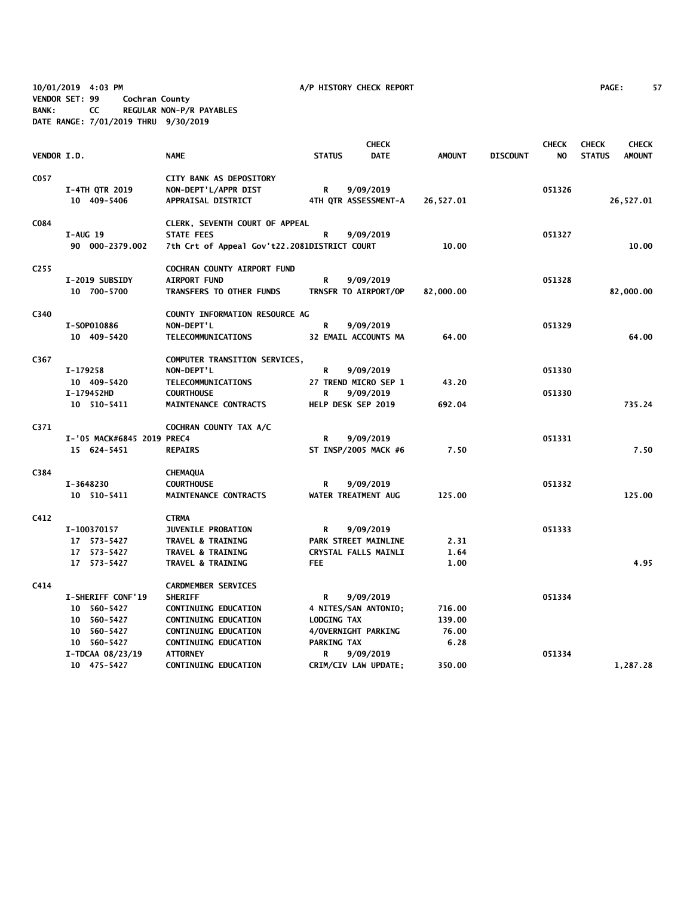10/01/2019 4:03 PM A/P HISTORY CHECK REPORT PAGE: 57
VENDOR SET: 99 Cochran County
BANK: CC REGULAR NON-P/R PAYABLES
DATE RANGE: 7/01/2019 THRU 9/30/2019

| VENDOR I.D. | NAME | STATUS | CHECK DATE | AMOUNT | DISCOUNT | CHECK NO | CHECK STATUS | CHECK AMOUNT |
|---|---|---|---|---|---|---|---|---|
| C057 | CITY BANK AS DEPOSITORY | | | | | | | |
| I-4TH QTR 2019 | NON-DEPT'L/APPR DIST | R | 9/09/2019 | | | 051326 | | |
| 10 409-5406 | APPRAISAL DISTRICT | 4TH QTR ASSESSMENT-A | | 26,527.01 | | | | 26,527.01 |
| C084 | CLERK, SEVENTH COURT OF APPEAL | | | | | | | |
| I-AUG 19 | STATE FEES | R | 9/09/2019 | | | 051327 | | |
| 90 000-2379.002 | 7th Crt of Appeal Gov't22.2081DISTRICT COURT | | | 10.00 | | | | 10.00 |
| C255 | COCHRAN COUNTY AIRPORT FUND | | | | | | | |
| I-2019 SUBSIDY | AIRPORT FUND | R | 9/09/2019 | | | 051328 | | |
| 10 700-5700 | TRANSFERS TO OTHER FUNDS | TRNSFR TO AIRPORT/OP | | 82,000.00 | | | | 82,000.00 |
| C340 | COUNTY INFORMATION RESOURCE AG | | | | | | | |
| I-SOP010886 | NON-DEPT'L | R | 9/09/2019 | | | 051329 | | |
| 10 409-5420 | TELECOMMUNICATIONS | 32 EMAIL ACCOUNTS MA | | 64.00 | | | | 64.00 |
| C367 | COMPUTER TRANSITION SERVICES, | | | | | | | |
| I-179258 | NON-DEPT'L | R | 9/09/2019 | | | 051330 | | |
| 10 409-5420 | TELECOMMUNICATIONS | 27 TREND MICRO SEP 1 | | 43.20 | | | | |
| I-179452HD | COURTHOUSE | R | 9/09/2019 | | | 051330 | | |
| 10 510-5411 | MAINTENANCE CONTRACTS | HELP DESK SEP 2019 | | 692.04 | | | | 735.24 |
| C371 | COCHRAN COUNTY TAX A/C | | | | | | | |
| I-'05 MACK#6845 2019 PREC4 | | R | 9/09/2019 | | | 051331 | | |
| 15 624-5451 | REPAIRS | ST INSP/2005 MACK #6 | | 7.50 | | | | 7.50 |
| C384 | CHEMAQUA | | | | | | | |
| I-3648230 | COURTHOUSE | R | 9/09/2019 | | | 051332 | | |
| 10 510-5411 | MAINTENANCE CONTRACTS | WATER TREATMENT AUG | | 125.00 | | | | 125.00 |
| C412 | CTRMA | | | | | | | |
| I-100370157 | JUVENILE PROBATION | R | 9/09/2019 | | | 051333 | | |
| 17 573-5427 | TRAVEL & TRAINING | PARK STREET MAINLINE | | 2.31 | | | | |
| 17 573-5427 | TRAVEL & TRAINING | CRYSTAL FALLS MAINLI | | 1.64 | | | | |
| 17 573-5427 | TRAVEL & TRAINING | FEE | | 1.00 | | | | 4.95 |
| C414 | CARDMEMBER SERVICES | | | | | | | |
| I-SHERIFF CONF'19 | SHERIFF | R | 9/09/2019 | | | 051334 | | |
| 10 560-5427 | CONTINUING EDUCATION | 4 NITES/SAN ANTONIO; | | 716.00 | | | | |
| 10 560-5427 | CONTINUING EDUCATION | LODGING TAX | | 139.00 | | | | |
| 10 560-5427 | CONTINUING EDUCATION | 4/OVERNIGHT PARKING | | 76.00 | | | | |
| 10 560-5427 | CONTINUING EDUCATION | PARKING TAX | | 6.28 | | | | |
| I-TDCAA 08/23/19 | ATTORNEY | R | 9/09/2019 | | | 051334 | | |
| 10 475-5427 | CONTINUING EDUCATION | CRIM/CIV LAW UPDATE; | | 350.00 | | | | 1,287.28 |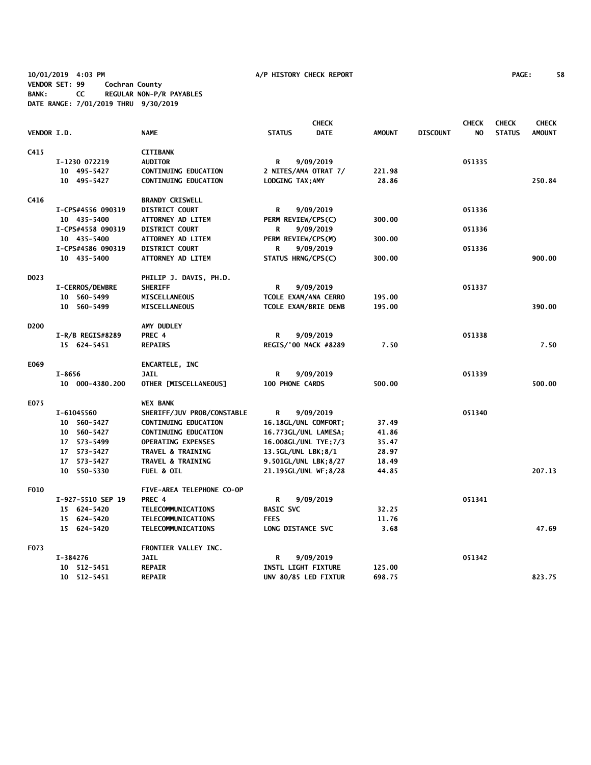10/01/2019 4:03 PM A/P HISTORY CHECK REPORT

VENDOR SET: 99 Cochran County
BANK: CC REGULAR NON-P/R PAYABLES
DATE RANGE: 7/01/2019 THRU 9/30/2019

| VENDOR I.D. | | NAME | STATUS | CHECK DATE | AMOUNT | DISCOUNT | CHECK NO | CHECK STATUS | CHECK AMOUNT |
|---|---|---|---|---|---|---|---|---|---|
| C415 | | CITIBANK | | | | | | | |
| | I-1230 072219 | AUDITOR | R | 9/09/2019 | | | 051335 | | |
| | 10 495-5427 | CONTINUING EDUCATION | 2 NITES/AMA OTRAT 7/ | | 221.98 | | | | |
| | 10 495-5427 | CONTINUING EDUCATION | LODGING TAX;AMY | | 28.86 | | | | 250.84 |
| C416 | | BRANDY CRISWELL | | | | | | | |
| | I-CPS#4556 090319 | DISTRICT COURT | R | 9/09/2019 | | | 051336 | | |
| | 10 435-5400 | ATTORNEY AD LITEM | PERM REVIEW/CPS(C) | | 300.00 | | | | |
| | I-CPS#4558 090319 | DISTRICT COURT | R | 9/09/2019 | | | 051336 | | |
| | 10 435-5400 | ATTORNEY AD LITEM | PERM REVIEW/CPS(M) | | 300.00 | | | | |
| | I-CPS#4586 090319 | DISTRICT COURT | R | 9/09/2019 | | | 051336 | | |
| | 10 435-5400 | ATTORNEY AD LITEM | STATUS HRNG/CPS(C) | | 300.00 | | | | 900.00 |
| D023 | | PHILIP J. DAVIS, PH.D. | | | | | | | |
| | I-CERROS/DEWBRE | SHERIFF | R | 9/09/2019 | | | 051337 | | |
| | 10 560-5499 | MISCELLANEOUS | TCOLE EXAM/ANA CERRO | | 195.00 | | | | |
| | 10 560-5499 | MISCELLANEOUS | TCOLE EXAM/BRIE DEWB | | 195.00 | | | | 390.00 |
| D200 | | AMY DUDLEY | | | | | | | |
| | I-R/B REGIS#8289 | PREC 4 | R | 9/09/2019 | | | 051338 | | |
| | 15 624-5451 | REPAIRS | REGIS/'00 MACK #8289 | | 7.50 | | | | 7.50 |
| E069 | | ENCARTELE, INC | | | | | | | |
| | I-8656 | JAIL | R | 9/09/2019 | | | 051339 | | |
| | 10 000-4380.200 | OTHER [MISCELLANEOUS] | 100 PHONE CARDS | | 500.00 | | | | 500.00 |
| E075 | | WEX BANK | | | | | | | |
| | I-61045560 | SHERIFF/JUV PROB/CONSTABLE | R | 9/09/2019 | | | 051340 | | |
| | 10 560-5427 | CONTINUING EDUCATION | 16.18GL/UNL COMFORT; | | 37.49 | | | | |
| | 10 560-5427 | CONTINUING EDUCATION | 16.773GL/UNL LAMESA; | | 41.86 | | | | |
| | 17 573-5499 | OPERATING EXPENSES | 16.008GL/UNL TYE;7/3 | | 35.47 | | | | |
| | 17 573-5427 | TRAVEL & TRAINING | 13.5GL/UNL LBK;8/1 | | 28.97 | | | | |
| | 17 573-5427 | TRAVEL & TRAINING | 9.501GL/UNL LBK;8/27 | | 18.49 | | | | |
| | 10 550-5330 | FUEL & OIL | 21.195GL/UNL WF;8/28 | | 44.85 | | | | 207.13 |
| F010 | | FIVE-AREA TELEPHONE CO-OP | | | | | | | |
| | I-927-5510 SEP 19 | PREC 4 | R | 9/09/2019 | | | 051341 | | |
| | 15 624-5420 | TELECOMMUNICATIONS | BASIC SVC | | 32.25 | | | | |
| | 15 624-5420 | TELECOMMUNICATIONS | FEES | | 11.76 | | | | |
| | 15 624-5420 | TELECOMMUNICATIONS | LONG DISTANCE SVC | | 3.68 | | | | 47.69 |
| F073 | | FRONTIER VALLEY INC. | | | | | | | |
| | I-384276 | JAIL | R | 9/09/2019 | | | 051342 | | |
| | 10 512-5451 | REPAIR | INSTL LIGHT FIXTURE | | 125.00 | | | | |
| | 10 512-5451 | REPAIR | UNV 80/85 LED FIXTUR | | 698.75 | | | | 823.75 |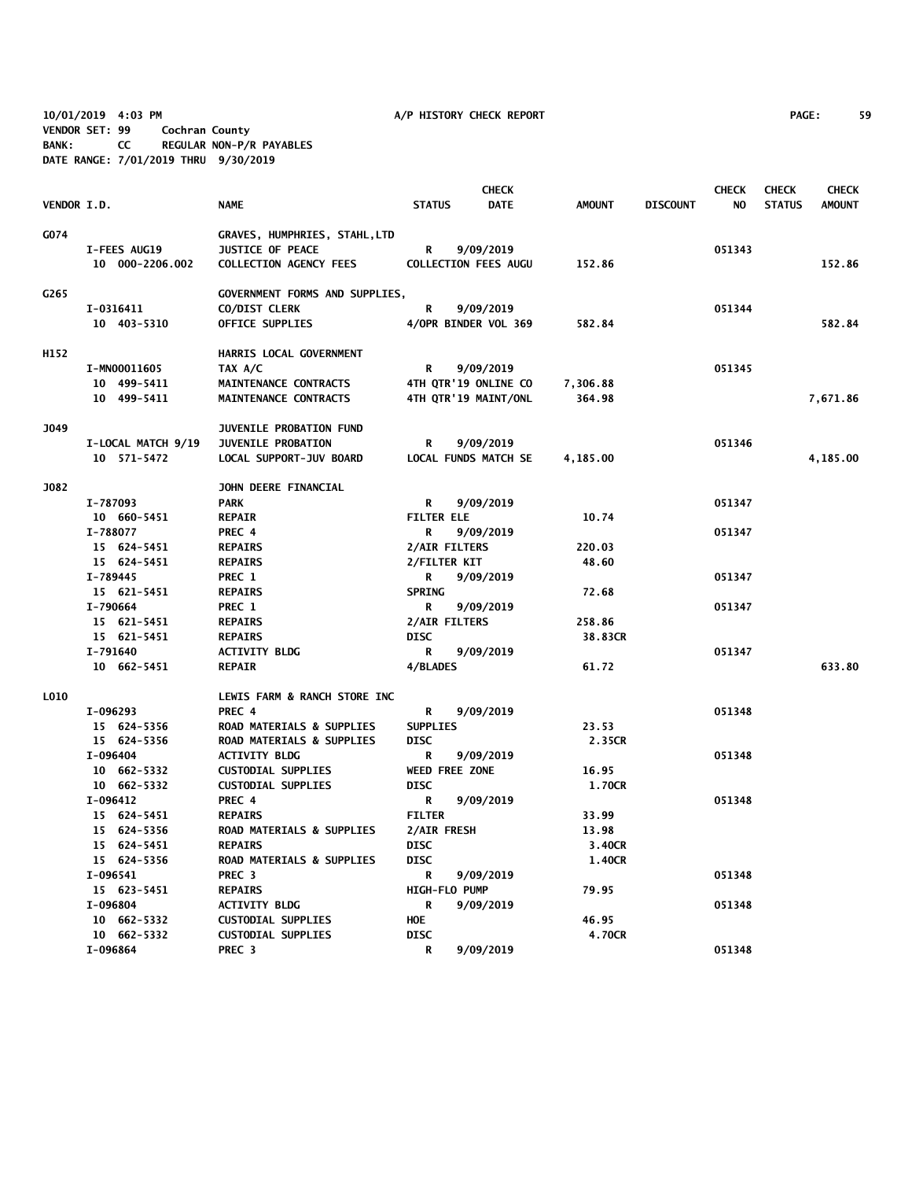10/01/2019 4:03 PM A/P HISTORY CHECK REPORT

VENDOR SET: 99 Cochran County
BANK: CC REGULAR NON-P/R PAYABLES
DATE RANGE: 7/01/2019 THRU 9/30/2019

| VENDOR I.D. | NAME | STATUS | CHECK DATE | AMOUNT | DISCOUNT | CHECK NO | CHECK STATUS | CHECK AMOUNT |
|---|---|---|---|---|---|---|---|---|
| G074 | GRAVES, HUMPHRIES, STAHL,LTD | | | | | | | |
| I-FEES AUG19 | JUSTICE OF PEACE | R | 9/09/2019 | | | 051343 | | |
| 10 000-2206.002 | COLLECTION AGENCY FEES | COLLECTION FEES AUGU | | 152.86 | | | | 152.86 |
| G265 | GOVERNMENT FORMS AND SUPPLIES, | | | | | | | |
| I-0316411 | CO/DIST CLERK | R | 9/09/2019 | | | 051344 | | |
| 10 403-5310 | OFFICE SUPPLIES | 4/OPR BINDER VOL 369 | | 582.84 | | | | 582.84 |
| H152 | HARRIS LOCAL GOVERNMENT | | | | | | | |
| I-MN00011605 | TAX A/C | R | 9/09/2019 | | | 051345 | | |
| 10 499-5411 | MAINTENANCE CONTRACTS | 4TH QTR'19 ONLINE CO | | 7,306.88 | | | | |
| 10 499-5411 | MAINTENANCE CONTRACTS | 4TH QTR'19 MAINT/ONL | | 364.98 | | | | 7,671.86 |
| J049 | JUVENILE PROBATION FUND | | | | | | | |
| I-LOCAL MATCH 9/19 | JUVENILE PROBATION | R | 9/09/2019 | | | 051346 | | |
| 10 571-5472 | LOCAL SUPPORT-JUV BOARD | LOCAL FUNDS MATCH SE | | 4,185.00 | | | | 4,185.00 |
| J082 | JOHN DEERE FINANCIAL | | | | | | | |
| I-787093 | PARK | R | 9/09/2019 | | | 051347 | | |
| 10 660-5451 | REPAIR | FILTER ELE | | 10.74 | | | | |
| I-788077 | PREC 4 | R | 9/09/2019 | | | 051347 | | |
| 15 624-5451 | REPAIRS | 2/AIR FILTERS | | 220.03 | | | | |
| 15 624-5451 | REPAIRS | 2/FILTER KIT | | 48.60 | | | | |
| I-789445 | PREC 1 | R | 9/09/2019 | | | 051347 | | |
| 15 621-5451 | REPAIRS | SPRING | | 72.68 | | | | |
| I-790664 | PREC 1 | R | 9/09/2019 | | | 051347 | | |
| 15 621-5451 | REPAIRS | 2/AIR FILTERS | | 258.86 | | | | |
| 15 621-5451 | REPAIRS | DISC | | 38.83CR | | | | |
| I-791640 | ACTIVITY BLDG | R | 9/09/2019 | | | 051347 | | |
| 10 662-5451 | REPAIR | 4/BLADES | | 61.72 | | | | 633.80 |
| L010 | LEWIS FARM & RANCH STORE INC | | | | | | | |
| I-096293 | PREC 4 | R | 9/09/2019 | | | 051348 | | |
| 15 624-5356 | ROAD MATERIALS & SUPPLIES | SUPPLIES | | 23.53 | | | | |
| 15 624-5356 | ROAD MATERIALS & SUPPLIES | DISC | | 2.35CR | | | | |
| I-096404 | ACTIVITY BLDG | R | 9/09/2019 | | | 051348 | | |
| 10 662-5332 | CUSTODIAL SUPPLIES | WEED FREE ZONE | | 16.95 | | | | |
| 10 662-5332 | CUSTODIAL SUPPLIES | DISC | | 1.70CR | | | | |
| I-096412 | PREC 4 | R | 9/09/2019 | | | 051348 | | |
| 15 624-5451 | REPAIRS | FILTER | | 33.99 | | | | |
| 15 624-5356 | ROAD MATERIALS & SUPPLIES | 2/AIR FRESH | | 13.98 | | | | |
| 15 624-5451 | REPAIRS | DISC | | 3.40CR | | | | |
| 15 624-5356 | ROAD MATERIALS & SUPPLIES | DISC | | 1.40CR | | | | |
| I-096541 | PREC 3 | R | 9/09/2019 | | | 051348 | | |
| 15 623-5451 | REPAIRS | HIGH-FLO PUMP | | 79.95 | | | | |
| I-096804 | ACTIVITY BLDG | R | 9/09/2019 | | | 051348 | | |
| 10 662-5332 | CUSTODIAL SUPPLIES | HOE | | 46.95 | | | | |
| 10 662-5332 | CUSTODIAL SUPPLIES | DISC | | 4.70CR | | | | |
| I-096864 | PREC 3 | R | 9/09/2019 | | | 051348 | | |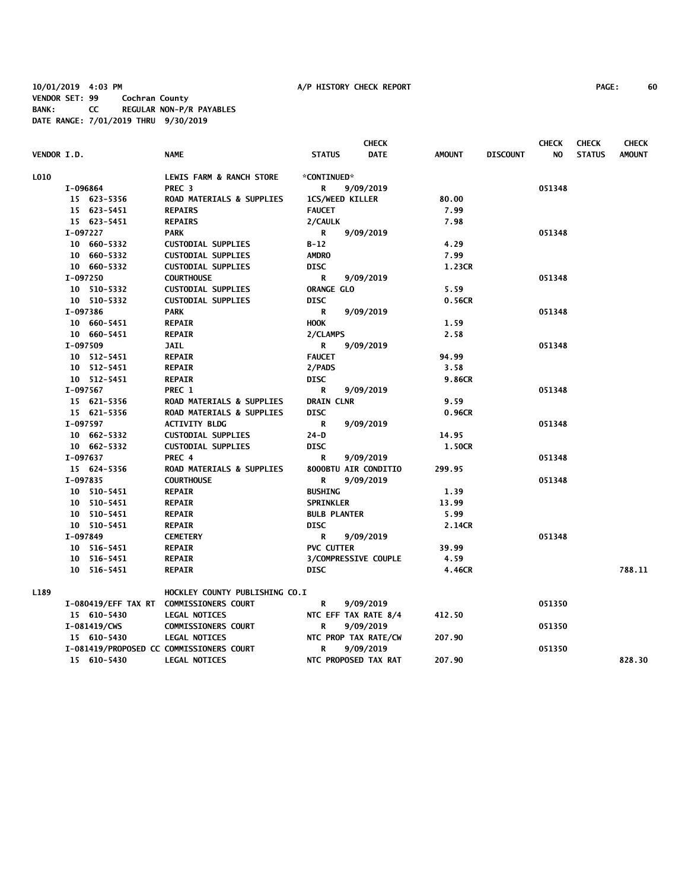10/01/2019 4:03 PM A/P HISTORY CHECK REPORT

VENDOR SET: 99 Cochran County
BANK: CC REGULAR NON-P/R PAYABLES
DATE RANGE: 7/01/2019 THRU 9/30/2019

| VENDOR I.D. | NAME | STATUS | CHECK DATE | AMOUNT | DISCOUNT | CHECK NO | CHECK STATUS | CHECK AMOUNT |
|---|---|---|---|---|---|---|---|---|
| L010 | LEWIS FARM & RANCH STORE | *CONTINUED* | | | | | | |
| I-096864 | PREC 3 | R | 9/09/2019 | | | 051348 | | |
| 15 623-5356 | ROAD MATERIALS & SUPPLIES | 1CS/WEED KILLER | | 80.00 | | | | |
| 15 623-5451 | REPAIRS | FAUCET | | 7.99 | | | | |
| 15 623-5451 | REPAIRS | 2/CAULK | | 7.98 | | | | |
| I-097227 | PARK | R | 9/09/2019 | | | 051348 | | |
| 10 660-5332 | CUSTODIAL SUPPLIES | B-12 | | 4.29 | | | | |
| 10 660-5332 | CUSTODIAL SUPPLIES | AMDRO | | 7.99 | | | | |
| 10 660-5332 | CUSTODIAL SUPPLIES | DISC | | 1.23CR | | | | |
| I-097250 | COURTHOUSE | R | 9/09/2019 | | | 051348 | | |
| 10 510-5332 | CUSTODIAL SUPPLIES | ORANGE GLO | | 5.59 | | | | |
| 10 510-5332 | CUSTODIAL SUPPLIES | DISC | | 0.56CR | | | | |
| I-097386 | PARK | R | 9/09/2019 | | | 051348 | | |
| 10 660-5451 | REPAIR | HOOK | | 1.59 | | | | |
| 10 660-5451 | REPAIR | 2/CLAMPS | | 2.58 | | | | |
| I-097509 | JAIL | R | 9/09/2019 | | | 051348 | | |
| 10 512-5451 | REPAIR | FAUCET | | 94.99 | | | | |
| 10 512-5451 | REPAIR | 2/PADS | | 3.58 | | | | |
| 10 512-5451 | REPAIR | DISC | | 9.86CR | | | | |
| I-097567 | PREC 1 | R | 9/09/2019 | | | 051348 | | |
| 15 621-5356 | ROAD MATERIALS & SUPPLIES | DRAIN CLNR | | 9.59 | | | | |
| 15 621-5356 | ROAD MATERIALS & SUPPLIES | DISC | | 0.96CR | | | | |
| I-097597 | ACTIVITY BLDG | R | 9/09/2019 | | | 051348 | | |
| 10 662-5332 | CUSTODIAL SUPPLIES | 24-D | | 14.95 | | | | |
| 10 662-5332 | CUSTODIAL SUPPLIES | DISC | | 1.50CR | | | | |
| I-097637 | PREC 4 | R | 9/09/2019 | | | 051348 | | |
| 15 624-5356 | ROAD MATERIALS & SUPPLIES | 8000BTU AIR CONDITIO | | 299.95 | | | | |
| I-097835 | COURTHOUSE | R | 9/09/2019 | | | 051348 | | |
| 10 510-5451 | REPAIR | BUSHING | | 1.39 | | | | |
| 10 510-5451 | REPAIR | SPRINKLER | | 13.99 | | | | |
| 10 510-5451 | REPAIR | BULB PLANTER | | 5.99 | | | | |
| 10 510-5451 | REPAIR | DISC | | 2.14CR | | | | |
| I-097849 | CEMETERY | R | 9/09/2019 | | | 051348 | | |
| 10 516-5451 | REPAIR | PVC CUTTER | | 39.99 | | | | |
| 10 516-5451 | REPAIR | 3/COMPRESSIVE COUPLE | | 4.59 | | | | |
| 10 516-5451 | REPAIR | DISC | | 4.46CR | | | | 788.11 |
| L189 | HOCKLEY COUNTY PUBLISHING CO.I | | | | | | | |
| I-080419/EFF TAX RT | COMMISSIONERS COURT | R | 9/09/2019 | | | 051350 | | |
| 15 610-5430 | LEGAL NOTICES | NTC EFF TAX RATE 8/4 | | 412.50 | | | | |
| I-081419/CWS | COMMISSIONERS COURT | R | 9/09/2019 | | | 051350 | | |
| 15 610-5430 | LEGAL NOTICES | NTC PROP TAX RATE/CW | | 207.90 | | | | |
| I-081419/PROPOSED CC | COMMISSIONERS COURT | R | 9/09/2019 | | | 051350 | | |
| 15 610-5430 | LEGAL NOTICES | NTC PROPOSED TAX RAT | | 207.90 | | | | 828.30 |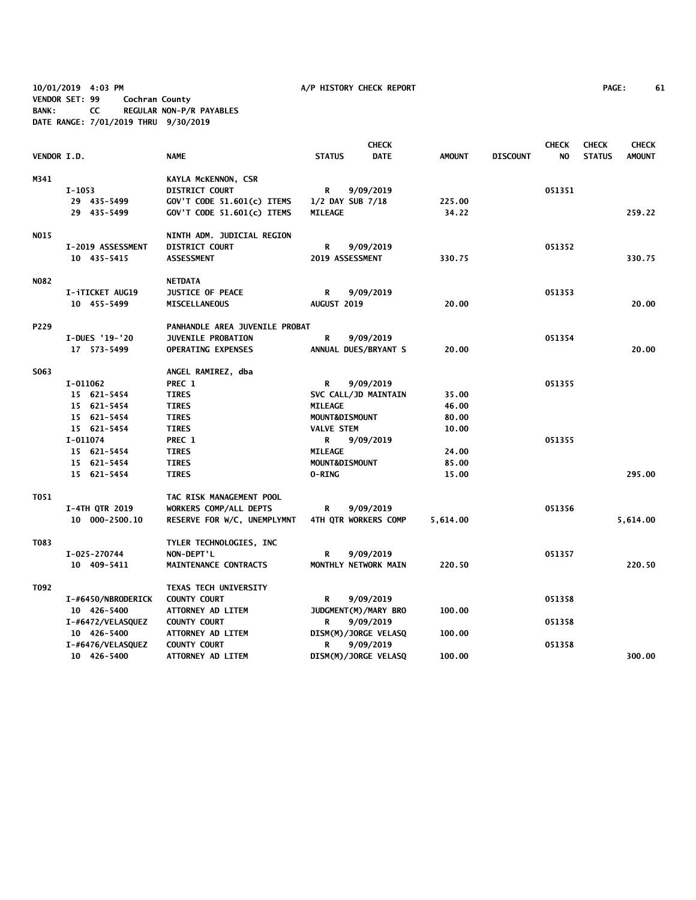10/01/2019 4:03 PM A/P HISTORY CHECK REPORT
VENDOR SET: 99 Cochran County
BANK: CC REGULAR NON-P/R PAYABLES
DATE RANGE: 7/01/2019 THRU 9/30/2019

| VENDOR I.D. | NAME | STATUS | CHECK DATE | AMOUNT | DISCOUNT | CHECK NO | CHECK STATUS | CHECK AMOUNT |
|---|---|---|---|---|---|---|---|---|
| M341 | KAYLA McKENNON, CSR | | | | | | | |
| I-1053 | DISTRICT COURT | R | 9/09/2019 | | | 051351 | | |
| 29 435-5499 | GOV'T CODE 51.601(c) ITEMS | 1/2 DAY SUB 7/18 | | 225.00 | | | | |
| 29 435-5499 | GOV'T CODE 51.601(c) ITEMS | MILEAGE | | 34.22 | | | | 259.22 |
| N015 | NINTH ADM. JUDICIAL REGION | | | | | | | |
| I-2019 ASSESSMENT | DISTRICT COURT | R | 9/09/2019 | | | 051352 | | |
| 10 435-5415 | ASSESSMENT | 2019 ASSESSMENT | | 330.75 | | | | 330.75 |
| N082 | NETDATA | | | | | | | |
| I-iTICKET AUG19 | JUSTICE OF PEACE | R | 9/09/2019 | | | 051353 | | |
| 10 455-5499 | MISCELLANEOUS | AUGUST 2019 | | 20.00 | | | | 20.00 |
| P229 | PANHANDLE AREA JUVENILE PROBAT | | | | | | | |
| I-DUES '19-'20 | JUVENILE PROBATION | R | 9/09/2019 | | | 051354 | | |
| 17 573-5499 | OPERATING EXPENSES | ANNUAL DUES/BRYANT S | | 20.00 | | | | 20.00 |
| S063 | ANGEL RAMIREZ, dba | | | | | | | |
| I-011062 | PREC 1 | R | 9/09/2019 | | | 051355 | | |
| 15 621-5454 | TIRES | SVC CALL/JD MAINTAIN | | 35.00 | | | | |
| 15 621-5454 | TIRES | MILEAGE | | 46.00 | | | | |
| 15 621-5454 | TIRES | MOUNT&DISMOUNT | | 80.00 | | | | |
| 15 621-5454 | TIRES | VALVE STEM | | 10.00 | | | | |
| I-011074 | PREC 1 | R | 9/09/2019 | | | 051355 | | |
| 15 621-5454 | TIRES | MILEAGE | | 24.00 | | | | |
| 15 621-5454 | TIRES | MOUNT&DISMOUNT | | 85.00 | | | | |
| 15 621-5454 | TIRES | O-RING | | 15.00 | | | | 295.00 |
| T051 | TAC RISK MANAGEMENT POOL | | | | | | | |
| I-4TH QTR 2019 | WORKERS COMP/ALL DEPTS | R | 9/09/2019 | | | 051356 | | |
| 10 000-2500.10 | RESERVE FOR W/C, UNEMPLYMNT | 4TH QTR WORKERS COMP | | 5,614.00 | | | | 5,614.00 |
| T083 | TYLER TECHNOLOGIES, INC | | | | | | | |
| I-025-270744 | NON-DEPT'L | R | 9/09/2019 | | | 051357 | | |
| 10 409-5411 | MAINTENANCE CONTRACTS | MONTHLY NETWORK MAIN | | 220.50 | | | | 220.50 |
| T092 | TEXAS TECH UNIVERSITY | | | | | | | |
| I-#6450/NBRODERICK | COUNTY COURT | R | 9/09/2019 | | | 051358 | | |
| 10 426-5400 | ATTORNEY AD LITEM | JUDGMENT(M)/MARY BRO | | 100.00 | | | | |
| I-#6472/VELASQUEZ | COUNTY COURT | R | 9/09/2019 | | | 051358 | | |
| 10 426-5400 | ATTORNEY AD LITEM | DISM(M)/JORGE VELASQ | | 100.00 | | | | |
| I-#6476/VELASQUEZ | COUNTY COURT | R | 9/09/2019 | | | 051358 | | |
| 10 426-5400 | ATTORNEY AD LITEM | DISM(M)/JORGE VELASQ | | 100.00 | | | | 300.00 |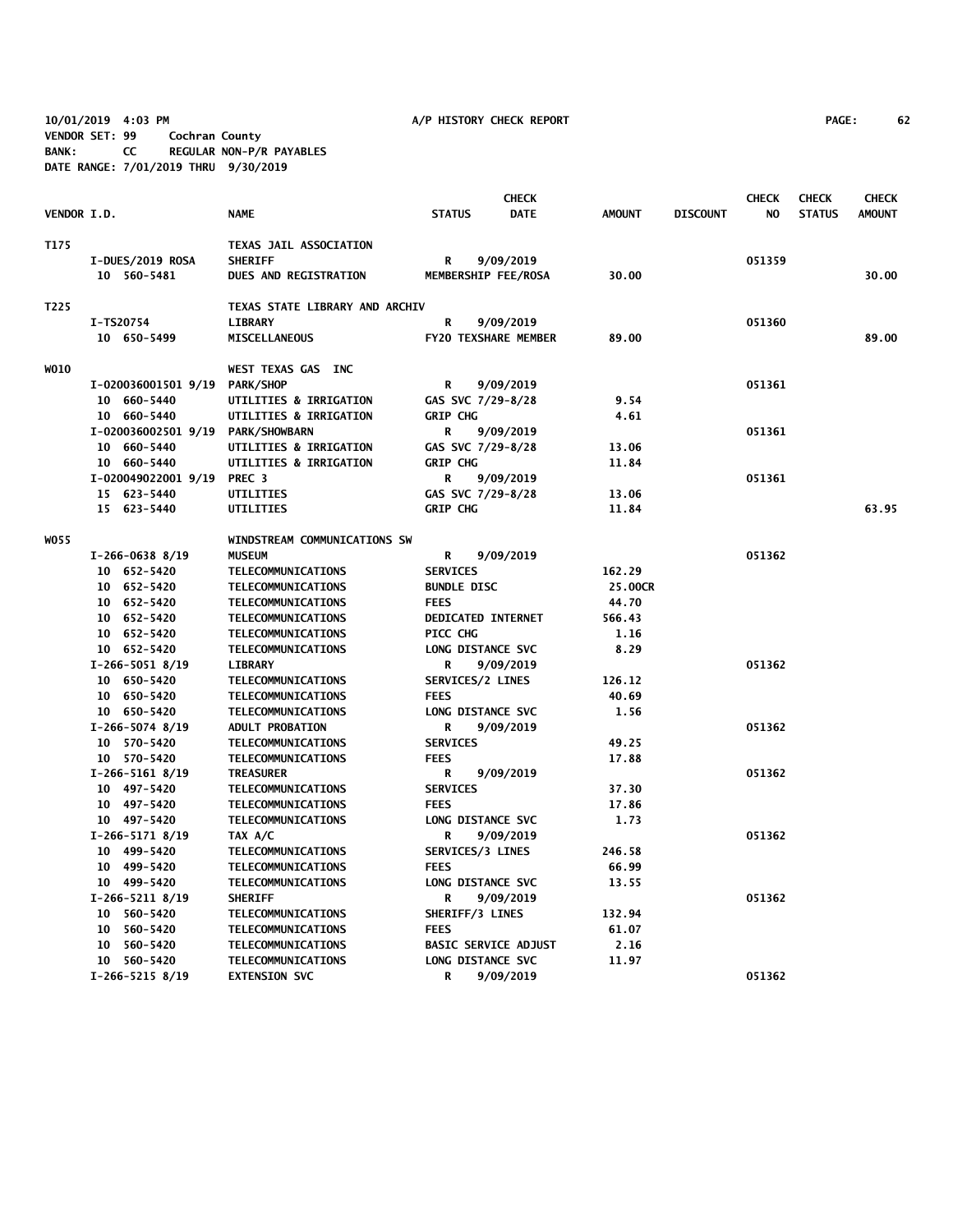10/01/2019 4:03 PM A/P HISTORY CHECK REPORT
VENDOR SET: 99 Cochran County
BANK: CC REGULAR NON-P/R PAYABLES
DATE RANGE: 7/01/2019 THRU 9/30/2019

| VENDOR I.D. | NAME | STATUS | CHECK DATE | AMOUNT | DISCOUNT | CHECK NO | CHECK STATUS | CHECK AMOUNT |
|---|---|---|---|---|---|---|---|---|
| T175 | TEXAS JAIL ASSOCIATION | | | | | | | |
| I-DUES/2019 ROSA | SHERIFF | R | 9/09/2019 | | | 051359 | | |
| 10 560-5481 | DUES AND REGISTRATION | MEMBERSHIP FEE/ROSA | | 30.00 | | | | 30.00 |
| T225 | TEXAS STATE LIBRARY AND ARCHIV | | | | | | | |
| I-TS20754 | LIBRARY | R | 9/09/2019 | | | 051360 | | |
| 10 650-5499 | MISCELLANEOUS | FY20 TEXSHARE MEMBER | | 89.00 | | | | 89.00 |
| W010 | WEST TEXAS GAS INC | | | | | | | |
| I-020036001501 9/19 | PARK/SHOP | R | 9/09/2019 | | | 051361 | | |
| 10 660-5440 | UTILITIES & IRRIGATION | GAS SVC 7/29-8/28 | | 9.54 | | | | |
| 10 660-5440 | UTILITIES & IRRIGATION | GRIP CHG | | 4.61 | | | | |
| I-020036002501 9/19 | PARK/SHOWBARN | R | 9/09/2019 | | | 051361 | | |
| 10 660-5440 | UTILITIES & IRRIGATION | GAS SVC 7/29-8/28 | | 13.06 | | | | |
| 10 660-5440 | UTILITIES & IRRIGATION | GRIP CHG | | 11.84 | | | | |
| I-020049022001 9/19 | PREC 3 | R | 9/09/2019 | | | 051361 | | |
| 15 623-5440 | UTILITIES | GAS SVC 7/29-8/28 | | 13.06 | | | | |
| 15 623-5440 | UTILITIES | GRIP CHG | | 11.84 | | | | 63.95 |
| W055 | WINDSTREAM COMMUNICATIONS SW | | | | | | | |
| I-266-0638 8/19 | MUSEUM | R | 9/09/2019 | | | 051362 | | |
| 10 652-5420 | TELECOMMUNICATIONS | SERVICES | | 162.29 | | | | |
| 10 652-5420 | TELECOMMUNICATIONS | BUNDLE DISC | | 25.00CR | | | | |
| 10 652-5420 | TELECOMMUNICATIONS | FEES | | 44.70 | | | | |
| 10 652-5420 | TELECOMMUNICATIONS | DEDICATED INTERNET | | 566.43 | | | | |
| 10 652-5420 | TELECOMMUNICATIONS | PICC CHG | | 1.16 | | | | |
| 10 652-5420 | TELECOMMUNICATIONS | LONG DISTANCE SVC | | 8.29 | | | | |
| I-266-5051 8/19 | LIBRARY | R | 9/09/2019 | | | 051362 | | |
| 10 650-5420 | TELECOMMUNICATIONS | SERVICES/2 LINES | | 126.12 | | | | |
| 10 650-5420 | TELECOMMUNICATIONS | FEES | | 40.69 | | | | |
| 10 650-5420 | TELECOMMUNICATIONS | LONG DISTANCE SVC | | 1.56 | | | | |
| I-266-5074 8/19 | ADULT PROBATION | R | 9/09/2019 | | | 051362 | | |
| 10 570-5420 | TELECOMMUNICATIONS | SERVICES | | 49.25 | | | | |
| 10 570-5420 | TELECOMMUNICATIONS | FEES | | 17.88 | | | | |
| I-266-5161 8/19 | TREASURER | R | 9/09/2019 | | | 051362 | | |
| 10 497-5420 | TELECOMMUNICATIONS | SERVICES | | 37.30 | | | | |
| 10 497-5420 | TELECOMMUNICATIONS | FEES | | 17.86 | | | | |
| 10 497-5420 | TELECOMMUNICATIONS | LONG DISTANCE SVC | | 1.73 | | | | |
| I-266-5171 8/19 | TAX A/C | R | 9/09/2019 | | | 051362 | | |
| 10 499-5420 | TELECOMMUNICATIONS | SERVICES/3 LINES | | 246.58 | | | | |
| 10 499-5420 | TELECOMMUNICATIONS | FEES | | 66.99 | | | | |
| 10 499-5420 | TELECOMMUNICATIONS | LONG DISTANCE SVC | | 13.55 | | | | |
| I-266-5211 8/19 | SHERIFF | R | 9/09/2019 | | | 051362 | | |
| 10 560-5420 | TELECOMMUNICATIONS | SHERIFF/3 LINES | | 132.94 | | | | |
| 10 560-5420 | TELECOMMUNICATIONS | FEES | | 61.07 | | | | |
| 10 560-5420 | TELECOMMUNICATIONS | BASIC SERVICE ADJUST | | 2.16 | | | | |
| 10 560-5420 | TELECOMMUNICATIONS | LONG DISTANCE SVC | | 11.97 | | | | |
| I-266-5215 8/19 | EXTENSION SVC | R | 9/09/2019 | | | 051362 | | |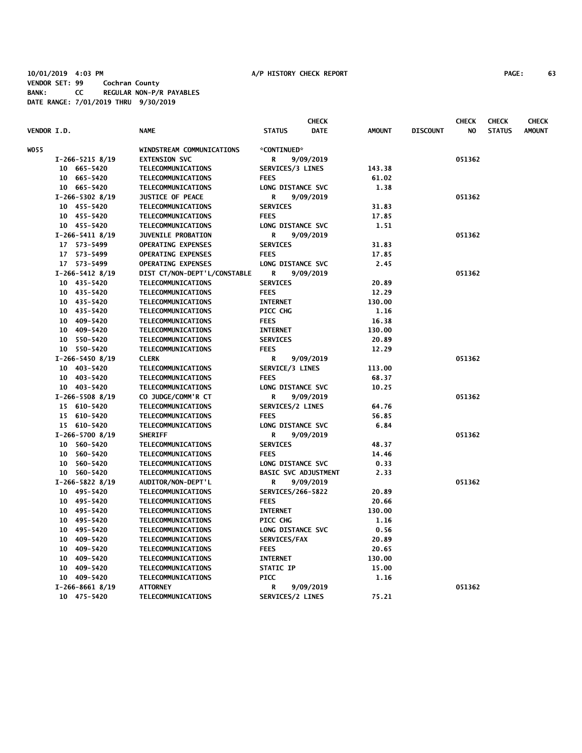10/01/2019 4:03 PM A/P HISTORY CHECK REPORT

VENDOR SET: 99 Cochran County
BANK: CC REGULAR NON-P/R PAYABLES
DATE RANGE: 7/01/2019 THRU 9/30/2019

| VENDOR I.D. | NAME | STATUS | CHECK DATE | AMOUNT | DISCOUNT | CHECK NO | CHECK STATUS | CHECK AMOUNT |
|---|---|---|---|---|---|---|---|---|
| W055 | WINDSTREAM COMMUNICATIONS | *CONTINUED* | | | | | | |
| I-266-5215 8/19 | EXTENSION SVC | R | 9/09/2019 | | | 051362 | | |
| 10 665-5420 | TELECOMMUNICATIONS | SERVICES/3 LINES | | 143.38 | | | | |
| 10 665-5420 | TELECOMMUNICATIONS | FEES | | 61.02 | | | | |
| 10 665-5420 | TELECOMMUNICATIONS | LONG DISTANCE SVC | | 1.38 | | | | |
| I-266-5302 8/19 | JUSTICE OF PEACE | R | 9/09/2019 | | | 051362 | | |
| 10 455-5420 | TELECOMMUNICATIONS | SERVICES | | 31.83 | | | | |
| 10 455-5420 | TELECOMMUNICATIONS | FEES | | 17.85 | | | | |
| 10 455-5420 | TELECOMMUNICATIONS | LONG DISTANCE SVC | | 1.51 | | | | |
| I-266-5411 8/19 | JUVENILE PROBATION | R | 9/09/2019 | | | 051362 | | |
| 17 573-5499 | OPERATING EXPENSES | SERVICES | | 31.83 | | | | |
| 17 573-5499 | OPERATING EXPENSES | FEES | | 17.85 | | | | |
| 17 573-5499 | OPERATING EXPENSES | LONG DISTANCE SVC | | 2.45 | | | | |
| I-266-5412 8/19 | DIST CT/NON-DEPT'L/CONSTABLE | R | 9/09/2019 | | | 051362 | | |
| 10 435-5420 | TELECOMMUNICATIONS | SERVICES | | 20.89 | | | | |
| 10 435-5420 | TELECOMMUNICATIONS | FEES | | 12.29 | | | | |
| 10 435-5420 | TELECOMMUNICATIONS | INTERNET | | 130.00 | | | | |
| 10 435-5420 | TELECOMMUNICATIONS | PICC CHG | | 1.16 | | | | |
| 10 409-5420 | TELECOMMUNICATIONS | FEES | | 16.38 | | | | |
| 10 409-5420 | TELECOMMUNICATIONS | INTERNET | | 130.00 | | | | |
| 10 550-5420 | TELECOMMUNICATIONS | SERVICES | | 20.89 | | | | |
| 10 550-5420 | TELECOMMUNICATIONS | FEES | | 12.29 | | | | |
| I-266-5450 8/19 | CLERK | R | 9/09/2019 | | | 051362 | | |
| 10 403-5420 | TELECOMMUNICATIONS | SERVICE/3 LINES | | 113.00 | | | | |
| 10 403-5420 | TELECOMMUNICATIONS | FEES | | 68.37 | | | | |
| 10 403-5420 | TELECOMMUNICATIONS | LONG DISTANCE SVC | | 10.25 | | | | |
| I-266-5508 8/19 | CO JUDGE/COMM'R CT | R | 9/09/2019 | | | 051362 | | |
| 15 610-5420 | TELECOMMUNICATIONS | SERVICES/2 LINES | | 64.76 | | | | |
| 15 610-5420 | TELECOMMUNICATIONS | FEES | | 56.85 | | | | |
| 15 610-5420 | TELECOMMUNICATIONS | LONG DISTANCE SVC | | 6.84 | | | | |
| I-266-5700 8/19 | SHERIFF | R | 9/09/2019 | | | 051362 | | |
| 10 560-5420 | TELECOMMUNICATIONS | SERVICES | | 48.37 | | | | |
| 10 560-5420 | TELECOMMUNICATIONS | FEES | | 14.46 | | | | |
| 10 560-5420 | TELECOMMUNICATIONS | LONG DISTANCE SVC | | 0.33 | | | | |
| 10 560-5420 | TELECOMMUNICATIONS | BASIC SVC ADJUSTMENT | | 2.33 | | | | |
| I-266-5822 8/19 | AUDITOR/NON-DEPT'L | R | 9/09/2019 | | | 051362 | | |
| 10 495-5420 | TELECOMMUNICATIONS | SERVICES/266-5822 | | 20.89 | | | | |
| 10 495-5420 | TELECOMMUNICATIONS | FEES | | 20.66 | | | | |
| 10 495-5420 | TELECOMMUNICATIONS | INTERNET | | 130.00 | | | | |
| 10 495-5420 | TELECOMMUNICATIONS | PICC CHG | | 1.16 | | | | |
| 10 495-5420 | TELECOMMUNICATIONS | LONG DISTANCE SVC | | 0.56 | | | | |
| 10 409-5420 | TELECOMMUNICATIONS | SERVICES/FAX | | 20.89 | | | | |
| 10 409-5420 | TELECOMMUNICATIONS | FEES | | 20.65 | | | | |
| 10 409-5420 | TELECOMMUNICATIONS | INTERNET | | 130.00 | | | | |
| 10 409-5420 | TELECOMMUNICATIONS | STATIC IP | | 15.00 | | | | |
| 10 409-5420 | TELECOMMUNICATIONS | PICC | | 1.16 | | | | |
| I-266-8661 8/19 | ATTORNEY | R | 9/09/2019 | | | 051362 | | |
| 10 475-5420 | TELECOMMUNICATIONS | SERVICES/2 LINES | | 75.21 | | | | |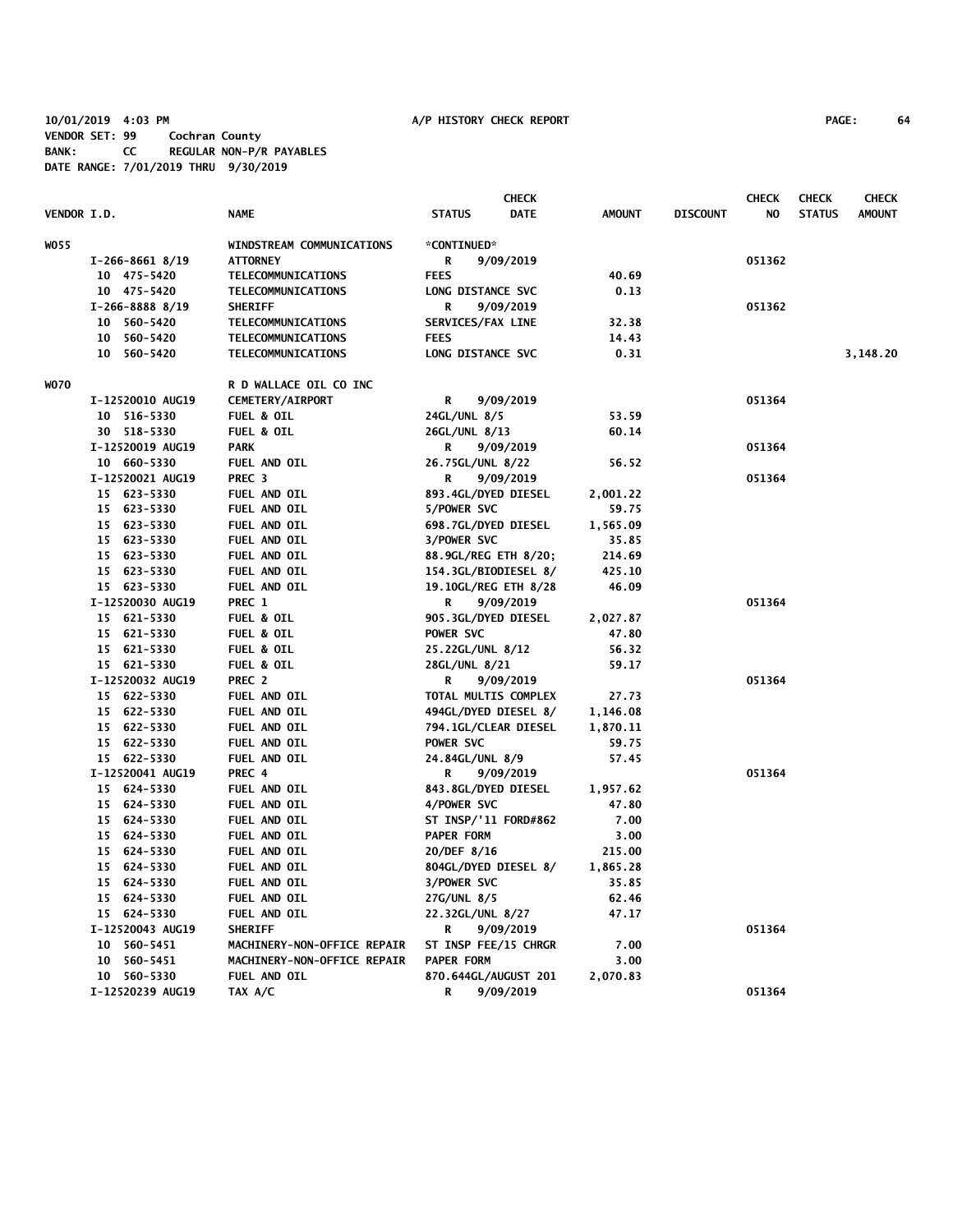10/01/2019 4:03 PM A/P HISTORY CHECK REPORT
VENDOR SET: 99 Cochran County
BANK: CC REGULAR NON-P/R PAYABLES
DATE RANGE: 7/01/2019 THRU 9/30/2019

| VENDOR I.D. | NAME | STATUS | CHECK DATE | AMOUNT | DISCOUNT | CHECK NO | CHECK STATUS | CHECK AMOUNT |
|---|---|---|---|---|---|---|---|---|
| W055 | WINDSTREAM COMMUNICATIONS | *CONTINUED* | | | | | | |
| I-266-8661 8/19 | ATTORNEY | R | 9/09/2019 | | | 051362 | | |
| 10 475-5420 | TELECOMMUNICATIONS | FEES | | 40.69 | | | | |
| 10 475-5420 | TELECOMMUNICATIONS | LONG DISTANCE SVC | | 0.13 | | | | |
| I-266-8888 8/19 | SHERIFF | R | 9/09/2019 | | | 051362 | | |
| 10 560-5420 | TELECOMMUNICATIONS | SERVICES/FAX LINE | | 32.38 | | | | |
| 10 560-5420 | TELECOMMUNICATIONS | FEES | | 14.43 | | | | |
| 10 560-5420 | TELECOMMUNICATIONS | LONG DISTANCE SVC | | 0.31 | | | | 3,148.20 |
| W070 | R D WALLACE OIL CO INC | | | | | | | |
| I-12520010 AUG19 | CEMETERY/AIRPORT | R | 9/09/2019 | | | 051364 | | |
| 10 516-5330 | FUEL & OIL | 24GL/UNL 8/5 | | 53.59 | | | | |
| 30 518-5330 | FUEL & OIL | 26GL/UNL 8/13 | | 60.14 | | | | |
| I-12520019 AUG19 | PARK | R | 9/09/2019 | | | 051364 | | |
| 10 660-5330 | FUEL AND OIL | 26.75GL/UNL 8/22 | | 56.52 | | | | |
| I-12520021 AUG19 | PREC 3 | R | 9/09/2019 | | | 051364 | | |
| 15 623-5330 | FUEL AND OIL | 893.4GL/DYED DIESEL | | 2,001.22 | | | | |
| 15 623-5330 | FUEL AND OIL | 5/POWER SVC | | 59.75 | | | | |
| 15 623-5330 | FUEL AND OIL | 698.7GL/DYED DIESEL | | 1,565.09 | | | | |
| 15 623-5330 | FUEL AND OIL | 3/POWER SVC | | 35.85 | | | | |
| 15 623-5330 | FUEL AND OIL | 88.9GL/REG ETH 8/20; | | 214.69 | | | | |
| 15 623-5330 | FUEL AND OIL | 154.3GL/BIODIESEL 8/ | | 425.10 | | | | |
| 15 623-5330 | FUEL AND OIL | 19.10GL/REG ETH 8/28 | | 46.09 | | | | |
| I-12520030 AUG19 | PREC 1 | R | 9/09/2019 | | | 051364 | | |
| 15 621-5330 | FUEL & OIL | 905.3GL/DYED DIESEL | | 2,027.87 | | | | |
| 15 621-5330 | FUEL & OIL | POWER SVC | | 47.80 | | | | |
| 15 621-5330 | FUEL & OIL | 25.22GL/UNL 8/12 | | 56.32 | | | | |
| 15 621-5330 | FUEL & OIL | 28GL/UNL 8/21 | | 59.17 | | | | |
| I-12520032 AUG19 | PREC 2 | R | 9/09/2019 | | | 051364 | | |
| 15 622-5330 | FUEL AND OIL | TOTAL MULTIS COMPLEX | | 27.73 | | | | |
| 15 622-5330 | FUEL AND OIL | 494GL/DYED DIESEL 8/ | | 1,146.08 | | | | |
| 15 622-5330 | FUEL AND OIL | 794.1GL/CLEAR DIESEL | | 1,870.11 | | | | |
| 15 622-5330 | FUEL AND OIL | POWER SVC | | 59.75 | | | | |
| 15 622-5330 | FUEL AND OIL | 24.84GL/UNL 8/9 | | 57.45 | | | | |
| I-12520041 AUG19 | PREC 4 | R | 9/09/2019 | | | 051364 | | |
| 15 624-5330 | FUEL AND OIL | 843.8GL/DYED DIESEL | | 1,957.62 | | | | |
| 15 624-5330 | FUEL AND OIL | 4/POWER SVC | | 47.80 | | | | |
| 15 624-5330 | FUEL AND OIL | ST INSP/'11 FORD#862 | | 7.00 | | | | |
| 15 624-5330 | FUEL AND OIL | PAPER FORM | | 3.00 | | | | |
| 15 624-5330 | FUEL AND OIL | 20/DEF 8/16 | | 215.00 | | | | |
| 15 624-5330 | FUEL AND OIL | 804GL/DYED DIESEL 8/ | | 1,865.28 | | | | |
| 15 624-5330 | FUEL AND OIL | 3/POWER SVC | | 35.85 | | | | |
| 15 624-5330 | FUEL AND OIL | 27G/UNL 8/5 | | 62.46 | | | | |
| 15 624-5330 | FUEL AND OIL | 22.32GL/UNL 8/27 | | 47.17 | | | | |
| I-12520043 AUG19 | SHERIFF | R | 9/09/2019 | | | 051364 | | |
| 10 560-5451 | MACHINERY-NON-OFFICE REPAIR | ST INSP FEE/15 CHRGR | | 7.00 | | | | |
| 10 560-5451 | MACHINERY-NON-OFFICE REPAIR | PAPER FORM | | 3.00 | | | | |
| 10 560-5330 | FUEL AND OIL | 870.644GL/AUGUST 201 | | 2,070.83 | | | | |
| I-12520239 AUG19 | TAX A/C | R | 9/09/2019 | | | 051364 | | |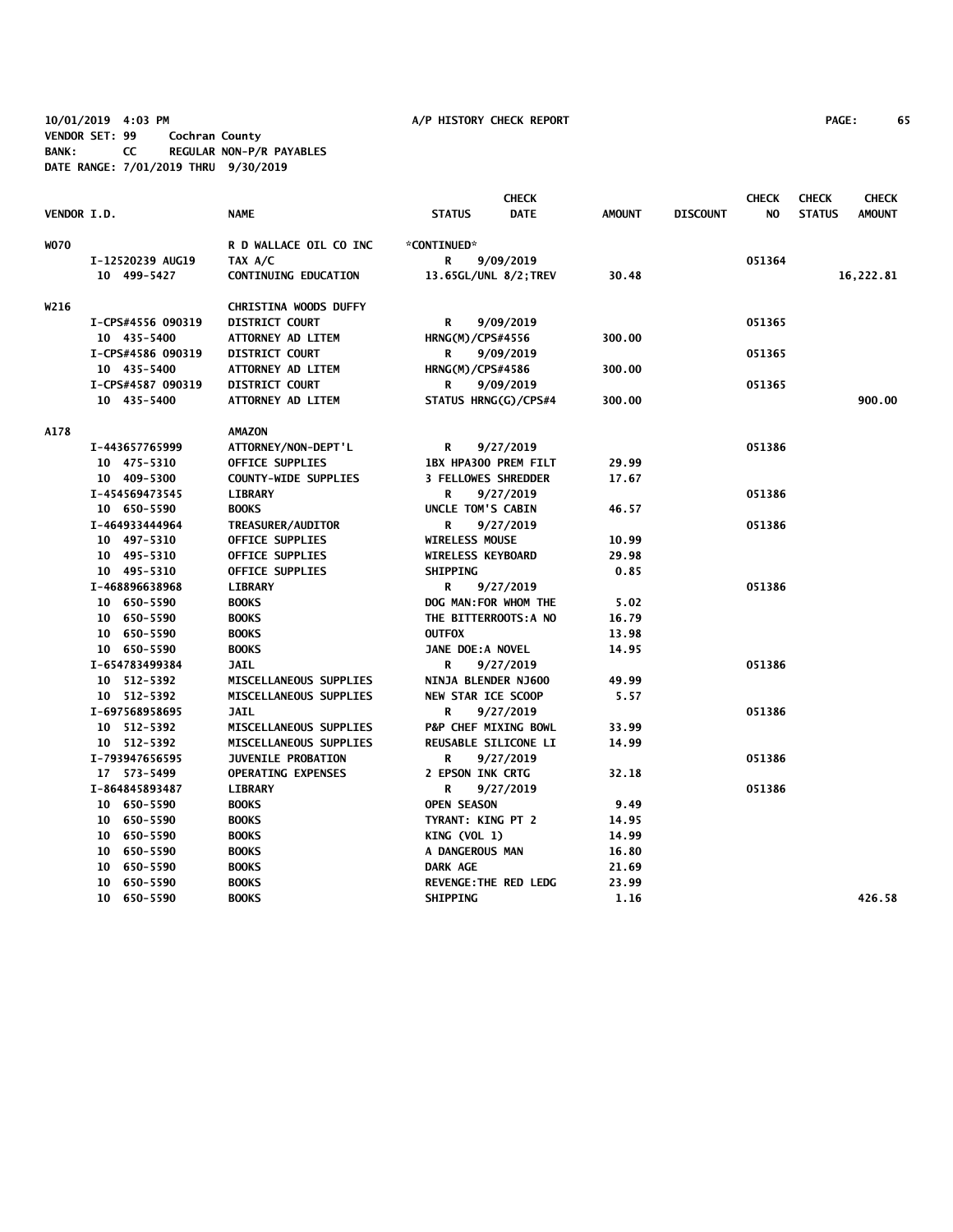10/01/2019 4:03 PM A/P HISTORY CHECK REPORT PAGE: 65
VENDOR SET: 99 Cochran County
BANK: CC REGULAR NON-P/R PAYABLES
DATE RANGE: 7/01/2019 THRU 9/30/2019

| VENDOR I.D. | NAME | STATUS | CHECK DATE | AMOUNT | DISCOUNT | CHECK NO | CHECK STATUS | CHECK AMOUNT |
|---|---|---|---|---|---|---|---|---|
| W070 | R D WALLACE OIL CO INC | *CONTINUED* | | | | | | |
| I-12520239 AUG19 | TAX A/C | R | 9/09/2019 | | | 051364 | | |
| 10 499-5427 | CONTINUING EDUCATION | 13.65GL/UNL 8/2;TREV | | 30.48 | | | | 16,222.81 |
| W216 | CHRISTINA WOODS DUFFY | | | | | | | |
| I-CPS#4556 090319 | DISTRICT COURT | R | 9/09/2019 | | | 051365 | | |
| 10 435-5400 | ATTORNEY AD LITEM | HRNG(M)/CPS#4556 | | 300.00 | | | | |
| I-CPS#4586 090319 | DISTRICT COURT | R | 9/09/2019 | | | 051365 | | |
| 10 435-5400 | ATTORNEY AD LITEM | HRNG(M)/CPS#4586 | | 300.00 | | | | |
| I-CPS#4587 090319 | DISTRICT COURT | R | 9/09/2019 | | | 051365 | | |
| 10 435-5400 | ATTORNEY AD LITEM | STATUS HRNG(G)/CPS#4 | | 300.00 | | | | 900.00 |
| A178 | AMAZON | | | | | | | |
| I-443657765999 | ATTORNEY/NON-DEPT'L | R | 9/27/2019 | | | 051386 | | |
| 10 475-5310 | OFFICE SUPPLIES | 1BX HPA300 PREM FILT | | 29.99 | | | | |
| 10 409-5300 | COUNTY-WIDE SUPPLIES | 3 FELLOWES SHREDDER | | 17.67 | | | | |
| I-454569473545 | LIBRARY | R | 9/27/2019 | | | 051386 | | |
| 10 650-5590 | BOOKS | UNCLE TOM'S CABIN | | 46.57 | | | | |
| I-464933444964 | TREASURER/AUDITOR | R | 9/27/2019 | | | 051386 | | |
| 10 497-5310 | OFFICE SUPPLIES | WIRELESS MOUSE | | 10.99 | | | | |
| 10 495-5310 | OFFICE SUPPLIES | WIRELESS KEYBOARD | | 29.98 | | | | |
| 10 495-5310 | OFFICE SUPPLIES | SHIPPING | | 0.85 | | | | |
| I-468896638968 | LIBRARY | R | 9/27/2019 | | | 051386 | | |
| 10 650-5590 | BOOKS | DOG MAN:FOR WHOM THE | | 5.02 | | | | |
| 10 650-5590 | BOOKS | THE BITTERROOTS:A NO | | 16.79 | | | | |
| 10 650-5590 | BOOKS | OUTFOX | | 13.98 | | | | |
| 10 650-5590 | BOOKS | JANE DOE:A NOVEL | | 14.95 | | | | |
| I-654783499384 | JAIL | R | 9/27/2019 | | | 051386 | | |
| 10 512-5392 | MISCELLANEOUS SUPPLIES | NINJA BLENDER NJ600 | | 49.99 | | | | |
| 10 512-5392 | MISCELLANEOUS SUPPLIES | NEW STAR ICE SCOOP | | 5.57 | | | | |
| I-697568958695 | JAIL | R | 9/27/2019 | | | 051386 | | |
| 10 512-5392 | MISCELLANEOUS SUPPLIES | P&P CHEF MIXING BOWL | | 33.99 | | | | |
| 10 512-5392 | MISCELLANEOUS SUPPLIES | REUSABLE SILICONE LI | | 14.99 | | | | |
| I-793947656595 | JUVENILE PROBATION | R | 9/27/2019 | | | 051386 | | |
| 17 573-5499 | OPERATING EXPENSES | 2 EPSON INK CRTG | | 32.18 | | | | |
| I-864845893487 | LIBRARY | R | 9/27/2019 | | | 051386 | | |
| 10 650-5590 | BOOKS | OPEN SEASON | | 9.49 | | | | |
| 10 650-5590 | BOOKS | TYRANT: KING PT 2 | | 14.95 | | | | |
| 10 650-5590 | BOOKS | KING (VOL 1) | | 14.99 | | | | |
| 10 650-5590 | BOOKS | A DANGEROUS MAN | | 16.80 | | | | |
| 10 650-5590 | BOOKS | DARK AGE | | 21.69 | | | | |
| 10 650-5590 | BOOKS | REVENGE:THE RED LEDG | | 23.99 | | | | |
| 10 650-5590 | BOOKS | SHIPPING | | 1.16 | | | | 426.58 |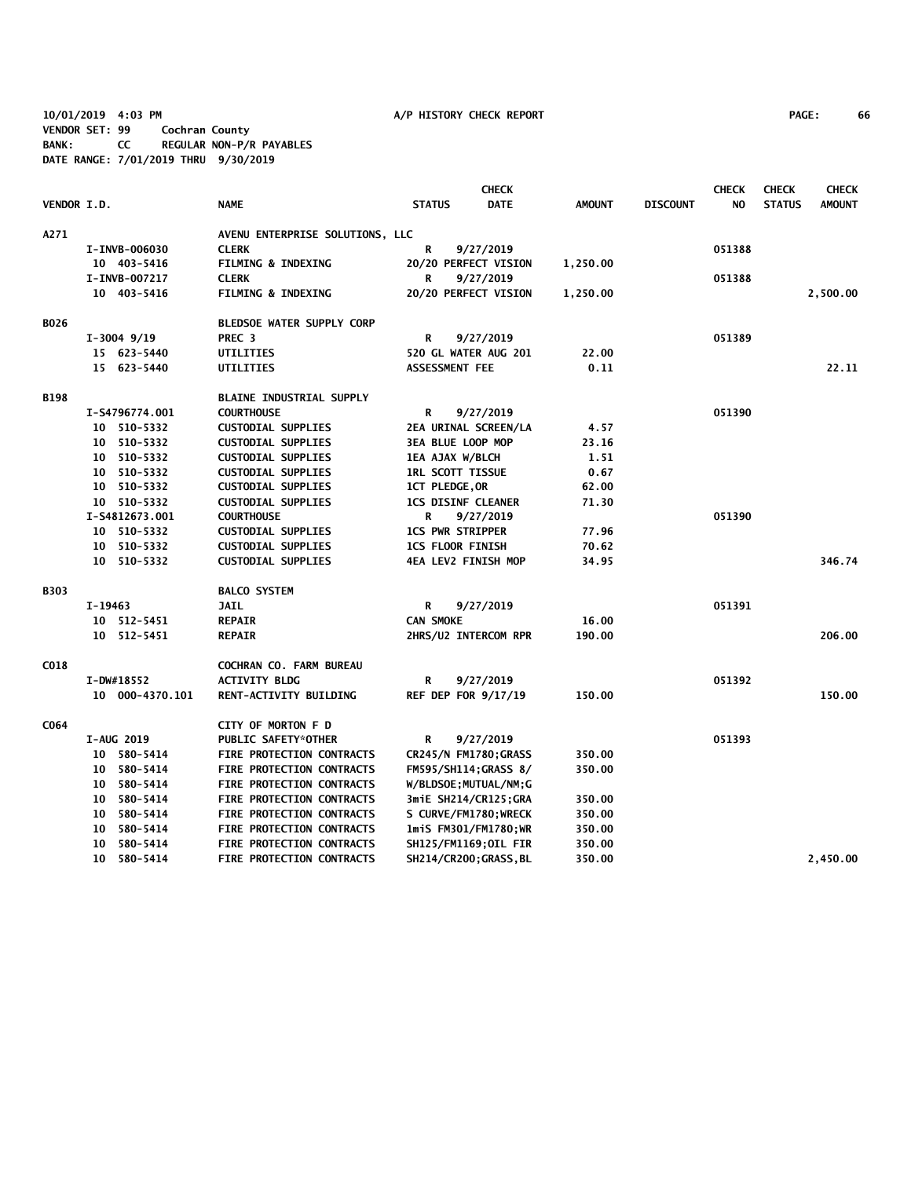10/01/2019 4:03 PM A/P HISTORY CHECK REPORT PAGE: 66
VENDOR SET: 99 Cochran County
BANK: CC REGULAR NON-P/R PAYABLES
DATE RANGE: 7/01/2019 THRU 9/30/2019

| VENDOR I.D. | NAME | STATUS | CHECK DATE | AMOUNT | DISCOUNT | CHECK NO | CHECK STATUS | CHECK AMOUNT |
|---|---|---|---|---|---|---|---|---|
| A271 | AVENU ENTERPRISE SOLUTIONS, LLC | | | | | | | |
| I-INVB-006030 | CLERK | R | 9/27/2019 | | | 051388 | | |
| 10 403-5416 | FILMING & INDEXING | 20/20 PERFECT VISION | | 1,250.00 | | | | |
| I-INVB-007217 | CLERK | R | 9/27/2019 | | | 051388 | | |
| 10 403-5416 | FILMING & INDEXING | 20/20 PERFECT VISION | | 1,250.00 | | | | 2,500.00 |
| B026 | BLEDSOE WATER SUPPLY CORP | | | | | | | |
| I-3004 9/19 | PREC 3 | R | 9/27/2019 | | | 051389 | | |
| 15 623-5440 | UTILITIES | 520 GL WATER AUG 201 | | 22.00 | | | | |
| 15 623-5440 | UTILITIES | ASSESSMENT FEE | | 0.11 | | | | 22.11 |
| B198 | BLAINE INDUSTRIAL SUPPLY | | | | | | | |
| I-S4796774.001 | COURTHOUSE | R | 9/27/2019 | | | 051390 | | |
| 10 510-5332 | CUSTODIAL SUPPLIES | 2EA URINAL SCREEN/LA | | 4.57 | | | | |
| 10 510-5332 | CUSTODIAL SUPPLIES | 3EA BLUE LOOP MOP | | 23.16 | | | | |
| 10 510-5332 | CUSTODIAL SUPPLIES | 1EA AJAX W/BLCH | | 1.51 | | | | |
| 10 510-5332 | CUSTODIAL SUPPLIES | 1RL SCOTT TISSUE | | 0.67 | | | | |
| 10 510-5332 | CUSTODIAL SUPPLIES | 1CT PLEDGE,OR | | 62.00 | | | | |
| 10 510-5332 | CUSTODIAL SUPPLIES | 1CS DISINF CLEANER | | 71.30 | | | | |
| I-S4812673.001 | COURTHOUSE | R | 9/27/2019 | | | 051390 | | |
| 10 510-5332 | CUSTODIAL SUPPLIES | 1CS PWR STRIPPER | | 77.96 | | | | |
| 10 510-5332 | CUSTODIAL SUPPLIES | 1CS FLOOR FINISH | | 70.62 | | | | |
| 10 510-5332 | CUSTODIAL SUPPLIES | 4EA LEV2 FINISH MOP | | 34.95 | | | | 346.74 |
| B303 | BALCO SYSTEM | | | | | | | |
| I-19463 | JAIL | R | 9/27/2019 | | | 051391 | | |
| 10 512-5451 | REPAIR | CAN SMOKE | | 16.00 | | | | |
| 10 512-5451 | REPAIR | 2HRS/U2 INTERCOM RPR | | 190.00 | | | | 206.00 |
| C018 | COCHRAN CO. FARM BUREAU | | | | | | | |
| I-DW#18552 | ACTIVITY BLDG | R | 9/27/2019 | | | 051392 | | |
| 10 000-4370.101 | RENT-ACTIVITY BUILDING | REF DEP FOR 9/17/19 | | 150.00 | | | | 150.00 |
| C064 | CITY OF MORTON F D | | | | | | | |
| I-AUG 2019 | PUBLIC SAFETY*OTHER | R | 9/27/2019 | | | 051393 | | |
| 10 580-5414 | FIRE PROTECTION CONTRACTS | CR245/N FM1780;GRASS | | 350.00 | | | | |
| 10 580-5414 | FIRE PROTECTION CONTRACTS | FM595/SH114;GRASS 8/ | | 350.00 | | | | |
| 10 580-5414 | FIRE PROTECTION CONTRACTS | W/BLDSOE;MUTUAL/NM;G | | | | | | |
| 10 580-5414 | FIRE PROTECTION CONTRACTS | 3miE SH214/CR125;GRA | | 350.00 | | | | |
| 10 580-5414 | FIRE PROTECTION CONTRACTS | S CURVE/FM1780;WRECK | | 350.00 | | | | |
| 10 580-5414 | FIRE PROTECTION CONTRACTS | 1miS FM301/FM1780;WR | | 350.00 | | | | |
| 10 580-5414 | FIRE PROTECTION CONTRACTS | SH125/FM1169;OIL FIR | | 350.00 | | | | |
| 10 580-5414 | FIRE PROTECTION CONTRACTS | SH214/CR200;GRASS,BL | | 350.00 | | | | 2,450.00 |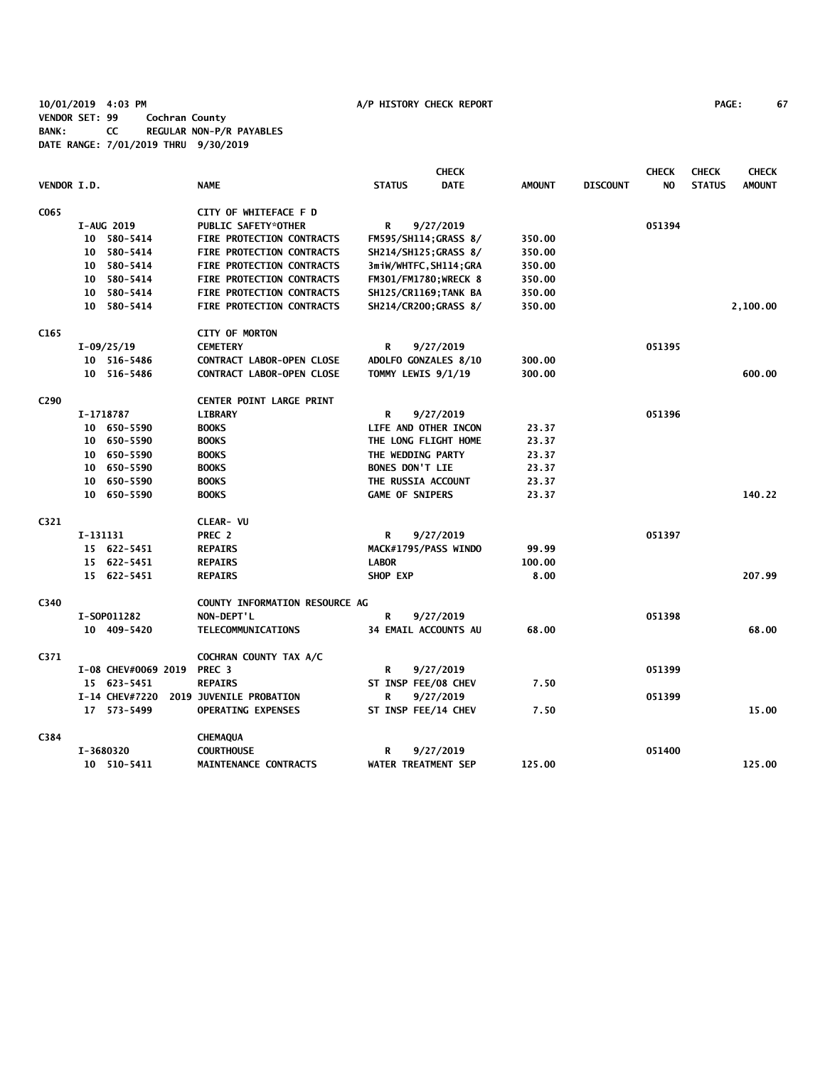10/01/2019 4:03 PM A/P HISTORY CHECK REPORT
VENDOR SET: 99 Cochran County
BANK: CC REGULAR NON-P/R PAYABLES
DATE RANGE: 7/01/2019 THRU 9/30/2019

| VENDOR I.D. | NAME | STATUS | CHECK DATE | AMOUNT | DISCOUNT | CHECK NO | CHECK STATUS | CHECK AMOUNT |
|---|---|---|---|---|---|---|---|---|
| C065 | CITY OF WHITEFACE F D | | | | | | | |
| I-AUG 2019 | PUBLIC SAFETY*OTHER | R | 9/27/2019 | | | 051394 | | |
| 10 580-5414 | FIRE PROTECTION CONTRACTS | FM595/SH114;GRASS 8/ | | 350.00 | | | | |
| 10 580-5414 | FIRE PROTECTION CONTRACTS | SH214/SH125;GRASS 8/ | | 350.00 | | | | |
| 10 580-5414 | FIRE PROTECTION CONTRACTS | 3miW/WHTFC,SH114;GRA | | 350.00 | | | | |
| 10 580-5414 | FIRE PROTECTION CONTRACTS | FM301/FM1780;WRECK 8 | | 350.00 | | | | |
| 10 580-5414 | FIRE PROTECTION CONTRACTS | SH125/CR1169;TANK BA | | 350.00 | | | | |
| 10 580-5414 | FIRE PROTECTION CONTRACTS | SH214/CR200;GRASS 8/ | | 350.00 | | | | 2,100.00 |
| C165 | CITY OF MORTON | | | | | | | |
| I-09/25/19 | CEMETERY | R | 9/27/2019 | | | 051395 | | |
| 10 516-5486 | CONTRACT LABOR-OPEN CLOSE | ADOLFO GONZALES 8/10 | | 300.00 | | | | |
| 10 516-5486 | CONTRACT LABOR-OPEN CLOSE | TOMMY LEWIS 9/1/19 | | 300.00 | | | | 600.00 |
| C290 | CENTER POINT LARGE PRINT | | | | | | | |
| I-1718787 | LIBRARY | R | 9/27/2019 | | | 051396 | | |
| 10 650-5590 | BOOKS | LIFE AND OTHER INCON | | 23.37 | | | | |
| 10 650-5590 | BOOKS | THE LONG FLIGHT HOME | | 23.37 | | | | |
| 10 650-5590 | BOOKS | THE WEDDING PARTY | | 23.37 | | | | |
| 10 650-5590 | BOOKS | BONES DON'T LIE | | 23.37 | | | | |
| 10 650-5590 | BOOKS | THE RUSSIA ACCOUNT | | 23.37 | | | | |
| 10 650-5590 | BOOKS | GAME OF SNIPERS | | 23.37 | | | | 140.22 |
| C321 | CLEAR- VU | | | | | | | |
| I-131131 | PREC 2 | R | 9/27/2019 | | | 051397 | | |
| 15 622-5451 | REPAIRS | MACK#1795/PASS WINDO | | 99.99 | | | | |
| 15 622-5451 | REPAIRS | LABOR | | 100.00 | | | | |
| 15 622-5451 | REPAIRS | SHOP EXP | | 8.00 | | | | 207.99 |
| C340 | COUNTY INFORMATION RESOURCE AG | | | | | | | |
| I-SOP011282 | NON-DEPT'L | R | 9/27/2019 | | | 051398 | | |
| 10 409-5420 | TELECOMMUNICATIONS | 34 EMAIL ACCOUNTS AU | | 68.00 | | | | 68.00 |
| C371 | COCHRAN COUNTY TAX A/C | | | | | | | |
| I-08 CHEV#0069 2019 | PREC 3 | R | 9/27/2019 | | | 051399 | | |
| 15 623-5451 | REPAIRS | ST INSP FEE/08 CHEV | | 7.50 | | | | |
| I-14 CHEV#7220 | 2019 JUVENILE PROBATION | R | 9/27/2019 | | | 051399 | | |
| 17 573-5499 | OPERATING EXPENSES | ST INSP FEE/14 CHEV | | 7.50 | | | | 15.00 |
| C384 | CHEMAQUA | | | | | | | |
| I-3680320 | COURTHOUSE | R | 9/27/2019 | | | 051400 | | |
| 10 510-5411 | MAINTENANCE CONTRACTS | WATER TREATMENT SEP | | 125.00 | | | | 125.00 |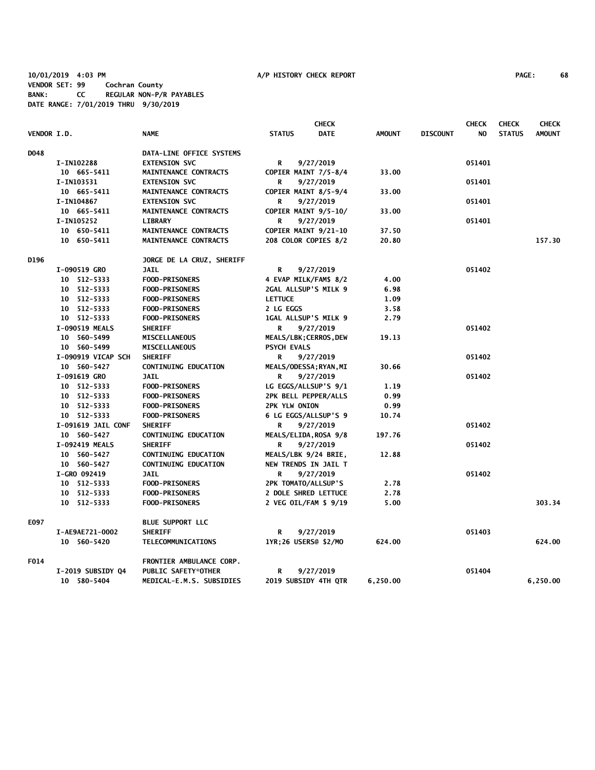10/01/2019 4:03 PM A/P HISTORY CHECK REPORT

VENDOR SET: 99 Cochran County
BANK: CC REGULAR NON-P/R PAYABLES
DATE RANGE: 7/01/2019 THRU 9/30/2019

| VENDOR I.D. | NAME | STATUS | CHECK DATE | AMOUNT | DISCOUNT | CHECK NO | CHECK STATUS | CHECK AMOUNT |
|---|---|---|---|---|---|---|---|---|
| D048 | DATA-LINE OFFICE SYSTEMS | | | | | | | |
| I-IN102288 | EXTENSION SVC | R | 9/27/2019 | | | 051401 | | |
| 10 665-5411 | MAINTENANCE CONTRACTS | COPIER MAINT 7/5-8/4 | | 33.00 | | | | |
| I-IN103531 | EXTENSION SVC | R | 9/27/2019 | | | 051401 | | |
| 10 665-5411 | MAINTENANCE CONTRACTS | COPIER MAINT 8/5-9/4 | | 33.00 | | | | |
| I-IN104867 | EXTENSION SVC | R | 9/27/2019 | | | 051401 | | |
| 10 665-5411 | MAINTENANCE CONTRACTS | COPIER MAINT 9/5-10/ | | 33.00 | | | | |
| I-IN105252 | LIBRARY | R | 9/27/2019 | | | 051401 | | |
| 10 650-5411 | MAINTENANCE CONTRACTS | COPIER MAINT 9/21-10 | | 37.50 | | | | |
| 10 650-5411 | MAINTENANCE CONTRACTS | 208 COLOR COPIES 8/2 | | 20.80 | | | | 157.30 |
| D196 | JORGE DE LA CRUZ, SHERIFF | | | | | | | |
| I-090519 GRO | JAIL | R | 9/27/2019 | | | 051402 | | |
| 10 512-5333 | FOOD-PRISONERS | 4 EVAP MILK/FAM$ 8/2 | | 4.00 | | | | |
| 10 512-5333 | FOOD-PRISONERS | 2GAL ALLSUP'S MILK 9 | | 6.98 | | | | |
| 10 512-5333 | FOOD-PRISONERS | LETTUCE | | 1.09 | | | | |
| 10 512-5333 | FOOD-PRISONERS | 2 LG EGGS | | 3.58 | | | | |
| 10 512-5333 | FOOD-PRISONERS | 1GAL ALLSUP'S MILK 9 | | 2.79 | | | | |
| I-090519 MEALS | SHERIFF | R | 9/27/2019 | | | 051402 | | |
| 10 560-5499 | MISCELLANEOUS | MEALS/LBK;CERROS,DEW | | 19.13 | | | | |
| 10 560-5499 | MISCELLANEOUS | PSYCH EVALS | | | | | | |
| I-090919 VICAP SCH | SHERIFF | R | 9/27/2019 | | | 051402 | | |
| 10 560-5427 | CONTINUING EDUCATION | MEALS/ODESSA;RYAN,MI | | 30.66 | | | | |
| I-091619 GRO | JAIL | R | 9/27/2019 | | | 051402 | | |
| 10 512-5333 | FOOD-PRISONERS | LG EGGS/ALLSUP'S 9/1 | | 1.19 | | | | |
| 10 512-5333 | FOOD-PRISONERS | 2PK BELL PEPPER/ALLS | | 0.99 | | | | |
| 10 512-5333 | FOOD-PRISONERS | 2PK YLW ONION | | 0.99 | | | | |
| 10 512-5333 | FOOD-PRISONERS | 6 LG EGGS/ALLSUP'S 9 | | 10.74 | | | | |
| I-091619 JAIL CONF | SHERIFF | R | 9/27/2019 | | | 051402 | | |
| 10 560-5427 | CONTINUING EDUCATION | MEALS/ELIDA,ROSA 9/8 | | 197.76 | | | | |
| I-092419 MEALS | SHERIFF | R | 9/27/2019 | | | 051402 | | |
| 10 560-5427 | CONTINUING EDUCATION | MEALS/LBK 9/24 BRIE, | | 12.88 | | | | |
| 10 560-5427 | CONTINUING EDUCATION | NEW TRENDS IN JAIL T | | | | | | |
| I-GRO 092419 | JAIL | R | 9/27/2019 | | | 051402 | | |
| 10 512-5333 | FOOD-PRISONERS | 2PK TOMATO/ALLSUP'S | | 2.78 | | | | |
| 10 512-5333 | FOOD-PRISONERS | 2 DOLE SHRED LETTUCE | | 2.78 | | | | |
| 10 512-5333 | FOOD-PRISONERS | 2 VEG OIL/FAM $ 9/19 | | 5.00 | | | | 303.34 |
| E097 | BLUE SUPPORT LLC | | | | | | | |
| I-AE9AE721-0002 | SHERIFF | R | 9/27/2019 | | | 051403 | | |
| 10 560-5420 | TELECOMMUNICATIONS | 1YR;26 USERS@ $2/MO | | 624.00 | | | | 624.00 |
| F014 | FRONTIER AMBULANCE CORP. | | | | | | | |
| I-2019 SUBSIDY Q4 | PUBLIC SAFETY*OTHER | R | 9/27/2019 | | | 051404 | | |
| 10 580-5404 | MEDICAL-E.M.S. SUBSIDIES | 2019 SUBSIDY 4TH QTR | | 6,250.00 | | | | 6,250.00 |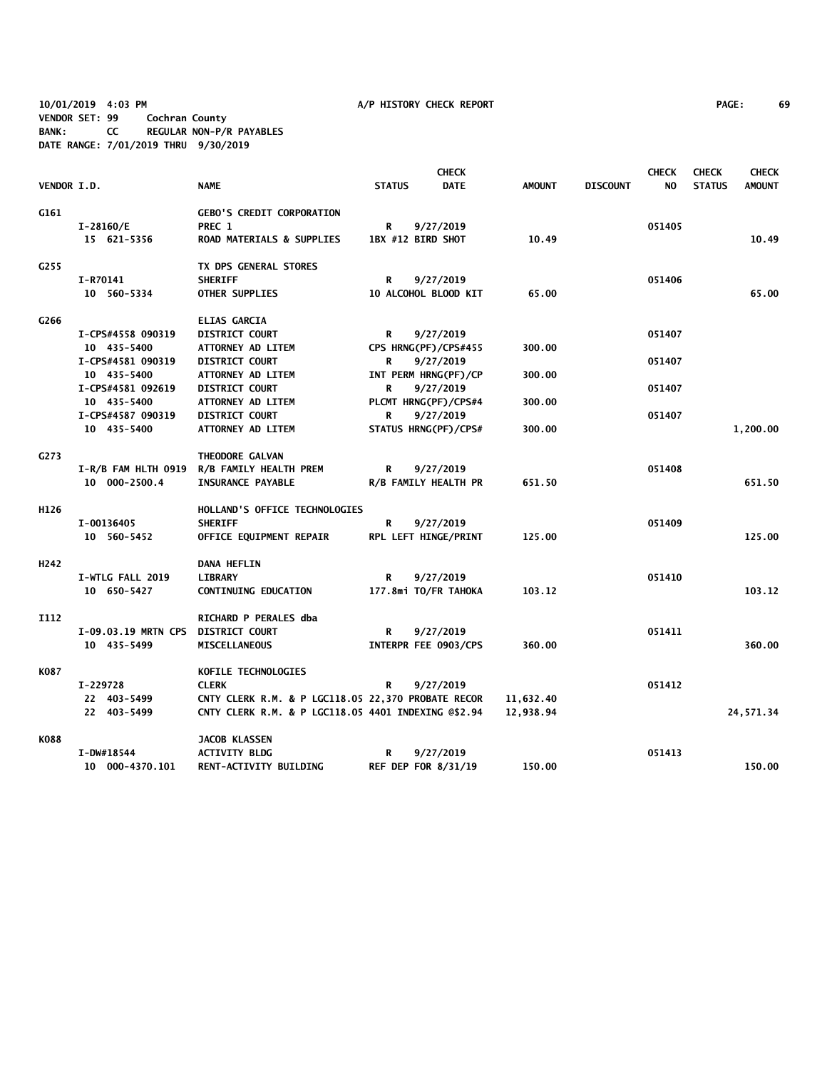10/01/2019 4:03 PM A/P HISTORY CHECK REPORT PAGE: 69
VENDOR SET: 99 Cochran County
BANK: CC REGULAR NON-P/R PAYABLES
DATE RANGE: 7/01/2019 THRU 9/30/2019

| VENDOR I.D. | | NAME | STATUS | CHECK DATE | AMOUNT | DISCOUNT | CHECK NO | CHECK STATUS | CHECK AMOUNT |
|---|---|---|---|---|---|---|---|---|---|
| G161 | | GEBO'S CREDIT CORPORATION | | | | | | | |
| | I-28160/E | PREC 1 | R | 9/27/2019 | | | 051405 | | |
| | 15 621-5356 | ROAD MATERIALS & SUPPLIES | 1BX #12 BIRD SHOT | | 10.49 | | | | 10.49 |
| G255 | | TX DPS GENERAL STORES | | | | | | | |
| | I-R70141 | SHERIFF | R | 9/27/2019 | | | 051406 | | |
| | 10 560-5334 | OTHER SUPPLIES | 10 ALCOHOL BLOOD KIT | | 65.00 | | | | 65.00 |
| G266 | | ELIAS GARCIA | | | | | | | |
| | I-CPS#4558 090319 | DISTRICT COURT | R | 9/27/2019 | | | 051407 | | |
| | 10 435-5400 | ATTORNEY AD LITEM | CPS HRNG(PF)/CPS#455 | | 300.00 | | | | |
| | I-CPS#4581 090319 | DISTRICT COURT | R | 9/27/2019 | | | 051407 | | |
| | 10 435-5400 | ATTORNEY AD LITEM | INT PERM HRNG(PF)/CP | | 300.00 | | | | |
| | I-CPS#4581 092619 | DISTRICT COURT | R | 9/27/2019 | | | 051407 | | |
| | 10 435-5400 | ATTORNEY AD LITEM | PLCMT HRNG(PF)/CPS#4 | | 300.00 | | | | |
| | I-CPS#4587 090319 | DISTRICT COURT | R | 9/27/2019 | | | 051407 | | |
| | 10 435-5400 | ATTORNEY AD LITEM | STATUS HRNG(PF)/CPS# | | 300.00 | | | | 1,200.00 |
| G273 | | THEODORE GALVAN | | | | | | | |
| | I-R/B FAM HLTH 0919 | R/B FAMILY HEALTH PREM | R | 9/27/2019 | | | 051408 | | |
| | 10 000-2500.4 | INSURANCE PAYABLE | R/B FAMILY HEALTH PR | | 651.50 | | | | 651.50 |
| H126 | | HOLLAND'S OFFICE TECHNOLOGIES | | | | | | | |
| | I-00136405 | SHERIFF | R | 9/27/2019 | | | 051409 | | |
| | 10 560-5452 | OFFICE EQUIPMENT REPAIR | RPL LEFT HINGE/PRINT | | 125.00 | | | | 125.00 |
| H242 | | DANA HEFLIN | | | | | | | |
| | I-WTLG FALL 2019 | LIBRARY | R | 9/27/2019 | | | 051410 | | |
| | 10 650-5427 | CONTINUING EDUCATION | 177.8mi TO/FR TAHOKA | | 103.12 | | | | 103.12 |
| I112 | | RICHARD P PERALES dba | | | | | | | |
| | I-09.03.19 MRTN CPS | DISTRICT COURT | R | 9/27/2019 | | | 051411 | | |
| | 10 435-5499 | MISCELLANEOUS | INTERPR FEE 0903/CPS | | 360.00 | | | | 360.00 |
| K087 | | KOFILE TECHNOLOGIES | | | | | | | |
| | I-229728 | CLERK | R | 9/27/2019 | | | 051412 | | |
| | 22 403-5499 | CNTY CLERK R.M. & P LGC118.05 | 22,370 PROBATE RECOR | | 11,632.40 | | | | |
| | 22 403-5499 | CNTY CLERK R.M. & P LGC118.05 | 4401 INDEXING @$2.94 | | 12,938.94 | | | | 24,571.34 |
| K088 | | JACOB KLASSEN | | | | | | | |
| | I-DW#18544 | ACTIVITY BLDG | R | 9/27/2019 | | | 051413 | | |
| | 10 000-4370.101 | RENT-ACTIVITY BUILDING | REF DEP FOR 8/31/19 | | 150.00 | | | | 150.00 |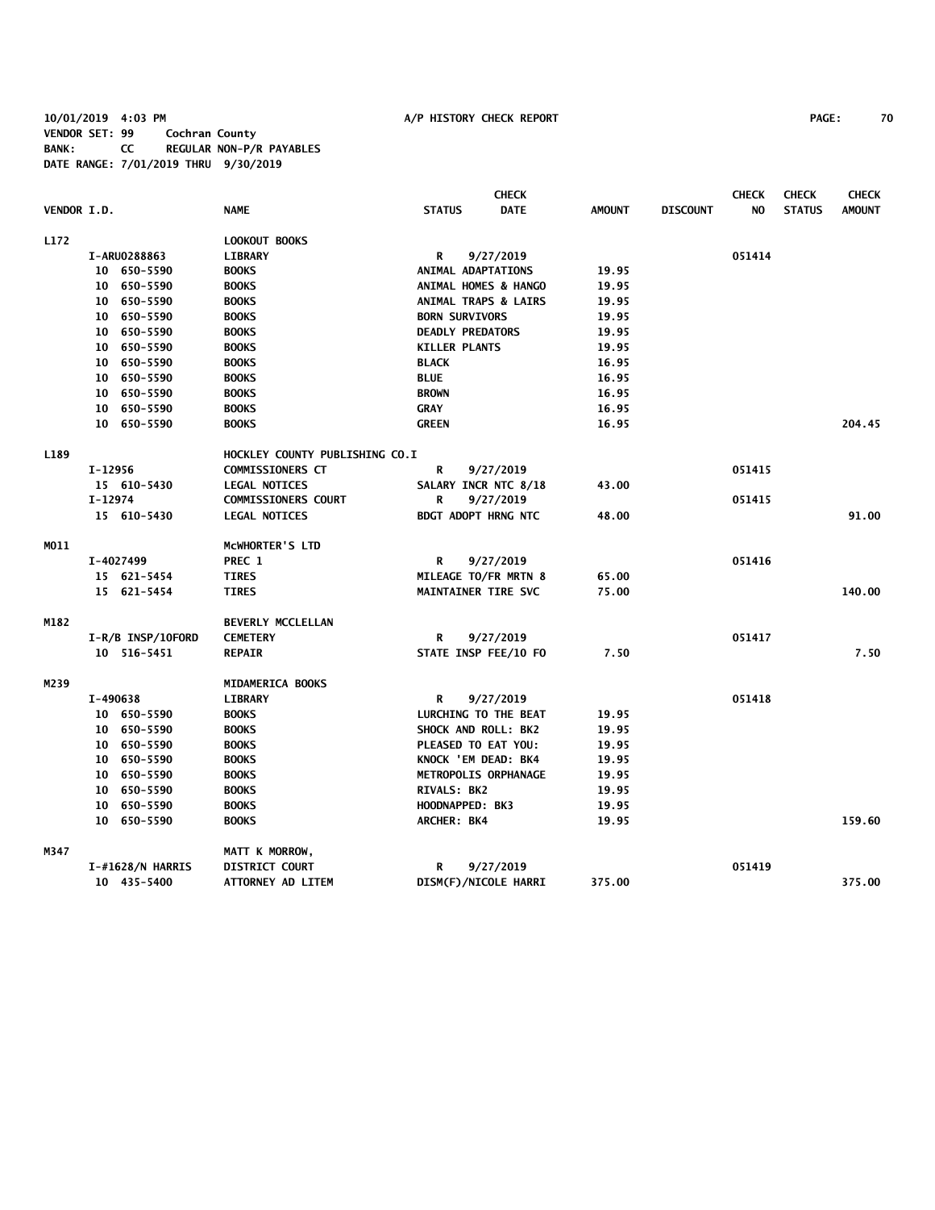10/01/2019 4:03 PM A/P HISTORY CHECK REPORT PAGE: 70
VENDOR SET: 99 Cochran County
BANK: CC REGULAR NON-P/R PAYABLES
DATE RANGE: 7/01/2019 THRU 9/30/2019

| VENDOR I.D. | NAME | STATUS | CHECK DATE | AMOUNT | DISCOUNT | CHECK NO | CHECK STATUS | CHECK AMOUNT |
|---|---|---|---|---|---|---|---|---|
| L172 | LOOKOUT BOOKS | | | | | | | |
| I-ARU0288863 | LIBRARY | R | 9/27/2019 | | | 051414 | | |
| 10 650-5590 | BOOKS | ANIMAL ADAPTATIONS | | 19.95 | | | | |
| 10 650-5590 | BOOKS | ANIMAL HOMES & HANGO | | 19.95 | | | | |
| 10 650-5590 | BOOKS | ANIMAL TRAPS & LAIRS | | 19.95 | | | | |
| 10 650-5590 | BOOKS | BORN SURVIVORS | | 19.95 | | | | |
| 10 650-5590 | BOOKS | DEADLY PREDATORS | | 19.95 | | | | |
| 10 650-5590 | BOOKS | KILLER PLANTS | | 19.95 | | | | |
| 10 650-5590 | BOOKS | BLACK | | 16.95 | | | | |
| 10 650-5590 | BOOKS | BLUE | | 16.95 | | | | |
| 10 650-5590 | BOOKS | BROWN | | 16.95 | | | | |
| 10 650-5590 | BOOKS | GRAY | | 16.95 | | | | |
| 10 650-5590 | BOOKS | GREEN | | 16.95 | | | | 204.45 |
| L189 | HOCKLEY COUNTY PUBLISHING CO.I | | | | | | | |
| I-12956 | COMMISSIONERS CT | R | 9/27/2019 | | | 051415 | | |
| 15 610-5430 | LEGAL NOTICES | SALARY INCR NTC 8/18 | | 43.00 | | | | |
| I-12974 | COMMISSIONERS COURT | R | 9/27/2019 | | | 051415 | | |
| 15 610-5430 | LEGAL NOTICES | BDGT ADOPT HRNG NTC | | 48.00 | | | | 91.00 |
| M011 | McWHORTER'S LTD | | | | | | | |
| I-4027499 | PREC 1 | R | 9/27/2019 | | | 051416 | | |
| 15 621-5454 | TIRES | MILEAGE TO/FR MRTN 8 | | 65.00 | | | | |
| 15 621-5454 | TIRES | MAINTAINER TIRE SVC | | 75.00 | | | | 140.00 |
| M182 | BEVERLY MCCLELLAN | | | | | | | |
| I-R/B INSP/10FORD | CEMETERY | R | 9/27/2019 | | | 051417 | | |
| 10 516-5451 | REPAIR | STATE INSP FEE/10 FO | | 7.50 | | | | 7.50 |
| M239 | MIDAMERICA BOOKS | | | | | | | |
| I-490638 | LIBRARY | R | 9/27/2019 | | | 051418 | | |
| 10 650-5590 | BOOKS | LURCHING TO THE BEAT | | 19.95 | | | | |
| 10 650-5590 | BOOKS | SHOCK AND ROLL: BK2 | | 19.95 | | | | |
| 10 650-5590 | BOOKS | PLEASED TO EAT YOU: | | 19.95 | | | | |
| 10 650-5590 | BOOKS | KNOCK 'EM DEAD: BK4 | | 19.95 | | | | |
| 10 650-5590 | BOOKS | METROPOLIS ORPHANAGE | | 19.95 | | | | |
| 10 650-5590 | BOOKS | RIVALS: BK2 | | 19.95 | | | | |
| 10 650-5590 | BOOKS | HOODNAPPED: BK3 | | 19.95 | | | | |
| 10 650-5590 | BOOKS | ARCHER: BK4 | | 19.95 | | | | 159.60 |
| M347 | MATT K MORROW, | | | | | | | |
| I-#1628/N HARRIS | DISTRICT COURT | R | 9/27/2019 | | | 051419 | | |
| 10 435-5400 | ATTORNEY AD LITEM | DISM(F)/NICOLE HARRI | | 375.00 | | | | 375.00 |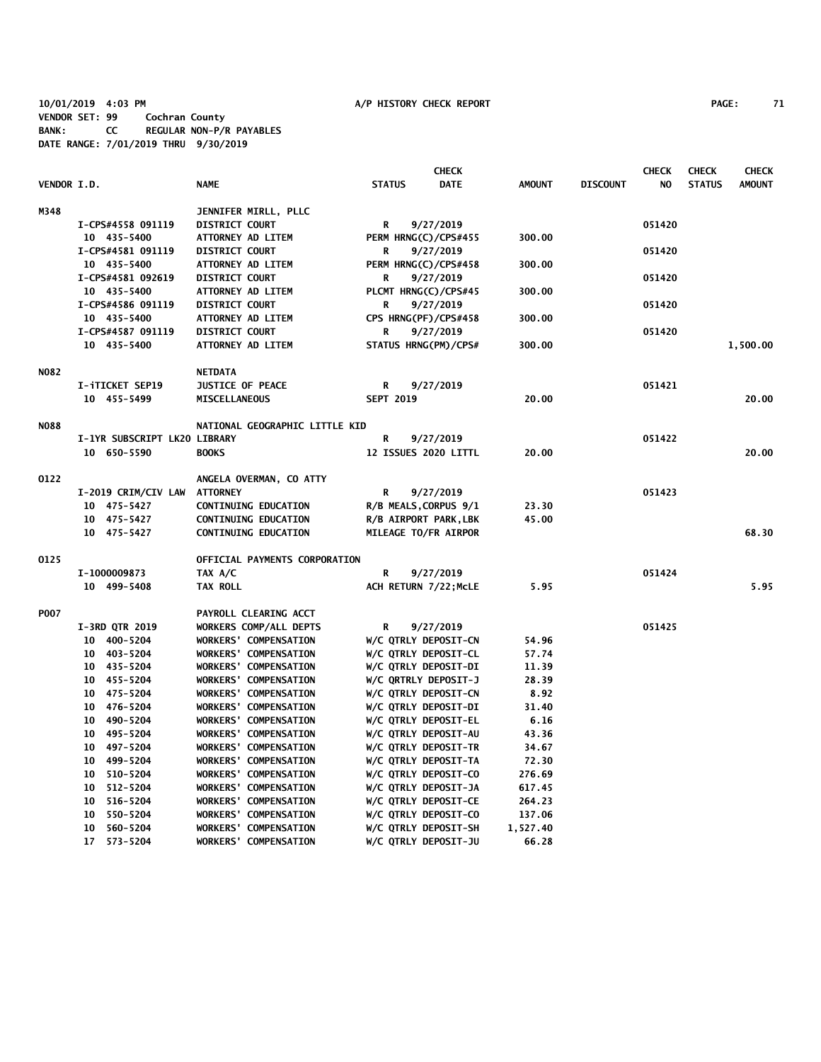10/01/2019 4:03 PM A/P HISTORY CHECK REPORT
VENDOR SET: 99 Cochran County
BANK: CC REGULAR NON-P/R PAYABLES
DATE RANGE: 7/01/2019 THRU 9/30/2019

| VENDOR I.D. | NAME | STATUS | CHECK DATE | AMOUNT | DISCOUNT | CHECK NO | CHECK STATUS | CHECK AMOUNT |
|---|---|---|---|---|---|---|---|---|
| M348 | JENNIFER MIRLL, PLLC | | | | | | | |
| I-CPS#4558 091119 | DISTRICT COURT | R | 9/27/2019 | | | 051420 | | |
| 10 435-5400 | ATTORNEY AD LITEM | PERM HRNG(C)/CPS#455 | | 300.00 | | | | |
| I-CPS#4581 091119 | DISTRICT COURT | R | 9/27/2019 | | | 051420 | | |
| 10 435-5400 | ATTORNEY AD LITEM | PERM HRNG(C)/CPS#458 | | 300.00 | | | | |
| I-CPS#4581 092619 | DISTRICT COURT | R | 9/27/2019 | | | 051420 | | |
| 10 435-5400 | ATTORNEY AD LITEM | PLCMT HRNG(C)/CPS#45 | | 300.00 | | | | |
| I-CPS#4586 091119 | DISTRICT COURT | R | 9/27/2019 | | | 051420 | | |
| 10 435-5400 | ATTORNEY AD LITEM | CPS HRNG(PF)/CPS#458 | | 300.00 | | | | |
| I-CPS#4587 091119 | DISTRICT COURT | R | 9/27/2019 | | | 051420 | | |
| 10 435-5400 | ATTORNEY AD LITEM | STATUS HRNG(PM)/CPS# | | 300.00 | | | | 1,500.00 |
| N082 | NETDATA | | | | | | | |
| I-iTICKET SEP19 | JUSTICE OF PEACE | R | 9/27/2019 | | | 051421 | | |
| 10 455-5499 | MISCELLANEOUS | SEPT 2019 | | 20.00 | | | | 20.00 |
| N088 | NATIONAL GEOGRAPHIC LITTLE KID | | | | | | | |
| I-1YR SUBSCRIPT LK20 | LIBRARY | R | 9/27/2019 | | | 051422 | | |
| 10 650-5590 | BOOKS | 12 ISSUES 2020 LITTL | | 20.00 | | | | 20.00 |
| O122 | ANGELA OVERMAN, CO ATTY | | | | | | | |
| I-2019 CRIM/CIV LAW | ATTORNEY | R | 9/27/2019 | | | 051423 | | |
| 10 475-5427 | CONTINUING EDUCATION | R/B MEALS,CORPUS 9/1 | | 23.30 | | | | |
| 10 475-5427 | CONTINUING EDUCATION | R/B AIRPORT PARK,LBK | | 45.00 | | | | |
| 10 475-5427 | CONTINUING EDUCATION | MILEAGE TO/FR AIRPOR | | | | | | 68.30 |
| O125 | OFFICIAL PAYMENTS CORPORATION | | | | | | | |
| I-1000009873 | TAX A/C | R | 9/27/2019 | | | 051424 | | |
| 10 499-5408 | TAX ROLL | ACH RETURN 7/22;McLE | | 5.95 | | | | 5.95 |
| P007 | PAYROLL CLEARING ACCT | | | | | | | |
| I-3RD QTR 2019 | WORKERS COMP/ALL DEPTS | R | 9/27/2019 | | | 051425 | | |
| 10 400-5204 | WORKERS' COMPENSATION | W/C QTRLY DEPOSIT-CN | | 54.96 | | | | |
| 10 403-5204 | WORKERS' COMPENSATION | W/C QTRLY DEPOSIT-CL | | 57.74 | | | | |
| 10 435-5204 | WORKERS' COMPENSATION | W/C QTRLY DEPOSIT-DI | | 11.39 | | | | |
| 10 455-5204 | WORKERS' COMPENSATION | W/C QRTRLY DEPOSIT-J | | 28.39 | | | | |
| 10 475-5204 | WORKERS' COMPENSATION | W/C QTRLY DEPOSIT-CN | | 8.92 | | | | |
| 10 476-5204 | WORKERS' COMPENSATION | W/C QTRLY DEPOSIT-DI | | 31.40 | | | | |
| 10 490-5204 | WORKERS' COMPENSATION | W/C QTRLY DEPOSIT-EL | | 6.16 | | | | |
| 10 495-5204 | WORKERS' COMPENSATION | W/C QTRLY DEPOSIT-AU | | 43.36 | | | | |
| 10 497-5204 | WORKERS' COMPENSATION | W/C QTRLY DEPOSIT-TR | | 34.67 | | | | |
| 10 499-5204 | WORKERS' COMPENSATION | W/C QTRLY DEPOSIT-TA | | 72.30 | | | | |
| 10 510-5204 | WORKERS' COMPENSATION | W/C QTRLY DEPOSIT-CO | | 276.69 | | | | |
| 10 512-5204 | WORKERS' COMPENSATION | W/C QTRLY DEPOSIT-JA | | 617.45 | | | | |
| 10 516-5204 | WORKERS' COMPENSATION | W/C QTRLY DEPOSIT-CE | | 264.23 | | | | |
| 10 550-5204 | WORKERS' COMPENSATION | W/C QTRLY DEPOSIT-CO | | 137.06 | | | | |
| 10 560-5204 | WORKERS' COMPENSATION | W/C QTRLY DEPOSIT-SH | | 1,527.40 | | | | |
| 17 573-5204 | WORKERS' COMPENSATION | W/C QTRLY DEPOSIT-JU | | 66.28 | | | | |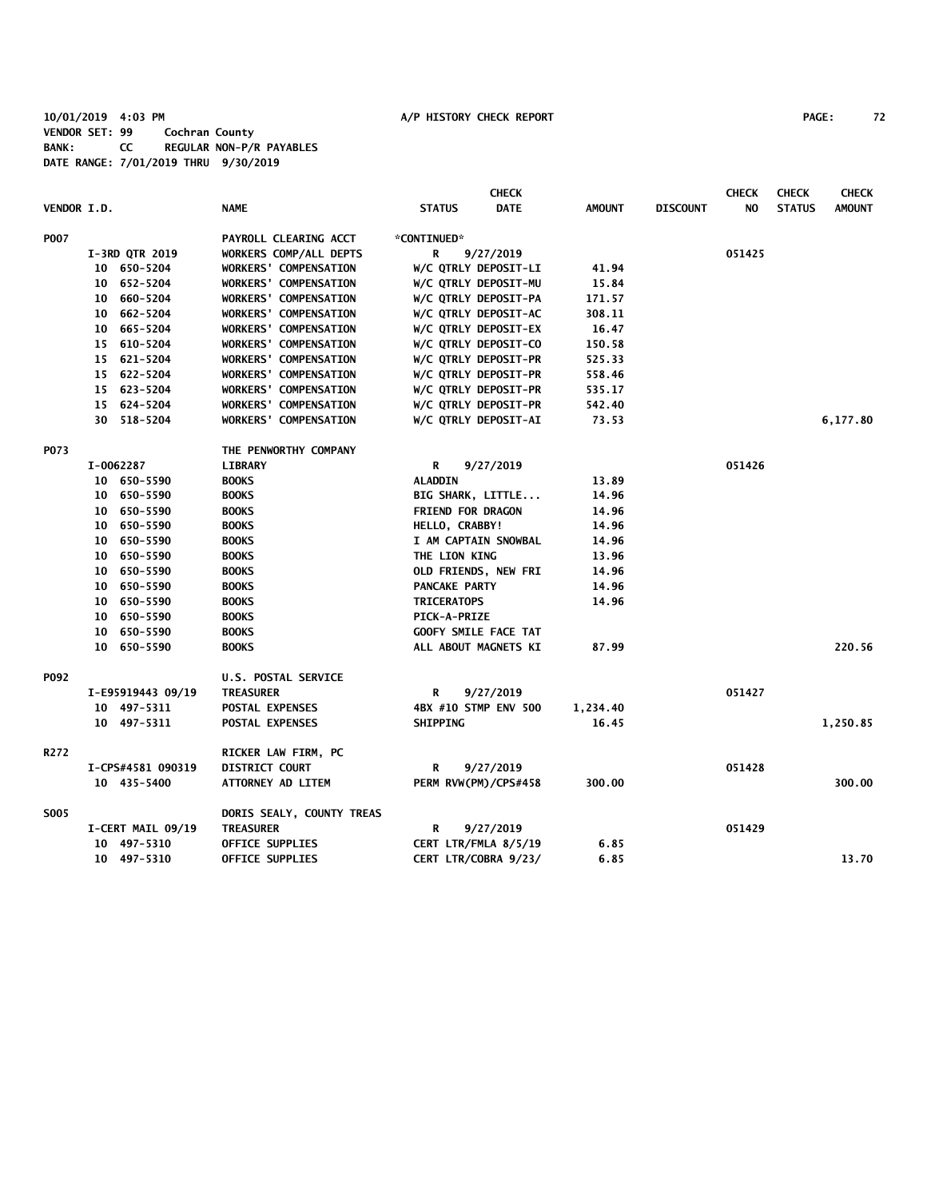10/01/2019 4:03 PM A/P HISTORY CHECK REPORT

VENDOR SET: 99 Cochran County
BANK: CC REGULAR NON-P/R PAYABLES
DATE RANGE: 7/01/2019 THRU 9/30/2019

| VENDOR I.D. | NAME | STATUS | CHECK DATE | AMOUNT | DISCOUNT | CHECK NO | CHECK STATUS | CHECK AMOUNT |
|---|---|---|---|---|---|---|---|---|
| P007 | PAYROLL CLEARING ACCT | *CONTINUED* | | | | | | |
| I-3RD QTR 2019 | WORKERS COMP/ALL DEPTS | R | 9/27/2019 | | | 051425 | | |
| 10 650-5204 | WORKERS' COMPENSATION | W/C QTRLY DEPOSIT-LI | | 41.94 | | | | |
| 10 652-5204 | WORKERS' COMPENSATION | W/C QTRLY DEPOSIT-MU | | 15.84 | | | | |
| 10 660-5204 | WORKERS' COMPENSATION | W/C QTRLY DEPOSIT-PA | | 171.57 | | | | |
| 10 662-5204 | WORKERS' COMPENSATION | W/C QTRLY DEPOSIT-AC | | 308.11 | | | | |
| 10 665-5204 | WORKERS' COMPENSATION | W/C QTRLY DEPOSIT-EX | | 16.47 | | | | |
| 15 610-5204 | WORKERS' COMPENSATION | W/C QTRLY DEPOSIT-CO | | 150.58 | | | | |
| 15 621-5204 | WORKERS' COMPENSATION | W/C QTRLY DEPOSIT-PR | | 525.33 | | | | |
| 15 622-5204 | WORKERS' COMPENSATION | W/C QTRLY DEPOSIT-PR | | 558.46 | | | | |
| 15 623-5204 | WORKERS' COMPENSATION | W/C QTRLY DEPOSIT-PR | | 535.17 | | | | |
| 15 624-5204 | WORKERS' COMPENSATION | W/C QTRLY DEPOSIT-PR | | 542.40 | | | | |
| 30 518-5204 | WORKERS' COMPENSATION | W/C QTRLY DEPOSIT-AI | | 73.53 | | | | 6,177.80 |
| P073 | THE PENWORTHY COMPANY | | | | | | | |
| I-0062287 | LIBRARY | R | 9/27/2019 | | | 051426 | | |
| 10 650-5590 | BOOKS | ALADDIN | | 13.89 | | | | |
| 10 650-5590 | BOOKS | BIG SHARK, LITTLE... | | 14.96 | | | | |
| 10 650-5590 | BOOKS | FRIEND FOR DRAGON | | 14.96 | | | | |
| 10 650-5590 | BOOKS | HELLO, CRABBY! | | 14.96 | | | | |
| 10 650-5590 | BOOKS | I AM CAPTAIN SNOWBAL | | 14.96 | | | | |
| 10 650-5590 | BOOKS | THE LION KING | | 13.96 | | | | |
| 10 650-5590 | BOOKS | OLD FRIENDS, NEW FRI | | 14.96 | | | | |
| 10 650-5590 | BOOKS | PANCAKE PARTY | | 14.96 | | | | |
| 10 650-5590 | BOOKS | TRICERATOPS | | 14.96 | | | | |
| 10 650-5590 | BOOKS | PICK-A-PRIZE | | | | | | |
| 10 650-5590 | BOOKS | GOOFY SMILE FACE TAT | | | | | | |
| 10 650-5590 | BOOKS | ALL ABOUT MAGNETS KI | | 87.99 | | | | 220.56 |
| P092 | U.S. POSTAL SERVICE | | | | | | | |
| I-E95919443 09/19 | TREASURER | R | 9/27/2019 | | | 051427 | | |
| 10 497-5311 | POSTAL EXPENSES | 4BX #10 STMP ENV 500 | | 1,234.40 | | | | |
| 10 497-5311 | POSTAL EXPENSES | SHIPPING | | 16.45 | | | | 1,250.85 |
| R272 | RICKER LAW FIRM, PC | | | | | | | |
| I-CPS#4581 090319 | DISTRICT COURT | R | 9/27/2019 | | | 051428 | | |
| 10 435-5400 | ATTORNEY AD LITEM | PERM RVW(PM)/CPS#458 | | 300.00 | | | | 300.00 |
| S005 | DORIS SEALY, COUNTY TREAS | | | | | | | |
| I-CERT MAIL 09/19 | TREASURER | R | 9/27/2019 | | | 051429 | | |
| 10 497-5310 | OFFICE SUPPLIES | CERT LTR/FMLA 8/5/19 | | 6.85 | | | | |
| 10 497-5310 | OFFICE SUPPLIES | CERT LTR/COBRA 9/23/ | | 6.85 | | | | 13.70 |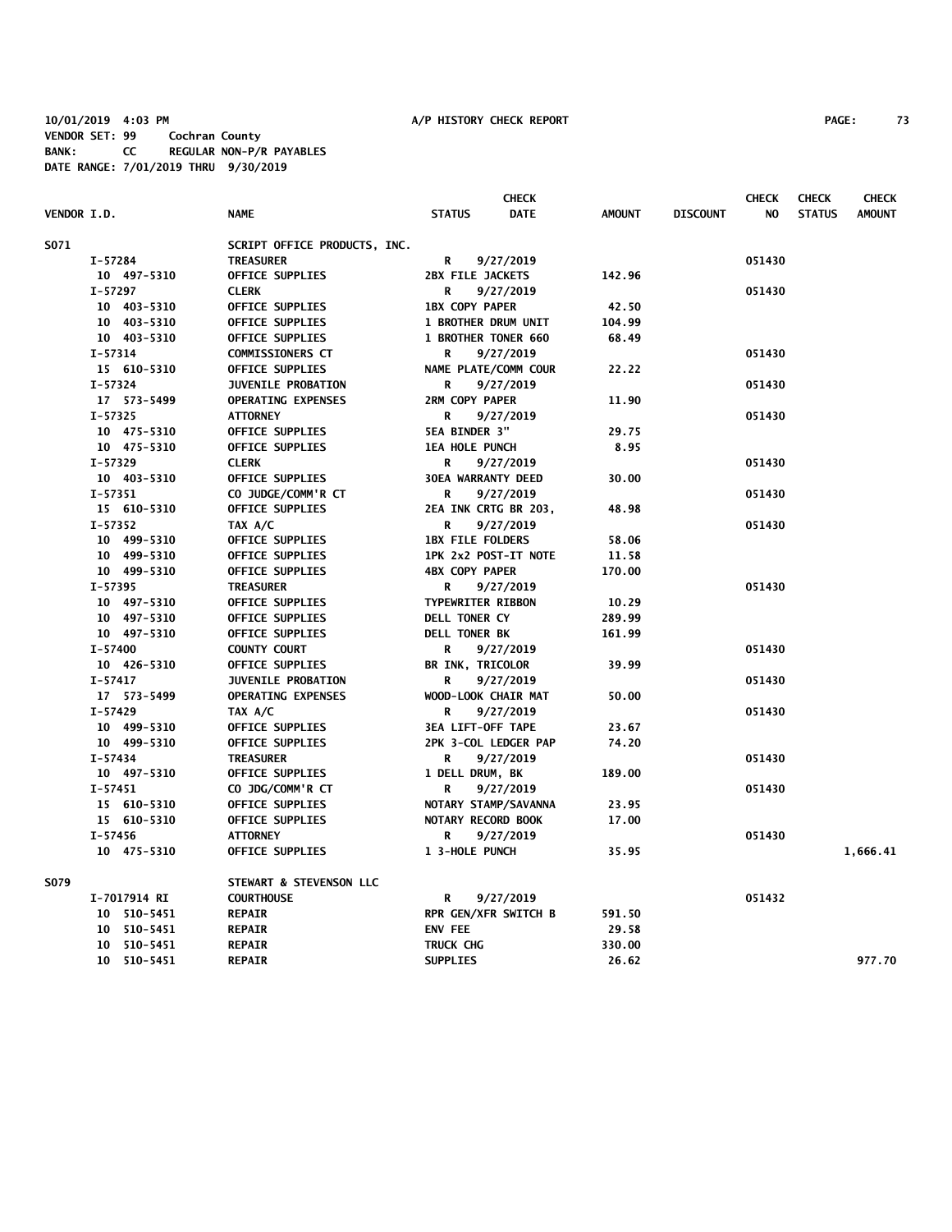10/01/2019 4:03 PM A/P HISTORY CHECK REPORT

VENDOR SET: 99 Cochran County
BANK: CC REGULAR NON-P/R PAYABLES
DATE RANGE: 7/01/2019 THRU 9/30/2019

| VENDOR I.D. | NAME | STATUS | CHECK DATE | AMOUNT | DISCOUNT | CHECK NO | CHECK STATUS | CHECK AMOUNT |
|---|---|---|---|---|---|---|---|---|
| S071 | SCRIPT OFFICE PRODUCTS, INC. | | | | | | | |
| I-57284 | TREASURER | R | 9/27/2019 | | | 051430 | | |
| 10 497-5310 | OFFICE SUPPLIES | 2BX FILE JACKETS | | 142.96 | | | | |
| I-57297 | CLERK | R | 9/27/2019 | | | 051430 | | |
| 10 403-5310 | OFFICE SUPPLIES | 1BX COPY PAPER | | 42.50 | | | | |
| 10 403-5310 | OFFICE SUPPLIES | 1 BROTHER DRUM UNIT | | 104.99 | | | | |
| 10 403-5310 | OFFICE SUPPLIES | 1 BROTHER TONER 660 | | 68.49 | | | | |
| I-57314 | COMMISSIONERS CT | R | 9/27/2019 | | | 051430 | | |
| 15 610-5310 | OFFICE SUPPLIES | NAME PLATE/COMM COUR | | 22.22 | | | | |
| I-57324 | JUVENILE PROBATION | R | 9/27/2019 | | | 051430 | | |
| 17 573-5499 | OPERATING EXPENSES | 2RM COPY PAPER | | 11.90 | | | | |
| I-57325 | ATTORNEY | R | 9/27/2019 | | | 051430 | | |
| 10 475-5310 | OFFICE SUPPLIES | 5EA BINDER 3" | | 29.75 | | | | |
| 10 475-5310 | OFFICE SUPPLIES | 1EA HOLE PUNCH | | 8.95 | | | | |
| I-57329 | CLERK | R | 9/27/2019 | | | 051430 | | |
| 10 403-5310 | OFFICE SUPPLIES | 30EA WARRANTY DEED | | 30.00 | | | | |
| I-57351 | CO JUDGE/COMM'R CT | R | 9/27/2019 | | | 051430 | | |
| 15 610-5310 | OFFICE SUPPLIES | 2EA INK CRTG BR 203, | | 48.98 | | | | |
| I-57352 | TAX A/C | R | 9/27/2019 | | | 051430 | | |
| 10 499-5310 | OFFICE SUPPLIES | 1BX FILE FOLDERS | | 58.06 | | | | |
| 10 499-5310 | OFFICE SUPPLIES | 1PK 2x2 POST-IT NOTE | | 11.58 | | | | |
| 10 499-5310 | OFFICE SUPPLIES | 4BX COPY PAPER | | 170.00 | | | | |
| I-57395 | TREASURER | R | 9/27/2019 | | | 051430 | | |
| 10 497-5310 | OFFICE SUPPLIES | TYPEWRITER RIBBON | | 10.29 | | | | |
| 10 497-5310 | OFFICE SUPPLIES | DELL TONER CY | | 289.99 | | | | |
| 10 497-5310 | OFFICE SUPPLIES | DELL TONER BK | | 161.99 | | | | |
| I-57400 | COUNTY COURT | R | 9/27/2019 | | | 051430 | | |
| 10 426-5310 | OFFICE SUPPLIES | BR INK, TRICOLOR | | 39.99 | | | | |
| I-57417 | JUVENILE PROBATION | R | 9/27/2019 | | | 051430 | | |
| 17 573-5499 | OPERATING EXPENSES | WOOD-LOOK CHAIR MAT | | 50.00 | | | | |
| I-57429 | TAX A/C | R | 9/27/2019 | | | 051430 | | |
| 10 499-5310 | OFFICE SUPPLIES | 3EA LIFT-OFF TAPE | | 23.67 | | | | |
| 10 499-5310 | OFFICE SUPPLIES | 2PK 3-COL LEDGER PAP | | 74.20 | | | | |
| I-57434 | TREASURER | R | 9/27/2019 | | | 051430 | | |
| 10 497-5310 | OFFICE SUPPLIES | 1 DELL DRUM, BK | | 189.00 | | | | |
| I-57451 | CO JDG/COMM'R CT | R | 9/27/2019 | | | 051430 | | |
| 15 610-5310 | OFFICE SUPPLIES | NOTARY STAMP/SAVANNA | | 23.95 | | | | |
| 15 610-5310 | OFFICE SUPPLIES | NOTARY RECORD BOOK | | 17.00 | | | | |
| I-57456 | ATTORNEY | R | 9/27/2019 | | | 051430 | | |
| 10 475-5310 | OFFICE SUPPLIES | 1 3-HOLE PUNCH | | 35.95 | | | | 1,666.41 |
| S079 | STEWART & STEVENSON LLC | | | | | | | |
| I-7017914 RI | COURTHOUSE | R | 9/27/2019 | | | 051432 | | |
| 10 510-5451 | REPAIR | RPR GEN/XFR SWITCH B | | 591.50 | | | | |
| 10 510-5451 | REPAIR | ENV FEE | | 29.58 | | | | |
| 10 510-5451 | REPAIR | TRUCK CHG | | 330.00 | | | | |
| 10 510-5451 | REPAIR | SUPPLIES | | 26.62 | | | | 977.70 |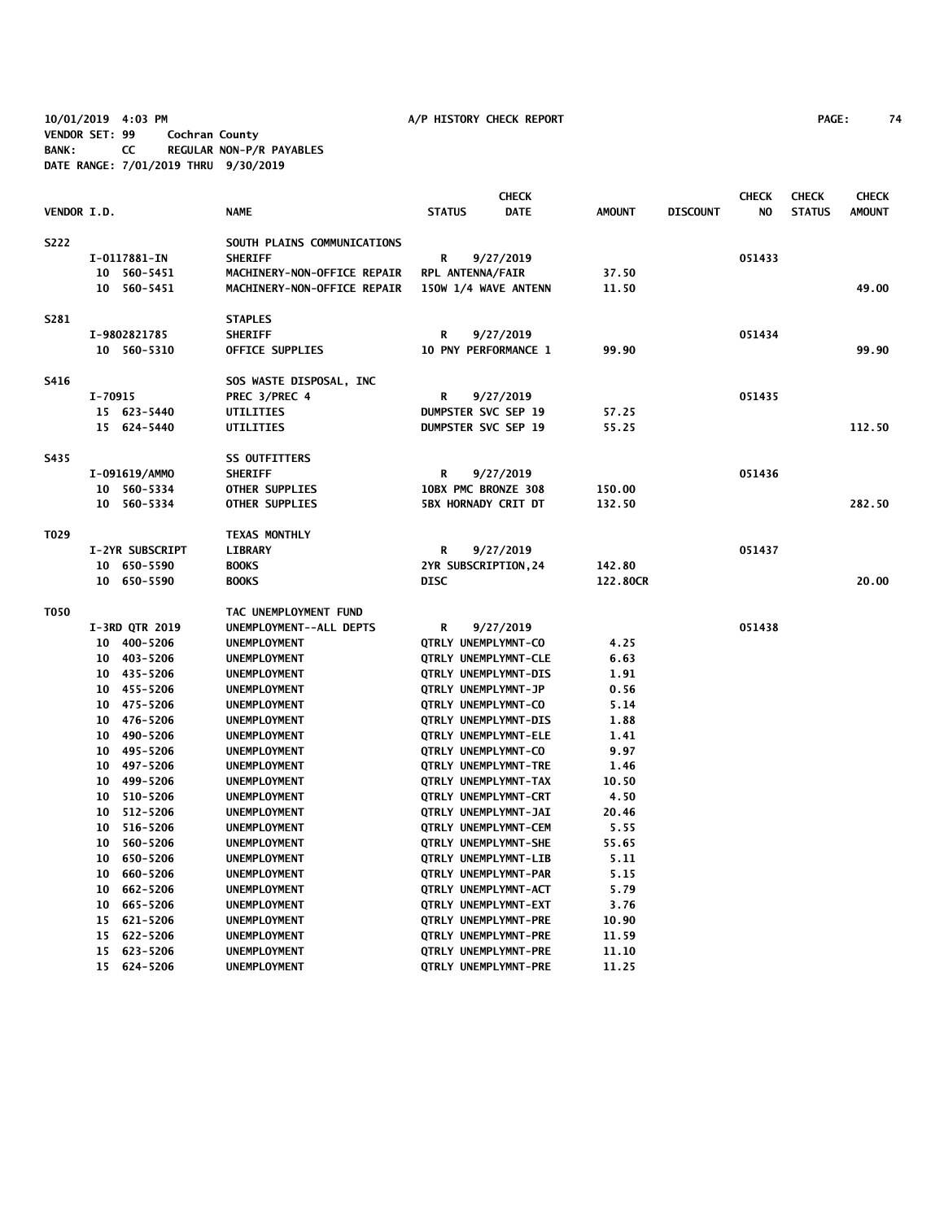10/01/2019 4:03 PM A/P HISTORY CHECK REPORT
VENDOR SET: 99 Cochran County
BANK: CC REGULAR NON-P/R PAYABLES
DATE RANGE: 7/01/2019 THRU 9/30/2019

| VENDOR I.D. | NAME | STATUS | CHECK DATE | AMOUNT | DISCOUNT | CHECK NO | CHECK STATUS | CHECK AMOUNT |
|---|---|---|---|---|---|---|---|---|
| S222 | SOUTH PLAINS COMMUNICATIONS | | | | | | | |
| I-0117881-IN | SHERIFF | R | 9/27/2019 | | | 051433 | | |
| 10 560-5451 | MACHINERY-NON-OFFICE REPAIR | RPL ANTENNA/FAIR | | 37.50 | | | | |
| 10 560-5451 | MACHINERY-NON-OFFICE REPAIR | 150W 1/4 WAVE ANTENN | | 11.50 | | | | 49.00 |
| S281 | STAPLES | | | | | | | |
| I-9802821785 | SHERIFF | R | 9/27/2019 | | | 051434 | | |
| 10 560-5310 | OFFICE SUPPLIES | 10 PNY PERFORMANCE 1 | | 99.90 | | | | 99.90 |
| S416 | SOS WASTE DISPOSAL, INC | | | | | | | |
| I-70915 | PREC 3/PREC 4 | R | 9/27/2019 | | | 051435 | | |
| 15 623-5440 | UTILITIES | DUMPSTER SVC SEP 19 | | 57.25 | | | | |
| 15 624-5440 | UTILITIES | DUMPSTER SVC SEP 19 | | 55.25 | | | | 112.50 |
| S435 | SS OUTFITTERS | | | | | | | |
| I-091619/AMMO | SHERIFF | R | 9/27/2019 | | | 051436 | | |
| 10 560-5334 | OTHER SUPPLIES | 10BX PMC BRONZE 308 | | 150.00 | | | | |
| 10 560-5334 | OTHER SUPPLIES | 5BX HORNADY CRIT DT | | 132.50 | | | | 282.50 |
| T029 | TEXAS MONTHLY | | | | | | | |
| I-2YR SUBSCRIPT | LIBRARY | R | 9/27/2019 | | | 051437 | | |
| 10 650-5590 | BOOKS | 2YR SUBSCRIPTION,24 | | 142.80 | | | | |
| 10 650-5590 | BOOKS | DISC | | 122.80CR | | | | 20.00 |
| T050 | TAC UNEMPLOYMENT FUND | | | | | | | |
| I-3RD QTR 2019 | UNEMPLOYMENT--ALL DEPTS | R | 9/27/2019 | | | 051438 | | |
| 10 400-5206 | UNEMPLOYMENT | QTRLY UNEMPLYMNT-CO | | 4.25 | | | | |
| 10 403-5206 | UNEMPLOYMENT | QTRLY UNEMPLYMNT-CLE | | 6.63 | | | | |
| 10 435-5206 | UNEMPLOYMENT | QTRLY UNEMPLYMNT-DIS | | 1.91 | | | | |
| 10 455-5206 | UNEMPLOYMENT | QTRLY UNEMPLYMNT-JP | | 0.56 | | | | |
| 10 475-5206 | UNEMPLOYMENT | QTRLY UNEMPLYMNT-CO | | 5.14 | | | | |
| 10 476-5206 | UNEMPLOYMENT | QTRLY UNEMPLYMNT-DIS | | 1.88 | | | | |
| 10 490-5206 | UNEMPLOYMENT | QTRLY UNEMPLYMNT-ELE | | 1.41 | | | | |
| 10 495-5206 | UNEMPLOYMENT | QTRLY UNEMPLYMNT-CO | | 9.97 | | | | |
| 10 497-5206 | UNEMPLOYMENT | QTRLY UNEMPLYMNT-TRE | | 1.46 | | | | |
| 10 499-5206 | UNEMPLOYMENT | QTRLY UNEMPLYMNT-TAX | | 10.50 | | | | |
| 10 510-5206 | UNEMPLOYMENT | QTRLY UNEMPLYMNT-CRT | | 4.50 | | | | |
| 10 512-5206 | UNEMPLOYMENT | QTRLY UNEMPLYMNT-JAI | | 20.46 | | | | |
| 10 516-5206 | UNEMPLOYMENT | QTRLY UNEMPLYMNT-CEM | | 5.55 | | | | |
| 10 560-5206 | UNEMPLOYMENT | QTRLY UNEMPLYMNT-SHE | | 55.65 | | | | |
| 10 650-5206 | UNEMPLOYMENT | QTRLY UNEMPLYMNT-LIB | | 5.11 | | | | |
| 10 660-5206 | UNEMPLOYMENT | QTRLY UNEMPLYMNT-PAR | | 5.15 | | | | |
| 10 662-5206 | UNEMPLOYMENT | QTRLY UNEMPLYMNT-ACT | | 5.79 | | | | |
| 10 665-5206 | UNEMPLOYMENT | QTRLY UNEMPLYMNT-EXT | | 3.76 | | | | |
| 15 621-5206 | UNEMPLOYMENT | QTRLY UNEMPLYMNT-PRE | | 10.90 | | | | |
| 15 622-5206 | UNEMPLOYMENT | QTRLY UNEMPLYMNT-PRE | | 11.59 | | | | |
| 15 623-5206 | UNEMPLOYMENT | QTRLY UNEMPLYMNT-PRE | | 11.10 | | | | |
| 15 624-5206 | UNEMPLOYMENT | QTRLY UNEMPLYMNT-PRE | | 11.25 | | | | |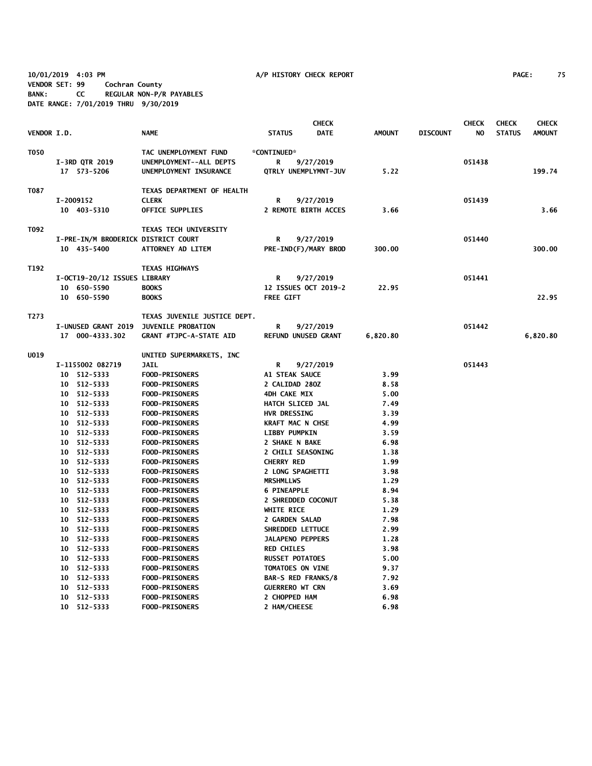10/01/2019 4:03 PM A/P HISTORY CHECK REPORT
VENDOR SET: 99 Cochran County
BANK: CC REGULAR NON-P/R PAYABLES
DATE RANGE: 7/01/2019 THRU 9/30/2019

| VENDOR I.D. | NAME | STATUS | CHECK DATE | AMOUNT | DISCOUNT | CHECK NO | CHECK STATUS | CHECK AMOUNT |
|---|---|---|---|---|---|---|---|---|
| T050 | TAC UNEMPLOYMENT FUND | *CONTINUED* | | | | | | |
| I-3RD QTR 2019 | UNEMPLOYMENT--ALL DEPTS | R | 9/27/2019 | | | 051438 | | |
| 17 573-5206 | UNEMPLOYMENT INSURANCE | QTRLY UNEMPLYMNT-JUV | | 5.22 | | | | 199.74 |
| T087 | TEXAS DEPARTMENT OF HEALTH | | | | | | | |
| I-2009152 | CLERK | R | 9/27/2019 | | | 051439 | | |
| 10 403-5310 | OFFICE SUPPLIES | 2 REMOTE BIRTH ACCES | | 3.66 | | | | 3.66 |
| T092 | TEXAS TECH UNIVERSITY | | | | | | | |
| I-PRE-IN/M BRODERICK | DISTRICT COURT | R | 9/27/2019 | | | 051440 | | |
| 10 435-5400 | ATTORNEY AD LITEM | PRE-IND(F)/MARY BROD | | 300.00 | | | | 300.00 |
| T192 | TEXAS HIGHWAYS | | | | | | | |
| I-OCT19-20/12 ISSUES | LIBRARY | R | 9/27/2019 | | | 051441 | | |
| 10 650-5590 | BOOKS | 12 ISSUES OCT 2019-2 | | 22.95 | | | | |
| 10 650-5590 | BOOKS | FREE GIFT | | | | | | 22.95 |
| T273 | TEXAS JUVENILE JUSTICE DEPT. | | | | | | | |
| I-UNUSED GRANT 2019 | JUVENILE PROBATION | R | 9/27/2019 | | | 051442 | | |
| 17 000-4333.302 | GRANT #TJPC-A-STATE AID | REFUND UNUSED GRANT | | 6,820.80 | | | | 6,820.80 |
| U019 | UNITED SUPERMARKETS, INC | | | | | | | |
| I-1155002 082719 | JAIL | R | 9/27/2019 | | | 051443 | | |
| 10 512-5333 | FOOD-PRISONERS | A1 STEAK SAUCE | | 3.99 | | | | |
| 10 512-5333 | FOOD-PRISONERS | 2 CALIDAD 28OZ | | 8.58 | | | | |
| 10 512-5333 | FOOD-PRISONERS | 4DH CAKE MIX | | 5.00 | | | | |
| 10 512-5333 | FOOD-PRISONERS | HATCH SLICED JAL | | 7.49 | | | | |
| 10 512-5333 | FOOD-PRISONERS | HVR DRESSING | | 3.39 | | | | |
| 10 512-5333 | FOOD-PRISONERS | KRAFT MAC N CHSE | | 4.99 | | | | |
| 10 512-5333 | FOOD-PRISONERS | LIBBY PUMPKIN | | 3.59 | | | | |
| 10 512-5333 | FOOD-PRISONERS | 2 SHAKE N BAKE | | 6.98 | | | | |
| 10 512-5333 | FOOD-PRISONERS | 2 CHILI SEASONING | | 1.38 | | | | |
| 10 512-5333 | FOOD-PRISONERS | CHERRY RED | | 1.99 | | | | |
| 10 512-5333 | FOOD-PRISONERS | 2 LONG SPAGHETTI | | 3.98 | | | | |
| 10 512-5333 | FOOD-PRISONERS | MRSHMLLWS | | 1.29 | | | | |
| 10 512-5333 | FOOD-PRISONERS | 6 PINEAPPLE | | 8.94 | | | | |
| 10 512-5333 | FOOD-PRISONERS | 2 SHREDDED COCONUT | | 5.38 | | | | |
| 10 512-5333 | FOOD-PRISONERS | WHITE RICE | | 1.29 | | | | |
| 10 512-5333 | FOOD-PRISONERS | 2 GARDEN SALAD | | 7.98 | | | | |
| 10 512-5333 | FOOD-PRISONERS | SHREDDED LETTUCE | | 2.99 | | | | |
| 10 512-5333 | FOOD-PRISONERS | JALAPENO PEPPERS | | 1.28 | | | | |
| 10 512-5333 | FOOD-PRISONERS | RED CHILES | | 3.98 | | | | |
| 10 512-5333 | FOOD-PRISONERS | RUSSET POTATOES | | 5.00 | | | | |
| 10 512-5333 | FOOD-PRISONERS | TOMATOES ON VINE | | 9.37 | | | | |
| 10 512-5333 | FOOD-PRISONERS | BAR-S RED FRANKS/8 | | 7.92 | | | | |
| 10 512-5333 | FOOD-PRISONERS | GUERRERO WT CRN | | 3.69 | | | | |
| 10 512-5333 | FOOD-PRISONERS | 2 CHOPPED HAM | | 6.98 | | | | |
| 10 512-5333 | FOOD-PRISONERS | 2 HAM/CHEESE | | 6.98 | | | | |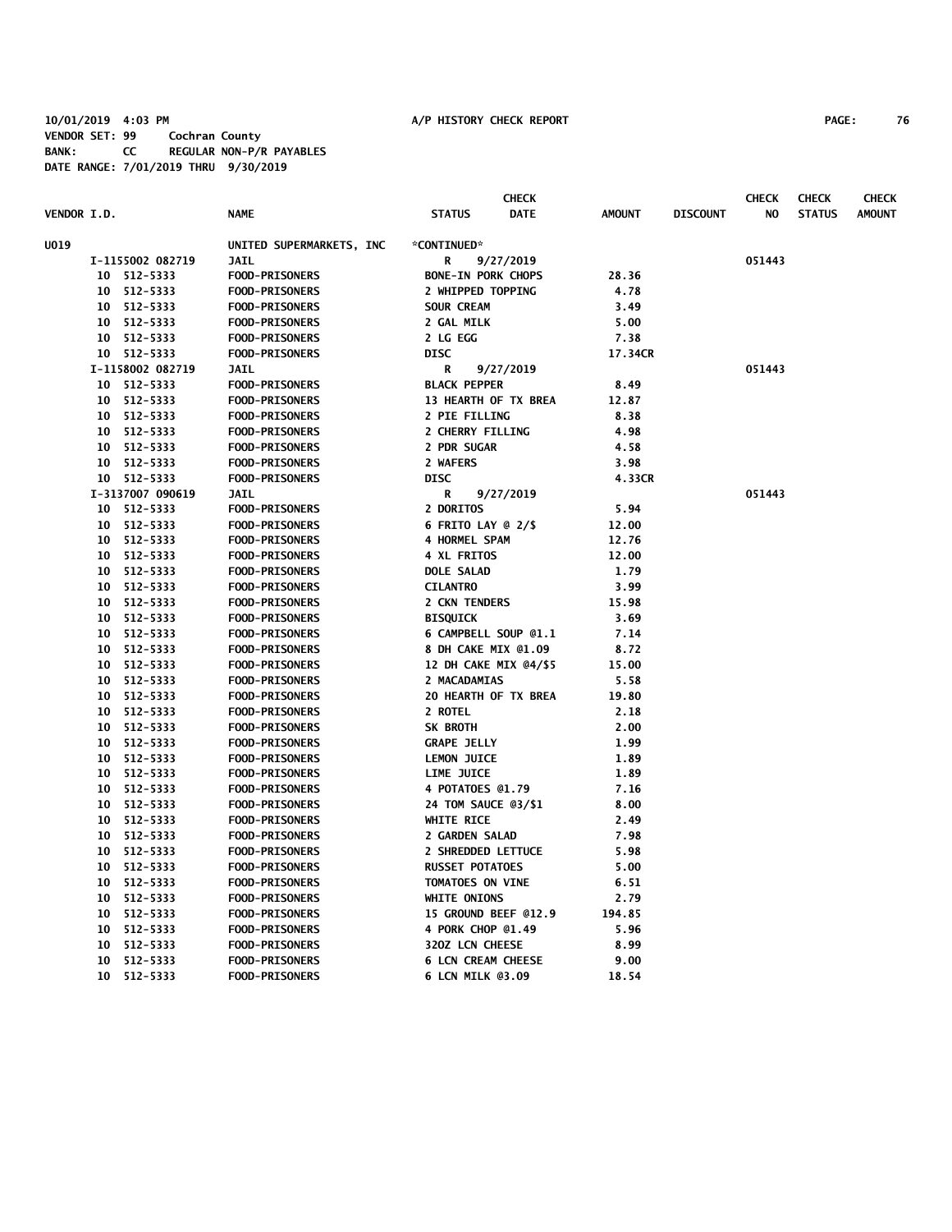10/01/2019 4:03 PM A/P HISTORY CHECK REPORT PAGE: 76
VENDOR SET: 99 Cochran County
BANK: CC REGULAR NON-P/R PAYABLES
DATE RANGE: 7/01/2019 THRU 9/30/2019

| VENDOR I.D. | NAME | STATUS | CHECK DATE | AMOUNT | DISCOUNT | CHECK NO | CHECK STATUS | CHECK AMOUNT |
|---|---|---|---|---|---|---|---|---|
| U019 | UNITED SUPERMARKETS, INC | *CONTINUED* | | | | | | |
| I-1155002 082719 | JAIL | R | 9/27/2019 | | | 051443 | | |
| 10 512-5333 | FOOD-PRISONERS | BONE-IN PORK CHOPS | | 28.36 | | | | |
| 10 512-5333 | FOOD-PRISONERS | 2 WHIPPED TOPPING | | 4.78 | | | | |
| 10 512-5333 | FOOD-PRISONERS | SOUR CREAM | | 3.49 | | | | |
| 10 512-5333 | FOOD-PRISONERS | 2 GAL MILK | | 5.00 | | | | |
| 10 512-5333 | FOOD-PRISONERS | 2 LG EGG | | 7.38 | | | | |
| 10 512-5333 | FOOD-PRISONERS | DISC | | 17.34CR | | | | |
| I-1158002 082719 | JAIL | R | 9/27/2019 | | | 051443 | | |
| 10 512-5333 | FOOD-PRISONERS | BLACK PEPPER | | 8.49 | | | | |
| 10 512-5333 | FOOD-PRISONERS | 13 HEARTH OF TX BREA | | 12.87 | | | | |
| 10 512-5333 | FOOD-PRISONERS | 2 PIE FILLING | | 8.38 | | | | |
| 10 512-5333 | FOOD-PRISONERS | 2 CHERRY FILLING | | 4.98 | | | | |
| 10 512-5333 | FOOD-PRISONERS | 2 PDR SUGAR | | 4.58 | | | | |
| 10 512-5333 | FOOD-PRISONERS | 2 WAFERS | | 3.98 | | | | |
| 10 512-5333 | FOOD-PRISONERS | DISC | | 4.33CR | | | | |
| I-3137007 090619 | JAIL | R | 9/27/2019 | | | 051443 | | |
| 10 512-5333 | FOOD-PRISONERS | 2 DORITOS | | 5.94 | | | | |
| 10 512-5333 | FOOD-PRISONERS | 6 FRITO LAY @ 2/$ | | 12.00 | | | | |
| 10 512-5333 | FOOD-PRISONERS | 4 HORMEL SPAM | | 12.76 | | | | |
| 10 512-5333 | FOOD-PRISONERS | 4 XL FRITOS | | 12.00 | | | | |
| 10 512-5333 | FOOD-PRISONERS | DOLE SALAD | | 1.79 | | | | |
| 10 512-5333 | FOOD-PRISONERS | CILANTRO | | 3.99 | | | | |
| 10 512-5333 | FOOD-PRISONERS | 2 CKN TENDERS | | 15.98 | | | | |
| 10 512-5333 | FOOD-PRISONERS | BISQUICK | | 3.69 | | | | |
| 10 512-5333 | FOOD-PRISONERS | 6 CAMPBELL SOUP @1.1 | | 7.14 | | | | |
| 10 512-5333 | FOOD-PRISONERS | 8 DH CAKE MIX @1.09 | | 8.72 | | | | |
| 10 512-5333 | FOOD-PRISONERS | 12 DH CAKE MIX @4/$5 | | 15.00 | | | | |
| 10 512-5333 | FOOD-PRISONERS | 2 MACADAMIAS | | 5.58 | | | | |
| 10 512-5333 | FOOD-PRISONERS | 20 HEARTH OF TX BREA | | 19.80 | | | | |
| 10 512-5333 | FOOD-PRISONERS | 2 ROTEL | | 2.18 | | | | |
| 10 512-5333 | FOOD-PRISONERS | SK BROTH | | 2.00 | | | | |
| 10 512-5333 | FOOD-PRISONERS | GRAPE JELLY | | 1.99 | | | | |
| 10 512-5333 | FOOD-PRISONERS | LEMON JUICE | | 1.89 | | | | |
| 10 512-5333 | FOOD-PRISONERS | LIME JUICE | | 1.89 | | | | |
| 10 512-5333 | FOOD-PRISONERS | 4 POTATOES @1.79 | | 7.16 | | | | |
| 10 512-5333 | FOOD-PRISONERS | 24 TOM SAUCE @3/$1 | | 8.00 | | | | |
| 10 512-5333 | FOOD-PRISONERS | WHITE RICE | | 2.49 | | | | |
| 10 512-5333 | FOOD-PRISONERS | 2 GARDEN SALAD | | 7.98 | | | | |
| 10 512-5333 | FOOD-PRISONERS | 2 SHREDDED LETTUCE | | 5.98 | | | | |
| 10 512-5333 | FOOD-PRISONERS | RUSSET POTATOES | | 5.00 | | | | |
| 10 512-5333 | FOOD-PRISONERS | TOMATOES ON VINE | | 6.51 | | | | |
| 10 512-5333 | FOOD-PRISONERS | WHITE ONIONS | | 2.79 | | | | |
| 10 512-5333 | FOOD-PRISONERS | 15 GROUND BEEF @12.9 | | 194.85 | | | | |
| 10 512-5333 | FOOD-PRISONERS | 4 PORK CHOP @1.49 | | 5.96 | | | | |
| 10 512-5333 | FOOD-PRISONERS | 32OZ LCN CHEESE | | 8.99 | | | | |
| 10 512-5333 | FOOD-PRISONERS | 6 LCN CREAM CHEESE | | 9.00 | | | | |
| 10 512-5333 | FOOD-PRISONERS | 6 LCN MILK @3.09 | | 18.54 | | | | |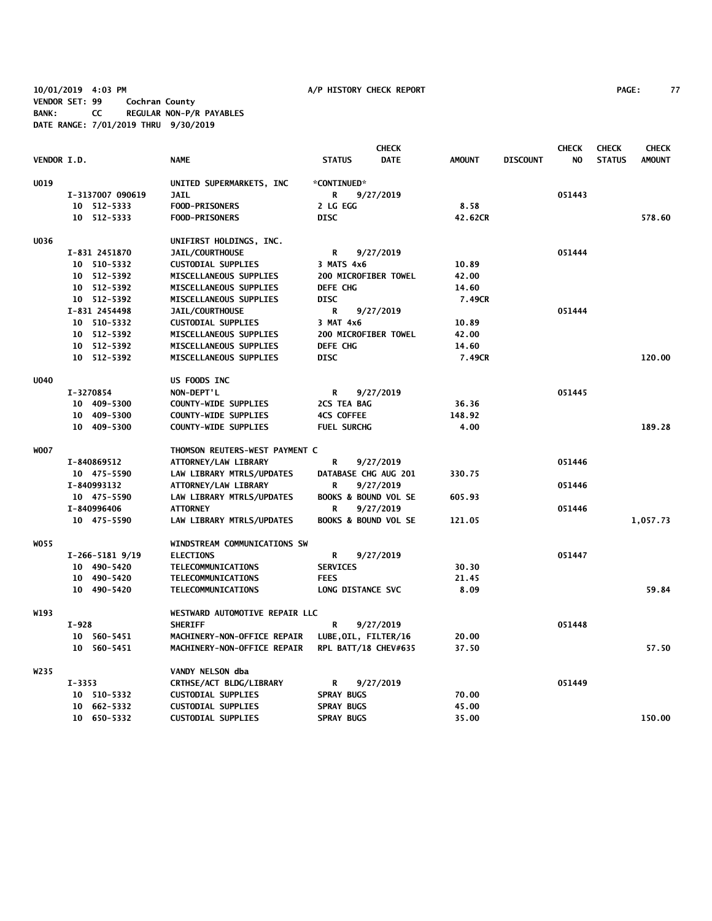10/01/2019 4:03 PM A/P HISTORY CHECK REPORT

VENDOR SET: 99 Cochran County

BANK: CC REGULAR NON-P/R PAYABLES

DATE RANGE: 7/01/2019 THRU 9/30/2019

| VENDOR I.D. | NAME | STATUS | CHECK DATE | AMOUNT | DISCOUNT | CHECK NO | CHECK STATUS | CHECK AMOUNT |
|---|---|---|---|---|---|---|---|---|
| U019 | UNITED SUPERMARKETS, INC | *CONTINUED* | | | | | | |
| I-3137007 090619 | JAIL | R | 9/27/2019 | | | 051443 | | |
| 10 512-5333 | FOOD-PRISONERS | 2 LG EGG | | 8.58 | | | | |
| 10 512-5333 | FOOD-PRISONERS | DISC | | 42.62CR | | | | 578.60 |
| U036 | UNIFIRST HOLDINGS, INC. | | | | | | | |
| I-831 2451870 | JAIL/COURTHOUSE | R | 9/27/2019 | | | 051444 | | |
| 10 510-5332 | CUSTODIAL SUPPLIES | 3 MATS 4x6 | | 10.89 | | | | |
| 10 512-5392 | MISCELLANEOUS SUPPLIES | 200 MICROFIBER TOWEL | | 42.00 | | | | |
| 10 512-5392 | MISCELLANEOUS SUPPLIES | DEFE CHG | | 14.60 | | | | |
| 10 512-5392 | MISCELLANEOUS SUPPLIES | DISC | | 7.49CR | | | | |
| I-831 2454498 | JAIL/COURTHOUSE | R | 9/27/2019 | | | 051444 | | |
| 10 510-5332 | CUSTODIAL SUPPLIES | 3 MAT 4x6 | | 10.89 | | | | |
| 10 512-5392 | MISCELLANEOUS SUPPLIES | 200 MICROFIBER TOWEL | | 42.00 | | | | |
| 10 512-5392 | MISCELLANEOUS SUPPLIES | DEFE CHG | | 14.60 | | | | |
| 10 512-5392 | MISCELLANEOUS SUPPLIES | DISC | | 7.49CR | | | | 120.00 |
| U040 | US FOODS INC | | | | | | | |
| I-3270854 | NON-DEPT'L | R | 9/27/2019 | | | 051445 | | |
| 10 409-5300 | COUNTY-WIDE SUPPLIES | 2CS TEA BAG | | 36.36 | | | | |
| 10 409-5300 | COUNTY-WIDE SUPPLIES | 4CS COFFEE | | 148.92 | | | | |
| 10 409-5300 | COUNTY-WIDE SUPPLIES | FUEL SURCHG | | 4.00 | | | | 189.28 |
| W007 | THOMSON REUTERS-WEST PAYMENT C | | | | | | | |
| I-840869512 | ATTORNEY/LAW LIBRARY | R | 9/27/2019 | | | 051446 | | |
| 10 475-5590 | LAW LIBRARY MTRLS/UPDATES | DATABASE CHG AUG 201 | | 330.75 | | | | |
| I-840993132 | ATTORNEY/LAW LIBRARY | R | 9/27/2019 | | | 051446 | | |
| 10 475-5590 | LAW LIBRARY MTRLS/UPDATES | BOOKS & BOUND VOL SE | | 605.93 | | | | |
| I-840996406 | ATTORNEY | R | 9/27/2019 | | | 051446 | | |
| 10 475-5590 | LAW LIBRARY MTRLS/UPDATES | BOOKS & BOUND VOL SE | | 121.05 | | | | 1,057.73 |
| W055 | WINDSTREAM COMMUNICATIONS SW | | | | | | | |
| I-266-5181 9/19 | ELECTIONS | R | 9/27/2019 | | | 051447 | | |
| 10 490-5420 | TELECOMMUNICATIONS | SERVICES | | 30.30 | | | | |
| 10 490-5420 | TELECOMMUNICATIONS | FEES | | 21.45 | | | | |
| 10 490-5420 | TELECOMMUNICATIONS | LONG DISTANCE SVC | | 8.09 | | | | 59.84 |
| W193 | WESTWARD AUTOMOTIVE REPAIR LLC | | | | | | | |
| I-928 | SHERIFF | R | 9/27/2019 | | | 051448 | | |
| 10 560-5451 | MACHINERY-NON-OFFICE REPAIR | LUBE,OIL, FILTER/16 | | 20.00 | | | | |
| 10 560-5451 | MACHINERY-NON-OFFICE REPAIR | RPL BATT/18 CHEV#635 | | 37.50 | | | | 57.50 |
| W235 | VANDY NELSON dba | | | | | | | |
| I-3353 | CRTHSE/ACT BLDG/LIBRARY | R | 9/27/2019 | | | 051449 | | |
| 10 510-5332 | CUSTODIAL SUPPLIES | SPRAY BUGS | | 70.00 | | | | |
| 10 662-5332 | CUSTODIAL SUPPLIES | SPRAY BUGS | | 45.00 | | | | |
| 10 650-5332 | CUSTODIAL SUPPLIES | SPRAY BUGS | | 35.00 | | | | 150.00 |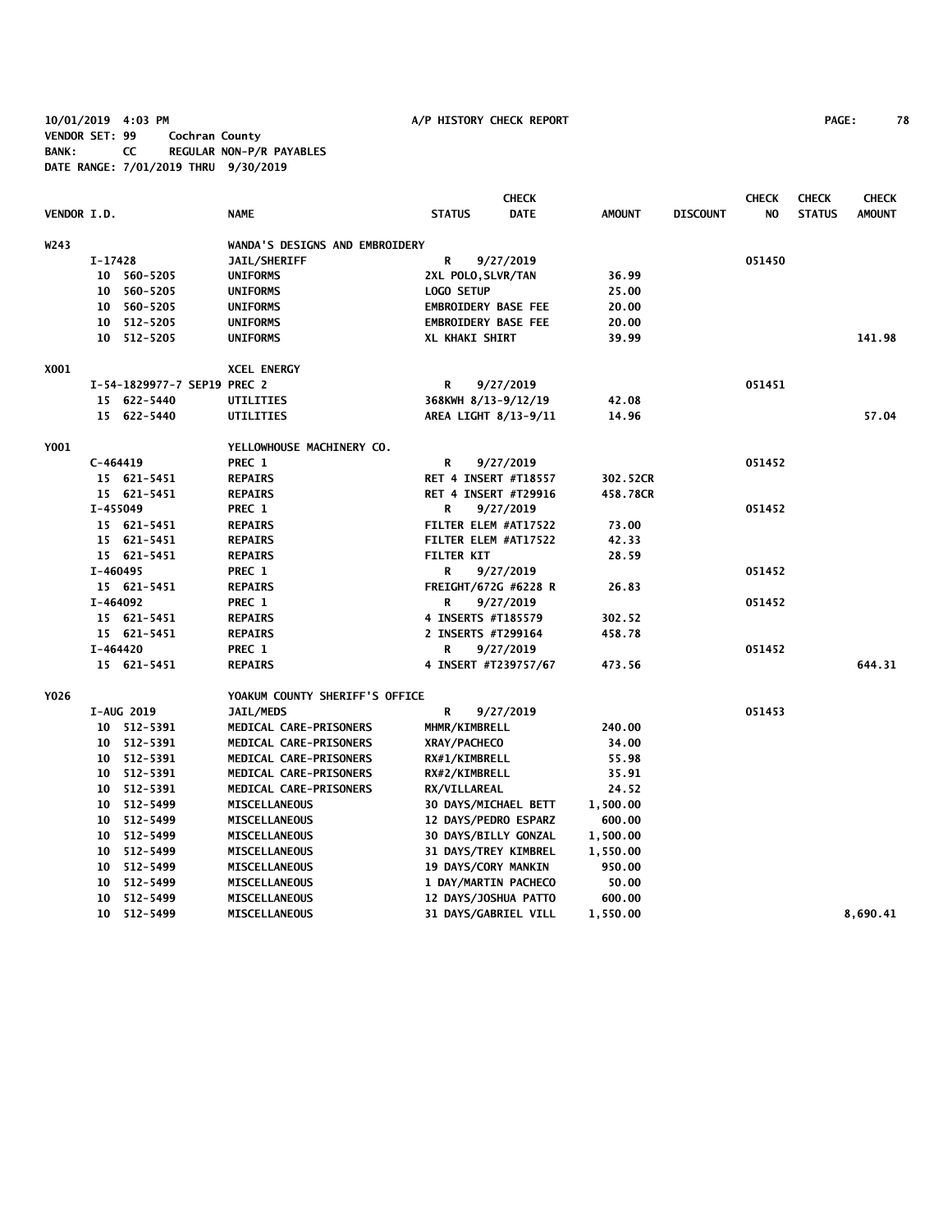10/01/2019 4:03 PM A/P HISTORY CHECK REPORT
VENDOR SET: 99 Cochran County
BANK: CC REGULAR NON-P/R PAYABLES
DATE RANGE: 7/01/2019 THRU 9/30/2019

| VENDOR I.D. | NAME | STATUS | CHECK DATE | AMOUNT | DISCOUNT | CHECK NO | CHECK STATUS | CHECK AMOUNT |
|---|---|---|---|---|---|---|---|---|
| W243 | WANDA'S DESIGNS AND EMBROIDERY | | | | | | | |
| I-17428 | JAIL/SHERIFF | R | 9/27/2019 | | | 051450 | | |
| 10 560-5205 | UNIFORMS | 2XL POLO,SLVR/TAN | | 36.99 | | | | |
| 10 560-5205 | UNIFORMS | LOGO SETUP | | 25.00 | | | | |
| 10 560-5205 | UNIFORMS | EMBROIDERY BASE FEE | | 20.00 | | | | |
| 10 512-5205 | UNIFORMS | EMBROIDERY BASE FEE | | 20.00 | | | | |
| 10 512-5205 | UNIFORMS | XL KHAKI SHIRT | | 39.99 | | | | 141.98 |
| X001 | XCEL ENERGY | | | | | | | |
| I-54-1829977-7 SEP19 | PREC 2 | R | 9/27/2019 | | | 051451 | | |
| 15 622-5440 | UTILITIES | 368KWH 8/13-9/12/19 | | 42.08 | | | | |
| 15 622-5440 | UTILITIES | AREA LIGHT 8/13-9/11 | | 14.96 | | | | 57.04 |
| Y001 | YELLOWHOUSE MACHINERY CO. | | | | | | | |
| C-464419 | PREC 1 | R | 9/27/2019 | | | 051452 | | |
| 15 621-5451 | REPAIRS | RET 4 INSERT #T18557 | | 302.52CR | | | | |
| 15 621-5451 | REPAIRS | RET 4 INSERT #T29916 | | 458.78CR | | | | |
| I-455049 | PREC 1 | R | 9/27/2019 | | | 051452 | | |
| 15 621-5451 | REPAIRS | FILTER ELEM #AT17522 | | 73.00 | | | | |
| 15 621-5451 | REPAIRS | FILTER ELEM #AT17522 | | 42.33 | | | | |
| 15 621-5451 | REPAIRS | FILTER KIT | | 28.59 | | | | |
| I-460495 | PREC 1 | R | 9/27/2019 | | | 051452 | | |
| 15 621-5451 | REPAIRS | FREIGHT/672G #6228 R | | 26.83 | | | | |
| I-464092 | PREC 1 | R | 9/27/2019 | | | 051452 | | |
| 15 621-5451 | REPAIRS | 4 INSERTS #T185579 | | 302.52 | | | | |
| 15 621-5451 | REPAIRS | 2 INSERTS #T299164 | | 458.78 | | | | |
| I-464420 | PREC 1 | R | 9/27/2019 | | | 051452 | | |
| 15 621-5451 | REPAIRS | 4 INSERT #T239757/67 | | 473.56 | | | | 644.31 |
| Y026 | YOAKUM COUNTY SHERIFF'S OFFICE | | | | | | | |
| I-AUG 2019 | JAIL/MEDS | R | 9/27/2019 | | | 051453 | | |
| 10 512-5391 | MEDICAL CARE-PRISONERS | MHMR/KIMBRELL | | 240.00 | | | | |
| 10 512-5391 | MEDICAL CARE-PRISONERS | XRAY/PACHECO | | 34.00 | | | | |
| 10 512-5391 | MEDICAL CARE-PRISONERS | RX#1/KIMBRELL | | 55.98 | | | | |
| 10 512-5391 | MEDICAL CARE-PRISONERS | RX#2/KIMBRELL | | 35.91 | | | | |
| 10 512-5391 | MEDICAL CARE-PRISONERS | RX/VILLAREAL | | 24.52 | | | | |
| 10 512-5499 | MISCELLANEOUS | 30 DAYS/MICHAEL BETT | | 1,500.00 | | | | |
| 10 512-5499 | MISCELLANEOUS | 12 DAYS/PEDRO ESPARZ | | 600.00 | | | | |
| 10 512-5499 | MISCELLANEOUS | 30 DAYS/BILLY GONZAL | | 1,500.00 | | | | |
| 10 512-5499 | MISCELLANEOUS | 31 DAYS/TREY KIMBREL | | 1,550.00 | | | | |
| 10 512-5499 | MISCELLANEOUS | 19 DAYS/CORY MANKIN | | 950.00 | | | | |
| 10 512-5499 | MISCELLANEOUS | 1 DAY/MARTIN PACHECO | | 50.00 | | | | |
| 10 512-5499 | MISCELLANEOUS | 12 DAYS/JOSHUA PATTO | | 600.00 | | | | |
| 10 512-5499 | MISCELLANEOUS | 31 DAYS/GABRIEL VILL | | 1,550.00 | | | | 8,690.41 |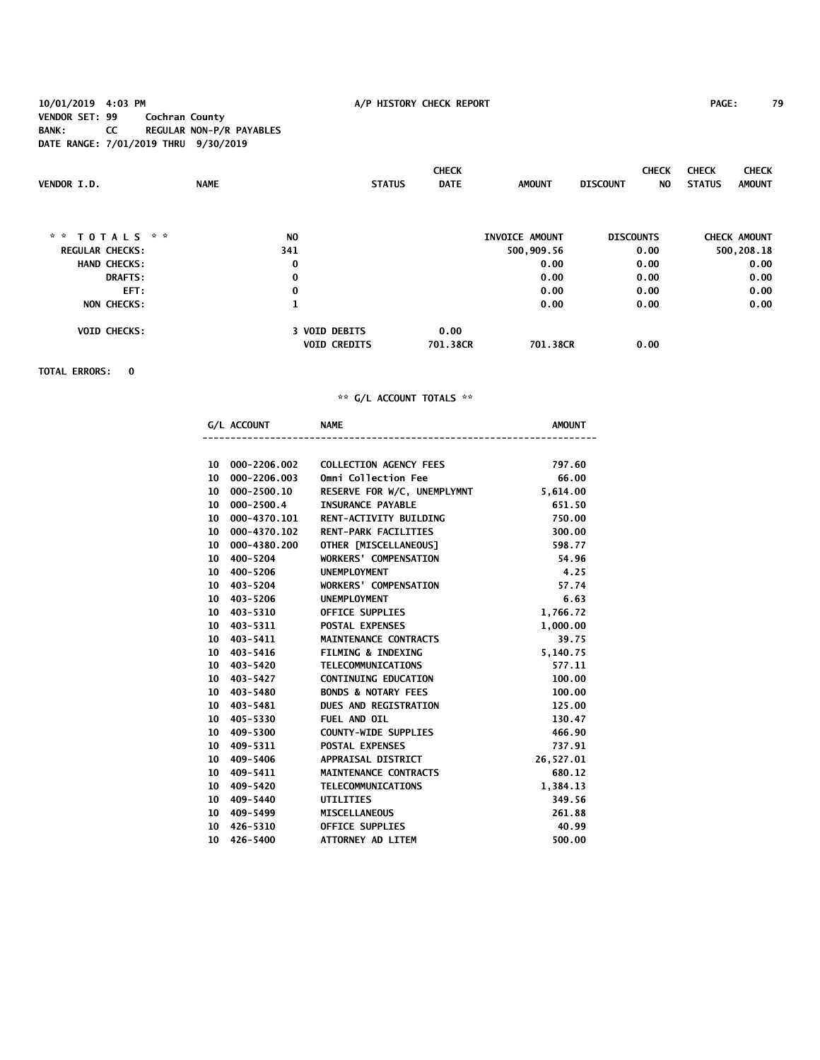10/01/2019 4:03 PM A/P HISTORY CHECK REPORT

VENDOR SET: 99 Cochran County
BANK: CC REGULAR NON-P/R PAYABLES
DATE RANGE: 7/01/2019 THRU 9/30/2019

| VENDOR I.D. | NAME | STATUS | CHECK DATE | AMOUNT | DISCOUNT | CHECK NO | CHECK STATUS | CHECK AMOUNT |
|---|---|---|---|---|---|---|---|---|

| * * T O T A L S * * | NO | | INVOICE AMOUNT | DISCOUNTS | CHECK AMOUNT |
|---|---|---|---|---|---|
| REGULAR CHECKS: | 341 | | 500,909.56 | 0.00 | 500,208.18 |
| HAND CHECKS: | 0 | | 0.00 | 0.00 | 0.00 |
| DRAFTS: | 0 | | 0.00 | 0.00 | 0.00 |
| EFT: | 0 | | 0.00 | 0.00 | 0.00 |
| NON CHECKS: | 1 | | 0.00 | 0.00 | 0.00 |
| VOID CHECKS: | 3 VOID DEBITS | 0.00 | | | |
| | VOID CREDITS | 701.38CR | 701.38CR | 0.00 | |

TOTAL ERRORS: 0

** G/L ACCOUNT TOTALS **

| G/L ACCOUNT | | NAME | AMOUNT |
|---|---|---|---|
| 10 | 000-2206.002 | COLLECTION AGENCY FEES | 797.60 |
| 10 | 000-2206.003 | Omni Collection Fee | 66.00 |
| 10 | 000-2500.10 | RESERVE FOR W/C, UNEMPLYMNT | 5,614.00 |
| 10 | 000-2500.4 | INSURANCE PAYABLE | 651.50 |
| 10 | 000-4370.101 | RENT-ACTIVITY BUILDING | 750.00 |
| 10 | 000-4370.102 | RENT-PARK FACILITIES | 300.00 |
| 10 | 000-4380.200 | OTHER [MISCELLANEOUS] | 598.77 |
| 10 | 400-5204 | WORKERS' COMPENSATION | 54.96 |
| 10 | 400-5206 | UNEMPLOYMENT | 4.25 |
| 10 | 403-5204 | WORKERS' COMPENSATION | 57.74 |
| 10 | 403-5206 | UNEMPLOYMENT | 6.63 |
| 10 | 403-5310 | OFFICE SUPPLIES | 1,766.72 |
| 10 | 403-5311 | POSTAL EXPENSES | 1,000.00 |
| 10 | 403-5411 | MAINTENANCE CONTRACTS | 39.75 |
| 10 | 403-5416 | FILMING & INDEXING | 5,140.75 |
| 10 | 403-5420 | TELECOMMUNICATIONS | 577.11 |
| 10 | 403-5427 | CONTINUING EDUCATION | 100.00 |
| 10 | 403-5480 | BONDS & NOTARY FEES | 100.00 |
| 10 | 403-5481 | DUES AND REGISTRATION | 125.00 |
| 10 | 405-5330 | FUEL AND OIL | 130.47 |
| 10 | 409-5300 | COUNTY-WIDE SUPPLIES | 466.90 |
| 10 | 409-5311 | POSTAL EXPENSES | 737.91 |
| 10 | 409-5406 | APPRAISAL DISTRICT | 26,527.01 |
| 10 | 409-5411 | MAINTENANCE CONTRACTS | 680.12 |
| 10 | 409-5420 | TELECOMMUNICATIONS | 1,384.13 |
| 10 | 409-5440 | UTILITIES | 349.56 |
| 10 | 409-5499 | MISCELLANEOUS | 261.88 |
| 10 | 426-5310 | OFFICE SUPPLIES | 40.99 |
| 10 | 426-5400 | ATTORNEY AD LITEM | 500.00 |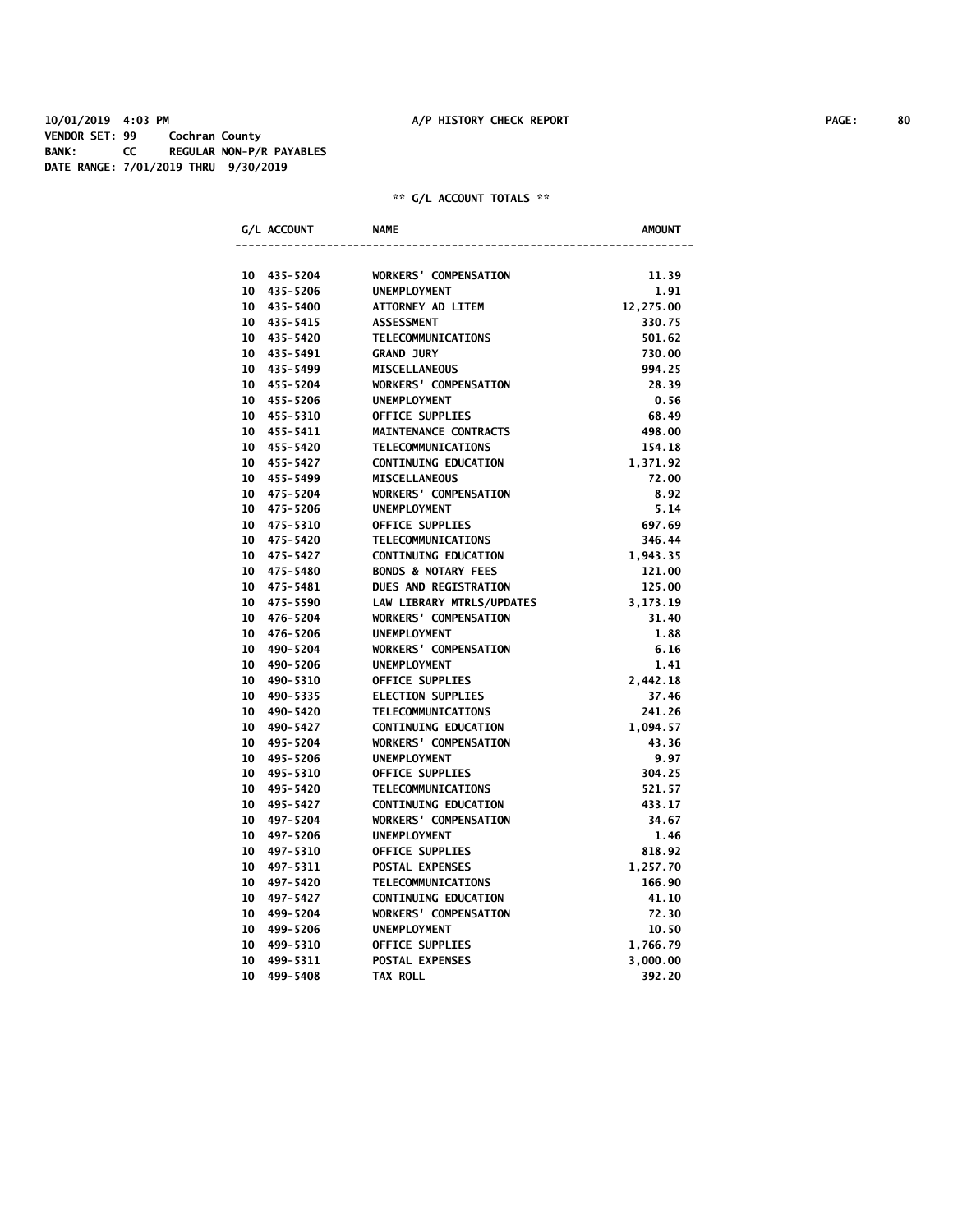10/01/2019 4:03 PM A/P HISTORY CHECK REPORT
VENDOR SET: 99 Cochran County
BANK: CC REGULAR NON-P/R PAYABLES
DATE RANGE: 7/01/2019 THRU 9/30/2019

** G/L ACCOUNT TOTALS **

| G/L ACCOUNT | NAME | AMOUNT |
|---|---|---|
| 10 435-5204 | WORKERS' COMPENSATION | 11.39 |
| 10 435-5206 | UNEMPLOYMENT | 1.91 |
| 10 435-5400 | ATTORNEY AD LITEM | 12,275.00 |
| 10 435-5415 | ASSESSMENT | 330.75 |
| 10 435-5420 | TELECOMMUNICATIONS | 501.62 |
| 10 435-5491 | GRAND JURY | 730.00 |
| 10 435-5499 | MISCELLANEOUS | 994.25 |
| 10 455-5204 | WORKERS' COMPENSATION | 28.39 |
| 10 455-5206 | UNEMPLOYMENT | 0.56 |
| 10 455-5310 | OFFICE SUPPLIES | 68.49 |
| 10 455-5411 | MAINTENANCE CONTRACTS | 498.00 |
| 10 455-5420 | TELECOMMUNICATIONS | 154.18 |
| 10 455-5427 | CONTINUING EDUCATION | 1,371.92 |
| 10 455-5499 | MISCELLANEOUS | 72.00 |
| 10 475-5204 | WORKERS' COMPENSATION | 8.92 |
| 10 475-5206 | UNEMPLOYMENT | 5.14 |
| 10 475-5310 | OFFICE SUPPLIES | 697.69 |
| 10 475-5420 | TELECOMMUNICATIONS | 346.44 |
| 10 475-5427 | CONTINUING EDUCATION | 1,943.35 |
| 10 475-5480 | BONDS & NOTARY FEES | 121.00 |
| 10 475-5481 | DUES AND REGISTRATION | 125.00 |
| 10 475-5590 | LAW LIBRARY MTRLS/UPDATES | 3,173.19 |
| 10 476-5204 | WORKERS' COMPENSATION | 31.40 |
| 10 476-5206 | UNEMPLOYMENT | 1.88 |
| 10 490-5204 | WORKERS' COMPENSATION | 6.16 |
| 10 490-5206 | UNEMPLOYMENT | 1.41 |
| 10 490-5310 | OFFICE SUPPLIES | 2,442.18 |
| 10 490-5335 | ELECTION SUPPLIES | 37.46 |
| 10 490-5420 | TELECOMMUNICATIONS | 241.26 |
| 10 490-5427 | CONTINUING EDUCATION | 1,094.57 |
| 10 495-5204 | WORKERS' COMPENSATION | 43.36 |
| 10 495-5206 | UNEMPLOYMENT | 9.97 |
| 10 495-5310 | OFFICE SUPPLIES | 304.25 |
| 10 495-5420 | TELECOMMUNICATIONS | 521.57 |
| 10 495-5427 | CONTINUING EDUCATION | 433.17 |
| 10 497-5204 | WORKERS' COMPENSATION | 34.67 |
| 10 497-5206 | UNEMPLOYMENT | 1.46 |
| 10 497-5310 | OFFICE SUPPLIES | 818.92 |
| 10 497-5311 | POSTAL EXPENSES | 1,257.70 |
| 10 497-5420 | TELECOMMUNICATIONS | 166.90 |
| 10 497-5427 | CONTINUING EDUCATION | 41.10 |
| 10 499-5204 | WORKERS' COMPENSATION | 72.30 |
| 10 499-5206 | UNEMPLOYMENT | 10.50 |
| 10 499-5310 | OFFICE SUPPLIES | 1,766.79 |
| 10 499-5311 | POSTAL EXPENSES | 3,000.00 |
| 10 499-5408 | TAX ROLL | 392.20 |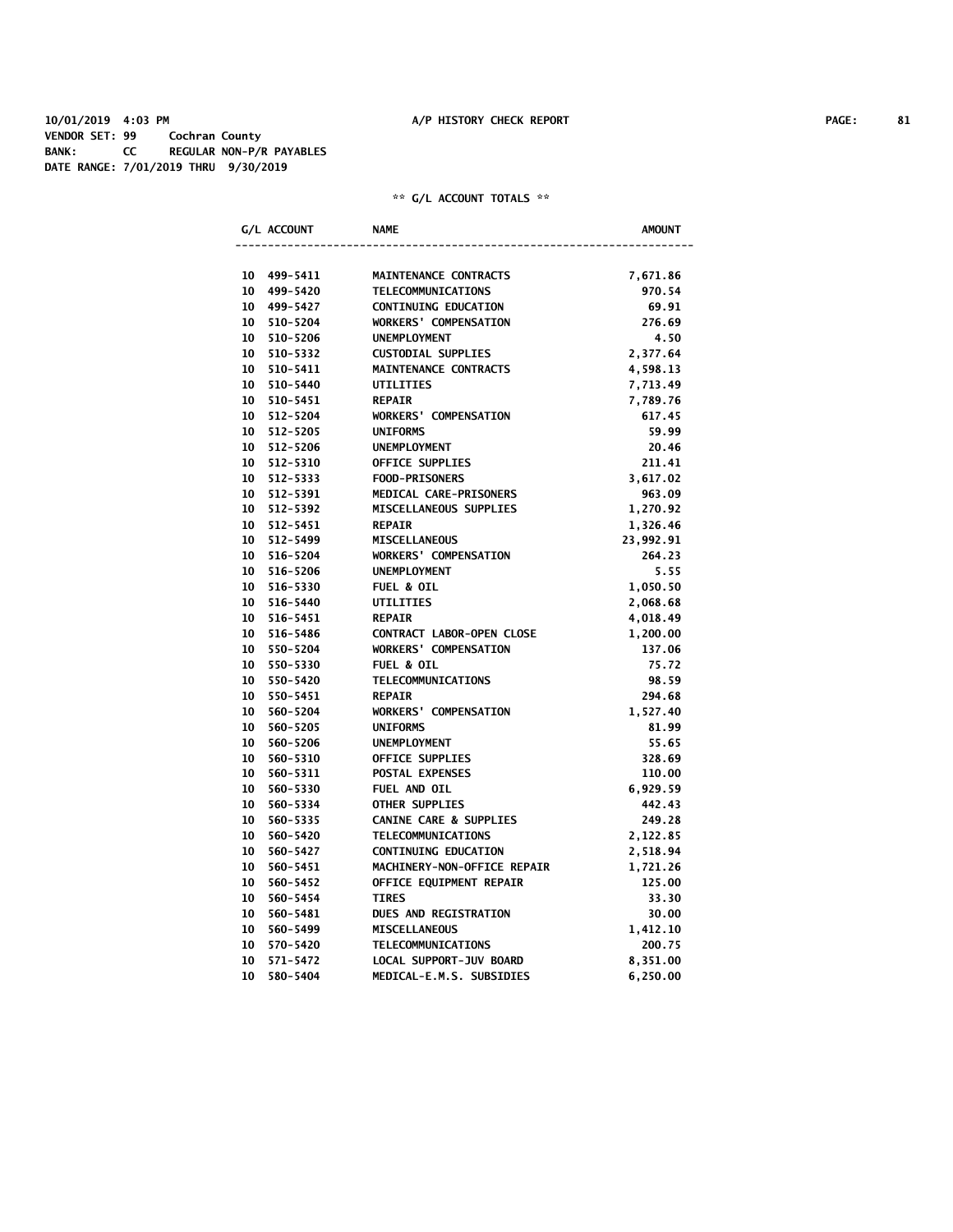10/01/2019 4:03 PM A/P HISTORY CHECK REPORT

VENDOR SET: 99 Cochran County
BANK: CC REGULAR NON-P/R PAYABLES
DATE RANGE: 7/01/2019 THRU 9/30/2019

** G/L ACCOUNT TOTALS **

| G/L ACCOUNT | NAME | AMOUNT |
|---|---|---|
| 10 499-5411 | MAINTENANCE CONTRACTS | 7,671.86 |
| 10 499-5420 | TELECOMMUNICATIONS | 970.54 |
| 10 499-5427 | CONTINUING EDUCATION | 69.91 |
| 10 510-5204 | WORKERS' COMPENSATION | 276.69 |
| 10 510-5206 | UNEMPLOYMENT | 4.50 |
| 10 510-5332 | CUSTODIAL SUPPLIES | 2,377.64 |
| 10 510-5411 | MAINTENANCE CONTRACTS | 4,598.13 |
| 10 510-5440 | UTILITIES | 7,713.49 |
| 10 510-5451 | REPAIR | 7,789.76 |
| 10 512-5204 | WORKERS' COMPENSATION | 617.45 |
| 10 512-5205 | UNIFORMS | 59.99 |
| 10 512-5206 | UNEMPLOYMENT | 20.46 |
| 10 512-5310 | OFFICE SUPPLIES | 211.41 |
| 10 512-5333 | FOOD-PRISONERS | 3,617.02 |
| 10 512-5391 | MEDICAL CARE-PRISONERS | 963.09 |
| 10 512-5392 | MISCELLANEOUS SUPPLIES | 1,270.92 |
| 10 512-5451 | REPAIR | 1,326.46 |
| 10 512-5499 | MISCELLANEOUS | 23,992.91 |
| 10 516-5204 | WORKERS' COMPENSATION | 264.23 |
| 10 516-5206 | UNEMPLOYMENT | 5.55 |
| 10 516-5330 | FUEL & OIL | 1,050.50 |
| 10 516-5440 | UTILITIES | 2,068.68 |
| 10 516-5451 | REPAIR | 4,018.49 |
| 10 516-5486 | CONTRACT LABOR-OPEN CLOSE | 1,200.00 |
| 10 550-5204 | WORKERS' COMPENSATION | 137.06 |
| 10 550-5330 | FUEL & OIL | 75.72 |
| 10 550-5420 | TELECOMMUNICATIONS | 98.59 |
| 10 550-5451 | REPAIR | 294.68 |
| 10 560-5204 | WORKERS' COMPENSATION | 1,527.40 |
| 10 560-5205 | UNIFORMS | 81.99 |
| 10 560-5206 | UNEMPLOYMENT | 55.65 |
| 10 560-5310 | OFFICE SUPPLIES | 328.69 |
| 10 560-5311 | POSTAL EXPENSES | 110.00 |
| 10 560-5330 | FUEL AND OIL | 6,929.59 |
| 10 560-5334 | OTHER SUPPLIES | 442.43 |
| 10 560-5335 | CANINE CARE & SUPPLIES | 249.28 |
| 10 560-5420 | TELECOMMUNICATIONS | 2,122.85 |
| 10 560-5427 | CONTINUING EDUCATION | 2,518.94 |
| 10 560-5451 | MACHINERY-NON-OFFICE REPAIR | 1,721.26 |
| 10 560-5452 | OFFICE EQUIPMENT REPAIR | 125.00 |
| 10 560-5454 | TIRES | 33.30 |
| 10 560-5481 | DUES AND REGISTRATION | 30.00 |
| 10 560-5499 | MISCELLANEOUS | 1,412.10 |
| 10 570-5420 | TELECOMMUNICATIONS | 200.75 |
| 10 571-5472 | LOCAL SUPPORT-JUV BOARD | 8,351.00 |
| 10 580-5404 | MEDICAL-E.M.S. SUBSIDIES | 6,250.00 |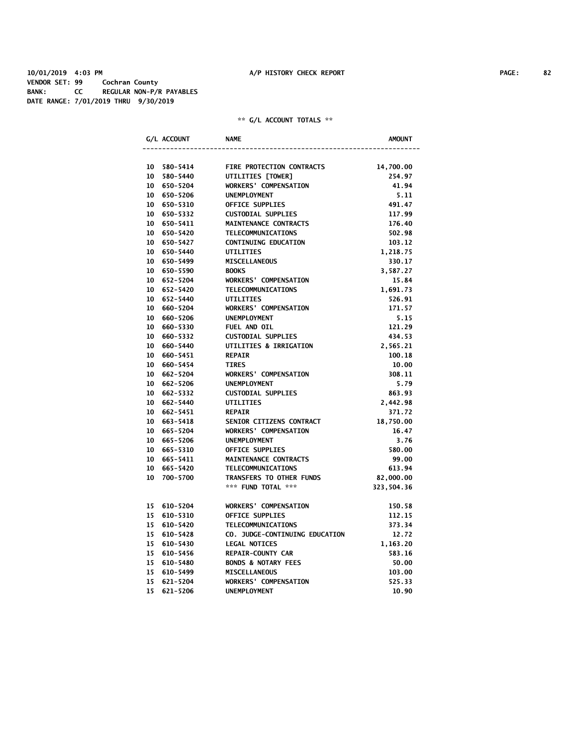10/01/2019 4:03 PM A/P HISTORY CHECK REPORT

VENDOR SET: 99 Cochran County
BANK: CC REGULAR NON-P/R PAYABLES
DATE RANGE: 7/01/2019 THRU 9/30/2019

** G/L ACCOUNT TOTALS **

| G/L ACCOUNT | NAME | AMOUNT |
|---|---|---|
| 10 580-5414 | FIRE PROTECTION CONTRACTS | 14,700.00 |
| 10 580-5440 | UTILITIES [TOWER] | 254.97 |
| 10 650-5204 | WORKERS' COMPENSATION | 41.94 |
| 10 650-5206 | UNEMPLOYMENT | 5.11 |
| 10 650-5310 | OFFICE SUPPLIES | 491.47 |
| 10 650-5332 | CUSTODIAL SUPPLIES | 117.99 |
| 10 650-5411 | MAINTENANCE CONTRACTS | 176.40 |
| 10 650-5420 | TELECOMMUNICATIONS | 502.98 |
| 10 650-5427 | CONTINUING EDUCATION | 103.12 |
| 10 650-5440 | UTILITIES | 1,218.75 |
| 10 650-5499 | MISCELLANEOUS | 330.17 |
| 10 650-5590 | BOOKS | 3,587.27 |
| 10 652-5204 | WORKERS' COMPENSATION | 15.84 |
| 10 652-5420 | TELECOMMUNICATIONS | 1,691.73 |
| 10 652-5440 | UTILITIES | 526.91 |
| 10 660-5204 | WORKERS' COMPENSATION | 171.57 |
| 10 660-5206 | UNEMPLOYMENT | 5.15 |
| 10 660-5330 | FUEL AND OIL | 121.29 |
| 10 660-5332 | CUSTODIAL SUPPLIES | 434.53 |
| 10 660-5440 | UTILITIES & IRRIGATION | 2,565.21 |
| 10 660-5451 | REPAIR | 100.18 |
| 10 660-5454 | TIRES | 10.00 |
| 10 662-5204 | WORKERS' COMPENSATION | 308.11 |
| 10 662-5206 | UNEMPLOYMENT | 5.79 |
| 10 662-5332 | CUSTODIAL SUPPLIES | 863.93 |
| 10 662-5440 | UTILITIES | 2,442.98 |
| 10 662-5451 | REPAIR | 371.72 |
| 10 663-5418 | SENIOR CITIZENS CONTRACT | 18,750.00 |
| 10 665-5204 | WORKERS' COMPENSATION | 16.47 |
| 10 665-5206 | UNEMPLOYMENT | 3.76 |
| 10 665-5310 | OFFICE SUPPLIES | 580.00 |
| 10 665-5411 | MAINTENANCE CONTRACTS | 99.00 |
| 10 665-5420 | TELECOMMUNICATIONS | 613.94 |
| 10 700-5700 | TRANSFERS TO OTHER FUNDS | 82,000.00 |
| | *** FUND TOTAL *** | 323,504.36 |
| | | |
| 15 610-5204 | WORKERS' COMPENSATION | 150.58 |
| 15 610-5310 | OFFICE SUPPLIES | 112.15 |
| 15 610-5420 | TELECOMMUNICATIONS | 373.34 |
| 15 610-5428 | CO. JUDGE-CONTINUING EDUCATION | 12.72 |
| 15 610-5430 | LEGAL NOTICES | 1,163.20 |
| 15 610-5456 | REPAIR-COUNTY CAR | 583.16 |
| 15 610-5480 | BONDS & NOTARY FEES | 50.00 |
| 15 610-5499 | MISCELLANEOUS | 103.00 |
| 15 621-5204 | WORKERS' COMPENSATION | 525.33 |
| 15 621-5206 | UNEMPLOYMENT | 10.90 |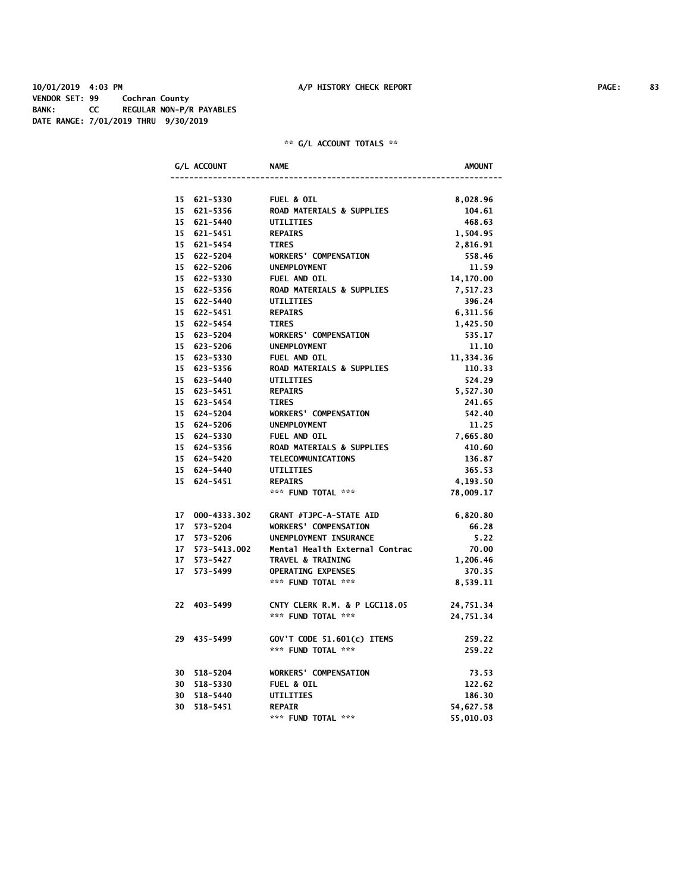10/01/2019 4:03 PM A/P HISTORY CHECK REPORT
VENDOR SET: 99 Cochran County
BANK: CC REGULAR NON-P/R PAYABLES
DATE RANGE: 7/01/2019 THRU 9/30/2019

** G/L ACCOUNT TOTALS **

| G/L ACCOUNT | NAME | AMOUNT |
|---|---|---|
| 15 621-5330 | FUEL & OIL | 8,028.96 |
| 15 621-5356 | ROAD MATERIALS & SUPPLIES | 104.61 |
| 15 621-5440 | UTILITIES | 468.63 |
| 15 621-5451 | REPAIRS | 1,504.95 |
| 15 621-5454 | TIRES | 2,816.91 |
| 15 622-5204 | WORKERS' COMPENSATION | 558.46 |
| 15 622-5206 | UNEMPLOYMENT | 11.59 |
| 15 622-5330 | FUEL AND OIL | 14,170.00 |
| 15 622-5356 | ROAD MATERIALS & SUPPLIES | 7,517.23 |
| 15 622-5440 | UTILITIES | 396.24 |
| 15 622-5451 | REPAIRS | 6,311.56 |
| 15 622-5454 | TIRES | 1,425.50 |
| 15 623-5204 | WORKERS' COMPENSATION | 535.17 |
| 15 623-5206 | UNEMPLOYMENT | 11.10 |
| 15 623-5330 | FUEL AND OIL | 11,334.36 |
| 15 623-5356 | ROAD MATERIALS & SUPPLIES | 110.33 |
| 15 623-5440 | UTILITIES | 524.29 |
| 15 623-5451 | REPAIRS | 5,527.30 |
| 15 623-5454 | TIRES | 241.65 |
| 15 624-5204 | WORKERS' COMPENSATION | 542.40 |
| 15 624-5206 | UNEMPLOYMENT | 11.25 |
| 15 624-5330 | FUEL AND OIL | 7,665.80 |
| 15 624-5356 | ROAD MATERIALS & SUPPLIES | 410.60 |
| 15 624-5420 | TELECOMMUNICATIONS | 136.87 |
| 15 624-5440 | UTILITIES | 365.53 |
| 15 624-5451 | REPAIRS | 4,193.50 |
| | *** FUND TOTAL *** | 78,009.17 |
| 17 000-4333.302 | GRANT #TJPC-A-STATE AID | 6,820.80 |
| 17 573-5204 | WORKERS' COMPENSATION | 66.28 |
| 17 573-5206 | UNEMPLOYMENT INSURANCE | 5.22 |
| 17 573-5413.002 | Mental Health External Contrac | 70.00 |
| 17 573-5427 | TRAVEL & TRAINING | 1,206.46 |
| 17 573-5499 | OPERATING EXPENSES | 370.35 |
| | *** FUND TOTAL *** | 8,539.11 |
| 22 403-5499 | CNTY CLERK R.M. & P LGC118.05 | 24,751.34 |
| | *** FUND TOTAL *** | 24,751.34 |
| 29 435-5499 | GOV'T CODE 51.601(c) ITEMS | 259.22 |
| | *** FUND TOTAL *** | 259.22 |
| 30 518-5204 | WORKERS' COMPENSATION | 73.53 |
| 30 518-5330 | FUEL & OIL | 122.62 |
| 30 518-5440 | UTILITIES | 186.30 |
| 30 518-5451 | REPAIR | 54,627.58 |
| | *** FUND TOTAL *** | 55,010.03 |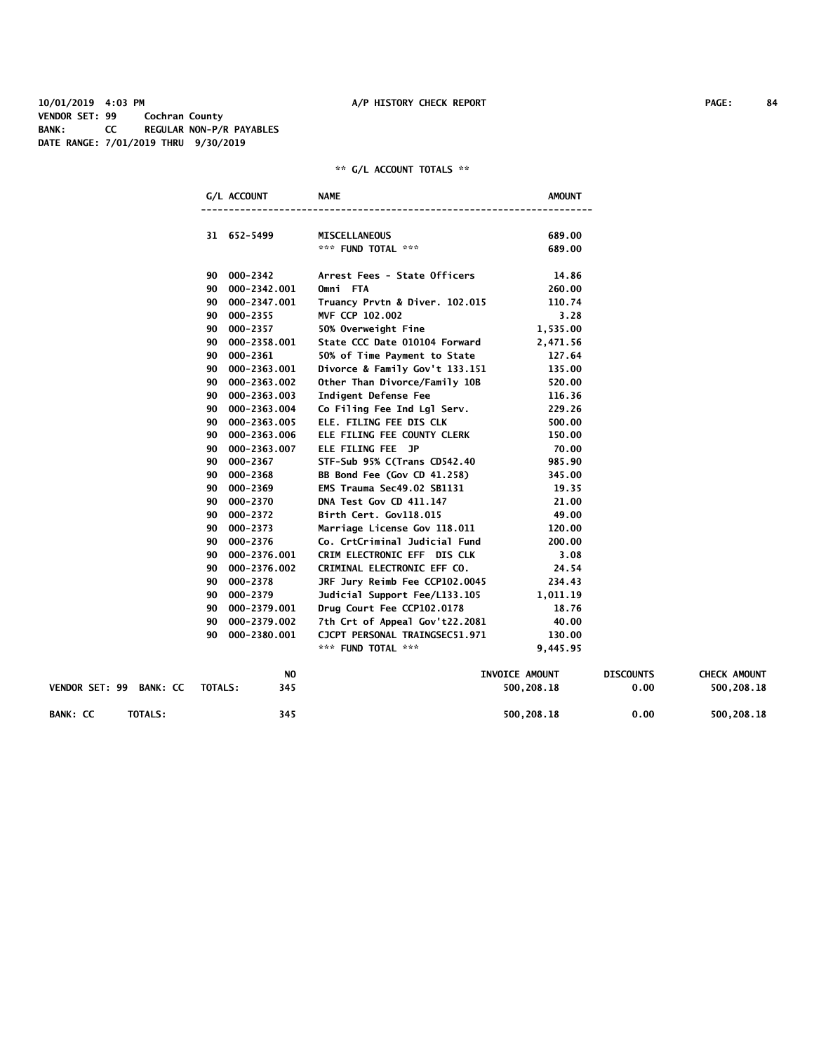10/01/2019 4:03 PM A/P HISTORY CHECK REPORT

VENDOR SET: 99 Cochran County
BANK: CC REGULAR NON-P/R PAYABLES
DATE RANGE: 7/01/2019 THRU 9/30/2019

** G/L ACCOUNT TOTALS **

| G/L ACCOUNT | NAME | AMOUNT |
|---|---|---|
| 31 652-5499 | MISCELLANEOUS | 689.00 |
| | *** FUND TOTAL *** | 689.00 |
| 90 000-2342 | Arrest Fees - State Officers | 14.86 |
| 90 000-2342.001 | Omni FTA | 260.00 |
| 90 000-2347.001 | Truancy Prvtn & Diver. 102.015 | 110.74 |
| 90 000-2355 | MVF CCP 102.002 | 3.28 |
| 90 000-2357 | 50% Overweight Fine | 1,535.00 |
| 90 000-2358.001 | State CCC Date 010104 Forward | 2,471.56 |
| 90 000-2361 | 50% of Time Payment to State | 127.64 |
| 90 000-2363.001 | Divorce & Family Gov't 133.151 | 135.00 |
| 90 000-2363.002 | Other Than Divorce/Family 10B | 520.00 |
| 90 000-2363.003 | Indigent Defense Fee | 116.36 |
| 90 000-2363.004 | Co Filing Fee Ind Lgl Serv. | 229.26 |
| 90 000-2363.005 | ELE. FILING FEE DIS CLK | 500.00 |
| 90 000-2363.006 | ELE FILING FEE COUNTY CLERK | 150.00 |
| 90 000-2363.007 | ELE FILING FEE JP | 70.00 |
| 90 000-2367 | STF-Sub 95% C(Trans CD542.40 | 985.90 |
| 90 000-2368 | BB Bond Fee (Gov CD 41.258) | 345.00 |
| 90 000-2369 | EMS Trauma Sec49.02 SB1131 | 19.35 |
| 90 000-2370 | DNA Test Gov CD 411.147 | 21.00 |
| 90 000-2372 | Birth Cert. Gov118.015 | 49.00 |
| 90 000-2373 | Marriage License Gov 118.011 | 120.00 |
| 90 000-2376 | Co. CrtCriminal Judicial Fund | 200.00 |
| 90 000-2376.001 | CRIM ELECTRONIC EFF DIS CLK | 3.08 |
| 90 000-2376.002 | CRIMINAL ELECTRONIC EFF CO. | 24.54 |
| 90 000-2378 | JRF Jury Reimb Fee CCP102.0045 | 234.43 |
| 90 000-2379 | Judicial Support Fee/L133.105 | 1,011.19 |
| 90 000-2379.001 | Drug Court Fee CCP102.0178 | 18.76 |
| 90 000-2379.002 | 7th Crt of Appeal Gov't22.2081 | 40.00 |
| 90 000-2380.001 | CJCPT PERSONAL TRAINGSEC51.971 | 130.00 |
| | *** FUND TOTAL *** | 9,445.95 |

| | NO | INVOICE AMOUNT | DISCOUNTS | CHECK AMOUNT |
|---|---|---|---|---|
| VENDOR SET: 99 BANK: CC TOTALS: | 345 | 500,208.18 | 0.00 | 500,208.18 |
| BANK: CC TOTALS: | 345 | 500,208.18 | 0.00 | 500,208.18 |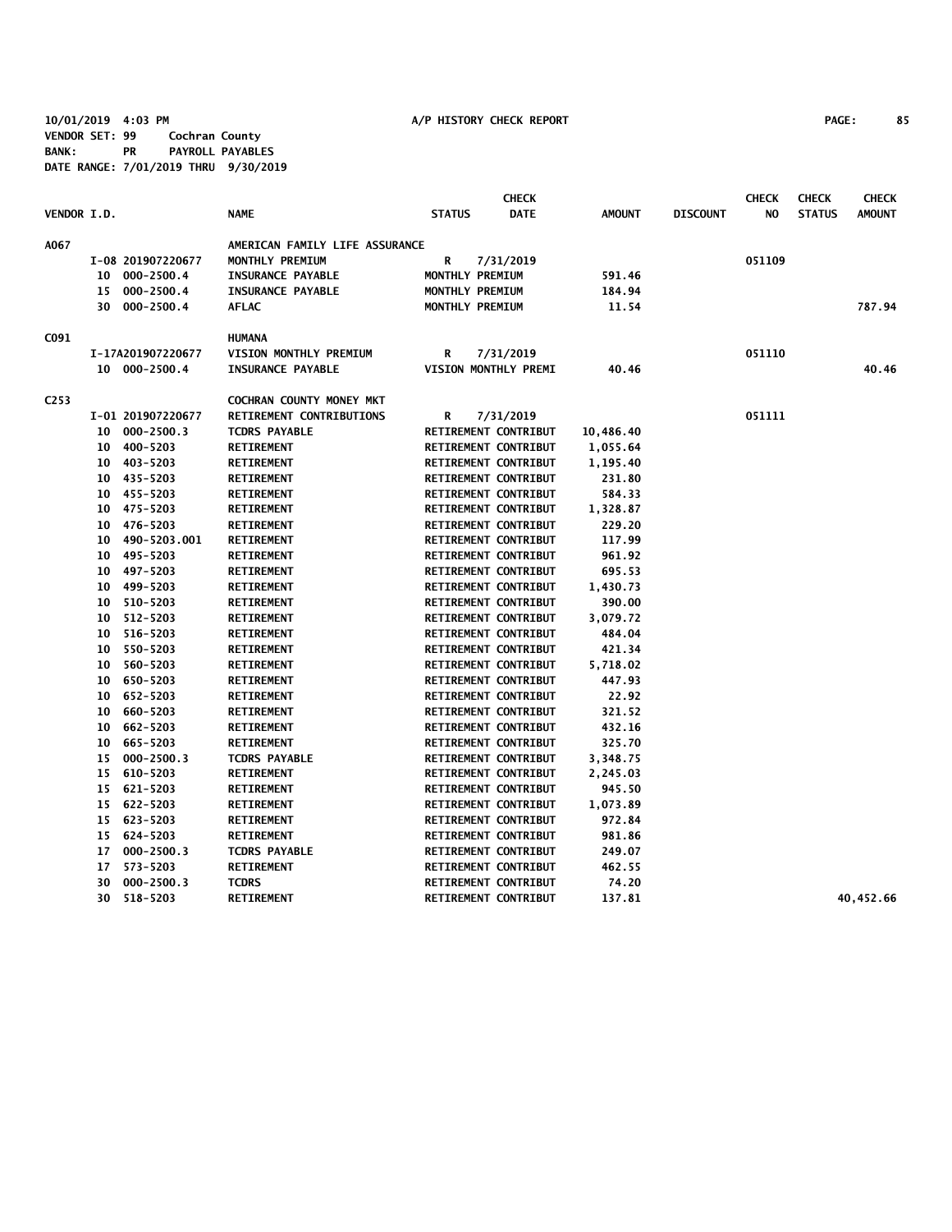10/01/2019 4:03 PM A/P HISTORY CHECK REPORT

VENDOR SET: 99 Cochran County
BANK: PR PAYROLL PAYABLES
DATE RANGE: 7/01/2019 THRU 9/30/2019

| VENDOR I.D. | | NAME | STATUS | CHECK DATE | AMOUNT | DISCOUNT | CHECK NO | CHECK STATUS | CHECK AMOUNT |
|---|---|---|---|---|---|---|---|---|---|
| A067 | | AMERICAN FAMILY LIFE ASSURANCE | | | | | | | |
| | I-08 201907220677 | MONTHLY PREMIUM | R | 7/31/2019 | | | 051109 | | |
| | 10 000-2500.4 | INSURANCE PAYABLE | MONTHLY PREMIUM | | 591.46 | | | | |
| | 15 000-2500.4 | INSURANCE PAYABLE | MONTHLY PREMIUM | | 184.94 | | | | |
| | 30 000-2500.4 | AFLAC | MONTHLY PREMIUM | | 11.54 | | | | 787.94 |
| C091 | | HUMANA | | | | | | | |
| | I-17A201907220677 | VISION MONTHLY PREMIUM | R | 7/31/2019 | | | 051110 | | |
| | 10 000-2500.4 | INSURANCE PAYABLE | VISION MONTHLY PREMI | | 40.46 | | | | 40.46 |
| C253 | | COCHRAN COUNTY MONEY MKT | | | | | | | |
| | I-01 201907220677 | RETIREMENT CONTRIBUTIONS | R | 7/31/2019 | | | 051111 | | |
| | 10 000-2500.3 | TCDRS PAYABLE | RETIREMENT CONTRIBUT | | 10,486.40 | | | | |
| | 10 400-5203 | RETIREMENT | RETIREMENT CONTRIBUT | | 1,055.64 | | | | |
| | 10 403-5203 | RETIREMENT | RETIREMENT CONTRIBUT | | 1,195.40 | | | | |
| | 10 435-5203 | RETIREMENT | RETIREMENT CONTRIBUT | | 231.80 | | | | |
| | 10 455-5203 | RETIREMENT | RETIREMENT CONTRIBUT | | 584.33 | | | | |
| | 10 475-5203 | RETIREMENT | RETIREMENT CONTRIBUT | | 1,328.87 | | | | |
| | 10 476-5203 | RETIREMENT | RETIREMENT CONTRIBUT | | 229.20 | | | | |
| | 10 490-5203.001 | RETIREMENT | RETIREMENT CONTRIBUT | | 117.99 | | | | |
| | 10 495-5203 | RETIREMENT | RETIREMENT CONTRIBUT | | 961.92 | | | | |
| | 10 497-5203 | RETIREMENT | RETIREMENT CONTRIBUT | | 695.53 | | | | |
| | 10 499-5203 | RETIREMENT | RETIREMENT CONTRIBUT | | 1,430.73 | | | | |
| | 10 510-5203 | RETIREMENT | RETIREMENT CONTRIBUT | | 390.00 | | | | |
| | 10 512-5203 | RETIREMENT | RETIREMENT CONTRIBUT | | 3,079.72 | | | | |
| | 10 516-5203 | RETIREMENT | RETIREMENT CONTRIBUT | | 484.04 | | | | |
| | 10 550-5203 | RETIREMENT | RETIREMENT CONTRIBUT | | 421.34 | | | | |
| | 10 560-5203 | RETIREMENT | RETIREMENT CONTRIBUT | | 5,718.02 | | | | |
| | 10 650-5203 | RETIREMENT | RETIREMENT CONTRIBUT | | 447.93 | | | | |
| | 10 652-5203 | RETIREMENT | RETIREMENT CONTRIBUT | | 22.92 | | | | |
| | 10 660-5203 | RETIREMENT | RETIREMENT CONTRIBUT | | 321.52 | | | | |
| | 10 662-5203 | RETIREMENT | RETIREMENT CONTRIBUT | | 432.16 | | | | |
| | 10 665-5203 | RETIREMENT | RETIREMENT CONTRIBUT | | 325.70 | | | | |
| | 15 000-2500.3 | TCDRS PAYABLE | RETIREMENT CONTRIBUT | | 3,348.75 | | | | |
| | 15 610-5203 | RETIREMENT | RETIREMENT CONTRIBUT | | 2,245.03 | | | | |
| | 15 621-5203 | RETIREMENT | RETIREMENT CONTRIBUT | | 945.50 | | | | |
| | 15 622-5203 | RETIREMENT | RETIREMENT CONTRIBUT | | 1,073.89 | | | | |
| | 15 623-5203 | RETIREMENT | RETIREMENT CONTRIBUT | | 972.84 | | | | |
| | 15 624-5203 | RETIREMENT | RETIREMENT CONTRIBUT | | 981.86 | | | | |
| | 17 000-2500.3 | TCDRS PAYABLE | RETIREMENT CONTRIBUT | | 249.07 | | | | |
| | 17 573-5203 | RETIREMENT | RETIREMENT CONTRIBUT | | 462.55 | | | | |
| | 30 000-2500.3 | TCDRS | RETIREMENT CONTRIBUT | | 74.20 | | | | |
| | 30 518-5203 | RETIREMENT | RETIREMENT CONTRIBUT | | 137.81 | | | | 40,452.66 |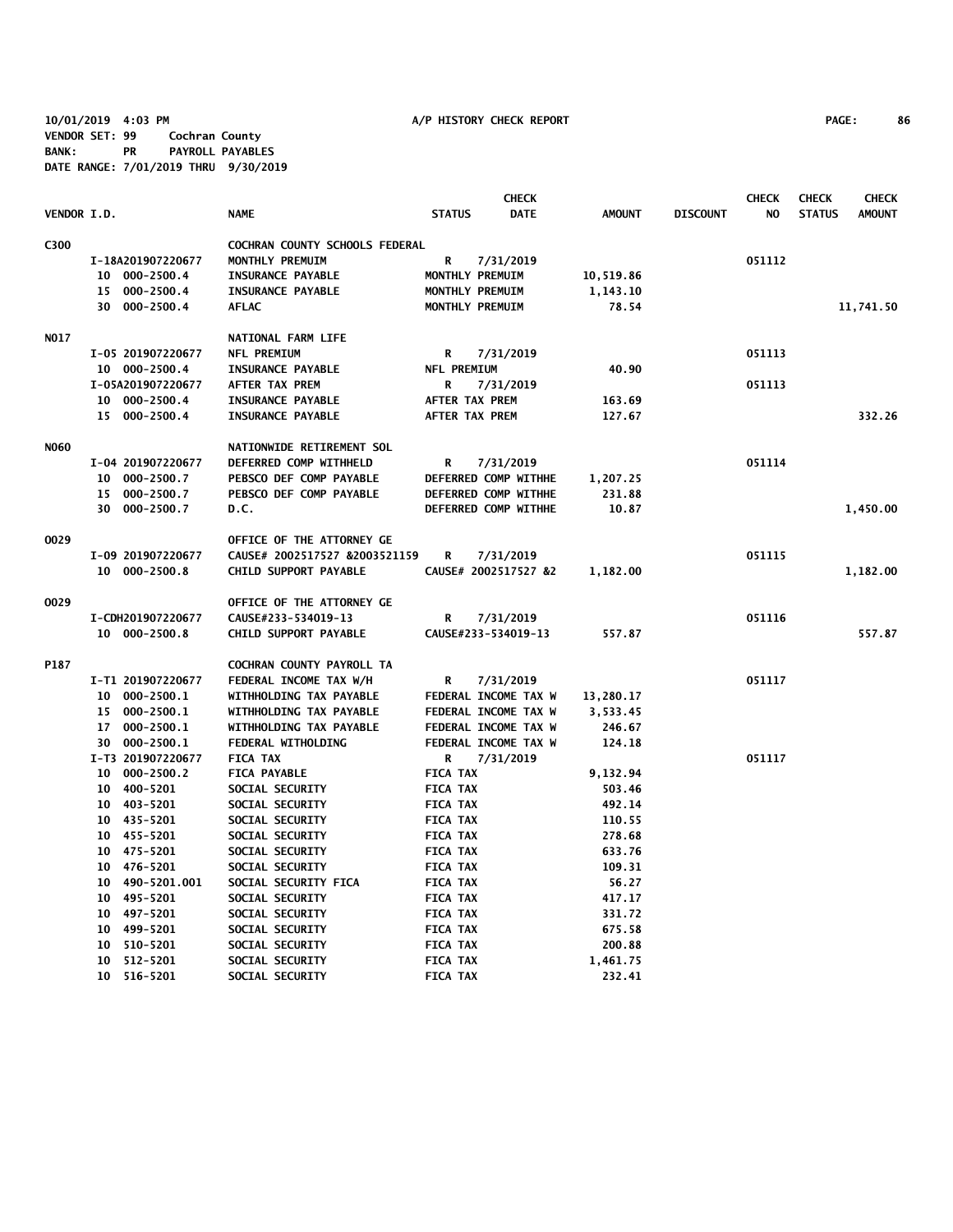10/01/2019 4:03 PM A/P HISTORY CHECK REPORT PAGE: 86
VENDOR SET: 99 Cochran County
BANK: PR PAYROLL PAYABLES
DATE RANGE: 7/01/2019 THRU 9/30/2019

| VENDOR I.D. | NAME | STATUS | CHECK DATE | AMOUNT | DISCOUNT | CHECK NO | CHECK STATUS | CHECK AMOUNT |
|---|---|---|---|---|---|---|---|---|
| C300 | COCHRAN COUNTY SCHOOLS FEDERAL | | | | | | | |
| I-18A201907220677 | MONTHLY PREMUIM | R | 7/31/2019 | | | 051112 | | |
| 10 000-2500.4 | INSURANCE PAYABLE | MONTHLY PREMUIM | | 10,519.86 | | | | |
| 15 000-2500.4 | INSURANCE PAYABLE | MONTHLY PREMUIM | | 1,143.10 | | | | |
| 30 000-2500.4 | AFLAC | MONTHLY PREMUIM | | 78.54 | | | | 11,741.50 |
| N017 | NATIONAL FARM LIFE | | | | | | | |
| I-05 201907220677 | NFL PREMIUM | R | 7/31/2019 | | | 051113 | | |
| 10 000-2500.4 | INSURANCE PAYABLE | NFL PREMIUM | | 40.90 | | | | |
| I-05A201907220677 | AFTER TAX PREM | R | 7/31/2019 | | | 051113 | | |
| 10 000-2500.4 | INSURANCE PAYABLE | AFTER TAX PREM | | 163.69 | | | | |
| 15 000-2500.4 | INSURANCE PAYABLE | AFTER TAX PREM | | 127.67 | | | | 332.26 |
| N060 | NATIONWIDE RETIREMENT SOL | | | | | | | |
| I-04 201907220677 | DEFERRED COMP WITHHELD | R | 7/31/2019 | | | 051114 | | |
| 10 000-2500.7 | PEBSCO DEF COMP PAYABLE | DEFERRED COMP WITHHE | | 1,207.25 | | | | |
| 15 000-2500.7 | PEBSCO DEF COMP PAYABLE | DEFERRED COMP WITHHE | | 231.88 | | | | |
| 30 000-2500.7 | D.C. | DEFERRED COMP WITHHE | | 10.87 | | | | 1,450.00 |
| O029 | OFFICE OF THE ATTORNEY GE | | | | | | | |
| I-09 201907220677 | CAUSE# 2002517527 &2003521159 | R | 7/31/2019 | | | 051115 | | |
| 10 000-2500.8 | CHILD SUPPORT PAYABLE | CAUSE# 2002517527 &2 | | 1,182.00 | | | | 1,182.00 |
| O029 | OFFICE OF THE ATTORNEY GE | | | | | | | |
| I-CDH201907220677 | CAUSE#233-534019-13 | R | 7/31/2019 | | | 051116 | | |
| 10 000-2500.8 | CHILD SUPPORT PAYABLE | CAUSE#233-534019-13 | | 557.87 | | | | 557.87 |
| P187 | COCHRAN COUNTY PAYROLL TA | | | | | | | |
| I-T1 201907220677 | FEDERAL INCOME TAX W/H | R | 7/31/2019 | | | 051117 | | |
| 10 000-2500.1 | WITHHOLDING TAX PAYABLE | FEDERAL INCOME TAX W | | 13,280.17 | | | | |
| 15 000-2500.1 | WITHHOLDING TAX PAYABLE | FEDERAL INCOME TAX W | | 3,533.45 | | | | |
| 17 000-2500.1 | WITHHOLDING TAX PAYABLE | FEDERAL INCOME TAX W | | 246.67 | | | | |
| 30 000-2500.1 | FEDERAL WITHOLDING | FEDERAL INCOME TAX W | | 124.18 | | | | |
| I-T3 201907220677 | FICA TAX | R | 7/31/2019 | | | 051117 | | |
| 10 000-2500.2 | FICA PAYABLE | FICA TAX | | 9,132.94 | | | | |
| 10 400-5201 | SOCIAL SECURITY | FICA TAX | | 503.46 | | | | |
| 10 403-5201 | SOCIAL SECURITY | FICA TAX | | 492.14 | | | | |
| 10 435-5201 | SOCIAL SECURITY | FICA TAX | | 110.55 | | | | |
| 10 455-5201 | SOCIAL SECURITY | FICA TAX | | 278.68 | | | | |
| 10 475-5201 | SOCIAL SECURITY | FICA TAX | | 633.76 | | | | |
| 10 476-5201 | SOCIAL SECURITY | FICA TAX | | 109.31 | | | | |
| 10 490-5201.001 | SOCIAL SECURITY FICA | FICA TAX | | 56.27 | | | | |
| 10 495-5201 | SOCIAL SECURITY | FICA TAX | | 417.17 | | | | |
| 10 497-5201 | SOCIAL SECURITY | FICA TAX | | 331.72 | | | | |
| 10 499-5201 | SOCIAL SECURITY | FICA TAX | | 675.58 | | | | |
| 10 510-5201 | SOCIAL SECURITY | FICA TAX | | 200.88 | | | | |
| 10 512-5201 | SOCIAL SECURITY | FICA TAX | | 1,461.75 | | | | |
| 10 516-5201 | SOCIAL SECURITY | FICA TAX | | 232.41 | | | | |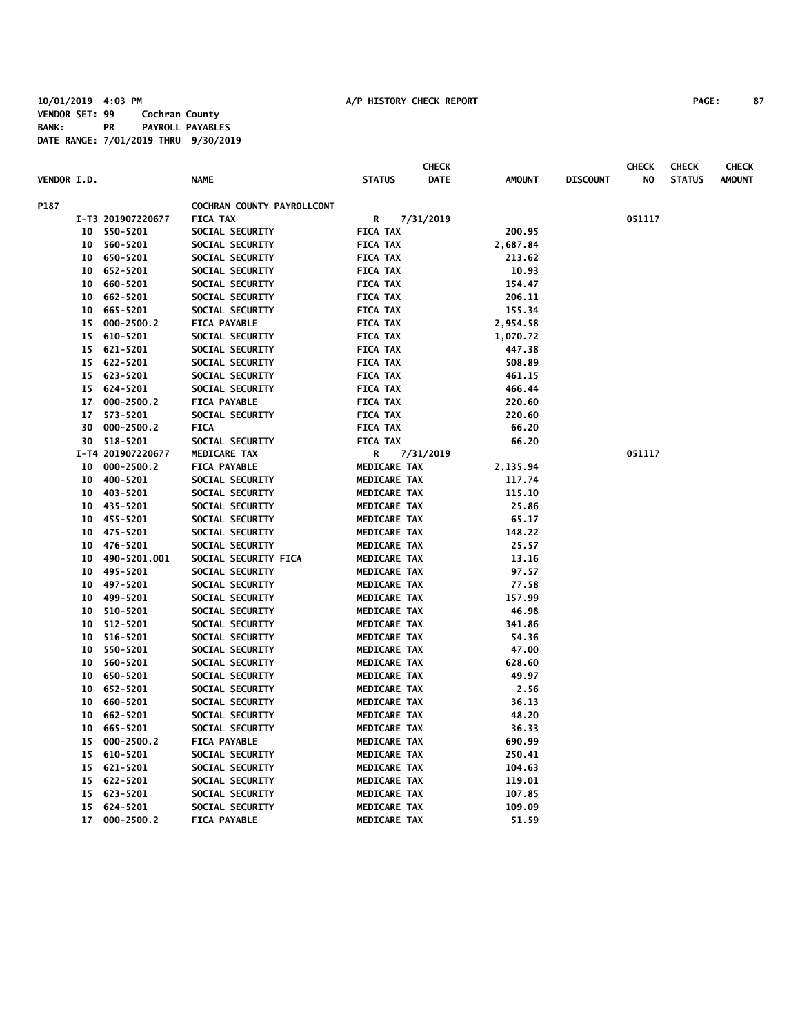10/01/2019 4:03 PM A/P HISTORY CHECK REPORT

VENDOR SET: 99 Cochran County
BANK: PR PAYROLL PAYABLES
DATE RANGE: 7/01/2019 THRU 9/30/2019

| VENDOR I.D. | NAME | STATUS | CHECK DATE | AMOUNT | DISCOUNT | CHECK NO | CHECK STATUS | CHECK AMOUNT |
|---|---|---|---|---|---|---|---|---|
| P187 | COCHRAN COUNTY PAYROLLCONT | | | | | | | |
| I-T3 201907220677 | FICA TAX | R | 7/31/2019 | | | 051117 | | |
| 10 550-5201 | SOCIAL SECURITY | FICA TAX | | 200.95 | | | | |
| 10 560-5201 | SOCIAL SECURITY | FICA TAX | | 2,687.84 | | | | |
| 10 650-5201 | SOCIAL SECURITY | FICA TAX | | 213.62 | | | | |
| 10 652-5201 | SOCIAL SECURITY | FICA TAX | | 10.93 | | | | |
| 10 660-5201 | SOCIAL SECURITY | FICA TAX | | 154.47 | | | | |
| 10 662-5201 | SOCIAL SECURITY | FICA TAX | | 206.11 | | | | |
| 10 665-5201 | SOCIAL SECURITY | FICA TAX | | 155.34 | | | | |
| 15 000-2500.2 | FICA PAYABLE | FICA TAX | | 2,954.58 | | | | |
| 15 610-5201 | SOCIAL SECURITY | FICA TAX | | 1,070.72 | | | | |
| 15 621-5201 | SOCIAL SECURITY | FICA TAX | | 447.38 | | | | |
| 15 622-5201 | SOCIAL SECURITY | FICA TAX | | 508.89 | | | | |
| 15 623-5201 | SOCIAL SECURITY | FICA TAX | | 461.15 | | | | |
| 15 624-5201 | SOCIAL SECURITY | FICA TAX | | 466.44 | | | | |
| 17 000-2500.2 | FICA PAYABLE | FICA TAX | | 220.60 | | | | |
| 17 573-5201 | SOCIAL SECURITY | FICA TAX | | 220.60 | | | | |
| 30 000-2500.2 | FICA | FICA TAX | | 66.20 | | | | |
| 30 518-5201 | SOCIAL SECURITY | FICA TAX | | 66.20 | | | | |
| I-T4 201907220677 | MEDICARE TAX | R | 7/31/2019 | | | 051117 | | |
| 10 000-2500.2 | FICA PAYABLE | MEDICARE TAX | | 2,135.94 | | | | |
| 10 400-5201 | SOCIAL SECURITY | MEDICARE TAX | | 117.74 | | | | |
| 10 403-5201 | SOCIAL SECURITY | MEDICARE TAX | | 115.10 | | | | |
| 10 435-5201 | SOCIAL SECURITY | MEDICARE TAX | | 25.86 | | | | |
| 10 455-5201 | SOCIAL SECURITY | MEDICARE TAX | | 65.17 | | | | |
| 10 475-5201 | SOCIAL SECURITY | MEDICARE TAX | | 148.22 | | | | |
| 10 476-5201 | SOCIAL SECURITY | MEDICARE TAX | | 25.57 | | | | |
| 10 490-5201.001 | SOCIAL SECURITY FICA | MEDICARE TAX | | 13.16 | | | | |
| 10 495-5201 | SOCIAL SECURITY | MEDICARE TAX | | 97.57 | | | | |
| 10 497-5201 | SOCIAL SECURITY | MEDICARE TAX | | 77.58 | | | | |
| 10 499-5201 | SOCIAL SECURITY | MEDICARE TAX | | 157.99 | | | | |
| 10 510-5201 | SOCIAL SECURITY | MEDICARE TAX | | 46.98 | | | | |
| 10 512-5201 | SOCIAL SECURITY | MEDICARE TAX | | 341.86 | | | | |
| 10 516-5201 | SOCIAL SECURITY | MEDICARE TAX | | 54.36 | | | | |
| 10 550-5201 | SOCIAL SECURITY | MEDICARE TAX | | 47.00 | | | | |
| 10 560-5201 | SOCIAL SECURITY | MEDICARE TAX | | 628.60 | | | | |
| 10 650-5201 | SOCIAL SECURITY | MEDICARE TAX | | 49.97 | | | | |
| 10 652-5201 | SOCIAL SECURITY | MEDICARE TAX | | 2.56 | | | | |
| 10 660-5201 | SOCIAL SECURITY | MEDICARE TAX | | 36.13 | | | | |
| 10 662-5201 | SOCIAL SECURITY | MEDICARE TAX | | 48.20 | | | | |
| 10 665-5201 | SOCIAL SECURITY | MEDICARE TAX | | 36.33 | | | | |
| 15 000-2500.2 | FICA PAYABLE | MEDICARE TAX | | 690.99 | | | | |
| 15 610-5201 | SOCIAL SECURITY | MEDICARE TAX | | 250.41 | | | | |
| 15 621-5201 | SOCIAL SECURITY | MEDICARE TAX | | 104.63 | | | | |
| 15 622-5201 | SOCIAL SECURITY | MEDICARE TAX | | 119.01 | | | | |
| 15 623-5201 | SOCIAL SECURITY | MEDICARE TAX | | 107.85 | | | | |
| 15 624-5201 | SOCIAL SECURITY | MEDICARE TAX | | 109.09 | | | | |
| 17 000-2500.2 | FICA PAYABLE | MEDICARE TAX | | 51.59 | | | | |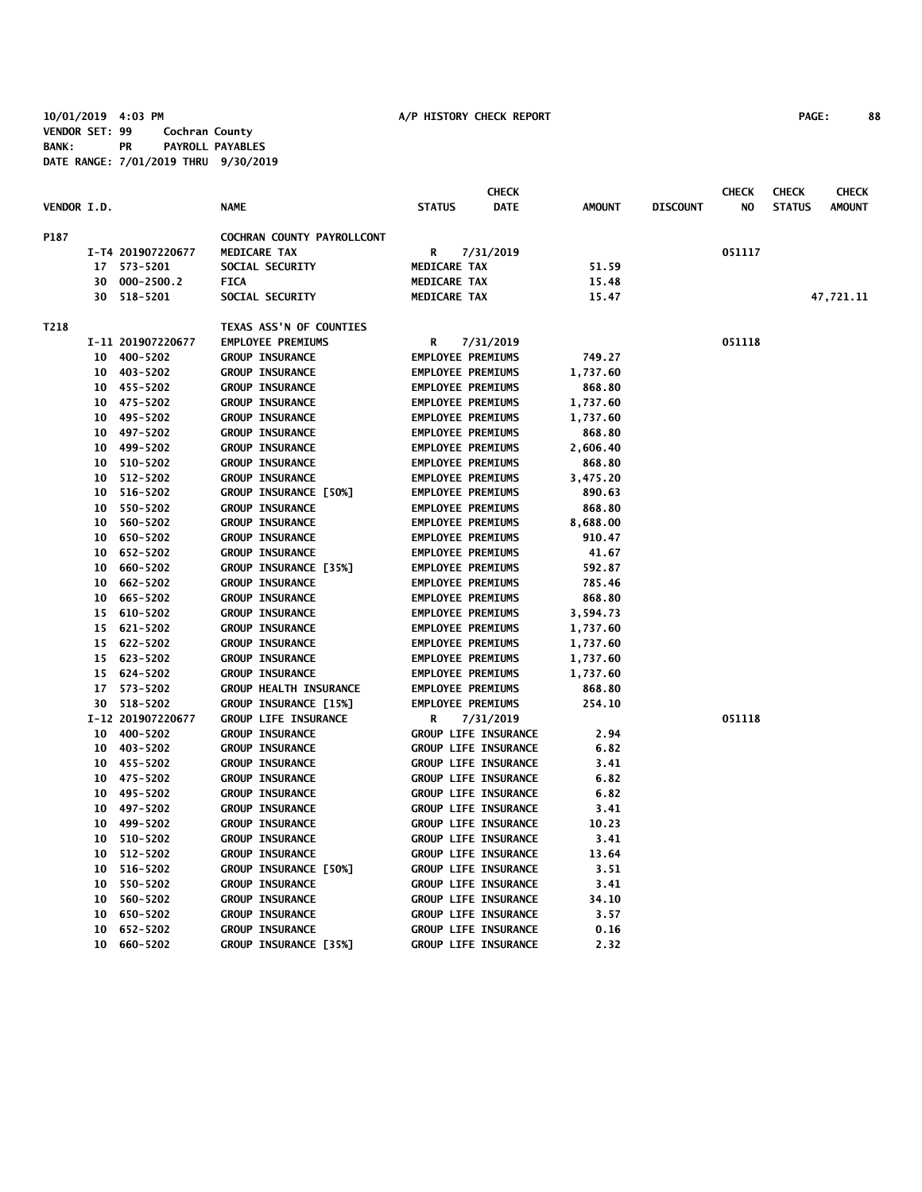10/01/2019 4:03 PM A/P HISTORY CHECK REPORT PAGE: 88
VENDOR SET: 99 Cochran County
BANK: PR PAYROLL PAYABLES
DATE RANGE: 7/01/2019 THRU 9/30/2019

| VENDOR I.D. | | NAME | STATUS | CHECK DATE | AMOUNT | DISCOUNT | CHECK NO | CHECK STATUS | CHECK AMOUNT |
|---|---|---|---|---|---|---|---|---|---|
| P187 | | COCHRAN COUNTY PAYROLLCONT | | | | | | | |
| | I-T4 201907220677 | MEDICARE TAX | R | 7/31/2019 | | | 051117 | | |
| | 17 573-5201 | SOCIAL SECURITY | MEDICARE TAX | | 51.59 | | | | |
| | 30 000-2500.2 | FICA | MEDICARE TAX | | 15.48 | | | | |
| | 30 518-5201 | SOCIAL SECURITY | MEDICARE TAX | | 15.47 | | | | 47,721.11 |
| T218 | | TEXAS ASS'N OF COUNTIES | | | | | | | |
| | I-11 201907220677 | EMPLOYEE PREMIUMS | R | 7/31/2019 | | | 051118 | | |
| | 10 400-5202 | GROUP INSURANCE | EMPLOYEE PREMIUMS | | 749.27 | | | | |
| | 10 403-5202 | GROUP INSURANCE | EMPLOYEE PREMIUMS | | 1,737.60 | | | | |
| | 10 455-5202 | GROUP INSURANCE | EMPLOYEE PREMIUMS | | 868.80 | | | | |
| | 10 475-5202 | GROUP INSURANCE | EMPLOYEE PREMIUMS | | 1,737.60 | | | | |
| | 10 495-5202 | GROUP INSURANCE | EMPLOYEE PREMIUMS | | 1,737.60 | | | | |
| | 10 497-5202 | GROUP INSURANCE | EMPLOYEE PREMIUMS | | 868.80 | | | | |
| | 10 499-5202 | GROUP INSURANCE | EMPLOYEE PREMIUMS | | 2,606.40 | | | | |
| | 10 510-5202 | GROUP INSURANCE | EMPLOYEE PREMIUMS | | 868.80 | | | | |
| | 10 512-5202 | GROUP INSURANCE | EMPLOYEE PREMIUMS | | 3,475.20 | | | | |
| | 10 516-5202 | GROUP INSURANCE [50%] | EMPLOYEE PREMIUMS | | 890.63 | | | | |
| | 10 550-5202 | GROUP INSURANCE | EMPLOYEE PREMIUMS | | 868.80 | | | | |
| | 10 560-5202 | GROUP INSURANCE | EMPLOYEE PREMIUMS | | 8,688.00 | | | | |
| | 10 650-5202 | GROUP INSURANCE | EMPLOYEE PREMIUMS | | 910.47 | | | | |
| | 10 652-5202 | GROUP INSURANCE | EMPLOYEE PREMIUMS | | 41.67 | | | | |
| | 10 660-5202 | GROUP INSURANCE [35%] | EMPLOYEE PREMIUMS | | 592.87 | | | | |
| | 10 662-5202 | GROUP INSURANCE | EMPLOYEE PREMIUMS | | 785.46 | | | | |
| | 10 665-5202 | GROUP INSURANCE | EMPLOYEE PREMIUMS | | 868.80 | | | | |
| | 15 610-5202 | GROUP INSURANCE | EMPLOYEE PREMIUMS | | 3,594.73 | | | | |
| | 15 621-5202 | GROUP INSURANCE | EMPLOYEE PREMIUMS | | 1,737.60 | | | | |
| | 15 622-5202 | GROUP INSURANCE | EMPLOYEE PREMIUMS | | 1,737.60 | | | | |
| | 15 623-5202 | GROUP INSURANCE | EMPLOYEE PREMIUMS | | 1,737.60 | | | | |
| | 15 624-5202 | GROUP INSURANCE | EMPLOYEE PREMIUMS | | 1,737.60 | | | | |
| | 17 573-5202 | GROUP HEALTH INSURANCE | EMPLOYEE PREMIUMS | | 868.80 | | | | |
| | 30 518-5202 | GROUP INSURANCE [15%] | EMPLOYEE PREMIUMS | | 254.10 | | | | |
| | I-12 201907220677 | GROUP LIFE INSURANCE | R | 7/31/2019 | | | 051118 | | |
| | 10 400-5202 | GROUP INSURANCE | GROUP LIFE INSURANCE | | 2.94 | | | | |
| | 10 403-5202 | GROUP INSURANCE | GROUP LIFE INSURANCE | | 6.82 | | | | |
| | 10 455-5202 | GROUP INSURANCE | GROUP LIFE INSURANCE | | 3.41 | | | | |
| | 10 475-5202 | GROUP INSURANCE | GROUP LIFE INSURANCE | | 6.82 | | | | |
| | 10 495-5202 | GROUP INSURANCE | GROUP LIFE INSURANCE | | 6.82 | | | | |
| | 10 497-5202 | GROUP INSURANCE | GROUP LIFE INSURANCE | | 3.41 | | | | |
| | 10 499-5202 | GROUP INSURANCE | GROUP LIFE INSURANCE | | 10.23 | | | | |
| | 10 510-5202 | GROUP INSURANCE | GROUP LIFE INSURANCE | | 3.41 | | | | |
| | 10 512-5202 | GROUP INSURANCE | GROUP LIFE INSURANCE | | 13.64 | | | | |
| | 10 516-5202 | GROUP INSURANCE [50%] | GROUP LIFE INSURANCE | | 3.51 | | | | |
| | 10 550-5202 | GROUP INSURANCE | GROUP LIFE INSURANCE | | 3.41 | | | | |
| | 10 560-5202 | GROUP INSURANCE | GROUP LIFE INSURANCE | | 34.10 | | | | |
| | 10 650-5202 | GROUP INSURANCE | GROUP LIFE INSURANCE | | 3.57 | | | | |
| | 10 652-5202 | GROUP INSURANCE | GROUP LIFE INSURANCE | | 0.16 | | | | |
| | 10 660-5202 | GROUP INSURANCE [35%] | GROUP LIFE INSURANCE | | 2.32 | | | | |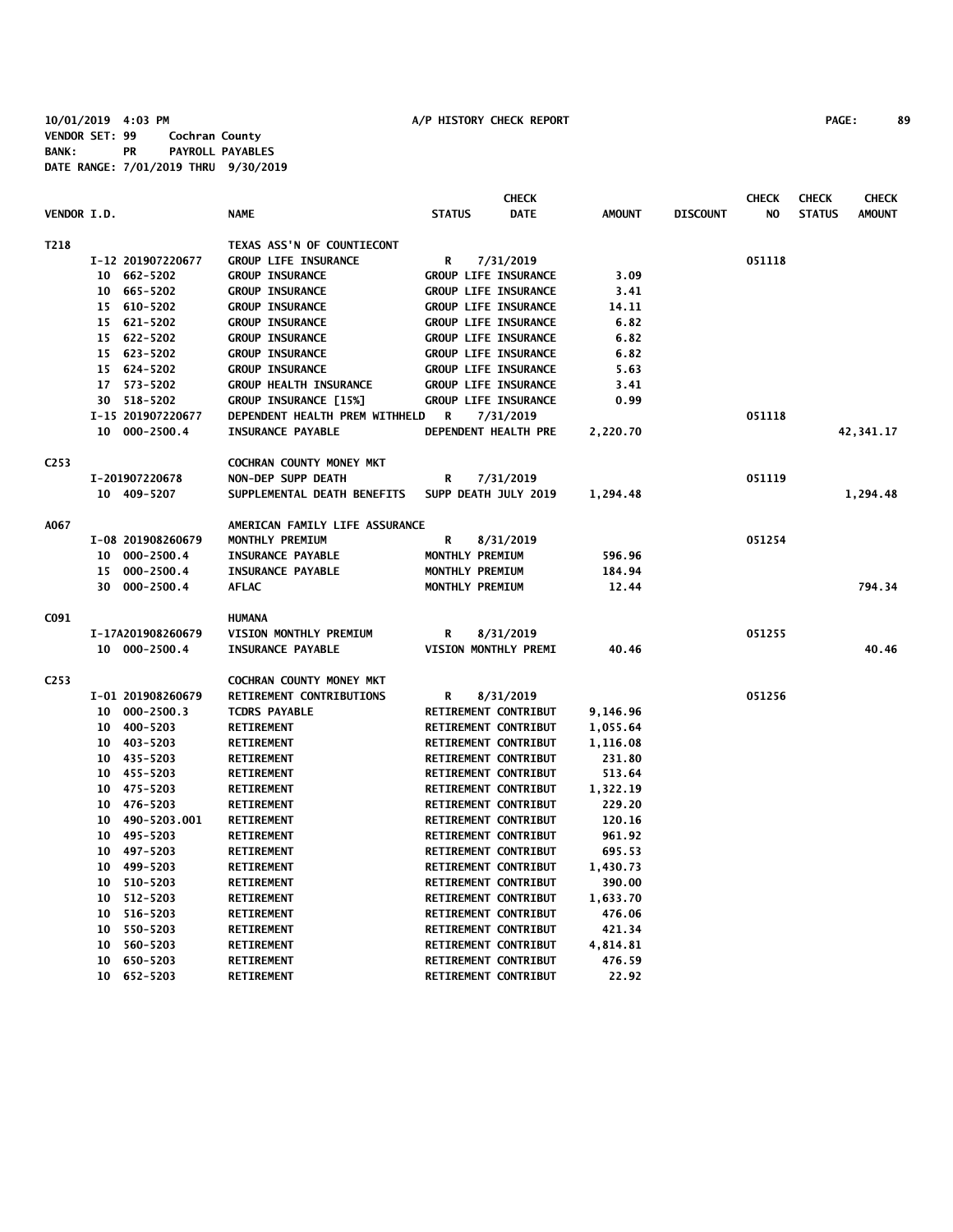10/01/2019 4:03 PM A/P HISTORY CHECK REPORT
VENDOR SET: 99 Cochran County
BANK: PR PAYROLL PAYABLES
DATE RANGE: 7/01/2019 THRU 9/30/2019

| VENDOR I.D. | | NAME | STATUS | CHECK DATE | AMOUNT | DISCOUNT | CHECK NO | CHECK STATUS | CHECK AMOUNT |
|---|---|---|---|---|---|---|---|---|---|
| T218 | | TEXAS ASS'N OF COUNTIECONT | | | | | | | |
| | I-12 201907220677 | GROUP LIFE INSURANCE | R | 7/31/2019 | | | 051118 | | |
| | 10 662-5202 | GROUP INSURANCE | GROUP LIFE INSURANCE | | 3.09 | | | | |
| | 10 665-5202 | GROUP INSURANCE | GROUP LIFE INSURANCE | | 3.41 | | | | |
| | 15 610-5202 | GROUP INSURANCE | GROUP LIFE INSURANCE | | 14.11 | | | | |
| | 15 621-5202 | GROUP INSURANCE | GROUP LIFE INSURANCE | | 6.82 | | | | |
| | 15 622-5202 | GROUP INSURANCE | GROUP LIFE INSURANCE | | 6.82 | | | | |
| | 15 623-5202 | GROUP INSURANCE | GROUP LIFE INSURANCE | | 6.82 | | | | |
| | 15 624-5202 | GROUP INSURANCE | GROUP LIFE INSURANCE | | 5.63 | | | | |
| | 17 573-5202 | GROUP HEALTH INSURANCE | GROUP LIFE INSURANCE | | 3.41 | | | | |
| | 30 518-5202 | GROUP INSURANCE [15%] | GROUP LIFE INSURANCE | | 0.99 | | | | |
| | I-15 201907220677 | DEPENDENT HEALTH PREM WITHHELD | R | 7/31/2019 | | | 051118 | | |
| | 10 000-2500.4 | INSURANCE PAYABLE | DEPENDENT HEALTH PRE | | 2,220.70 | | | | 42,341.17 |
| C253 | | COCHRAN COUNTY MONEY MKT | | | | | | | |
| | I-201907220678 | NON-DEP SUPP DEATH | R | 7/31/2019 | | | 051119 | | |
| | 10 409-5207 | SUPPLEMENTAL DEATH BENEFITS | SUPP DEATH JULY 2019 | | 1,294.48 | | | | 1,294.48 |
| A067 | | AMERICAN FAMILY LIFE ASSURANCE | | | | | | | |
| | I-08 201908260679 | MONTHLY PREMIUM | R | 8/31/2019 | | | 051254 | | |
| | 10 000-2500.4 | INSURANCE PAYABLE | MONTHLY PREMIUM | | 596.96 | | | | |
| | 15 000-2500.4 | INSURANCE PAYABLE | MONTHLY PREMIUM | | 184.94 | | | | |
| | 30 000-2500.4 | AFLAC | MONTHLY PREMIUM | | 12.44 | | | | 794.34 |
| C091 | | HUMANA | | | | | | | |
| | I-17A201908260679 | VISION MONTHLY PREMIUM | R | 8/31/2019 | | | 051255 | | |
| | 10 000-2500.4 | INSURANCE PAYABLE | VISION MONTHLY PREMI | | 40.46 | | | | 40.46 |
| C253 | | COCHRAN COUNTY MONEY MKT | | | | | | | |
| | I-01 201908260679 | RETIREMENT CONTRIBUTIONS | R | 8/31/2019 | | | 051256 | | |
| | 10 000-2500.3 | TCDRS PAYABLE | RETIREMENT CONTRIBUT | | 9,146.96 | | | | |
| | 10 400-5203 | RETIREMENT | RETIREMENT CONTRIBUT | | 1,055.64 | | | | |
| | 10 403-5203 | RETIREMENT | RETIREMENT CONTRIBUT | | 1,116.08 | | | | |
| | 10 435-5203 | RETIREMENT | RETIREMENT CONTRIBUT | | 231.80 | | | | |
| | 10 455-5203 | RETIREMENT | RETIREMENT CONTRIBUT | | 513.64 | | | | |
| | 10 475-5203 | RETIREMENT | RETIREMENT CONTRIBUT | | 1,322.19 | | | | |
| | 10 476-5203 | RETIREMENT | RETIREMENT CONTRIBUT | | 229.20 | | | | |
| | 10 490-5203.001 | RETIREMENT | RETIREMENT CONTRIBUT | | 120.16 | | | | |
| | 10 495-5203 | RETIREMENT | RETIREMENT CONTRIBUT | | 961.92 | | | | |
| | 10 497-5203 | RETIREMENT | RETIREMENT CONTRIBUT | | 695.53 | | | | |
| | 10 499-5203 | RETIREMENT | RETIREMENT CONTRIBUT | | 1,430.73 | | | | |
| | 10 510-5203 | RETIREMENT | RETIREMENT CONTRIBUT | | 390.00 | | | | |
| | 10 512-5203 | RETIREMENT | RETIREMENT CONTRIBUT | | 1,633.70 | | | | |
| | 10 516-5203 | RETIREMENT | RETIREMENT CONTRIBUT | | 476.06 | | | | |
| | 10 550-5203 | RETIREMENT | RETIREMENT CONTRIBUT | | 421.34 | | | | |
| | 10 560-5203 | RETIREMENT | RETIREMENT CONTRIBUT | | 4,814.81 | | | | |
| | 10 650-5203 | RETIREMENT | RETIREMENT CONTRIBUT | | 476.59 | | | | |
| | 10 652-5203 | RETIREMENT | RETIREMENT CONTRIBUT | | 22.92 | | | | |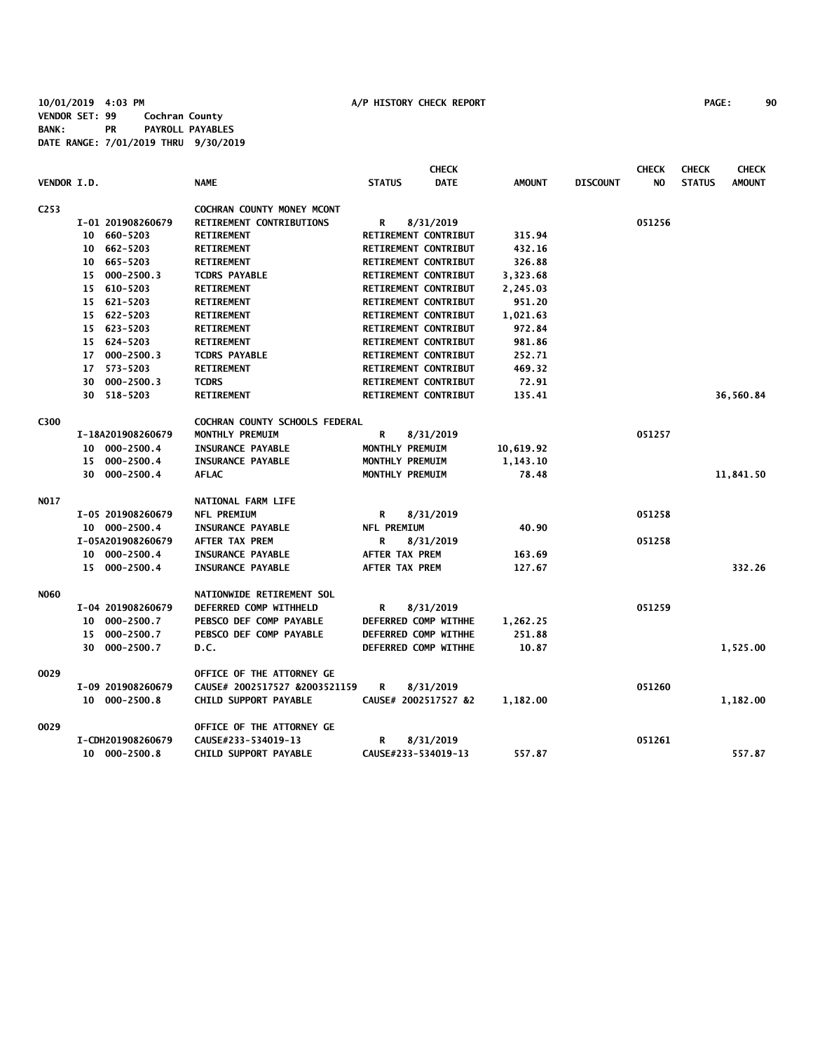10/01/2019 4:03 PM A/P HISTORY CHECK REPORT PAGE: 90
VENDOR SET: 99 Cochran County
BANK: PR PAYROLL PAYABLES
DATE RANGE: 7/01/2019 THRU 9/30/2019

| VENDOR I.D. | NAME | STATUS | CHECK DATE | AMOUNT | DISCOUNT | CHECK NO | CHECK STATUS | CHECK AMOUNT |
|---|---|---|---|---|---|---|---|---|
| C253 | COCHRAN COUNTY MONEY MCONT | | | | | | | |
| I-01 201908260679 | RETIREMENT CONTRIBUTIONS | R | 8/31/2019 | | | 051256 | | |
| 10 660-5203 | RETIREMENT | RETIREMENT CONTRIBUT | | 315.94 | | | | |
| 10 662-5203 | RETIREMENT | RETIREMENT CONTRIBUT | | 432.16 | | | | |
| 10 665-5203 | RETIREMENT | RETIREMENT CONTRIBUT | | 326.88 | | | | |
| 15 000-2500.3 | TCDRS PAYABLE | RETIREMENT CONTRIBUT | | 3,323.68 | | | | |
| 15 610-5203 | RETIREMENT | RETIREMENT CONTRIBUT | | 2,245.03 | | | | |
| 15 621-5203 | RETIREMENT | RETIREMENT CONTRIBUT | | 951.20 | | | | |
| 15 622-5203 | RETIREMENT | RETIREMENT CONTRIBUT | | 1,021.63 | | | | |
| 15 623-5203 | RETIREMENT | RETIREMENT CONTRIBUT | | 972.84 | | | | |
| 15 624-5203 | RETIREMENT | RETIREMENT CONTRIBUT | | 981.86 | | | | |
| 17 000-2500.3 | TCDRS PAYABLE | RETIREMENT CONTRIBUT | | 252.71 | | | | |
| 17 573-5203 | RETIREMENT | RETIREMENT CONTRIBUT | | 469.32 | | | | |
| 30 000-2500.3 | TCDRS | RETIREMENT CONTRIBUT | | 72.91 | | | | |
| 30 518-5203 | RETIREMENT | RETIREMENT CONTRIBUT | | 135.41 | | | | 36,560.84 |
| C300 | COCHRAN COUNTY SCHOOLS FEDERAL | | | | | | | |
| I-18A201908260679 | MONTHLY PREMUIM | R | 8/31/2019 | | | 051257 | | |
| 10 000-2500.4 | INSURANCE PAYABLE | MONTHLY PREMUIM | | 10,619.92 | | | | |
| 15 000-2500.4 | INSURANCE PAYABLE | MONTHLY PREMUIM | | 1,143.10 | | | | |
| 30 000-2500.4 | AFLAC | MONTHLY PREMUIM | | 78.48 | | | | 11,841.50 |
| N017 | NATIONAL FARM LIFE | | | | | | | |
| I-05 201908260679 | NFL PREMIUM | R | 8/31/2019 | | | 051258 | | |
| 10 000-2500.4 | INSURANCE PAYABLE | NFL PREMIUM | | 40.90 | | | | |
| I-05A201908260679 | AFTER TAX PREM | R | 8/31/2019 | | | 051258 | | |
| 10 000-2500.4 | INSURANCE PAYABLE | AFTER TAX PREM | | 163.69 | | | | |
| 15 000-2500.4 | INSURANCE PAYABLE | AFTER TAX PREM | | 127.67 | | | | 332.26 |
| N060 | NATIONWIDE RETIREMENT SOL | | | | | | | |
| I-04 201908260679 | DEFERRED COMP WITHHELD | R | 8/31/2019 | | | 051259 | | |
| 10 000-2500.7 | PEBSCO DEF COMP PAYABLE | DEFERRED COMP WITHHE | | 1,262.25 | | | | |
| 15 000-2500.7 | PEBSCO DEF COMP PAYABLE | DEFERRED COMP WITHHE | | 251.88 | | | | |
| 30 000-2500.7 | D.C. | DEFERRED COMP WITHHE | | 10.87 | | | | 1,525.00 |
| O029 | OFFICE OF THE ATTORNEY GE | | | | | | | |
| I-09 201908260679 | CAUSE# 2002517527 &2003521159 | R | 8/31/2019 | | | 051260 | | |
| 10 000-2500.8 | CHILD SUPPORT PAYABLE | CAUSE# 2002517527 &2 | | 1,182.00 | | | | 1,182.00 |
| O029 | OFFICE OF THE ATTORNEY GE | | | | | | | |
| I-CDH201908260679 | CAUSE#233-534019-13 | R | 8/31/2019 | | | 051261 | | |
| 10 000-2500.8 | CHILD SUPPORT PAYABLE | CAUSE#233-534019-13 | | 557.87 | | | | 557.87 |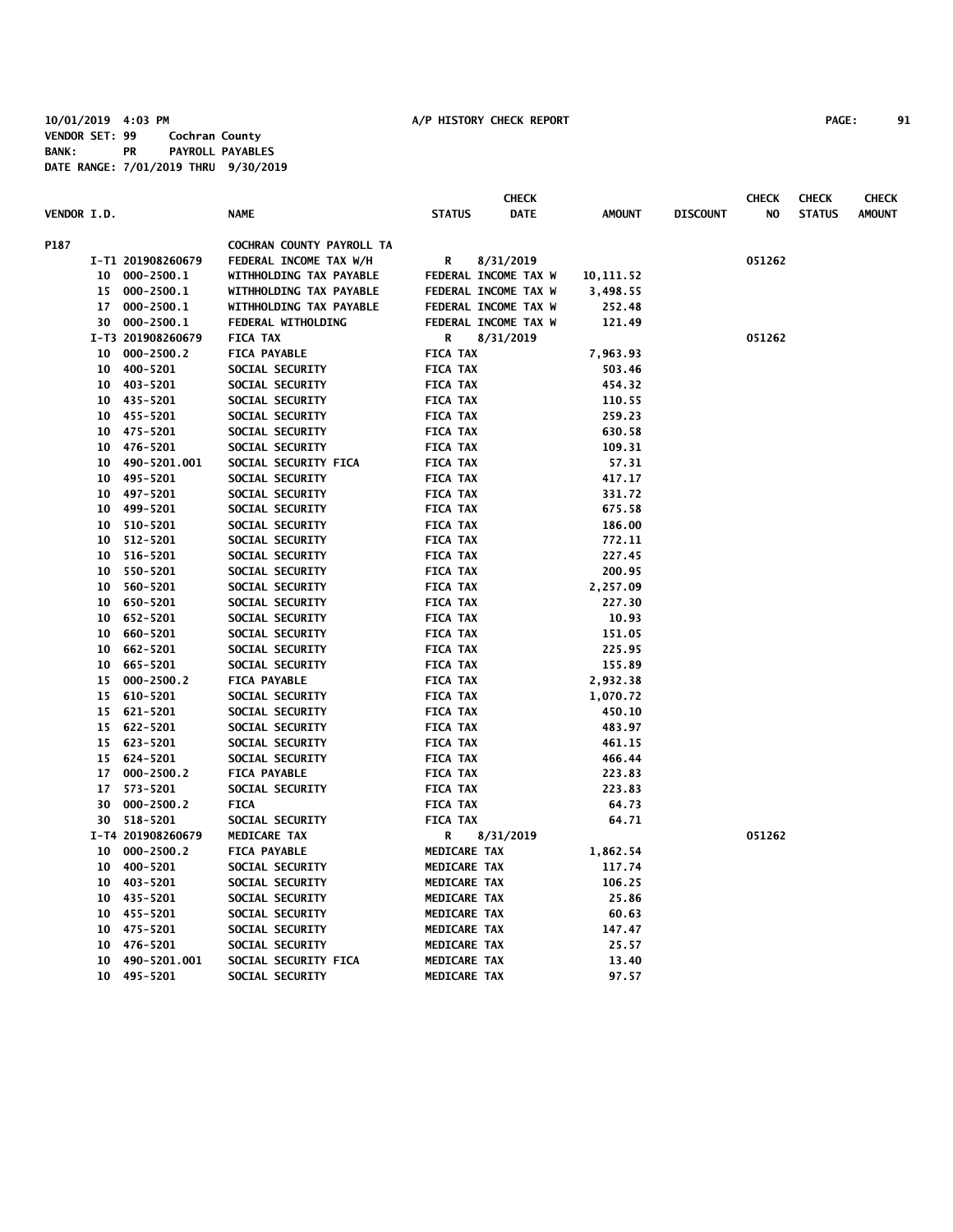10/01/2019 4:03 PM A/P HISTORY CHECK REPORT PAGE: 91

VENDOR SET: 99 Cochran County

BANK: PR PAYROLL PAYABLES

DATE RANGE: 7/01/2019 THRU 9/30/2019

| VENDOR I.D. | | NAME | STATUS | CHECK DATE | AMOUNT | DISCOUNT | CHECK NO | CHECK STATUS | CHECK AMOUNT |
|---|---|---|---|---|---|---|---|---|---|
| P187 | | COCHRAN COUNTY PAYROLL TA | | | | | | | |
| | I-T1 201908260679 | FEDERAL INCOME TAX W/H | R | 8/31/2019 | | | 051262 | | |
| 10 | 000-2500.1 | WITHHOLDING TAX PAYABLE | FEDERAL INCOME TAX W | | 10,111.52 | | | | |
| 15 | 000-2500.1 | WITHHOLDING TAX PAYABLE | FEDERAL INCOME TAX W | | 3,498.55 | | | | |
| 17 | 000-2500.1 | WITHHOLDING TAX PAYABLE | FEDERAL INCOME TAX W | | 252.48 | | | | |
| 30 | 000-2500.1 | FEDERAL WITHOLDING | FEDERAL INCOME TAX W | | 121.49 | | | | |
| | I-T3 201908260679 | FICA TAX | R | 8/31/2019 | | | 051262 | | |
| 10 | 000-2500.2 | FICA PAYABLE | FICA TAX | | 7,963.93 | | | | |
| 10 | 400-5201 | SOCIAL SECURITY | FICA TAX | | 503.46 | | | | |
| 10 | 403-5201 | SOCIAL SECURITY | FICA TAX | | 454.32 | | | | |
| 10 | 435-5201 | SOCIAL SECURITY | FICA TAX | | 110.55 | | | | |
| 10 | 455-5201 | SOCIAL SECURITY | FICA TAX | | 259.23 | | | | |
| 10 | 475-5201 | SOCIAL SECURITY | FICA TAX | | 630.58 | | | | |
| 10 | 476-5201 | SOCIAL SECURITY | FICA TAX | | 109.31 | | | | |
| 10 | 490-5201.001 | SOCIAL SECURITY FICA | FICA TAX | | 57.31 | | | | |
| 10 | 495-5201 | SOCIAL SECURITY | FICA TAX | | 417.17 | | | | |
| 10 | 497-5201 | SOCIAL SECURITY | FICA TAX | | 331.72 | | | | |
| 10 | 499-5201 | SOCIAL SECURITY | FICA TAX | | 675.58 | | | | |
| 10 | 510-5201 | SOCIAL SECURITY | FICA TAX | | 186.00 | | | | |
| 10 | 512-5201 | SOCIAL SECURITY | FICA TAX | | 772.11 | | | | |
| 10 | 516-5201 | SOCIAL SECURITY | FICA TAX | | 227.45 | | | | |
| 10 | 550-5201 | SOCIAL SECURITY | FICA TAX | | 200.95 | | | | |
| 10 | 560-5201 | SOCIAL SECURITY | FICA TAX | | 2,257.09 | | | | |
| 10 | 650-5201 | SOCIAL SECURITY | FICA TAX | | 227.30 | | | | |
| 10 | 652-5201 | SOCIAL SECURITY | FICA TAX | | 10.93 | | | | |
| 10 | 660-5201 | SOCIAL SECURITY | FICA TAX | | 151.05 | | | | |
| 10 | 662-5201 | SOCIAL SECURITY | FICA TAX | | 225.95 | | | | |
| 10 | 665-5201 | SOCIAL SECURITY | FICA TAX | | 155.89 | | | | |
| 15 | 000-2500.2 | FICA PAYABLE | FICA TAX | | 2,932.38 | | | | |
| 15 | 610-5201 | SOCIAL SECURITY | FICA TAX | | 1,070.72 | | | | |
| 15 | 621-5201 | SOCIAL SECURITY | FICA TAX | | 450.10 | | | | |
| 15 | 622-5201 | SOCIAL SECURITY | FICA TAX | | 483.97 | | | | |
| 15 | 623-5201 | SOCIAL SECURITY | FICA TAX | | 461.15 | | | | |
| 15 | 624-5201 | SOCIAL SECURITY | FICA TAX | | 466.44 | | | | |
| 17 | 000-2500.2 | FICA PAYABLE | FICA TAX | | 223.83 | | | | |
| 17 | 573-5201 | SOCIAL SECURITY | FICA TAX | | 223.83 | | | | |
| 30 | 000-2500.2 | FICA | FICA TAX | | 64.73 | | | | |
| 30 | 518-5201 | SOCIAL SECURITY | FICA TAX | | 64.71 | | | | |
| | I-T4 201908260679 | MEDICARE TAX | R | 8/31/2019 | | | 051262 | | |
| 10 | 000-2500.2 | FICA PAYABLE | MEDICARE TAX | | 1,862.54 | | | | |
| 10 | 400-5201 | SOCIAL SECURITY | MEDICARE TAX | | 117.74 | | | | |
| 10 | 403-5201 | SOCIAL SECURITY | MEDICARE TAX | | 106.25 | | | | |
| 10 | 435-5201 | SOCIAL SECURITY | MEDICARE TAX | | 25.86 | | | | |
| 10 | 455-5201 | SOCIAL SECURITY | MEDICARE TAX | | 60.63 | | | | |
| 10 | 475-5201 | SOCIAL SECURITY | MEDICARE TAX | | 147.47 | | | | |
| 10 | 476-5201 | SOCIAL SECURITY | MEDICARE TAX | | 25.57 | | | | |
| 10 | 490-5201.001 | SOCIAL SECURITY FICA | MEDICARE TAX | | 13.40 | | | | |
| 10 | 495-5201 | SOCIAL SECURITY | MEDICARE TAX | | 97.57 | | | | |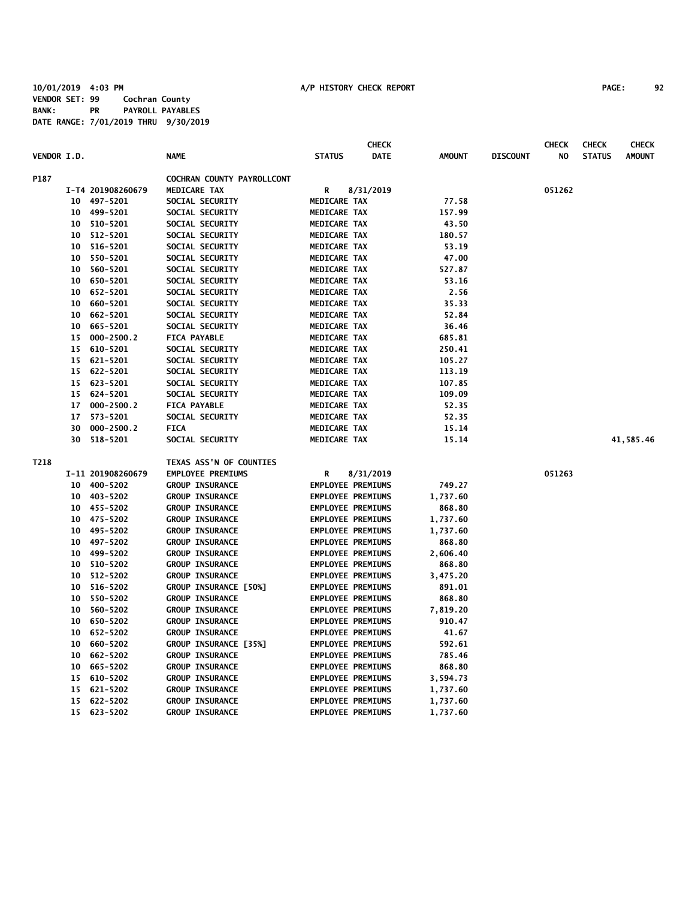10/01/2019 4:03 PM A/P HISTORY CHECK REPORT PAGE: 92

VENDOR SET: 99 Cochran County
BANK: PR PAYROLL PAYABLES
DATE RANGE: 7/01/2019 THRU 9/30/2019

| VENDOR I.D. | | NAME | STATUS | CHECK DATE | AMOUNT | DISCOUNT | CHECK NO | CHECK STATUS | CHECK AMOUNT |
|---|---|---|---|---|---|---|---|---|---|
| P187 | | COCHRAN COUNTY PAYROLLCONT | | | | | | | |
| | I-T4 201908260679 | MEDICARE TAX | R | 8/31/2019 | | | 051262 | | |
| | 10 497-5201 | SOCIAL SECURITY | MEDICARE TAX | | 77.58 | | | | |
| | 10 499-5201 | SOCIAL SECURITY | MEDICARE TAX | | 157.99 | | | | |
| | 10 510-5201 | SOCIAL SECURITY | MEDICARE TAX | | 43.50 | | | | |
| | 10 512-5201 | SOCIAL SECURITY | MEDICARE TAX | | 180.57 | | | | |
| | 10 516-5201 | SOCIAL SECURITY | MEDICARE TAX | | 53.19 | | | | |
| | 10 550-5201 | SOCIAL SECURITY | MEDICARE TAX | | 47.00 | | | | |
| | 10 560-5201 | SOCIAL SECURITY | MEDICARE TAX | | 527.87 | | | | |
| | 10 650-5201 | SOCIAL SECURITY | MEDICARE TAX | | 53.16 | | | | |
| | 10 652-5201 | SOCIAL SECURITY | MEDICARE TAX | | 2.56 | | | | |
| | 10 660-5201 | SOCIAL SECURITY | MEDICARE TAX | | 35.33 | | | | |
| | 10 662-5201 | SOCIAL SECURITY | MEDICARE TAX | | 52.84 | | | | |
| | 10 665-5201 | SOCIAL SECURITY | MEDICARE TAX | | 36.46 | | | | |
| | 15 000-2500.2 | FICA PAYABLE | MEDICARE TAX | | 685.81 | | | | |
| | 15 610-5201 | SOCIAL SECURITY | MEDICARE TAX | | 250.41 | | | | |
| | 15 621-5201 | SOCIAL SECURITY | MEDICARE TAX | | 105.27 | | | | |
| | 15 622-5201 | SOCIAL SECURITY | MEDICARE TAX | | 113.19 | | | | |
| | 15 623-5201 | SOCIAL SECURITY | MEDICARE TAX | | 107.85 | | | | |
| | 15 624-5201 | SOCIAL SECURITY | MEDICARE TAX | | 109.09 | | | | |
| | 17 000-2500.2 | FICA PAYABLE | MEDICARE TAX | | 52.35 | | | | |
| | 17 573-5201 | SOCIAL SECURITY | MEDICARE TAX | | 52.35 | | | | |
| | 30 000-2500.2 | FICA | MEDICARE TAX | | 15.14 | | | | |
| | 30 518-5201 | SOCIAL SECURITY | MEDICARE TAX | | 15.14 | | | | 41,585.46 |
| T218 | | TEXAS ASS'N OF COUNTIES | | | | | | | |
| | I-11 201908260679 | EMPLOYEE PREMIUMS | R | 8/31/2019 | | | 051263 | | |
| | 10 400-5202 | GROUP INSURANCE | EMPLOYEE PREMIUMS | | 749.27 | | | | |
| | 10 403-5202 | GROUP INSURANCE | EMPLOYEE PREMIUMS | | 1,737.60 | | | | |
| | 10 455-5202 | GROUP INSURANCE | EMPLOYEE PREMIUMS | | 868.80 | | | | |
| | 10 475-5202 | GROUP INSURANCE | EMPLOYEE PREMIUMS | | 1,737.60 | | | | |
| | 10 495-5202 | GROUP INSURANCE | EMPLOYEE PREMIUMS | | 1,737.60 | | | | |
| | 10 497-5202 | GROUP INSURANCE | EMPLOYEE PREMIUMS | | 868.80 | | | | |
| | 10 499-5202 | GROUP INSURANCE | EMPLOYEE PREMIUMS | | 2,606.40 | | | | |
| | 10 510-5202 | GROUP INSURANCE | EMPLOYEE PREMIUMS | | 868.80 | | | | |
| | 10 512-5202 | GROUP INSURANCE | EMPLOYEE PREMIUMS | | 3,475.20 | | | | |
| | 10 516-5202 | GROUP INSURANCE [50%] | EMPLOYEE PREMIUMS | | 891.01 | | | | |
| | 10 550-5202 | GROUP INSURANCE | EMPLOYEE PREMIUMS | | 868.80 | | | | |
| | 10 560-5202 | GROUP INSURANCE | EMPLOYEE PREMIUMS | | 7,819.20 | | | | |
| | 10 650-5202 | GROUP INSURANCE | EMPLOYEE PREMIUMS | | 910.47 | | | | |
| | 10 652-5202 | GROUP INSURANCE | EMPLOYEE PREMIUMS | | 41.67 | | | | |
| | 10 660-5202 | GROUP INSURANCE [35%] | EMPLOYEE PREMIUMS | | 592.61 | | | | |
| | 10 662-5202 | GROUP INSURANCE | EMPLOYEE PREMIUMS | | 785.46 | | | | |
| | 10 665-5202 | GROUP INSURANCE | EMPLOYEE PREMIUMS | | 868.80 | | | | |
| | 15 610-5202 | GROUP INSURANCE | EMPLOYEE PREMIUMS | | 3,594.73 | | | | |
| | 15 621-5202 | GROUP INSURANCE | EMPLOYEE PREMIUMS | | 1,737.60 | | | | |
| | 15 622-5202 | GROUP INSURANCE | EMPLOYEE PREMIUMS | | 1,737.60 | | | | |
| | 15 623-5202 | GROUP INSURANCE | EMPLOYEE PREMIUMS | | 1,737.60 | | | | |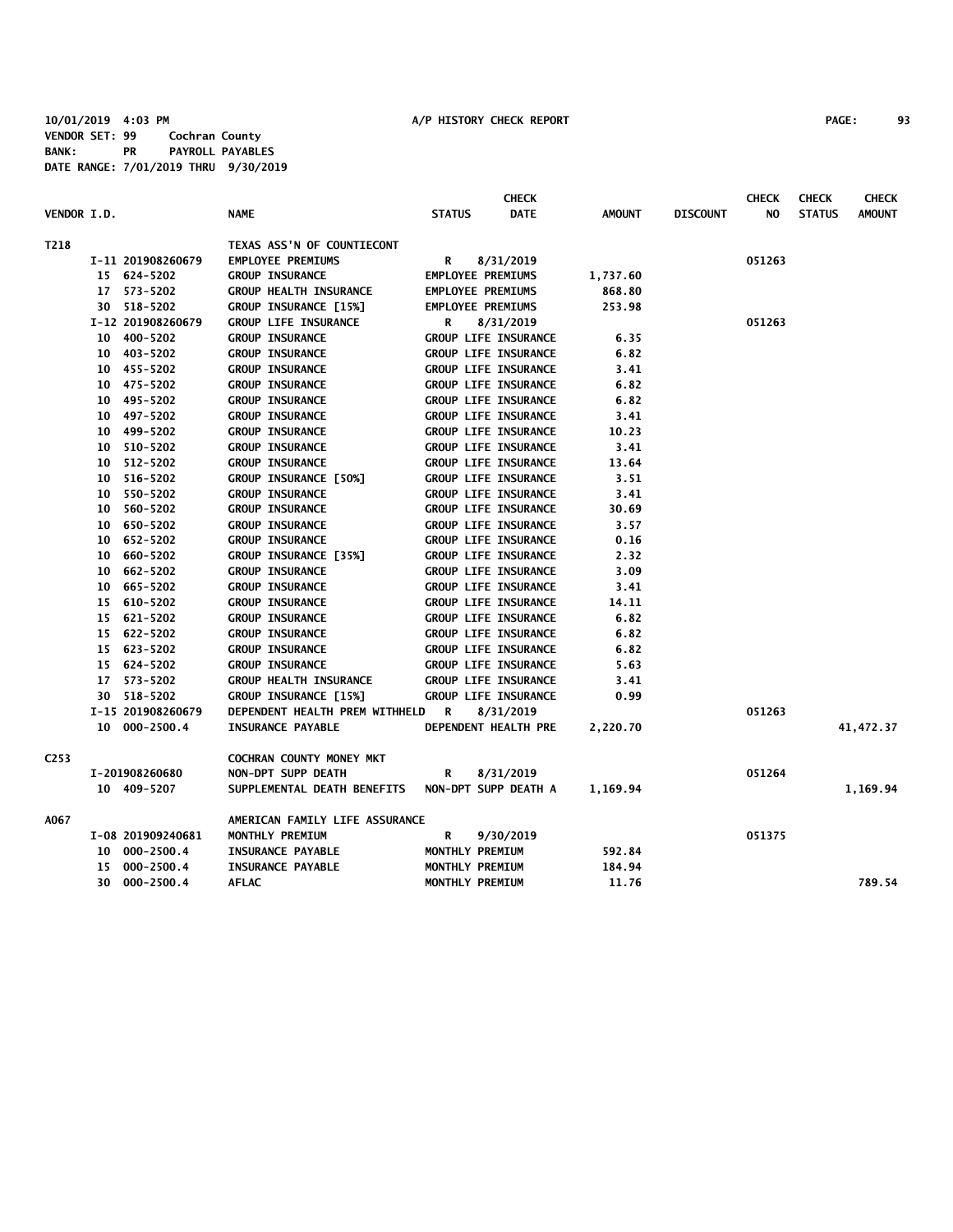10/01/2019 4:03 PM A/P HISTORY CHECK REPORT

VENDOR SET: 99 Cochran County
BANK: PR PAYROLL PAYABLES
DATE RANGE: 7/01/2019 THRU 9/30/2019

| VENDOR I.D. | | NAME | STATUS | CHECK DATE | AMOUNT | DISCOUNT | CHECK NO | CHECK STATUS | CHECK AMOUNT |
|---|---|---|---|---|---|---|---|---|---|
| T218 | | TEXAS ASS'N OF COUNTIECONT | | | | | | | |
| | I-11 201908260679 | EMPLOYEE PREMIUMS | R | 8/31/2019 | | | 051263 | | |
| | 15 624-5202 | GROUP INSURANCE | EMPLOYEE PREMIUMS | | 1,737.60 | | | | |
| | 17 573-5202 | GROUP HEALTH INSURANCE | EMPLOYEE PREMIUMS | | 868.80 | | | | |
| | 30 518-5202 | GROUP INSURANCE [15%] | EMPLOYEE PREMIUMS | | 253.98 | | | | |
| | I-12 201908260679 | GROUP LIFE INSURANCE | R | 8/31/2019 | | | 051263 | | |
| | 10 400-5202 | GROUP INSURANCE | GROUP LIFE INSURANCE | | 6.35 | | | | |
| | 10 403-5202 | GROUP INSURANCE | GROUP LIFE INSURANCE | | 6.82 | | | | |
| | 10 455-5202 | GROUP INSURANCE | GROUP LIFE INSURANCE | | 3.41 | | | | |
| | 10 475-5202 | GROUP INSURANCE | GROUP LIFE INSURANCE | | 6.82 | | | | |
| | 10 495-5202 | GROUP INSURANCE | GROUP LIFE INSURANCE | | 6.82 | | | | |
| | 10 497-5202 | GROUP INSURANCE | GROUP LIFE INSURANCE | | 3.41 | | | | |
| | 10 499-5202 | GROUP INSURANCE | GROUP LIFE INSURANCE | | 10.23 | | | | |
| | 10 510-5202 | GROUP INSURANCE | GROUP LIFE INSURANCE | | 3.41 | | | | |
| | 10 512-5202 | GROUP INSURANCE | GROUP LIFE INSURANCE | | 13.64 | | | | |
| | 10 516-5202 | GROUP INSURANCE [50%] | GROUP LIFE INSURANCE | | 3.51 | | | | |
| | 10 550-5202 | GROUP INSURANCE | GROUP LIFE INSURANCE | | 3.41 | | | | |
| | 10 560-5202 | GROUP INSURANCE | GROUP LIFE INSURANCE | | 30.69 | | | | |
| | 10 650-5202 | GROUP INSURANCE | GROUP LIFE INSURANCE | | 3.57 | | | | |
| | 10 652-5202 | GROUP INSURANCE | GROUP LIFE INSURANCE | | 0.16 | | | | |
| | 10 660-5202 | GROUP INSURANCE [35%] | GROUP LIFE INSURANCE | | 2.32 | | | | |
| | 10 662-5202 | GROUP INSURANCE | GROUP LIFE INSURANCE | | 3.09 | | | | |
| | 10 665-5202 | GROUP INSURANCE | GROUP LIFE INSURANCE | | 3.41 | | | | |
| | 15 610-5202 | GROUP INSURANCE | GROUP LIFE INSURANCE | | 14.11 | | | | |
| | 15 621-5202 | GROUP INSURANCE | GROUP LIFE INSURANCE | | 6.82 | | | | |
| | 15 622-5202 | GROUP INSURANCE | GROUP LIFE INSURANCE | | 6.82 | | | | |
| | 15 623-5202 | GROUP INSURANCE | GROUP LIFE INSURANCE | | 6.82 | | | | |
| | 15 624-5202 | GROUP INSURANCE | GROUP LIFE INSURANCE | | 5.63 | | | | |
| | 17 573-5202 | GROUP HEALTH INSURANCE | GROUP LIFE INSURANCE | | 3.41 | | | | |
| | 30 518-5202 | GROUP INSURANCE [15%] | GROUP LIFE INSURANCE | | 0.99 | | | | |
| | I-15 201908260679 | DEPENDENT HEALTH PREM WITHHELD | R | 8/31/2019 | | | 051263 | | |
| | 10 000-2500.4 | INSURANCE PAYABLE | DEPENDENT HEALTH PRE | | 2,220.70 | | | | 41,472.37 |
| C253 | | COCHRAN COUNTY MONEY MKT | | | | | | | |
| | I-201908260680 | NON-DPT SUPP DEATH | R | 8/31/2019 | | | 051264 | | |
| | 10 409-5207 | SUPPLEMENTAL DEATH BENEFITS | NON-DPT SUPP DEATH A | | 1,169.94 | | | | 1,169.94 |
| A067 | | AMERICAN FAMILY LIFE ASSURANCE | | | | | | | |
| | I-08 201909240681 | MONTHLY PREMIUM | R | 9/30/2019 | | | 051375 | | |
| | 10 000-2500.4 | INSURANCE PAYABLE | MONTHLY PREMIUM | | 592.84 | | | | |
| | 15 000-2500.4 | INSURANCE PAYABLE | MONTHLY PREMIUM | | 184.94 | | | | |
| | 30 000-2500.4 | AFLAC | MONTHLY PREMIUM | | 11.76 | | | | 789.54 |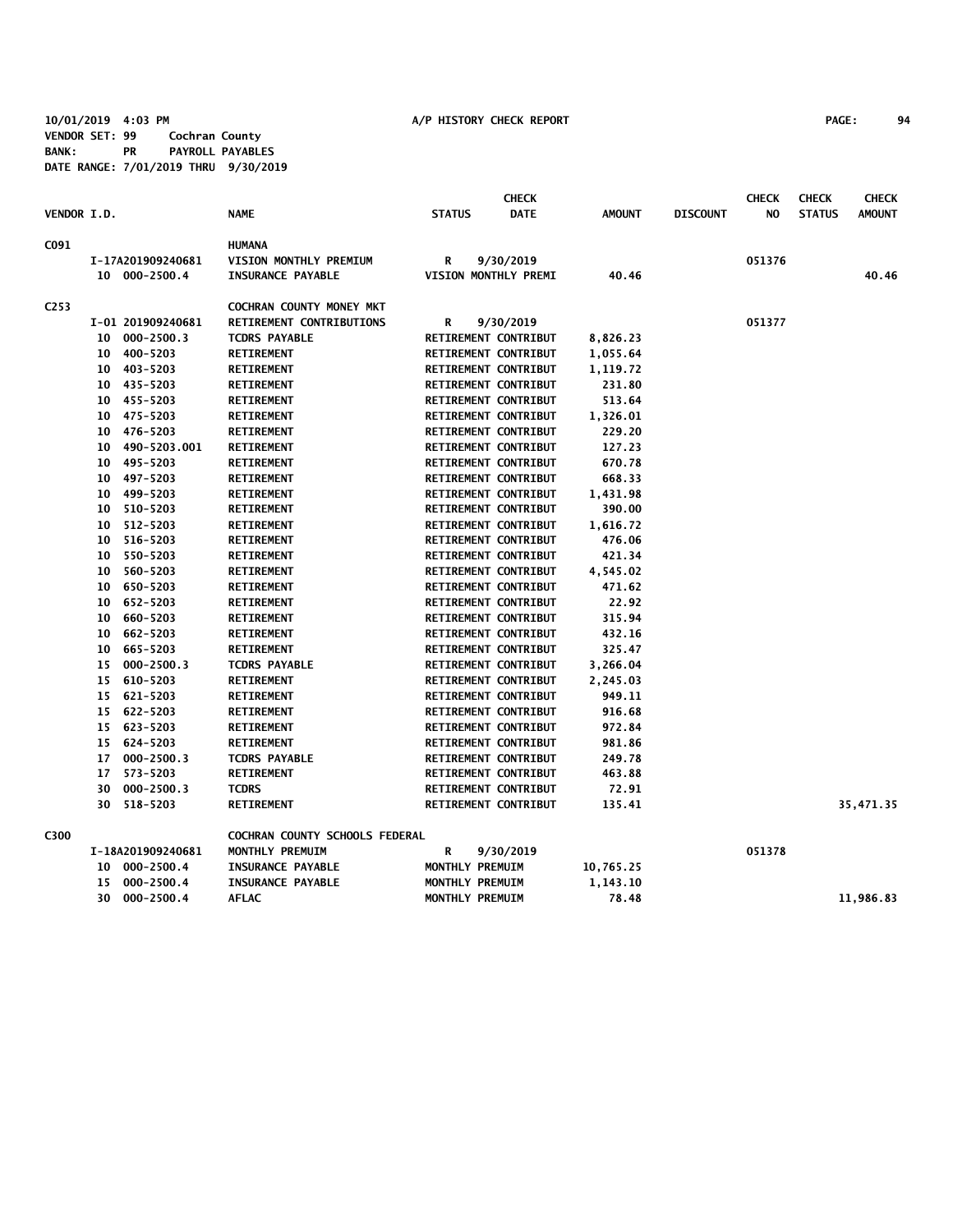10/01/2019 4:03 PM A/P HISTORY CHECK REPORT

VENDOR SET: 99 Cochran County
BANK: PR PAYROLL PAYABLES
DATE RANGE: 7/01/2019 THRU 9/30/2019

| VENDOR I.D. | NAME | STATUS | CHECK DATE | AMOUNT | DISCOUNT | CHECK NO | CHECK STATUS | CHECK AMOUNT |
|---|---|---|---|---|---|---|---|---|
| C091 | HUMANA | | | | | | | |
| I-17A201909240681 | VISION MONTHLY PREMIUM | R | 9/30/2019 | | | 051376 | | |
| 10 000-2500.4 | INSURANCE PAYABLE | VISION MONTHLY PREMI | | 40.46 | | | | 40.46 |
| C253 | COCHRAN COUNTY MONEY MKT | | | | | | | |
| I-01 201909240681 | RETIREMENT CONTRIBUTIONS | R | 9/30/2019 | | | 051377 | | |
| 10 000-2500.3 | TCDRS PAYABLE | RETIREMENT CONTRIBUT | | 8,826.23 | | | | |
| 10 400-5203 | RETIREMENT | RETIREMENT CONTRIBUT | | 1,055.64 | | | | |
| 10 403-5203 | RETIREMENT | RETIREMENT CONTRIBUT | | 1,119.72 | | | | |
| 10 435-5203 | RETIREMENT | RETIREMENT CONTRIBUT | | 231.80 | | | | |
| 10 455-5203 | RETIREMENT | RETIREMENT CONTRIBUT | | 513.64 | | | | |
| 10 475-5203 | RETIREMENT | RETIREMENT CONTRIBUT | | 1,326.01 | | | | |
| 10 476-5203 | RETIREMENT | RETIREMENT CONTRIBUT | | 229.20 | | | | |
| 10 490-5203.001 | RETIREMENT | RETIREMENT CONTRIBUT | | 127.23 | | | | |
| 10 495-5203 | RETIREMENT | RETIREMENT CONTRIBUT | | 670.78 | | | | |
| 10 497-5203 | RETIREMENT | RETIREMENT CONTRIBUT | | 668.33 | | | | |
| 10 499-5203 | RETIREMENT | RETIREMENT CONTRIBUT | | 1,431.98 | | | | |
| 10 510-5203 | RETIREMENT | RETIREMENT CONTRIBUT | | 390.00 | | | | |
| 10 512-5203 | RETIREMENT | RETIREMENT CONTRIBUT | | 1,616.72 | | | | |
| 10 516-5203 | RETIREMENT | RETIREMENT CONTRIBUT | | 476.06 | | | | |
| 10 550-5203 | RETIREMENT | RETIREMENT CONTRIBUT | | 421.34 | | | | |
| 10 560-5203 | RETIREMENT | RETIREMENT CONTRIBUT | | 4,545.02 | | | | |
| 10 650-5203 | RETIREMENT | RETIREMENT CONTRIBUT | | 471.62 | | | | |
| 10 652-5203 | RETIREMENT | RETIREMENT CONTRIBUT | | 22.92 | | | | |
| 10 660-5203 | RETIREMENT | RETIREMENT CONTRIBUT | | 315.94 | | | | |
| 10 662-5203 | RETIREMENT | RETIREMENT CONTRIBUT | | 432.16 | | | | |
| 10 665-5203 | RETIREMENT | RETIREMENT CONTRIBUT | | 325.47 | | | | |
| 15 000-2500.3 | TCDRS PAYABLE | RETIREMENT CONTRIBUT | | 3,266.04 | | | | |
| 15 610-5203 | RETIREMENT | RETIREMENT CONTRIBUT | | 2,245.03 | | | | |
| 15 621-5203 | RETIREMENT | RETIREMENT CONTRIBUT | | 949.11 | | | | |
| 15 622-5203 | RETIREMENT | RETIREMENT CONTRIBUT | | 916.68 | | | | |
| 15 623-5203 | RETIREMENT | RETIREMENT CONTRIBUT | | 972.84 | | | | |
| 15 624-5203 | RETIREMENT | RETIREMENT CONTRIBUT | | 981.86 | | | | |
| 17 000-2500.3 | TCDRS PAYABLE | RETIREMENT CONTRIBUT | | 249.78 | | | | |
| 17 573-5203 | RETIREMENT | RETIREMENT CONTRIBUT | | 463.88 | | | | |
| 30 000-2500.3 | TCDRS | RETIREMENT CONTRIBUT | | 72.91 | | | | |
| 30 518-5203 | RETIREMENT | RETIREMENT CONTRIBUT | | 135.41 | | | | 35,471.35 |
| C300 | COCHRAN COUNTY SCHOOLS FEDERAL | | | | | | | |
| I-18A201909240681 | MONTHLY PREMUIM | R | 9/30/2019 | | | 051378 | | |
| 10 000-2500.4 | INSURANCE PAYABLE | MONTHLY PREMUIM | | 10,765.25 | | | | |
| 15 000-2500.4 | INSURANCE PAYABLE | MONTHLY PREMUIM | | 1,143.10 | | | | |
| 30 000-2500.4 | AFLAC | MONTHLY PREMUIM | | 78.48 | | | | 11,986.83 |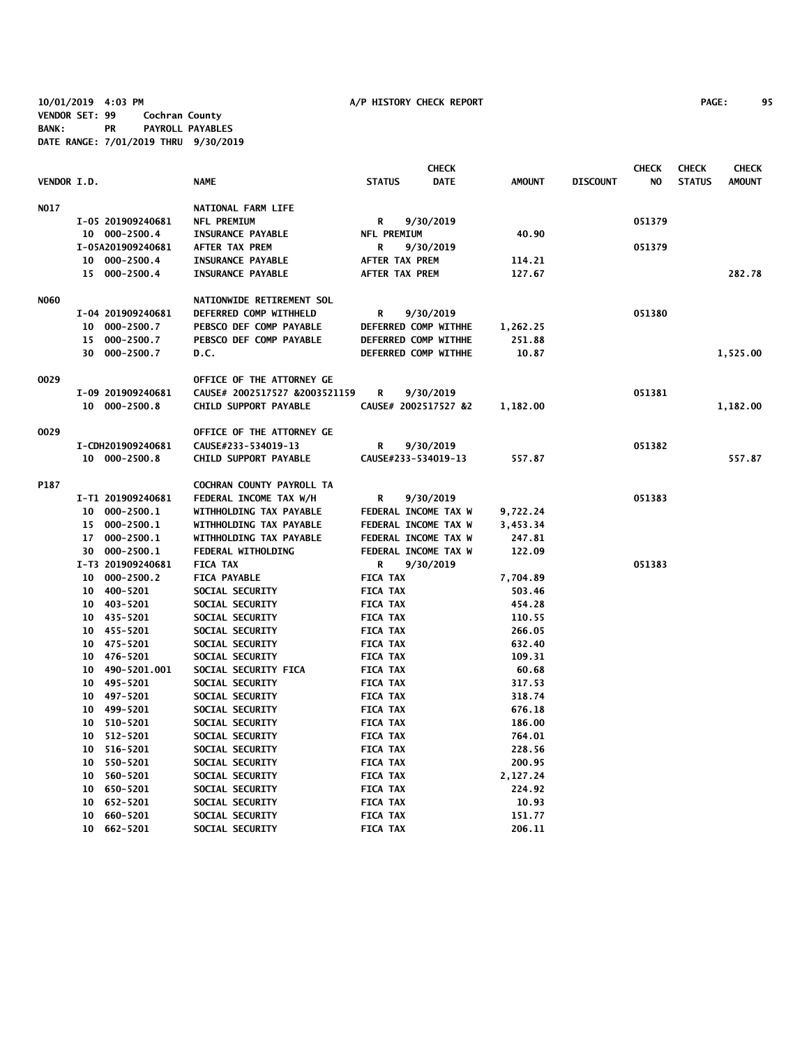10/01/2019 4:03 PM A/P HISTORY CHECK REPORT

VENDOR SET: 99 Cochran County
BANK: PR PAYROLL PAYABLES
DATE RANGE: 7/01/2019 THRU 9/30/2019

| VENDOR I.D. | NAME | STATUS | CHECK DATE | AMOUNT | DISCOUNT | CHECK NO | CHECK STATUS | CHECK AMOUNT |
|---|---|---|---|---|---|---|---|---|
| N017 | NATIONAL FARM LIFE | | | | | | | |
| I-05 201909240681 | NFL PREMIUM | R | 9/30/2019 | | | 051379 | | |
| 10 000-2500.4 | INSURANCE PAYABLE | NFL PREMIUM | | 40.90 | | | | |
| I-05A201909240681 | AFTER TAX PREM | R | 9/30/2019 | | | 051379 | | |
| 10 000-2500.4 | INSURANCE PAYABLE | AFTER TAX PREM | | 114.21 | | | | |
| 15 000-2500.4 | INSURANCE PAYABLE | AFTER TAX PREM | | 127.67 | | | | 282.78 |
| N060 | NATIONWIDE RETIREMENT SOL | | | | | | | |
| I-04 201909240681 | DEFERRED COMP WITHHELD | R | 9/30/2019 | | | 051380 | | |
| 10 000-2500.7 | PEBSCO DEF COMP PAYABLE | DEFERRED COMP WITHHE | | 1,262.25 | | | | |
| 15 000-2500.7 | PEBSCO DEF COMP PAYABLE | DEFERRED COMP WITHHE | | 251.88 | | | | |
| 30 000-2500.7 | D.C. | DEFERRED COMP WITHHE | | 10.87 | | | | 1,525.00 |
| O029 | OFFICE OF THE ATTORNEY GE | | | | | | | |
| I-09 201909240681 | CAUSE# 2002517527 &2003521159 | R | 9/30/2019 | | | 051381 | | |
| 10 000-2500.8 | CHILD SUPPORT PAYABLE | CAUSE# 2002517527 &2 | | 1,182.00 | | | | 1,182.00 |
| O029 | OFFICE OF THE ATTORNEY GE | | | | | | | |
| I-CDH201909240681 | CAUSE#233-534019-13 | R | 9/30/2019 | | | 051382 | | |
| 10 000-2500.8 | CHILD SUPPORT PAYABLE | CAUSE#233-534019-13 | | 557.87 | | | | 557.87 |
| P187 | COCHRAN COUNTY PAYROLL TA | | | | | | | |
| I-T1 201909240681 | FEDERAL INCOME TAX W/H | R | 9/30/2019 | | | 051383 | | |
| 10 000-2500.1 | WITHHOLDING TAX PAYABLE | FEDERAL INCOME TAX W | | 9,722.24 | | | | |
| 15 000-2500.1 | WITHHOLDING TAX PAYABLE | FEDERAL INCOME TAX W | | 3,453.34 | | | | |
| 17 000-2500.1 | WITHHOLDING TAX PAYABLE | FEDERAL INCOME TAX W | | 247.81 | | | | |
| 30 000-2500.1 | FEDERAL WITHOLDING | FEDERAL INCOME TAX W | | 122.09 | | | | |
| I-T3 201909240681 | FICA TAX | R | 9/30/2019 | | | 051383 | | |
| 10 000-2500.2 | FICA PAYABLE | FICA TAX | | 7,704.89 | | | | |
| 10 400-5201 | SOCIAL SECURITY | FICA TAX | | 503.46 | | | | |
| 10 403-5201 | SOCIAL SECURITY | FICA TAX | | 454.28 | | | | |
| 10 435-5201 | SOCIAL SECURITY | FICA TAX | | 110.55 | | | | |
| 10 455-5201 | SOCIAL SECURITY | FICA TAX | | 266.05 | | | | |
| 10 475-5201 | SOCIAL SECURITY | FICA TAX | | 632.40 | | | | |
| 10 476-5201 | SOCIAL SECURITY | FICA TAX | | 109.31 | | | | |
| 10 490-5201.001 | SOCIAL SECURITY FICA | FICA TAX | | 60.68 | | | | |
| 10 495-5201 | SOCIAL SECURITY | FICA TAX | | 317.53 | | | | |
| 10 497-5201 | SOCIAL SECURITY | FICA TAX | | 318.74 | | | | |
| 10 499-5201 | SOCIAL SECURITY | FICA TAX | | 676.18 | | | | |
| 10 510-5201 | SOCIAL SECURITY | FICA TAX | | 186.00 | | | | |
| 10 512-5201 | SOCIAL SECURITY | FICA TAX | | 764.01 | | | | |
| 10 516-5201 | SOCIAL SECURITY | FICA TAX | | 228.56 | | | | |
| 10 550-5201 | SOCIAL SECURITY | FICA TAX | | 200.95 | | | | |
| 10 560-5201 | SOCIAL SECURITY | FICA TAX | | 2,127.24 | | | | |
| 10 650-5201 | SOCIAL SECURITY | FICA TAX | | 224.92 | | | | |
| 10 652-5201 | SOCIAL SECURITY | FICA TAX | | 10.93 | | | | |
| 10 660-5201 | SOCIAL SECURITY | FICA TAX | | 151.77 | | | | |
| 10 662-5201 | SOCIAL SECURITY | FICA TAX | | 206.11 | | | | |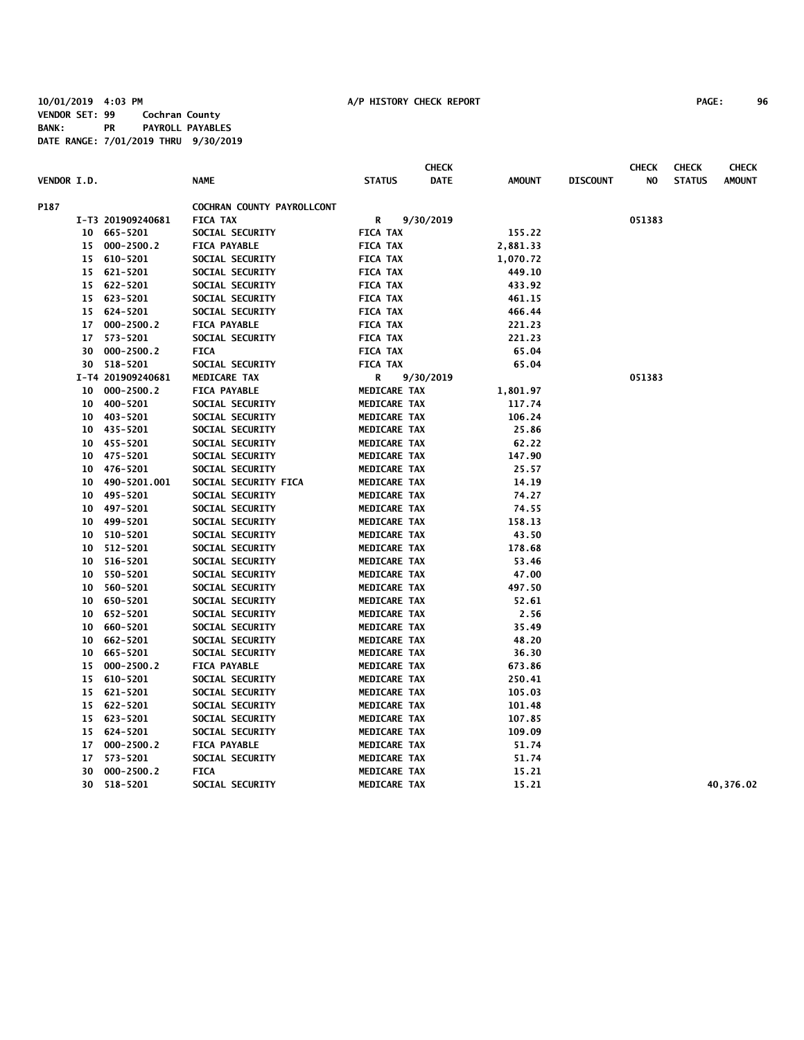10/01/2019 4:03 PM A/P HISTORY CHECK REPORT

VENDOR SET: 99 Cochran County
BANK: PR PAYROLL PAYABLES
DATE RANGE: 7/01/2019 THRU 9/30/2019

| VENDOR I.D. | NAME | STATUS | CHECK DATE | AMOUNT | DISCOUNT | CHECK NO | CHECK STATUS | CHECK AMOUNT |
|---|---|---|---|---|---|---|---|---|
| P187 | COCHRAN COUNTY PAYROLLCONT | | | | | | | |
| I-T3 201909240681 | FICA TAX | R | 9/30/2019 | | | 051383 | | |
| 10 665-5201 | SOCIAL SECURITY | FICA TAX | | 155.22 | | | | |
| 15 000-2500.2 | FICA PAYABLE | FICA TAX | | 2,881.33 | | | | |
| 15 610-5201 | SOCIAL SECURITY | FICA TAX | | 1,070.72 | | | | |
| 15 621-5201 | SOCIAL SECURITY | FICA TAX | | 449.10 | | | | |
| 15 622-5201 | SOCIAL SECURITY | FICA TAX | | 433.92 | | | | |
| 15 623-5201 | SOCIAL SECURITY | FICA TAX | | 461.15 | | | | |
| 15 624-5201 | SOCIAL SECURITY | FICA TAX | | 466.44 | | | | |
| 17 000-2500.2 | FICA PAYABLE | FICA TAX | | 221.23 | | | | |
| 17 573-5201 | SOCIAL SECURITY | FICA TAX | | 221.23 | | | | |
| 30 000-2500.2 | FICA | FICA TAX | | 65.04 | | | | |
| 30 518-5201 | SOCIAL SECURITY | FICA TAX | | 65.04 | | | | |
| I-T4 201909240681 | MEDICARE TAX | R | 9/30/2019 | | | 051383 | | |
| 10 000-2500.2 | FICA PAYABLE | MEDICARE TAX | | 1,801.97 | | | | |
| 10 400-5201 | SOCIAL SECURITY | MEDICARE TAX | | 117.74 | | | | |
| 10 403-5201 | SOCIAL SECURITY | MEDICARE TAX | | 106.24 | | | | |
| 10 435-5201 | SOCIAL SECURITY | MEDICARE TAX | | 25.86 | | | | |
| 10 455-5201 | SOCIAL SECURITY | MEDICARE TAX | | 62.22 | | | | |
| 10 475-5201 | SOCIAL SECURITY | MEDICARE TAX | | 147.90 | | | | |
| 10 476-5201 | SOCIAL SECURITY | MEDICARE TAX | | 25.57 | | | | |
| 10 490-5201.001 | SOCIAL SECURITY FICA | MEDICARE TAX | | 14.19 | | | | |
| 10 495-5201 | SOCIAL SECURITY | MEDICARE TAX | | 74.27 | | | | |
| 10 497-5201 | SOCIAL SECURITY | MEDICARE TAX | | 74.55 | | | | |
| 10 499-5201 | SOCIAL SECURITY | MEDICARE TAX | | 158.13 | | | | |
| 10 510-5201 | SOCIAL SECURITY | MEDICARE TAX | | 43.50 | | | | |
| 10 512-5201 | SOCIAL SECURITY | MEDICARE TAX | | 178.68 | | | | |
| 10 516-5201 | SOCIAL SECURITY | MEDICARE TAX | | 53.46 | | | | |
| 10 550-5201 | SOCIAL SECURITY | MEDICARE TAX | | 47.00 | | | | |
| 10 560-5201 | SOCIAL SECURITY | MEDICARE TAX | | 497.50 | | | | |
| 10 650-5201 | SOCIAL SECURITY | MEDICARE TAX | | 52.61 | | | | |
| 10 652-5201 | SOCIAL SECURITY | MEDICARE TAX | | 2.56 | | | | |
| 10 660-5201 | SOCIAL SECURITY | MEDICARE TAX | | 35.49 | | | | |
| 10 662-5201 | SOCIAL SECURITY | MEDICARE TAX | | 48.20 | | | | |
| 10 665-5201 | SOCIAL SECURITY | MEDICARE TAX | | 36.30 | | | | |
| 15 000-2500.2 | FICA PAYABLE | MEDICARE TAX | | 673.86 | | | | |
| 15 610-5201 | SOCIAL SECURITY | MEDICARE TAX | | 250.41 | | | | |
| 15 621-5201 | SOCIAL SECURITY | MEDICARE TAX | | 105.03 | | | | |
| 15 622-5201 | SOCIAL SECURITY | MEDICARE TAX | | 101.48 | | | | |
| 15 623-5201 | SOCIAL SECURITY | MEDICARE TAX | | 107.85 | | | | |
| 15 624-5201 | SOCIAL SECURITY | MEDICARE TAX | | 109.09 | | | | |
| 17 000-2500.2 | FICA PAYABLE | MEDICARE TAX | | 51.74 | | | | |
| 17 573-5201 | SOCIAL SECURITY | MEDICARE TAX | | 51.74 | | | | |
| 30 000-2500.2 | FICA | MEDICARE TAX | | 15.21 | | | | |
| 30 518-5201 | SOCIAL SECURITY | MEDICARE TAX | | 15.21 | | | | 40,376.02 |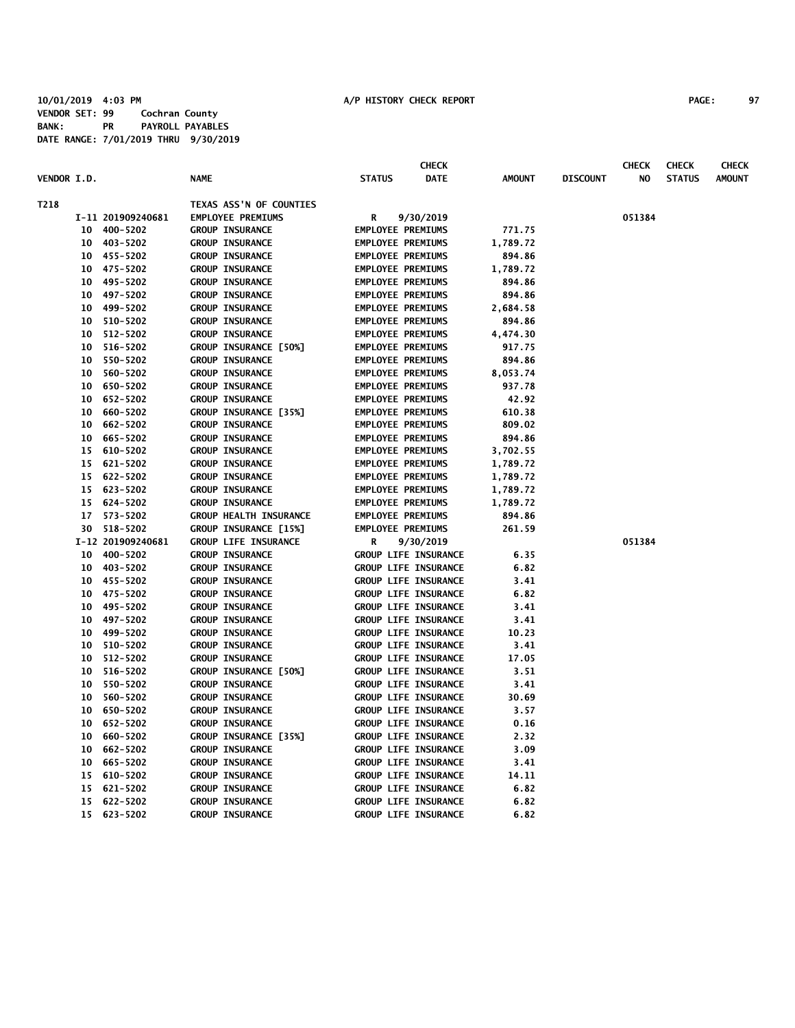10/01/2019 4:03 PM A/P HISTORY CHECK REPORT

VENDOR SET: 99 Cochran County
BANK: PR PAYROLL PAYABLES
DATE RANGE: 7/01/2019 THRU 9/30/2019

| VENDOR I.D. | NAME | STATUS | CHECK DATE | AMOUNT | DISCOUNT | CHECK NO | CHECK STATUS | CHECK AMOUNT |
|---|---|---|---|---|---|---|---|---|
| T218 | TEXAS ASS'N OF COUNTIES | | | | | | | |
| I-11 201909240681 | EMPLOYEE PREMIUMS | R | 9/30/2019 | | | 051384 | | |
| 10 400-5202 | GROUP INSURANCE | EMPLOYEE PREMIUMS | | 771.75 | | | | |
| 10 403-5202 | GROUP INSURANCE | EMPLOYEE PREMIUMS | | 1,789.72 | | | | |
| 10 455-5202 | GROUP INSURANCE | EMPLOYEE PREMIUMS | | 894.86 | | | | |
| 10 475-5202 | GROUP INSURANCE | EMPLOYEE PREMIUMS | | 1,789.72 | | | | |
| 10 495-5202 | GROUP INSURANCE | EMPLOYEE PREMIUMS | | 894.86 | | | | |
| 10 497-5202 | GROUP INSURANCE | EMPLOYEE PREMIUMS | | 894.86 | | | | |
| 10 499-5202 | GROUP INSURANCE | EMPLOYEE PREMIUMS | | 2,684.58 | | | | |
| 10 510-5202 | GROUP INSURANCE | EMPLOYEE PREMIUMS | | 894.86 | | | | |
| 10 512-5202 | GROUP INSURANCE | EMPLOYEE PREMIUMS | | 4,474.30 | | | | |
| 10 516-5202 | GROUP INSURANCE [50%] | EMPLOYEE PREMIUMS | | 917.75 | | | | |
| 10 550-5202 | GROUP INSURANCE | EMPLOYEE PREMIUMS | | 894.86 | | | | |
| 10 560-5202 | GROUP INSURANCE | EMPLOYEE PREMIUMS | | 8,053.74 | | | | |
| 10 650-5202 | GROUP INSURANCE | EMPLOYEE PREMIUMS | | 937.78 | | | | |
| 10 652-5202 | GROUP INSURANCE | EMPLOYEE PREMIUMS | | 42.92 | | | | |
| 10 660-5202 | GROUP INSURANCE [35%] | EMPLOYEE PREMIUMS | | 610.38 | | | | |
| 10 662-5202 | GROUP INSURANCE | EMPLOYEE PREMIUMS | | 809.02 | | | | |
| 10 665-5202 | GROUP INSURANCE | EMPLOYEE PREMIUMS | | 894.86 | | | | |
| 15 610-5202 | GROUP INSURANCE | EMPLOYEE PREMIUMS | | 3,702.55 | | | | |
| 15 621-5202 | GROUP INSURANCE | EMPLOYEE PREMIUMS | | 1,789.72 | | | | |
| 15 622-5202 | GROUP INSURANCE | EMPLOYEE PREMIUMS | | 1,789.72 | | | | |
| 15 623-5202 | GROUP INSURANCE | EMPLOYEE PREMIUMS | | 1,789.72 | | | | |
| 15 624-5202 | GROUP INSURANCE | EMPLOYEE PREMIUMS | | 1,789.72 | | | | |
| 17 573-5202 | GROUP HEALTH INSURANCE | EMPLOYEE PREMIUMS | | 894.86 | | | | |
| 30 518-5202 | GROUP INSURANCE [15%] | EMPLOYEE PREMIUMS | | 261.59 | | | | |
| I-12 201909240681 | GROUP LIFE INSURANCE | R | 9/30/2019 | | | 051384 | | |
| 10 400-5202 | GROUP INSURANCE | GROUP LIFE INSURANCE | | 6.35 | | | | |
| 10 403-5202 | GROUP INSURANCE | GROUP LIFE INSURANCE | | 6.82 | | | | |
| 10 455-5202 | GROUP INSURANCE | GROUP LIFE INSURANCE | | 3.41 | | | | |
| 10 475-5202 | GROUP INSURANCE | GROUP LIFE INSURANCE | | 6.82 | | | | |
| 10 495-5202 | GROUP INSURANCE | GROUP LIFE INSURANCE | | 3.41 | | | | |
| 10 497-5202 | GROUP INSURANCE | GROUP LIFE INSURANCE | | 3.41 | | | | |
| 10 499-5202 | GROUP INSURANCE | GROUP LIFE INSURANCE | | 10.23 | | | | |
| 10 510-5202 | GROUP INSURANCE | GROUP LIFE INSURANCE | | 3.41 | | | | |
| 10 512-5202 | GROUP INSURANCE | GROUP LIFE INSURANCE | | 17.05 | | | | |
| 10 516-5202 | GROUP INSURANCE [50%] | GROUP LIFE INSURANCE | | 3.51 | | | | |
| 10 550-5202 | GROUP INSURANCE | GROUP LIFE INSURANCE | | 3.41 | | | | |
| 10 560-5202 | GROUP INSURANCE | GROUP LIFE INSURANCE | | 30.69 | | | | |
| 10 650-5202 | GROUP INSURANCE | GROUP LIFE INSURANCE | | 3.57 | | | | |
| 10 652-5202 | GROUP INSURANCE | GROUP LIFE INSURANCE | | 0.16 | | | | |
| 10 660-5202 | GROUP INSURANCE [35%] | GROUP LIFE INSURANCE | | 2.32 | | | | |
| 10 662-5202 | GROUP INSURANCE | GROUP LIFE INSURANCE | | 3.09 | | | | |
| 10 665-5202 | GROUP INSURANCE | GROUP LIFE INSURANCE | | 3.41 | | | | |
| 15 610-5202 | GROUP INSURANCE | GROUP LIFE INSURANCE | | 14.11 | | | | |
| 15 621-5202 | GROUP INSURANCE | GROUP LIFE INSURANCE | | 6.82 | | | | |
| 15 622-5202 | GROUP INSURANCE | GROUP LIFE INSURANCE | | 6.82 | | | | |
| 15 623-5202 | GROUP INSURANCE | GROUP LIFE INSURANCE | | 6.82 | | | | |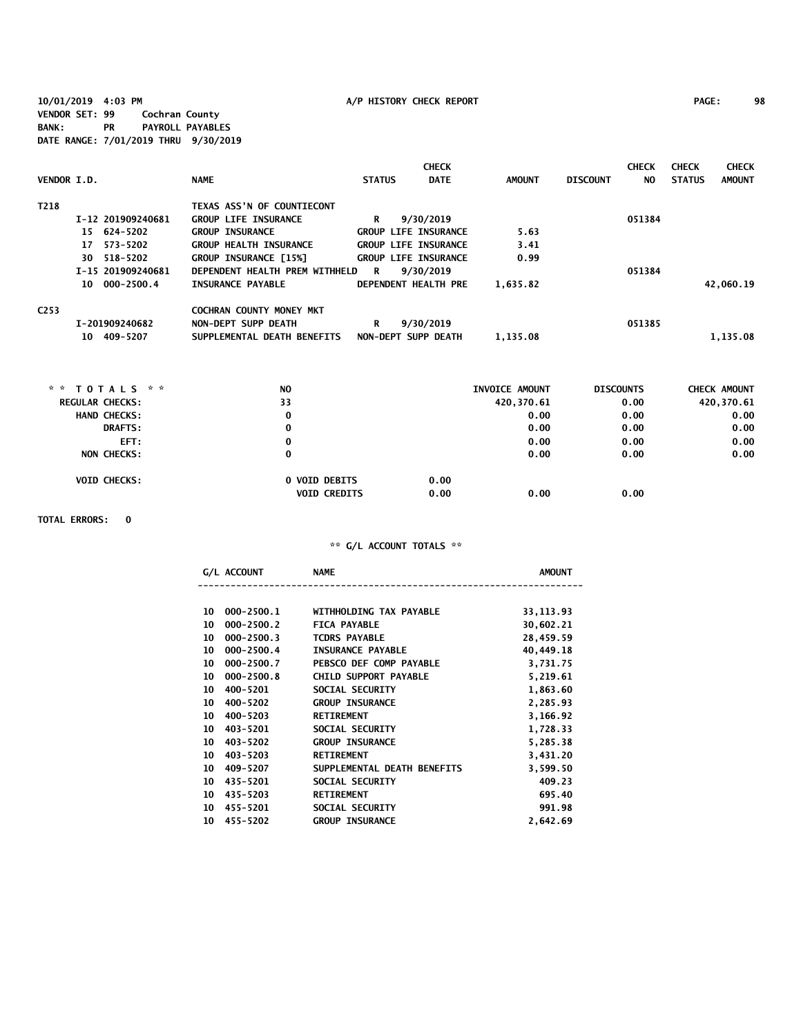10/01/2019 4:03 PM A/P HISTORY CHECK REPORT

VENDOR SET: 99 Cochran County
BANK: PR PAYROLL PAYABLES
DATE RANGE: 7/01/2019 THRU 9/30/2019

| VENDOR I.D. | NAME | STATUS | CHECK DATE | AMOUNT | DISCOUNT | CHECK NO | CHECK STATUS | CHECK AMOUNT |
|---|---|---|---|---|---|---|---|---|
| T218 | TEXAS ASS'N OF COUNTIECONT | | | | | | | |
| I-12 201909240681 | GROUP LIFE INSURANCE | R | 9/30/2019 | | | 051384 | | |
| 15 624-5202 | GROUP INSURANCE | GROUP LIFE INSURANCE | | 5.63 | | | | |
| 17 573-5202 | GROUP HEALTH INSURANCE | GROUP LIFE INSURANCE | | 3.41 | | | | |
| 30 518-5202 | GROUP INSURANCE [15%] | GROUP LIFE INSURANCE | | 0.99 | | | | |
| I-15 201909240681 | DEPENDENT HEALTH PREM WITHHELD | R | 9/30/2019 | | | 051384 | | |
| 10 000-2500.4 | INSURANCE PAYABLE | DEPENDENT HEALTH PRE | | 1,635.82 | | | | 42,060.19 |
| C253 | COCHRAN COUNTY MONEY MKT | | | | | | | |
| I-201909240682 | NON-DEPT SUPP DEATH | R | 9/30/2019 | | | 051385 | | |
| 10 409-5207 | SUPPLEMENTAL DEATH BENEFITS | NON-DEPT SUPP DEATH | | 1,135.08 | | | | 1,135.08 |

| ** TOTALS ** | NO | | INVOICE AMOUNT | DISCOUNTS | CHECK AMOUNT |
|---|---|---|---|---|---|
| REGULAR CHECKS: | 33 | | 420,370.61 | 0.00 | 420,370.61 |
| HAND CHECKS: | 0 | | 0.00 | 0.00 | 0.00 |
| DRAFTS: | 0 | | 0.00 | 0.00 | 0.00 |
| EFT: | 0 | | 0.00 | 0.00 | 0.00 |
| NON CHECKS: | 0 | | 0.00 | 0.00 | 0.00 |
| VOID CHECKS: | 0 VOID DEBITS | 0.00 | | | |
| | VOID CREDITS | 0.00 | 0.00 | 0.00 | |

TOTAL ERRORS: 0

** G/L ACCOUNT TOTALS **

| G/L ACCOUNT | NAME | AMOUNT |
|---|---|---|
| 10 000-2500.1 | WITHHOLDING TAX PAYABLE | 33,113.93 |
| 10 000-2500.2 | FICA PAYABLE | 30,602.21 |
| 10 000-2500.3 | TCDRS PAYABLE | 28,459.59 |
| 10 000-2500.4 | INSURANCE PAYABLE | 40,449.18 |
| 10 000-2500.7 | PEBSCO DEF COMP PAYABLE | 3,731.75 |
| 10 000-2500.8 | CHILD SUPPORT PAYABLE | 5,219.61 |
| 10 400-5201 | SOCIAL SECURITY | 1,863.60 |
| 10 400-5202 | GROUP INSURANCE | 2,285.93 |
| 10 400-5203 | RETIREMENT | 3,166.92 |
| 10 403-5201 | SOCIAL SECURITY | 1,728.33 |
| 10 403-5202 | GROUP INSURANCE | 5,285.38 |
| 10 403-5203 | RETIREMENT | 3,431.20 |
| 10 409-5207 | SUPPLEMENTAL DEATH BENEFITS | 3,599.50 |
| 10 435-5201 | SOCIAL SECURITY | 409.23 |
| 10 435-5203 | RETIREMENT | 695.40 |
| 10 455-5201 | SOCIAL SECURITY | 991.98 |
| 10 455-5202 | GROUP INSURANCE | 2,642.69 |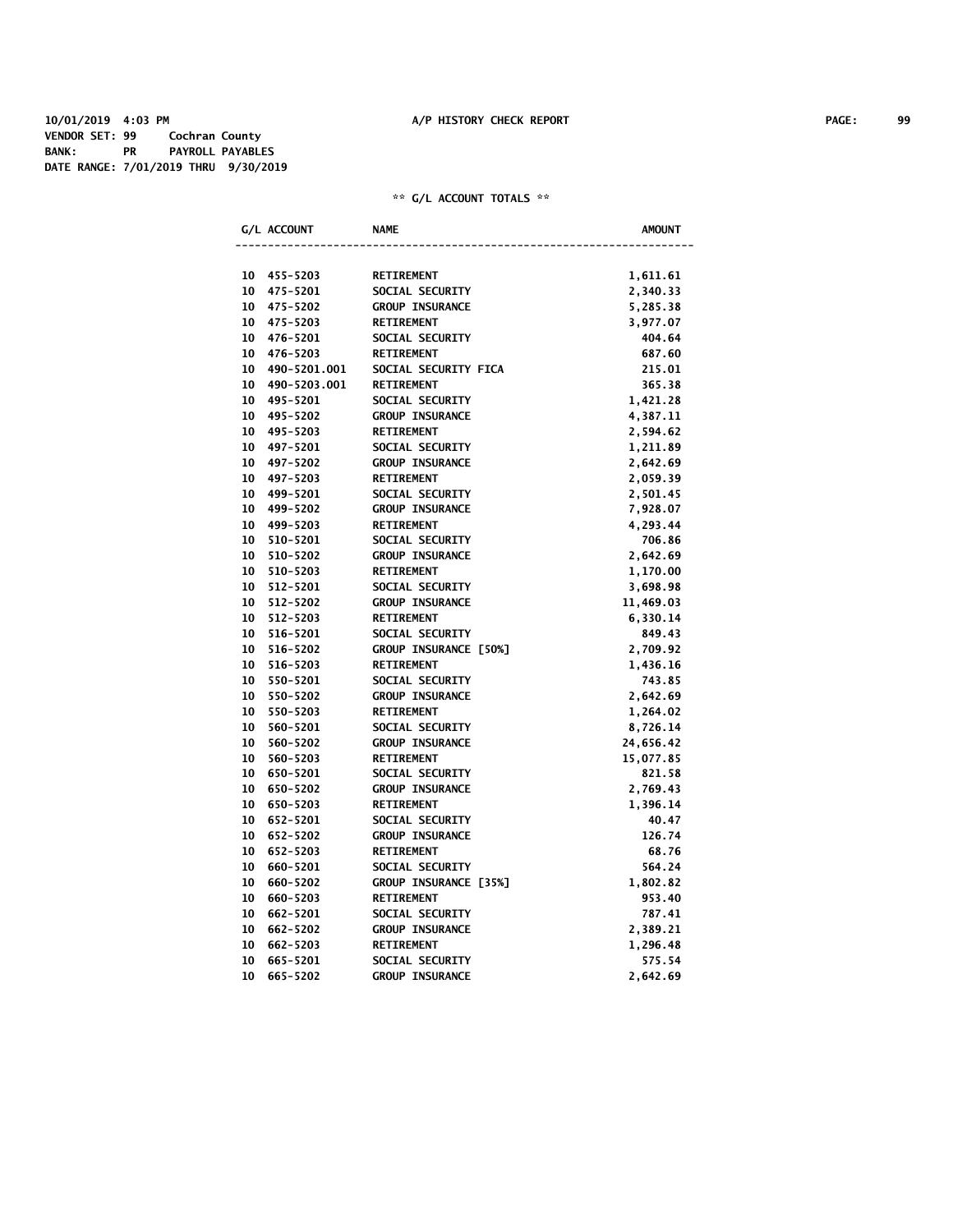10/01/2019 4:03 PM **A/P HISTORY CHECK REPORT**

VENDOR SET: 99 Cochran County
BANK: PR PAYROLL PAYABLES
DATE RANGE: 7/01/2019 THRU 9/30/2019

** G/L ACCOUNT TOTALS **

| G/L ACCOUNT | NAME | AMOUNT |
|---|---|---|
| 10 455-5203 | RETIREMENT | 1,611.61 |
| 10 475-5201 | SOCIAL SECURITY | 2,340.33 |
| 10 475-5202 | GROUP INSURANCE | 5,285.38 |
| 10 475-5203 | RETIREMENT | 3,977.07 |
| 10 476-5201 | SOCIAL SECURITY | 404.64 |
| 10 476-5203 | RETIREMENT | 687.60 |
| 10 490-5201.001 | SOCIAL SECURITY FICA | 215.01 |
| 10 490-5203.001 | RETIREMENT | 365.38 |
| 10 495-5201 | SOCIAL SECURITY | 1,421.28 |
| 10 495-5202 | GROUP INSURANCE | 4,387.11 |
| 10 495-5203 | RETIREMENT | 2,594.62 |
| 10 497-5201 | SOCIAL SECURITY | 1,211.89 |
| 10 497-5202 | GROUP INSURANCE | 2,642.69 |
| 10 497-5203 | RETIREMENT | 2,059.39 |
| 10 499-5201 | SOCIAL SECURITY | 2,501.45 |
| 10 499-5202 | GROUP INSURANCE | 7,928.07 |
| 10 499-5203 | RETIREMENT | 4,293.44 |
| 10 510-5201 | SOCIAL SECURITY | 706.86 |
| 10 510-5202 | GROUP INSURANCE | 2,642.69 |
| 10 510-5203 | RETIREMENT | 1,170.00 |
| 10 512-5201 | SOCIAL SECURITY | 3,698.98 |
| 10 512-5202 | GROUP INSURANCE | 11,469.03 |
| 10 512-5203 | RETIREMENT | 6,330.14 |
| 10 516-5201 | SOCIAL SECURITY | 849.43 |
| 10 516-5202 | GROUP INSURANCE [50%] | 2,709.92 |
| 10 516-5203 | RETIREMENT | 1,436.16 |
| 10 550-5201 | SOCIAL SECURITY | 743.85 |
| 10 550-5202 | GROUP INSURANCE | 2,642.69 |
| 10 550-5203 | RETIREMENT | 1,264.02 |
| 10 560-5201 | SOCIAL SECURITY | 8,726.14 |
| 10 560-5202 | GROUP INSURANCE | 24,656.42 |
| 10 560-5203 | RETIREMENT | 15,077.85 |
| 10 650-5201 | SOCIAL SECURITY | 821.58 |
| 10 650-5202 | GROUP INSURANCE | 2,769.43 |
| 10 650-5203 | RETIREMENT | 1,396.14 |
| 10 652-5201 | SOCIAL SECURITY | 40.47 |
| 10 652-5202 | GROUP INSURANCE | 126.74 |
| 10 652-5203 | RETIREMENT | 68.76 |
| 10 660-5201 | SOCIAL SECURITY | 564.24 |
| 10 660-5202 | GROUP INSURANCE [35%] | 1,802.82 |
| 10 660-5203 | RETIREMENT | 953.40 |
| 10 662-5201 | SOCIAL SECURITY | 787.41 |
| 10 662-5202 | GROUP INSURANCE | 2,389.21 |
| 10 662-5203 | RETIREMENT | 1,296.48 |
| 10 665-5201 | SOCIAL SECURITY | 575.54 |
| 10 665-5202 | GROUP INSURANCE | 2,642.69 |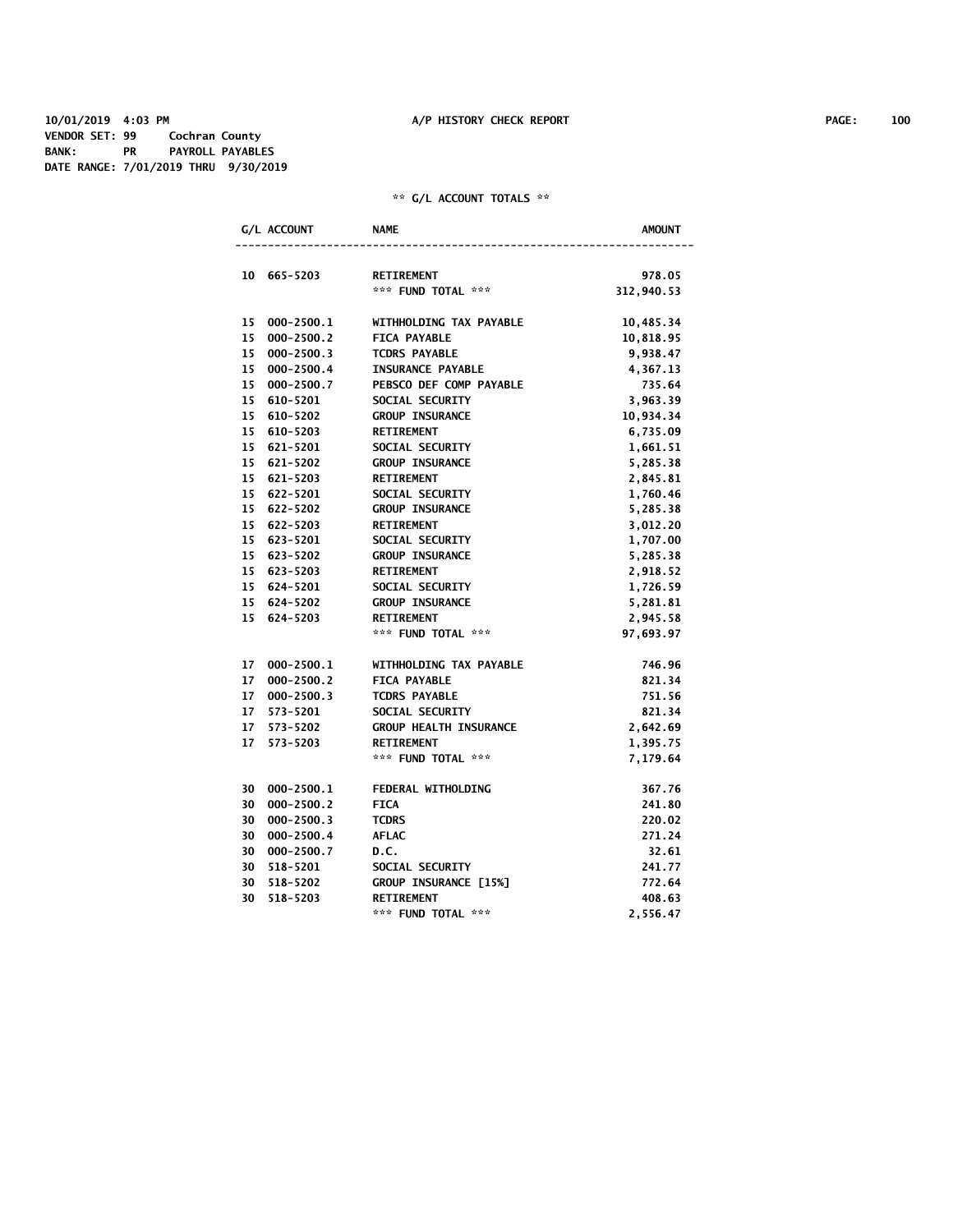10/01/2019 4:03 PM — A/P HISTORY CHECK REPORT

VENDOR SET: 99 Cochran County
BANK: PR PAYROLL PAYABLES
DATE RANGE: 7/01/2019 THRU 9/30/2019

** G/L ACCOUNT TOTALS **

| G/L ACCOUNT | NAME | AMOUNT |
|---|---|---|
| 10 665-5203 | RETIREMENT | 978.05 |
| | *** FUND TOTAL *** | 312,940.53 |
| 15 000-2500.1 | WITHHOLDING TAX PAYABLE | 10,485.34 |
| 15 000-2500.2 | FICA PAYABLE | 10,818.95 |
| 15 000-2500.3 | TCDRS PAYABLE | 9,938.47 |
| 15 000-2500.4 | INSURANCE PAYABLE | 4,367.13 |
| 15 000-2500.7 | PEBSCO DEF COMP PAYABLE | 735.64 |
| 15 610-5201 | SOCIAL SECURITY | 3,963.39 |
| 15 610-5202 | GROUP INSURANCE | 10,934.34 |
| 15 610-5203 | RETIREMENT | 6,735.09 |
| 15 621-5201 | SOCIAL SECURITY | 1,661.51 |
| 15 621-5202 | GROUP INSURANCE | 5,285.38 |
| 15 621-5203 | RETIREMENT | 2,845.81 |
| 15 622-5201 | SOCIAL SECURITY | 1,760.46 |
| 15 622-5202 | GROUP INSURANCE | 5,285.38 |
| 15 622-5203 | RETIREMENT | 3,012.20 |
| 15 623-5201 | SOCIAL SECURITY | 1,707.00 |
| 15 623-5202 | GROUP INSURANCE | 5,285.38 |
| 15 623-5203 | RETIREMENT | 2,918.52 |
| 15 624-5201 | SOCIAL SECURITY | 1,726.59 |
| 15 624-5202 | GROUP INSURANCE | 5,281.81 |
| 15 624-5203 | RETIREMENT | 2,945.58 |
| | *** FUND TOTAL *** | 97,693.97 |
| 17 000-2500.1 | WITHHOLDING TAX PAYABLE | 746.96 |
| 17 000-2500.2 | FICA PAYABLE | 821.34 |
| 17 000-2500.3 | TCDRS PAYABLE | 751.56 |
| 17 573-5201 | SOCIAL SECURITY | 821.34 |
| 17 573-5202 | GROUP HEALTH INSURANCE | 2,642.69 |
| 17 573-5203 | RETIREMENT | 1,395.75 |
| | *** FUND TOTAL *** | 7,179.64 |
| 30 000-2500.1 | FEDERAL WITHOLDING | 367.76 |
| 30 000-2500.2 | FICA | 241.80 |
| 30 000-2500.3 | TCDRS | 220.02 |
| 30 000-2500.4 | AFLAC | 271.24 |
| 30 000-2500.7 | D.C. | 32.61 |
| 30 518-5201 | SOCIAL SECURITY | 241.77 |
| 30 518-5202 | GROUP INSURANCE [15%] | 772.64 |
| 30 518-5203 | RETIREMENT | 408.63 |
| | *** FUND TOTAL *** | 2,556.47 |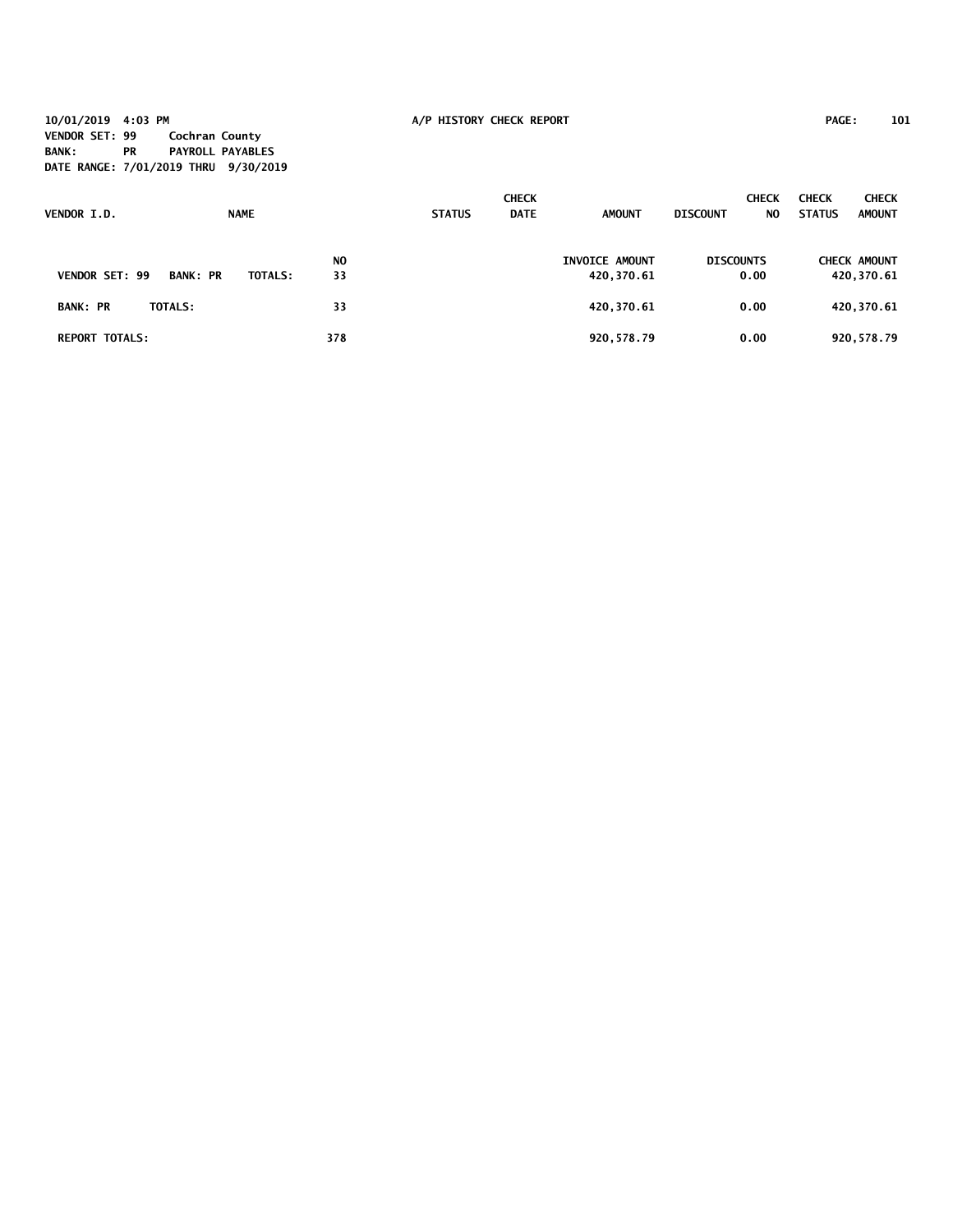10/01/2019 4:03 PM A/P HISTORY CHECK REPORT

VENDOR SET: 99 Cochran County
BANK: PR PAYROLL PAYABLES
DATE RANGE: 7/01/2019 THRU 9/30/2019

| VENDOR I.D. | NAME | STATUS | CHECK DATE | AMOUNT | DISCOUNT | CHECK NO | CHECK STATUS | CHECK AMOUNT |
|---|---|---|---|---|---|---|---|---|

| | NO | INVOICE AMOUNT | DISCOUNTS | CHECK AMOUNT |
|---|---|---|---|---|
| VENDOR SET: 99 BANK: PR TOTALS: | 33 | 420,370.61 | 0.00 | 420,370.61 |
| BANK: PR TOTALS: | 33 | 420,370.61 | 0.00 | 420,370.61 |
| REPORT TOTALS: | 378 | 920,578.79 | 0.00 | 920,578.79 |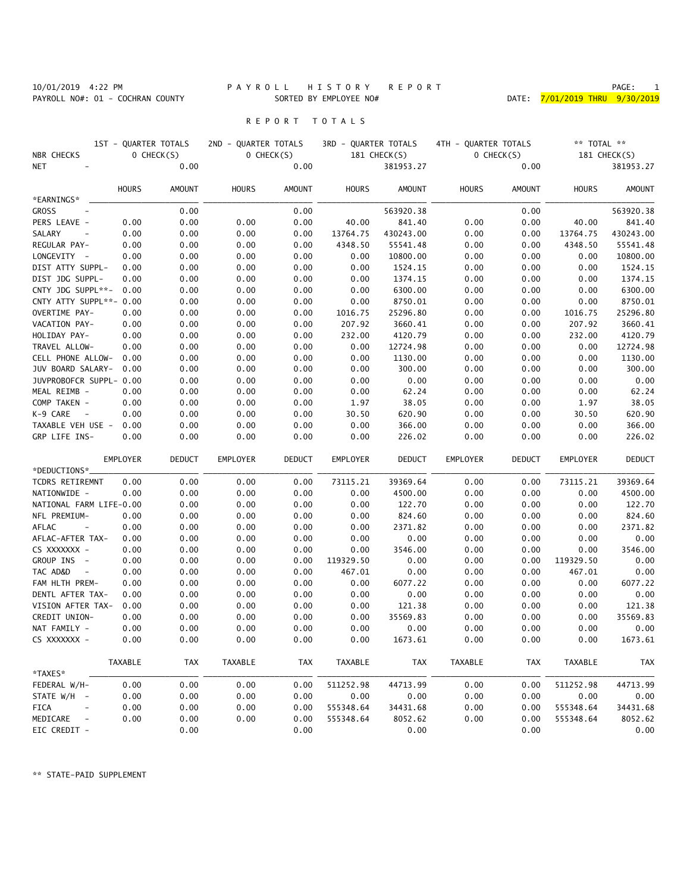10/01/2019 4:22 PM PAYROLL HISTORY REPORT

PAYROLL NO#: 01 - COCHRAN COUNTY SORTED BY EMPLOYEE NO# DATE: 7/01/2019 THRU 9/30/2019

## REPORT TOTALS

| | 1ST - QUARTER TOTALS | | 2ND - QUARTER TOTALS | | 3RD - QUARTER TOTALS | | 4TH - QUARTER TOTALS | | ** TOTAL ** | |
|---|---|---|---|---|---|---|---|---|---|---|
| NBR CHECKS | 0 CHECK(S) | | 0 CHECK(S) | | 181 CHECK(S) | | 0 CHECK(S) | | 181 CHECK(S) | |
| NET - | | 0.00 | | 0.00 | | 381953.27 | | 0.00 | | 381953.27 |
| *EARNINGS* | HOURS | AMOUNT | HOURS | AMOUNT | HOURS | AMOUNT | HOURS | AMOUNT | HOURS | AMOUNT |
| GROSS - | | 0.00 | | 0.00 | | 563920.38 | | 0.00 | | 563920.38 |
| PERS LEAVE - | 0.00 | 0.00 | 0.00 | 0.00 | 40.00 | 841.40 | 0.00 | 0.00 | 40.00 | 841.40 |
| SALARY - | 0.00 | 0.00 | 0.00 | 0.00 | 13764.75 | 430243.00 | 0.00 | 0.00 | 13764.75 | 430243.00 |
| REGULAR PAY- | 0.00 | 0.00 | 0.00 | 0.00 | 4348.50 | 55541.48 | 0.00 | 0.00 | 4348.50 | 55541.48 |
| LONGEVITY - | 0.00 | 0.00 | 0.00 | 0.00 | 0.00 | 10800.00 | 0.00 | 0.00 | 0.00 | 10800.00 |
| DIST ATTY SUPPL- | 0.00 | 0.00 | 0.00 | 0.00 | 0.00 | 1524.15 | 0.00 | 0.00 | 0.00 | 1524.15 |
| DIST JDG SUPPL- | 0.00 | 0.00 | 0.00 | 0.00 | 0.00 | 1374.15 | 0.00 | 0.00 | 0.00 | 1374.15 |
| CNTY JDG SUPPL**- | 0.00 | 0.00 | 0.00 | 0.00 | 0.00 | 6300.00 | 0.00 | 0.00 | 0.00 | 6300.00 |
| CNTY ATTY SUPPL**- | 0.00 | 0.00 | 0.00 | 0.00 | 0.00 | 8750.01 | 0.00 | 0.00 | 0.00 | 8750.01 |
| OVERTIME PAY- | 0.00 | 0.00 | 0.00 | 0.00 | 1016.75 | 25296.80 | 0.00 | 0.00 | 1016.75 | 25296.80 |
| VACATION PAY- | 0.00 | 0.00 | 0.00 | 0.00 | 207.92 | 3660.41 | 0.00 | 0.00 | 207.92 | 3660.41 |
| HOLIDAY PAY- | 0.00 | 0.00 | 0.00 | 0.00 | 232.00 | 4120.79 | 0.00 | 0.00 | 232.00 | 4120.79 |
| TRAVEL ALLOW- | 0.00 | 0.00 | 0.00 | 0.00 | 0.00 | 12724.98 | 0.00 | 0.00 | 0.00 | 12724.98 |
| CELL PHONE ALLOW- | 0.00 | 0.00 | 0.00 | 0.00 | 0.00 | 1130.00 | 0.00 | 0.00 | 0.00 | 1130.00 |
| JUV BOARD SALARY- | 0.00 | 0.00 | 0.00 | 0.00 | 0.00 | 300.00 | 0.00 | 0.00 | 0.00 | 300.00 |
| JUVPROBOFCR SUPPL- | 0.00 | 0.00 | 0.00 | 0.00 | 0.00 | 0.00 | 0.00 | 0.00 | 0.00 | 0.00 |
| MEAL REIMB - | 0.00 | 0.00 | 0.00 | 0.00 | 0.00 | 62.24 | 0.00 | 0.00 | 0.00 | 62.24 |
| COMP TAKEN - | 0.00 | 0.00 | 0.00 | 0.00 | 1.97 | 38.05 | 0.00 | 0.00 | 1.97 | 38.05 |
| K-9 CARE - | 0.00 | 0.00 | 0.00 | 0.00 | 30.50 | 620.90 | 0.00 | 0.00 | 30.50 | 620.90 |
| TAXABLE VEH USE - | 0.00 | 0.00 | 0.00 | 0.00 | 0.00 | 366.00 | 0.00 | 0.00 | 0.00 | 366.00 |
| GRP LIFE INS- | 0.00 | 0.00 | 0.00 | 0.00 | 0.00 | 226.02 | 0.00 | 0.00 | 0.00 | 226.02 |
| *DEDUCTIONS* | EMPLOYER | DEDUCT | EMPLOYER | DEDUCT | EMPLOYER | DEDUCT | EMPLOYER | DEDUCT | EMPLOYER | DEDUCT |
| TCDRS RETIREMNT | 0.00 | 0.00 | 0.00 | 0.00 | 73115.21 | 39369.64 | 0.00 | 0.00 | 73115.21 | 39369.64 |
| NATIONWIDE - | 0.00 | 0.00 | 0.00 | 0.00 | 0.00 | 4500.00 | 0.00 | 0.00 | 0.00 | 4500.00 |
| NATIONAL FARM LIFE- | 0.00 | 0.00 | 0.00 | 0.00 | 0.00 | 122.70 | 0.00 | 0.00 | 0.00 | 122.70 |
| NFL PREMIUM- | 0.00 | 0.00 | 0.00 | 0.00 | 0.00 | 824.60 | 0.00 | 0.00 | 0.00 | 824.60 |
| AFLAC - | 0.00 | 0.00 | 0.00 | 0.00 | 0.00 | 2371.82 | 0.00 | 0.00 | 0.00 | 2371.82 |
| AFLAC-AFTER TAX- | 0.00 | 0.00 | 0.00 | 0.00 | 0.00 | 0.00 | 0.00 | 0.00 | 0.00 | 0.00 |
| CS XXXXXXX - | 0.00 | 0.00 | 0.00 | 0.00 | 0.00 | 3546.00 | 0.00 | 0.00 | 0.00 | 3546.00 |
| GROUP INS - | 0.00 | 0.00 | 0.00 | 0.00 | 119329.50 | 0.00 | 0.00 | 0.00 | 119329.50 | 0.00 |
| TAC AD&D - | 0.00 | 0.00 | 0.00 | 0.00 | 467.01 | 0.00 | 0.00 | 0.00 | 467.01 | 0.00 |
| FAM HLTH PREM- | 0.00 | 0.00 | 0.00 | 0.00 | 0.00 | 6077.22 | 0.00 | 0.00 | 0.00 | 6077.22 |
| DENTL AFTER TAX- | 0.00 | 0.00 | 0.00 | 0.00 | 0.00 | 0.00 | 0.00 | 0.00 | 0.00 | 0.00 |
| VISION AFTER TAX- | 0.00 | 0.00 | 0.00 | 0.00 | 0.00 | 121.38 | 0.00 | 0.00 | 0.00 | 121.38 |
| CREDIT UNION- | 0.00 | 0.00 | 0.00 | 0.00 | 0.00 | 35569.83 | 0.00 | 0.00 | 0.00 | 35569.83 |
| NAT FAMILY - | 0.00 | 0.00 | 0.00 | 0.00 | 0.00 | 0.00 | 0.00 | 0.00 | 0.00 | 0.00 |
| CS XXXXXXX - | 0.00 | 0.00 | 0.00 | 0.00 | 0.00 | 1673.61 | 0.00 | 0.00 | 0.00 | 1673.61 |
| *TAXES* | TAXABLE | TAX | TAXABLE | TAX | TAXABLE | TAX | TAXABLE | TAX | TAXABLE | TAX |
| FEDERAL W/H- | 0.00 | 0.00 | 0.00 | 0.00 | 511252.98 | 44713.99 | 0.00 | 0.00 | 511252.98 | 44713.99 |
| STATE W/H - | 0.00 | 0.00 | 0.00 | 0.00 | 0.00 | 0.00 | 0.00 | 0.00 | 0.00 | 0.00 |
| FICA - | 0.00 | 0.00 | 0.00 | 0.00 | 555348.64 | 34431.68 | 0.00 | 0.00 | 555348.64 | 34431.68 |
| MEDICARE - | 0.00 | 0.00 | 0.00 | 0.00 | 555348.64 | 8052.62 | 0.00 | 0.00 | 555348.64 | 8052.62 |
| EIC CREDIT - | | 0.00 | | 0.00 | | 0.00 | | 0.00 | | 0.00 |

** STATE-PAID SUPPLEMENT